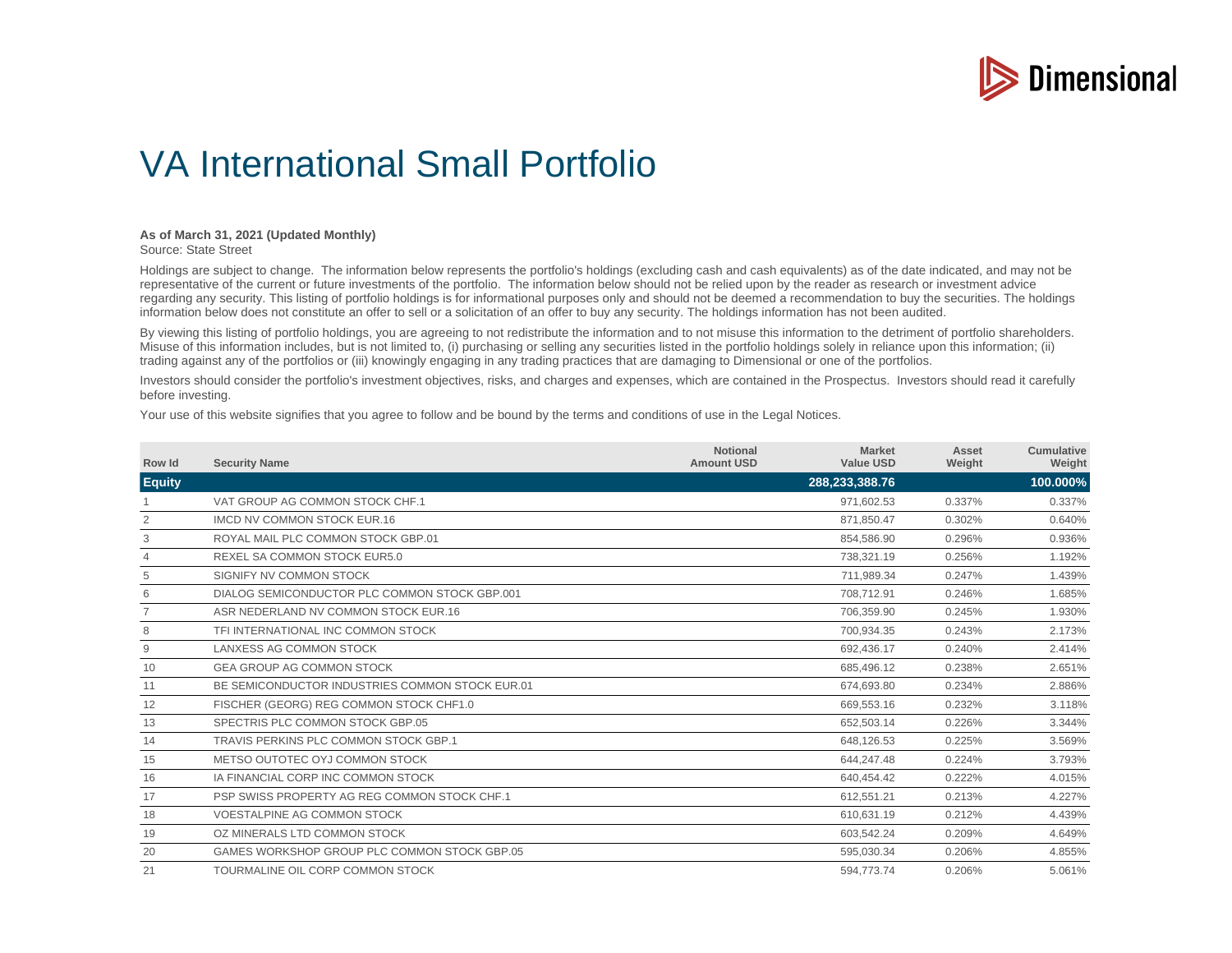Dimensional

# VA International Small Portfolio

**As of March 31, 2021 (Updated Monthly)**
Source: State Street

Holdings are subject to change. The information below represents the portfolio's holdings (excluding cash and cash equivalents) as of the date indicated, and may not be representative of the current or future investments of the portfolio. The information below should not be relied upon by the reader as research or investment advice regarding any security. This listing of portfolio holdings is for informational purposes only and should not be deemed a recommendation to buy the securities. The holdings information below does not constitute an offer to sell or a solicitation of an offer to buy any security. The holdings information has not been audited.

By viewing this listing of portfolio holdings, you are agreeing to not redistribute the information and to not misuse this information to the detriment of portfolio shareholders. Misuse of this information includes, but is not limited to, (i) purchasing or selling any securities listed in the portfolio holdings solely in reliance upon this information; (ii) trading against any of the portfolios or (iii) knowingly engaging in any trading practices that are damaging to Dimensional or one of the portfolios.

Investors should consider the portfolio's investment objectives, risks, and charges and expenses, which are contained in the Prospectus. Investors should read it carefully before investing.

Your use of this website signifies that you agree to follow and be bound by the terms and conditions of use in the Legal Notices.

| Row Id | Security Name | Notional Amount USD | Market Value USD | Asset Weight | Cumulative Weight |
|---|---|---|---|---|---|
| **Equity** | | | **288,233,388.76** | | **100.000%** |
| 1 | VAT GROUP AG COMMON STOCK CHF.1 | | 971,602.53 | 0.337% | 0.337% |
| 2 | IMCD NV COMMON STOCK EUR.16 | | 871,850.47 | 0.302% | 0.640% |
| 3 | ROYAL MAIL PLC COMMON STOCK GBP.01 | | 854,586.90 | 0.296% | 0.936% |
| 4 | REXEL SA COMMON STOCK EUR5.0 | | 738,321.19 | 0.256% | 1.192% |
| 5 | SIGNIFY NV COMMON STOCK | | 711,989.34 | 0.247% | 1.439% |
| 6 | DIALOG SEMICONDUCTOR PLC COMMON STOCK GBP.001 | | 708,712.91 | 0.246% | 1.685% |
| 7 | ASR NEDERLAND NV COMMON STOCK EUR.16 | | 706,359.90 | 0.245% | 1.930% |
| 8 | TFI INTERNATIONAL INC COMMON STOCK | | 700,934.35 | 0.243% | 2.173% |
| 9 | LANXESS AG COMMON STOCK | | 692,436.17 | 0.240% | 2.414% |
| 10 | GEA GROUP AG COMMON STOCK | | 685,496.12 | 0.238% | 2.651% |
| 11 | BE SEMICONDUCTOR INDUSTRIES COMMON STOCK EUR.01 | | 674,693.80 | 0.234% | 2.886% |
| 12 | FISCHER (GEORG) REG COMMON STOCK CHF1.0 | | 669,553.16 | 0.232% | 3.118% |
| 13 | SPECTRIS PLC COMMON STOCK GBP.05 | | 652,503.14 | 0.226% | 3.344% |
| 14 | TRAVIS PERKINS PLC COMMON STOCK GBP.1 | | 648,126.53 | 0.225% | 3.569% |
| 15 | METSO OUTOTEC OYJ COMMON STOCK | | 644,247.48 | 0.224% | 3.793% |
| 16 | IA FINANCIAL CORP INC COMMON STOCK | | 640,454.42 | 0.222% | 4.015% |
| 17 | PSP SWISS PROPERTY AG REG COMMON STOCK CHF.1 | | 612,551.21 | 0.213% | 4.227% |
| 18 | VOESTALPINE AG COMMON STOCK | | 610,631.19 | 0.212% | 4.439% |
| 19 | OZ MINERALS LTD COMMON STOCK | | 603,542.24 | 0.209% | 4.649% |
| 20 | GAMES WORKSHOP GROUP PLC COMMON STOCK GBP.05 | | 595,030.34 | 0.206% | 4.855% |
| 21 | TOURMALINE OIL CORP COMMON STOCK | | 594,773.74 | 0.206% | 5.061% |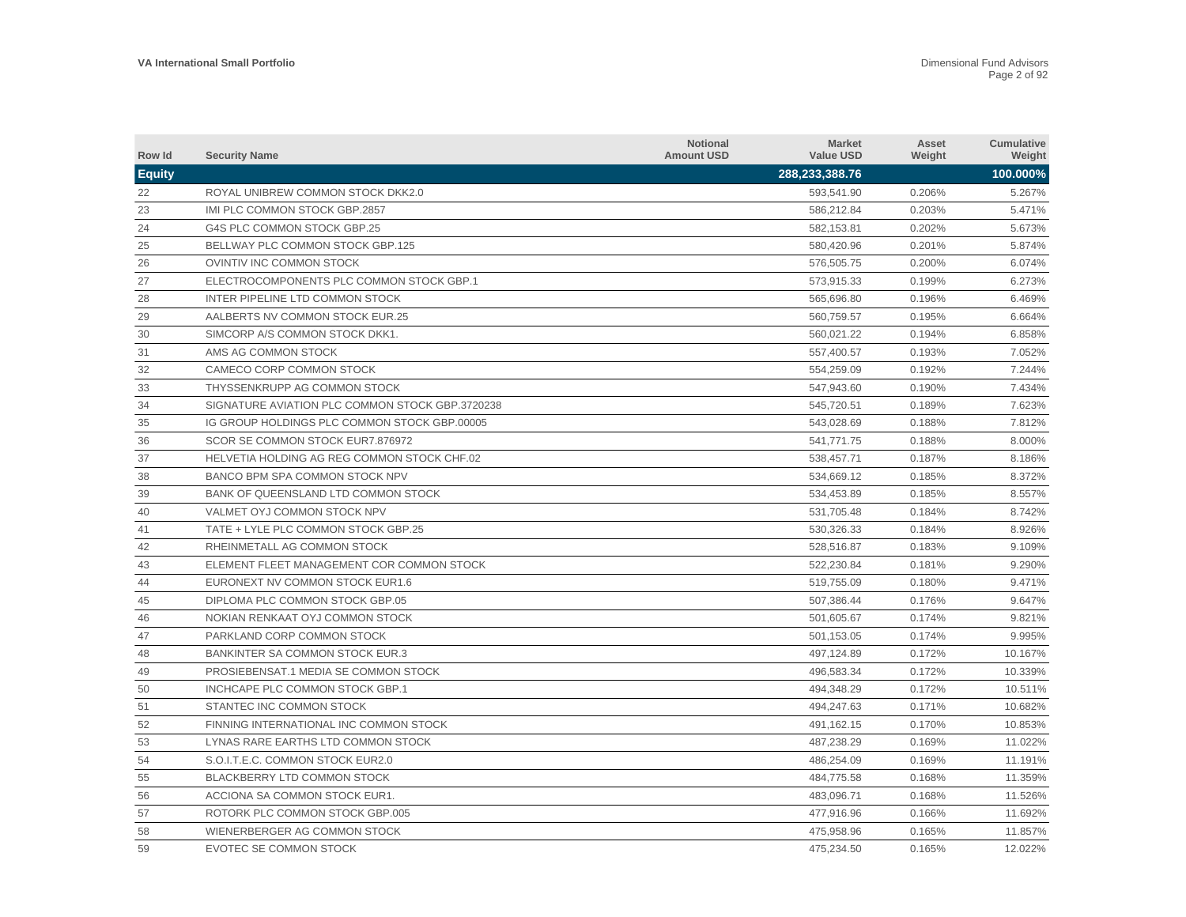| Row Id | Security Name | Notional Amount USD | Market Value USD | Asset Weight | Cumulative Weight |
|---|---|---|---|---|---|
| **Equity** | | | **288,233,388.76** | | **100.000%** |
| 22 | ROYAL UNIBREW COMMON STOCK DKK2.0 | | 593,541.90 | 0.206% | 5.267% |
| 23 | IMI PLC COMMON STOCK GBP.2857 | | 586,212.84 | 0.203% | 5.471% |
| 24 | G4S PLC COMMON STOCK GBP.25 | | 582,153.81 | 0.202% | 5.673% |
| 25 | BELLWAY PLC COMMON STOCK GBP.125 | | 580,420.96 | 0.201% | 5.874% |
| 26 | OVINTIV INC COMMON STOCK | | 576,505.75 | 0.200% | 6.074% |
| 27 | ELECTROCOMPONENTS PLC COMMON STOCK GBP.1 | | 573,915.33 | 0.199% | 6.273% |
| 28 | INTER PIPELINE LTD COMMON STOCK | | 565,696.80 | 0.196% | 6.469% |
| 29 | AALBERTS NV COMMON STOCK EUR.25 | | 560,759.57 | 0.195% | 6.664% |
| 30 | SIMCORP A/S COMMON STOCK DKK1. | | 560,021.22 | 0.194% | 6.858% |
| 31 | AMS AG COMMON STOCK | | 557,400.57 | 0.193% | 7.052% |
| 32 | CAMECO CORP COMMON STOCK | | 554,259.09 | 0.192% | 7.244% |
| 33 | THYSSENKRUPP AG COMMON STOCK | | 547,943.60 | 0.190% | 7.434% |
| 34 | SIGNATURE AVIATION PLC COMMON STOCK GBP.3720238 | | 545,720.51 | 0.189% | 7.623% |
| 35 | IG GROUP HOLDINGS PLC COMMON STOCK GBP.00005 | | 543,028.69 | 0.188% | 7.812% |
| 36 | SCOR SE COMMON STOCK EUR7.876972 | | 541,771.75 | 0.188% | 8.000% |
| 37 | HELVETIA HOLDING AG REG COMMON STOCK CHF.02 | | 538,457.71 | 0.187% | 8.186% |
| 38 | BANCO BPM SPA COMMON STOCK NPV | | 534,669.12 | 0.185% | 8.372% |
| 39 | BANK OF QUEENSLAND LTD COMMON STOCK | | 534,453.89 | 0.185% | 8.557% |
| 40 | VALMET OYJ COMMON STOCK NPV | | 531,705.48 | 0.184% | 8.742% |
| 41 | TATE + LYLE PLC COMMON STOCK GBP.25 | | 530,326.33 | 0.184% | 8.926% |
| 42 | RHEINMETALL AG COMMON STOCK | | 528,516.87 | 0.183% | 9.109% |
| 43 | ELEMENT FLEET MANAGEMENT COR COMMON STOCK | | 522,230.84 | 0.181% | 9.290% |
| 44 | EURONEXT NV COMMON STOCK EUR1.6 | | 519,755.09 | 0.180% | 9.471% |
| 45 | DIPLOMA PLC COMMON STOCK GBP.05 | | 507,386.44 | 0.176% | 9.647% |
| 46 | NOKIAN RENKAAT OYJ COMMON STOCK | | 501,605.67 | 0.174% | 9.821% |
| 47 | PARKLAND CORP COMMON STOCK | | 501,153.05 | 0.174% | 9.995% |
| 48 | BANKINTER SA COMMON STOCK EUR.3 | | 497,124.89 | 0.172% | 10.167% |
| 49 | PROSIEBENSAT.1 MEDIA SE COMMON STOCK | | 496,583.34 | 0.172% | 10.339% |
| 50 | INCHCAPE PLC COMMON STOCK GBP.1 | | 494,348.29 | 0.172% | 10.511% |
| 51 | STANTEC INC COMMON STOCK | | 494,247.63 | 0.171% | 10.682% |
| 52 | FINNING INTERNATIONAL INC COMMON STOCK | | 491,162.15 | 0.170% | 10.853% |
| 53 | LYNAS RARE EARTHS LTD COMMON STOCK | | 487,238.29 | 0.169% | 11.022% |
| 54 | S.O.I.T.E.C. COMMON STOCK EUR2.0 | | 486,254.09 | 0.169% | 11.191% |
| 55 | BLACKBERRY LTD COMMON STOCK | | 484,775.58 | 0.168% | 11.359% |
| 56 | ACCIONA SA COMMON STOCK EUR1. | | 483,096.71 | 0.168% | 11.526% |
| 57 | ROTORK PLC COMMON STOCK GBP.005 | | 477,916.96 | 0.166% | 11.692% |
| 58 | WIENERBERGER AG COMMON STOCK | | 475,958.96 | 0.165% | 11.857% |
| 59 | EVOTEC SE COMMON STOCK | | 475,234.50 | 0.165% | 12.022% |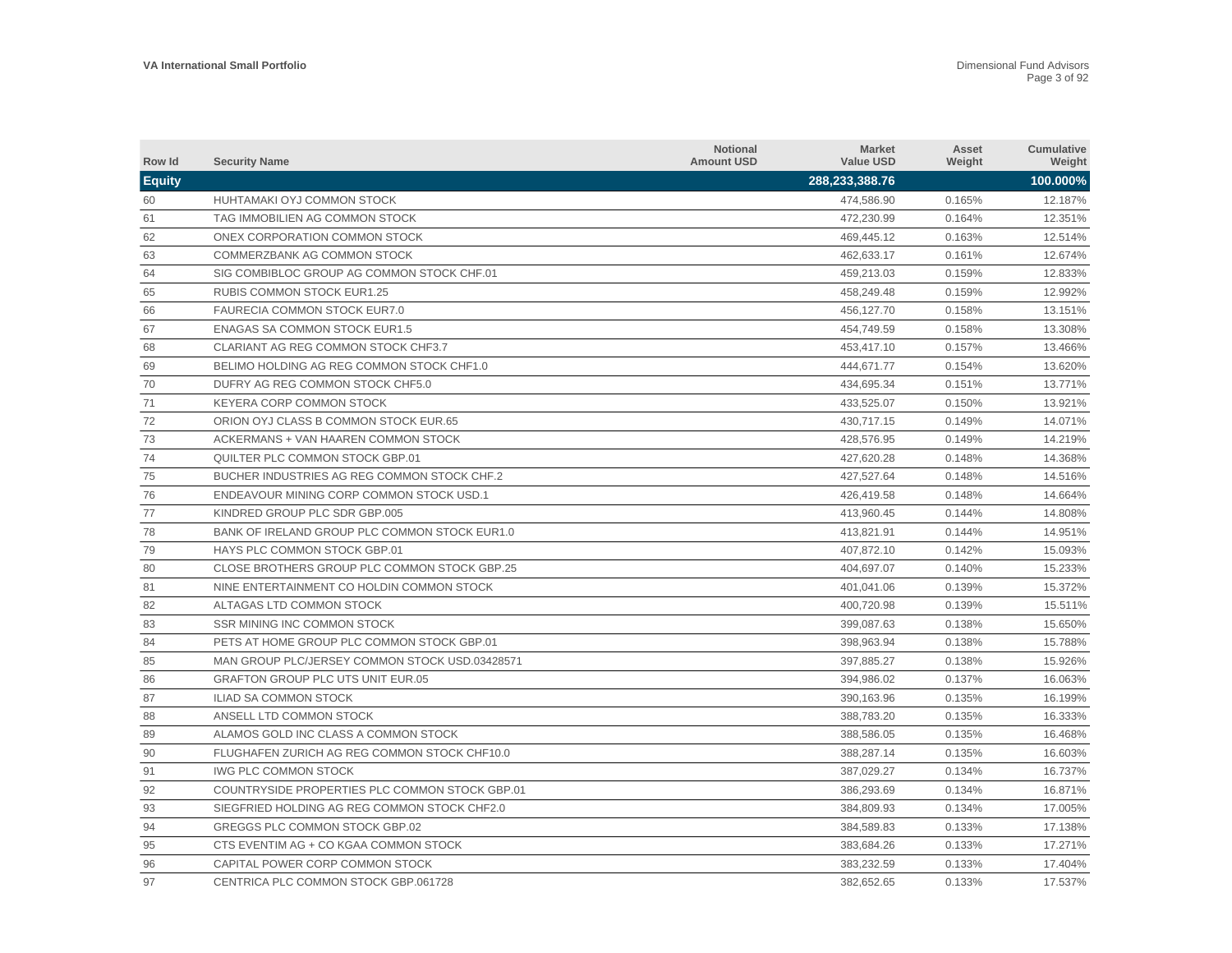| Row Id | Security Name | Notional Amount USD | Market Value USD | Asset Weight | Cumulative Weight |
|---|---|---|---|---|---|
| **Equity** | | | **288,233,388.76** | | **100.000%** |
| 60 | HUHTAMAKI OYJ COMMON STOCK | | 474,586.90 | 0.165% | 12.187% |
| 61 | TAG IMMOBILIEN AG COMMON STOCK | | 472,230.99 | 0.164% | 12.351% |
| 62 | ONEX CORPORATION COMMON STOCK | | 469,445.12 | 0.163% | 12.514% |
| 63 | COMMERZBANK AG COMMON STOCK | | 462,633.17 | 0.161% | 12.674% |
| 64 | SIG COMBIBLOC GROUP AG COMMON STOCK CHF.01 | | 459,213.03 | 0.159% | 12.833% |
| 65 | RUBIS COMMON STOCK EUR1.25 | | 458,249.48 | 0.159% | 12.992% |
| 66 | FAURECIA COMMON STOCK EUR7.0 | | 456,127.70 | 0.158% | 13.151% |
| 67 | ENAGAS SA COMMON STOCK EUR1.5 | | 454,749.59 | 0.158% | 13.308% |
| 68 | CLARIANT AG REG COMMON STOCK CHF3.7 | | 453,417.10 | 0.157% | 13.466% |
| 69 | BELIMO HOLDING AG REG COMMON STOCK CHF1.0 | | 444,671.77 | 0.154% | 13.620% |
| 70 | DUFRY AG REG COMMON STOCK CHF5.0 | | 434,695.34 | 0.151% | 13.771% |
| 71 | KEYERA CORP COMMON STOCK | | 433,525.07 | 0.150% | 13.921% |
| 72 | ORION OYJ CLASS B COMMON STOCK EUR.65 | | 430,717.15 | 0.149% | 14.071% |
| 73 | ACKERMANS + VAN HAAREN COMMON STOCK | | 428,576.95 | 0.149% | 14.219% |
| 74 | QUILTER PLC COMMON STOCK GBP.01 | | 427,620.28 | 0.148% | 14.368% |
| 75 | BUCHER INDUSTRIES AG REG COMMON STOCK CHF.2 | | 427,527.64 | 0.148% | 14.516% |
| 76 | ENDEAVOUR MINING CORP COMMON STOCK USD.1 | | 426,419.58 | 0.148% | 14.664% |
| 77 | KINDRED GROUP PLC SDR GBP.005 | | 413,960.45 | 0.144% | 14.808% |
| 78 | BANK OF IRELAND GROUP PLC COMMON STOCK EUR1.0 | | 413,821.91 | 0.144% | 14.951% |
| 79 | HAYS PLC COMMON STOCK GBP.01 | | 407,872.10 | 0.142% | 15.093% |
| 80 | CLOSE BROTHERS GROUP PLC COMMON STOCK GBP.25 | | 404,697.07 | 0.140% | 15.233% |
| 81 | NINE ENTERTAINMENT CO HOLDIN COMMON STOCK | | 401,041.06 | 0.139% | 15.372% |
| 82 | ALTAGAS LTD COMMON STOCK | | 400,720.98 | 0.139% | 15.511% |
| 83 | SSR MINING INC COMMON STOCK | | 399,087.63 | 0.138% | 15.650% |
| 84 | PETS AT HOME GROUP PLC COMMON STOCK GBP.01 | | 398,963.94 | 0.138% | 15.788% |
| 85 | MAN GROUP PLC/JERSEY COMMON STOCK USD.03428571 | | 397,885.27 | 0.138% | 15.926% |
| 86 | GRAFTON GROUP PLC UTS UNIT EUR.05 | | 394,986.02 | 0.137% | 16.063% |
| 87 | ILIAD SA COMMON STOCK | | 390,163.96 | 0.135% | 16.199% |
| 88 | ANSELL LTD COMMON STOCK | | 388,783.20 | 0.135% | 16.333% |
| 89 | ALAMOS GOLD INC CLASS A COMMON STOCK | | 388,586.05 | 0.135% | 16.468% |
| 90 | FLUGHAFEN ZURICH AG REG COMMON STOCK CHF10.0 | | 388,287.14 | 0.135% | 16.603% |
| 91 | IWG PLC COMMON STOCK | | 387,029.27 | 0.134% | 16.737% |
| 92 | COUNTRYSIDE PROPERTIES PLC COMMON STOCK GBP.01 | | 386,293.69 | 0.134% | 16.871% |
| 93 | SIEGFRIED HOLDING AG REG COMMON STOCK CHF2.0 | | 384,809.93 | 0.134% | 17.005% |
| 94 | GREGGS PLC COMMON STOCK GBP.02 | | 384,589.83 | 0.133% | 17.138% |
| 95 | CTS EVENTIM AG + CO KGAA COMMON STOCK | | 383,684.26 | 0.133% | 17.271% |
| 96 | CAPITAL POWER CORP COMMON STOCK | | 383,232.59 | 0.133% | 17.404% |
| 97 | CENTRICA PLC COMMON STOCK GBP.061728 | | 382,652.65 | 0.133% | 17.537% |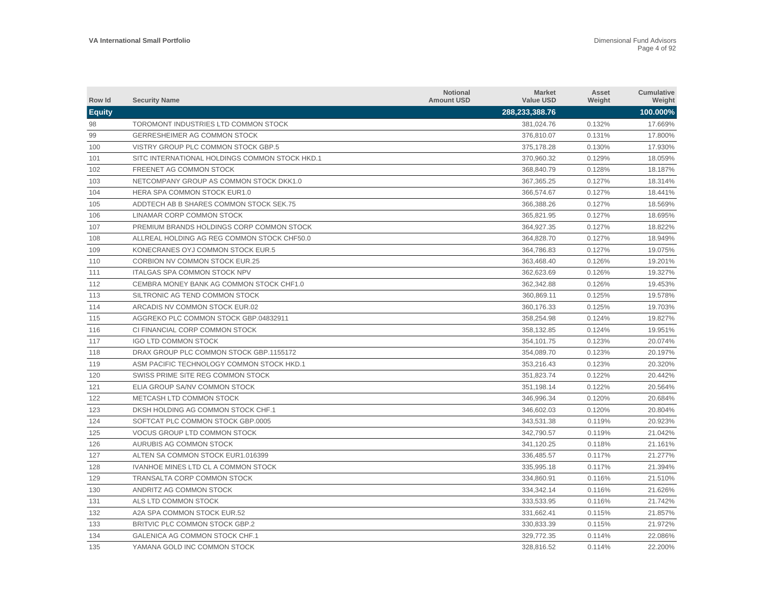| Row Id | Security Name | Notional Amount USD | Market Value USD | Asset Weight | Cumulative Weight |
|---|---|---|---|---|---|
| **Equity** | | | **288,233,388.76** | | **100.000%** |
| 98 | TOROMONT INDUSTRIES LTD COMMON STOCK | | 381,024.76 | 0.132% | 17.669% |
| 99 | GERRESHEIMER AG COMMON STOCK | | 376,810.07 | 0.131% | 17.800% |
| 100 | VISTRY GROUP PLC COMMON STOCK GBP.5 | | 375,178.28 | 0.130% | 17.930% |
| 101 | SITC INTERNATIONAL HOLDINGS COMMON STOCK HKD.1 | | 370,960.32 | 0.129% | 18.059% |
| 102 | FREENET AG COMMON STOCK | | 368,840.79 | 0.128% | 18.187% |
| 103 | NETCOMPANY GROUP AS COMMON STOCK DKK1.0 | | 367,365.25 | 0.127% | 18.314% |
| 104 | HERA SPA COMMON STOCK EUR1.0 | | 366,574.67 | 0.127% | 18.441% |
| 105 | ADDTECH AB B SHARES COMMON STOCK SEK.75 | | 366,388.26 | 0.127% | 18.569% |
| 106 | LINAMAR CORP COMMON STOCK | | 365,821.95 | 0.127% | 18.695% |
| 107 | PREMIUM BRANDS HOLDINGS CORP COMMON STOCK | | 364,927.35 | 0.127% | 18.822% |
| 108 | ALLREAL HOLDING AG REG COMMON STOCK CHF50.0 | | 364,828.70 | 0.127% | 18.949% |
| 109 | KONECRANES OYJ COMMON STOCK EUR.5 | | 364,786.83 | 0.127% | 19.075% |
| 110 | CORBION NV COMMON STOCK EUR.25 | | 363,468.40 | 0.126% | 19.201% |
| 111 | ITALGAS SPA COMMON STOCK NPV | | 362,623.69 | 0.126% | 19.327% |
| 112 | CEMBRA MONEY BANK AG COMMON STOCK CHF1.0 | | 362,342.88 | 0.126% | 19.453% |
| 113 | SILTRONIC AG TEND COMMON STOCK | | 360,869.11 | 0.125% | 19.578% |
| 114 | ARCADIS NV COMMON STOCK EUR.02 | | 360,176.33 | 0.125% | 19.703% |
| 115 | AGGREKO PLC COMMON STOCK GBP.04832911 | | 358,254.98 | 0.124% | 19.827% |
| 116 | CI FINANCIAL CORP COMMON STOCK | | 358,132.85 | 0.124% | 19.951% |
| 117 | IGO LTD COMMON STOCK | | 354,101.75 | 0.123% | 20.074% |
| 118 | DRAX GROUP PLC COMMON STOCK GBP.1155172 | | 354,089.70 | 0.123% | 20.197% |
| 119 | ASM PACIFIC TECHNOLOGY COMMON STOCK HKD.1 | | 353,216.43 | 0.123% | 20.320% |
| 120 | SWISS PRIME SITE REG COMMON STOCK | | 351,823.74 | 0.122% | 20.442% |
| 121 | ELIA GROUP SA/NV COMMON STOCK | | 351,198.14 | 0.122% | 20.564% |
| 122 | METCASH LTD COMMON STOCK | | 346,996.34 | 0.120% | 20.684% |
| 123 | DKSH HOLDING AG COMMON STOCK CHF.1 | | 346,602.03 | 0.120% | 20.804% |
| 124 | SOFTCAT PLC COMMON STOCK GBP.0005 | | 343,531.38 | 0.119% | 20.923% |
| 125 | VOCUS GROUP LTD COMMON STOCK | | 342,790.57 | 0.119% | 21.042% |
| 126 | AURUBIS AG COMMON STOCK | | 341,120.25 | 0.118% | 21.161% |
| 127 | ALTEN SA COMMON STOCK EUR1.016399 | | 336,485.57 | 0.117% | 21.277% |
| 128 | IVANHOE MINES LTD CL A COMMON STOCK | | 335,995.18 | 0.117% | 21.394% |
| 129 | TRANSALTA CORP COMMON STOCK | | 334,860.91 | 0.116% | 21.510% |
| 130 | ANDRITZ AG COMMON STOCK | | 334,342.14 | 0.116% | 21.626% |
| 131 | ALS LTD COMMON STOCK | | 333,533.95 | 0.116% | 21.742% |
| 132 | A2A SPA COMMON STOCK EUR.52 | | 331,662.41 | 0.115% | 21.857% |
| 133 | BRITVIC PLC COMMON STOCK GBP.2 | | 330,833.39 | 0.115% | 21.972% |
| 134 | GALENICA AG COMMON STOCK CHF.1 | | 329,772.35 | 0.114% | 22.086% |
| 135 | YAMANA GOLD INC COMMON STOCK | | 328,816.52 | 0.114% | 22.200% |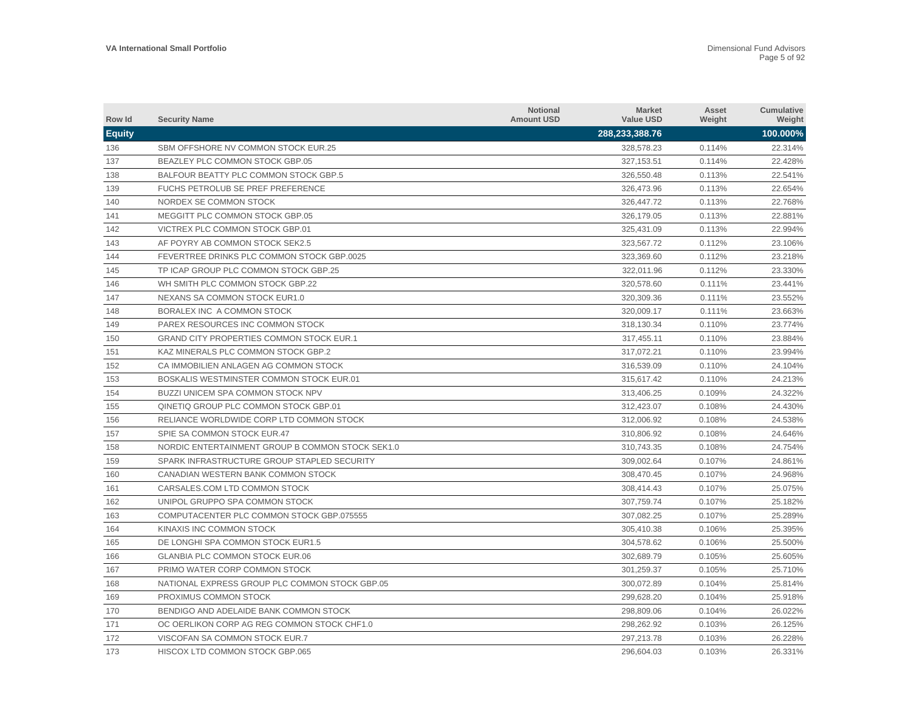| Row Id | Security Name | Notional Amount USD | Market Value USD | Asset Weight | Cumulative Weight |
|---|---|---|---|---|---|
| **Equity** | | | **288,233,388.76** | | **100.000%** |
| 136 | SBM OFFSHORE NV COMMON STOCK EUR.25 | | 328,578.23 | 0.114% | 22.314% |
| 137 | BEAZLEY PLC COMMON STOCK GBP.05 | | 327,153.51 | 0.114% | 22.428% |
| 138 | BALFOUR BEATTY PLC COMMON STOCK GBP.5 | | 326,550.48 | 0.113% | 22.541% |
| 139 | FUCHS PETROLUB SE PREF PREFERENCE | | 326,473.96 | 0.113% | 22.654% |
| 140 | NORDEX SE COMMON STOCK | | 326,447.72 | 0.113% | 22.768% |
| 141 | MEGGITT PLC COMMON STOCK GBP.05 | | 326,179.05 | 0.113% | 22.881% |
| 142 | VICTREX PLC COMMON STOCK GBP.01 | | 325,431.09 | 0.113% | 22.994% |
| 143 | AF POYRY AB COMMON STOCK SEK2.5 | | 323,567.72 | 0.112% | 23.106% |
| 144 | FEVERTREE DRINKS PLC COMMON STOCK GBP.0025 | | 323,369.60 | 0.112% | 23.218% |
| 145 | TP ICAP GROUP PLC COMMON STOCK GBP.25 | | 322,011.96 | 0.112% | 23.330% |
| 146 | WH SMITH PLC COMMON STOCK GBP.22 | | 320,578.60 | 0.111% | 23.441% |
| 147 | NEXANS SA COMMON STOCK EUR1.0 | | 320,309.36 | 0.111% | 23.552% |
| 148 | BORALEX INC A COMMON STOCK | | 320,009.17 | 0.111% | 23.663% |
| 149 | PAREX RESOURCES INC COMMON STOCK | | 318,130.34 | 0.110% | 23.774% |
| 150 | GRAND CITY PROPERTIES COMMON STOCK EUR.1 | | 317,455.11 | 0.110% | 23.884% |
| 151 | KAZ MINERALS PLC COMMON STOCK GBP.2 | | 317,072.21 | 0.110% | 23.994% |
| 152 | CA IMMOBILIEN ANLAGEN AG COMMON STOCK | | 316,539.09 | 0.110% | 24.104% |
| 153 | BOSKALIS WESTMINSTER COMMON STOCK EUR.01 | | 315,617.42 | 0.110% | 24.213% |
| 154 | BUZZI UNICEM SPA COMMON STOCK NPV | | 313,406.25 | 0.109% | 24.322% |
| 155 | QINETIQ GROUP PLC COMMON STOCK GBP.01 | | 312,423.07 | 0.108% | 24.430% |
| 156 | RELIANCE WORLDWIDE CORP LTD COMMON STOCK | | 312,006.92 | 0.108% | 24.538% |
| 157 | SPIE SA COMMON STOCK EUR.47 | | 310,806.92 | 0.108% | 24.646% |
| 158 | NORDIC ENTERTAINMENT GROUP B COMMON STOCK SEK1.0 | | 310,743.35 | 0.108% | 24.754% |
| 159 | SPARK INFRASTRUCTURE GROUP STAPLED SECURITY | | 309,002.64 | 0.107% | 24.861% |
| 160 | CANADIAN WESTERN BANK COMMON STOCK | | 308,470.45 | 0.107% | 24.968% |
| 161 | CARSALES.COM LTD COMMON STOCK | | 308,414.43 | 0.107% | 25.075% |
| 162 | UNIPOL GRUPPO SPA COMMON STOCK | | 307,759.74 | 0.107% | 25.182% |
| 163 | COMPUTACENTER PLC COMMON STOCK GBP.075555 | | 307,082.25 | 0.107% | 25.289% |
| 164 | KINAXIS INC COMMON STOCK | | 305,410.38 | 0.106% | 25.395% |
| 165 | DE LONGHI SPA COMMON STOCK EUR1.5 | | 304,578.62 | 0.106% | 25.500% |
| 166 | GLANBIA PLC COMMON STOCK EUR.06 | | 302,689.79 | 0.105% | 25.605% |
| 167 | PRIMO WATER CORP COMMON STOCK | | 301,259.37 | 0.105% | 25.710% |
| 168 | NATIONAL EXPRESS GROUP PLC COMMON STOCK GBP.05 | | 300,072.89 | 0.104% | 25.814% |
| 169 | PROXIMUS COMMON STOCK | | 299,628.20 | 0.104% | 25.918% |
| 170 | BENDIGO AND ADELAIDE BANK COMMON STOCK | | 298,809.06 | 0.104% | 26.022% |
| 171 | OC OERLIKON CORP AG REG COMMON STOCK CHF1.0 | | 298,262.92 | 0.103% | 26.125% |
| 172 | VISCOFAN SA COMMON STOCK EUR.7 | | 297,213.78 | 0.103% | 26.228% |
| 173 | HISCOX LTD COMMON STOCK GBP.065 | | 296,604.03 | 0.103% | 26.331% |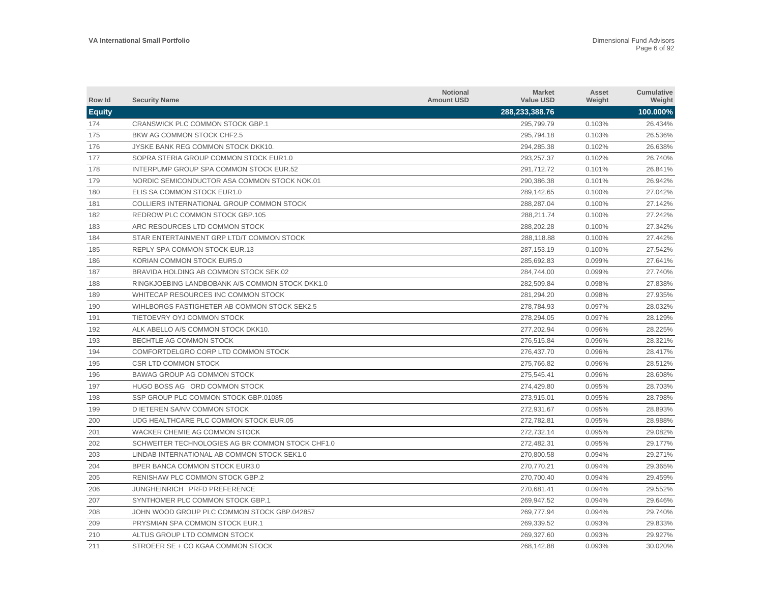| Row Id | Security Name | Notional Amount USD | Market Value USD | Asset Weight | Cumulative Weight |
|---|---|---|---|---|---|
| **Equity** | | | **288,233,388.76** | | **100.000%** |
| 174 | CRANSWICK PLC COMMON STOCK GBP.1 | | 295,799.79 | 0.103% | 26.434% |
| 175 | BKW AG COMMON STOCK CHF2.5 | | 295,794.18 | 0.103% | 26.536% |
| 176 | JYSKE BANK REG COMMON STOCK DKK10. | | 294,285.38 | 0.102% | 26.638% |
| 177 | SOPRA STERIA GROUP COMMON STOCK EUR1.0 | | 293,257.37 | 0.102% | 26.740% |
| 178 | INTERPUMP GROUP SPA COMMON STOCK EUR.52 | | 291,712.72 | 0.101% | 26.841% |
| 179 | NORDIC SEMICONDUCTOR ASA COMMON STOCK NOK.01 | | 290,386.38 | 0.101% | 26.942% |
| 180 | ELIS SA COMMON STOCK EUR1.0 | | 289,142.65 | 0.100% | 27.042% |
| 181 | COLLIERS INTERNATIONAL GROUP COMMON STOCK | | 288,287.04 | 0.100% | 27.142% |
| 182 | REDROW PLC COMMON STOCK GBP.105 | | 288,211.74 | 0.100% | 27.242% |
| 183 | ARC RESOURCES LTD COMMON STOCK | | 288,202.28 | 0.100% | 27.342% |
| 184 | STAR ENTERTAINMENT GRP LTD/T COMMON STOCK | | 288,118.88 | 0.100% | 27.442% |
| 185 | REPLY SPA COMMON STOCK EUR.13 | | 287,153.19 | 0.100% | 27.542% |
| 186 | KORIAN COMMON STOCK EUR5.0 | | 285,692.83 | 0.099% | 27.641% |
| 187 | BRAVIDA HOLDING AB COMMON STOCK SEK.02 | | 284,744.00 | 0.099% | 27.740% |
| 188 | RINGKJOEBING LANDBOBANK A/S COMMON STOCK DKK1.0 | | 282,509.84 | 0.098% | 27.838% |
| 189 | WHITECAP RESOURCES INC COMMON STOCK | | 281,294.20 | 0.098% | 27.935% |
| 190 | WIHLBORGS FASTIGHETER AB COMMON STOCK SEK2.5 | | 278,784.93 | 0.097% | 28.032% |
| 191 | TIETOEVRY OYJ COMMON STOCK | | 278,294.05 | 0.097% | 28.129% |
| 192 | ALK ABELLO A/S COMMON STOCK DKK10. | | 277,202.94 | 0.096% | 28.225% |
| 193 | BECHTLE AG COMMON STOCK | | 276,515.84 | 0.096% | 28.321% |
| 194 | COMFORTDELGRO CORP LTD COMMON STOCK | | 276,437.70 | 0.096% | 28.417% |
| 195 | CSR LTD COMMON STOCK | | 275,766.82 | 0.096% | 28.512% |
| 196 | BAWAG GROUP AG COMMON STOCK | | 275,545.41 | 0.096% | 28.608% |
| 197 | HUGO BOSS AG ORD COMMON STOCK | | 274,429.80 | 0.095% | 28.703% |
| 198 | SSP GROUP PLC COMMON STOCK GBP.01085 | | 273,915.01 | 0.095% | 28.798% |
| 199 | D IETEREN SA/NV COMMON STOCK | | 272,931.67 | 0.095% | 28.893% |
| 200 | UDG HEALTHCARE PLC COMMON STOCK EUR.05 | | 272,782.81 | 0.095% | 28.988% |
| 201 | WACKER CHEMIE AG COMMON STOCK | | 272,732.14 | 0.095% | 29.082% |
| 202 | SCHWEITER TECHNOLOGIES AG BR COMMON STOCK CHF1.0 | | 272,482.31 | 0.095% | 29.177% |
| 203 | LINDAB INTERNATIONAL AB COMMON STOCK SEK1.0 | | 270,800.58 | 0.094% | 29.271% |
| 204 | BPER BANCA COMMON STOCK EUR3.0 | | 270,770.21 | 0.094% | 29.365% |
| 205 | RENISHAW PLC COMMON STOCK GBP.2 | | 270,700.40 | 0.094% | 29.459% |
| 206 | JUNGHEINRICH PRFD PREFERENCE | | 270,681.41 | 0.094% | 29.552% |
| 207 | SYNTHOMER PLC COMMON STOCK GBP.1 | | 269,947.52 | 0.094% | 29.646% |
| 208 | JOHN WOOD GROUP PLC COMMON STOCK GBP.042857 | | 269,777.94 | 0.094% | 29.740% |
| 209 | PRYSMIAN SPA COMMON STOCK EUR.1 | | 269,339.52 | 0.093% | 29.833% |
| 210 | ALTUS GROUP LTD COMMON STOCK | | 269,327.60 | 0.093% | 29.927% |
| 211 | STROEER SE + CO KGAA COMMON STOCK | | 268,142.88 | 0.093% | 30.020% |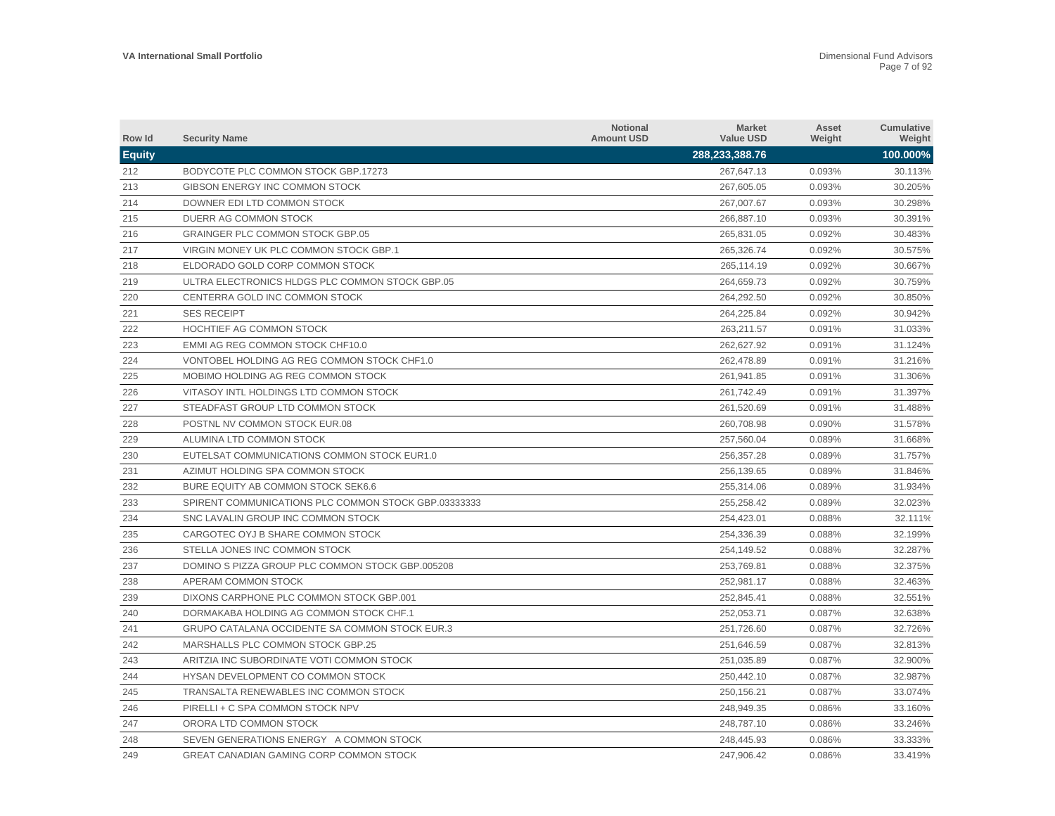| Row Id | Security Name | Notional Amount USD | Market Value USD | Asset Weight | Cumulative Weight |
|---|---|---|---|---|---|
| **Equity** | | | **288,233,388.76** | | **100.000%** |
| 212 | BODYCOTE PLC COMMON STOCK GBP.17273 | | 267,647.13 | 0.093% | 30.113% |
| 213 | GIBSON ENERGY INC COMMON STOCK | | 267,605.05 | 0.093% | 30.205% |
| 214 | DOWNER EDI LTD COMMON STOCK | | 267,007.67 | 0.093% | 30.298% |
| 215 | DUERR AG COMMON STOCK | | 266,887.10 | 0.093% | 30.391% |
| 216 | GRAINGER PLC COMMON STOCK GBP.05 | | 265,831.05 | 0.092% | 30.483% |
| 217 | VIRGIN MONEY UK PLC COMMON STOCK GBP.1 | | 265,326.74 | 0.092% | 30.575% |
| 218 | ELDORADO GOLD CORP COMMON STOCK | | 265,114.19 | 0.092% | 30.667% |
| 219 | ULTRA ELECTRONICS HLDGS PLC COMMON STOCK GBP.05 | | 264,659.73 | 0.092% | 30.759% |
| 220 | CENTERRA GOLD INC COMMON STOCK | | 264,292.50 | 0.092% | 30.850% |
| 221 | SES RECEIPT | | 264,225.84 | 0.092% | 30.942% |
| 222 | HOCHTIEF AG COMMON STOCK | | 263,211.57 | 0.091% | 31.033% |
| 223 | EMMI AG REG COMMON STOCK CHF10.0 | | 262,627.92 | 0.091% | 31.124% |
| 224 | VONTOBEL HOLDING AG REG COMMON STOCK CHF1.0 | | 262,478.89 | 0.091% | 31.216% |
| 225 | MOBIMO HOLDING AG REG COMMON STOCK | | 261,941.85 | 0.091% | 31.306% |
| 226 | VITASOY INTL HOLDINGS LTD COMMON STOCK | | 261,742.49 | 0.091% | 31.397% |
| 227 | STEADFAST GROUP LTD COMMON STOCK | | 261,520.69 | 0.091% | 31.488% |
| 228 | POSTNL NV COMMON STOCK EUR.08 | | 260,708.98 | 0.090% | 31.578% |
| 229 | ALUMINA LTD COMMON STOCK | | 257,560.04 | 0.089% | 31.668% |
| 230 | EUTELSAT COMMUNICATIONS COMMON STOCK EUR1.0 | | 256,357.28 | 0.089% | 31.757% |
| 231 | AZIMUT HOLDING SPA COMMON STOCK | | 256,139.65 | 0.089% | 31.846% |
| 232 | BURE EQUITY AB COMMON STOCK SEK6.6 | | 255,314.06 | 0.089% | 31.934% |
| 233 | SPIRENT COMMUNICATIONS PLC COMMON STOCK GBP.03333333 | | 255,258.42 | 0.089% | 32.023% |
| 234 | SNC LAVALIN GROUP INC COMMON STOCK | | 254,423.01 | 0.088% | 32.111% |
| 235 | CARGOTEC OYJ B SHARE COMMON STOCK | | 254,336.39 | 0.088% | 32.199% |
| 236 | STELLA JONES INC COMMON STOCK | | 254,149.52 | 0.088% | 32.287% |
| 237 | DOMINO S PIZZA GROUP PLC COMMON STOCK GBP.005208 | | 253,769.81 | 0.088% | 32.375% |
| 238 | APERAM COMMON STOCK | | 252,981.17 | 0.088% | 32.463% |
| 239 | DIXONS CARPHONE PLC COMMON STOCK GBP.001 | | 252,845.41 | 0.088% | 32.551% |
| 240 | DORMAKABA HOLDING AG COMMON STOCK CHF.1 | | 252,053.71 | 0.087% | 32.638% |
| 241 | GRUPO CATALANA OCCIDENTE SA COMMON STOCK EUR.3 | | 251,726.60 | 0.087% | 32.726% |
| 242 | MARSHALLS PLC COMMON STOCK GBP.25 | | 251,646.59 | 0.087% | 32.813% |
| 243 | ARITZIA INC SUBORDINATE VOTI COMMON STOCK | | 251,035.89 | 0.087% | 32.900% |
| 244 | HYSAN DEVELOPMENT CO COMMON STOCK | | 250,442.10 | 0.087% | 32.987% |
| 245 | TRANSALTA RENEWABLES INC COMMON STOCK | | 250,156.21 | 0.087% | 33.074% |
| 246 | PIRELLI + C SPA COMMON STOCK NPV | | 248,949.35 | 0.086% | 33.160% |
| 247 | ORORA LTD COMMON STOCK | | 248,787.10 | 0.086% | 33.246% |
| 248 | SEVEN GENERATIONS ENERGY A COMMON STOCK | | 248,445.93 | 0.086% | 33.333% |
| 249 | GREAT CANADIAN GAMING CORP COMMON STOCK | | 247,906.42 | 0.086% | 33.419% |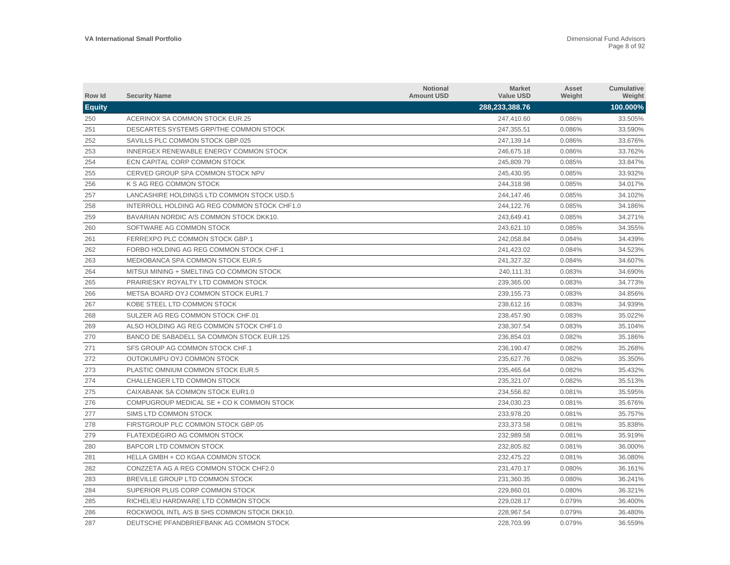| Row Id | Security Name | Notional Amount USD | Market Value USD | Asset Weight | Cumulative Weight |
|---|---|---|---|---|---|
| **Equity** | | | **288,233,388.76** | | **100.000%** |
| 250 | ACERINOX SA COMMON STOCK EUR.25 | | 247,410.60 | 0.086% | 33.505% |
| 251 | DESCARTES SYSTEMS GRP/THE COMMON STOCK | | 247,355.51 | 0.086% | 33.590% |
| 252 | SAVILLS PLC COMMON STOCK GBP.025 | | 247,139.14 | 0.086% | 33.676% |
| 253 | INNERGEX RENEWABLE ENERGY COMMON STOCK | | 246,675.18 | 0.086% | 33.762% |
| 254 | ECN CAPITAL CORP COMMON STOCK | | 245,809.79 | 0.085% | 33.847% |
| 255 | CERVED GROUP SPA COMMON STOCK NPV | | 245,430.95 | 0.085% | 33.932% |
| 256 | K S AG REG COMMON STOCK | | 244,318.98 | 0.085% | 34.017% |
| 257 | LANCASHIRE HOLDINGS LTD COMMON STOCK USD.5 | | 244,147.46 | 0.085% | 34.102% |
| 258 | INTERROLL HOLDING AG REG COMMON STOCK CHF1.0 | | 244,122.76 | 0.085% | 34.186% |
| 259 | BAVARIAN NORDIC A/S COMMON STOCK DKK10. | | 243,649.41 | 0.085% | 34.271% |
| 260 | SOFTWARE AG COMMON STOCK | | 243,621.10 | 0.085% | 34.355% |
| 261 | FERREXPO PLC COMMON STOCK GBP.1 | | 242,058.84 | 0.084% | 34.439% |
| 262 | FORBO HOLDING AG REG COMMON STOCK CHF.1 | | 241,423.02 | 0.084% | 34.523% |
| 263 | MEDIOBANCA SPA COMMON STOCK EUR.5 | | 241,327.32 | 0.084% | 34.607% |
| 264 | MITSUI MINING + SMELTING CO COMMON STOCK | | 240,111.31 | 0.083% | 34.690% |
| 265 | PRAIRIESKY ROYALTY LTD COMMON STOCK | | 239,365.00 | 0.083% | 34.773% |
| 266 | METSA BOARD OYJ COMMON STOCK EUR1.7 | | 239,155.73 | 0.083% | 34.856% |
| 267 | KOBE STEEL LTD COMMON STOCK | | 238,612.16 | 0.083% | 34.939% |
| 268 | SULZER AG REG COMMON STOCK CHF.01 | | 238,457.90 | 0.083% | 35.022% |
| 269 | ALSO HOLDING AG REG COMMON STOCK CHF1.0 | | 238,307.54 | 0.083% | 35.104% |
| 270 | BANCO DE SABADELL SA COMMON STOCK EUR.125 | | 236,854.03 | 0.082% | 35.186% |
| 271 | SFS GROUP AG COMMON STOCK CHF.1 | | 236,190.47 | 0.082% | 35.268% |
| 272 | OUTOKUMPU OYJ COMMON STOCK | | 235,627.76 | 0.082% | 35.350% |
| 273 | PLASTIC OMNIUM COMMON STOCK EUR.5 | | 235,465.64 | 0.082% | 35.432% |
| 274 | CHALLENGER LTD COMMON STOCK | | 235,321.07 | 0.082% | 35.513% |
| 275 | CAIXABANK SA COMMON STOCK EUR1.0 | | 234,556.82 | 0.081% | 35.595% |
| 276 | COMPUGROUP MEDICAL SE + CO K COMMON STOCK | | 234,030.23 | 0.081% | 35.676% |
| 277 | SIMS LTD COMMON STOCK | | 233,978.20 | 0.081% | 35.757% |
| 278 | FIRSTGROUP PLC COMMON STOCK GBP.05 | | 233,373.58 | 0.081% | 35.838% |
| 279 | FLATEXDEGIRO AG COMMON STOCK | | 232,989.58 | 0.081% | 35.919% |
| 280 | BAPCOR LTD COMMON STOCK | | 232,805.82 | 0.081% | 36.000% |
| 281 | HELLA GMBH + CO KGAA COMMON STOCK | | 232,475.22 | 0.081% | 36.080% |
| 282 | CONZZETA AG A REG COMMON STOCK CHF2.0 | | 231,470.17 | 0.080% | 36.161% |
| 283 | BREVILLE GROUP LTD COMMON STOCK | | 231,360.35 | 0.080% | 36.241% |
| 284 | SUPERIOR PLUS CORP COMMON STOCK | | 229,860.01 | 0.080% | 36.321% |
| 285 | RICHELIEU HARDWARE LTD COMMON STOCK | | 229,028.17 | 0.079% | 36.400% |
| 286 | ROCKWOOL INTL A/S B SHS COMMON STOCK DKK10. | | 228,967.54 | 0.079% | 36.480% |
| 287 | DEUTSCHE PFANDBRIEFBANK AG COMMON STOCK | | 228,703.99 | 0.079% | 36.559% |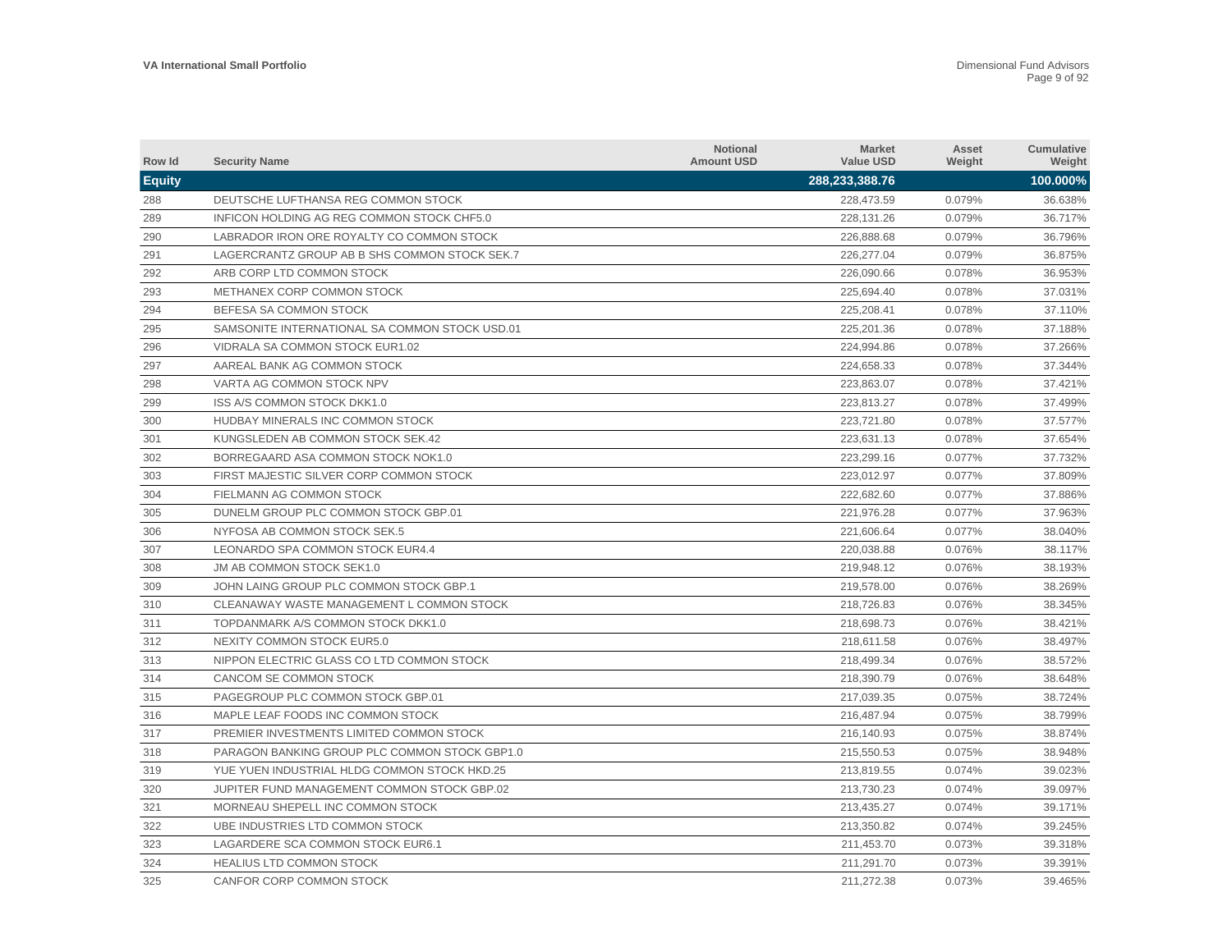| Row Id | Security Name | Notional Amount USD | Market Value USD | Asset Weight | Cumulative Weight |
|---|---|---|---|---|---|
| **Equity** | | | **288,233,388.76** | | **100.000%** |
| 288 | DEUTSCHE LUFTHANSA REG COMMON STOCK | | 228,473.59 | 0.079% | 36.638% |
| 289 | INFICON HOLDING AG REG COMMON STOCK CHF5.0 | | 228,131.26 | 0.079% | 36.717% |
| 290 | LABRADOR IRON ORE ROYALTY CO COMMON STOCK | | 226,888.68 | 0.079% | 36.796% |
| 291 | LAGERCRANTZ GROUP AB B SHS COMMON STOCK SEK.7 | | 226,277.04 | 0.079% | 36.875% |
| 292 | ARB CORP LTD COMMON STOCK | | 226,090.66 | 0.078% | 36.953% |
| 293 | METHANEX CORP COMMON STOCK | | 225,694.40 | 0.078% | 37.031% |
| 294 | BEFESA SA COMMON STOCK | | 225,208.41 | 0.078% | 37.110% |
| 295 | SAMSONITE INTERNATIONAL SA COMMON STOCK USD.01 | | 225,201.36 | 0.078% | 37.188% |
| 296 | VIDRALA SA COMMON STOCK EUR1.02 | | 224,994.86 | 0.078% | 37.266% |
| 297 | AAREAL BANK AG COMMON STOCK | | 224,658.33 | 0.078% | 37.344% |
| 298 | VARTA AG COMMON STOCK NPV | | 223,863.07 | 0.078% | 37.421% |
| 299 | ISS A/S COMMON STOCK DKK1.0 | | 223,813.27 | 0.078% | 37.499% |
| 300 | HUDBAY MINERALS INC COMMON STOCK | | 223,721.80 | 0.078% | 37.577% |
| 301 | KUNGSLEDEN AB COMMON STOCK SEK.42 | | 223,631.13 | 0.078% | 37.654% |
| 302 | BORREGAARD ASA COMMON STOCK NOK1.0 | | 223,299.16 | 0.077% | 37.732% |
| 303 | FIRST MAJESTIC SILVER CORP COMMON STOCK | | 223,012.97 | 0.077% | 37.809% |
| 304 | FIELMANN AG COMMON STOCK | | 222,682.60 | 0.077% | 37.886% |
| 305 | DUNELM GROUP PLC COMMON STOCK GBP.01 | | 221,976.28 | 0.077% | 37.963% |
| 306 | NYFOSA AB COMMON STOCK SEK.5 | | 221,606.64 | 0.077% | 38.040% |
| 307 | LEONARDO SPA COMMON STOCK EUR4.4 | | 220,038.88 | 0.076% | 38.117% |
| 308 | JM AB COMMON STOCK SEK1.0 | | 219,948.12 | 0.076% | 38.193% |
| 309 | JOHN LAING GROUP PLC COMMON STOCK GBP.1 | | 219,578.00 | 0.076% | 38.269% |
| 310 | CLEANAWAY WASTE MANAGEMENT L COMMON STOCK | | 218,726.83 | 0.076% | 38.345% |
| 311 | TOPDANMARK A/S COMMON STOCK DKK1.0 | | 218,698.73 | 0.076% | 38.421% |
| 312 | NEXITY COMMON STOCK EUR5.0 | | 218,611.58 | 0.076% | 38.497% |
| 313 | NIPPON ELECTRIC GLASS CO LTD COMMON STOCK | | 218,499.34 | 0.076% | 38.572% |
| 314 | CANCOM SE COMMON STOCK | | 218,390.79 | 0.076% | 38.648% |
| 315 | PAGEGROUP PLC COMMON STOCK GBP.01 | | 217,039.35 | 0.075% | 38.724% |
| 316 | MAPLE LEAF FOODS INC COMMON STOCK | | 216,487.94 | 0.075% | 38.799% |
| 317 | PREMIER INVESTMENTS LIMITED COMMON STOCK | | 216,140.93 | 0.075% | 38.874% |
| 318 | PARAGON BANKING GROUP PLC COMMON STOCK GBP1.0 | | 215,550.53 | 0.075% | 38.948% |
| 319 | YUE YUEN INDUSTRIAL HLDG COMMON STOCK HKD.25 | | 213,819.55 | 0.074% | 39.023% |
| 320 | JUPITER FUND MANAGEMENT COMMON STOCK GBP.02 | | 213,730.23 | 0.074% | 39.097% |
| 321 | MORNEAU SHEPELL INC COMMON STOCK | | 213,435.27 | 0.074% | 39.171% |
| 322 | UBE INDUSTRIES LTD COMMON STOCK | | 213,350.82 | 0.074% | 39.245% |
| 323 | LAGARDERE SCA COMMON STOCK EUR6.1 | | 211,453.70 | 0.073% | 39.318% |
| 324 | HEALIUS LTD COMMON STOCK | | 211,291.70 | 0.073% | 39.391% |
| 325 | CANFOR CORP COMMON STOCK | | 211,272.38 | 0.073% | 39.465% |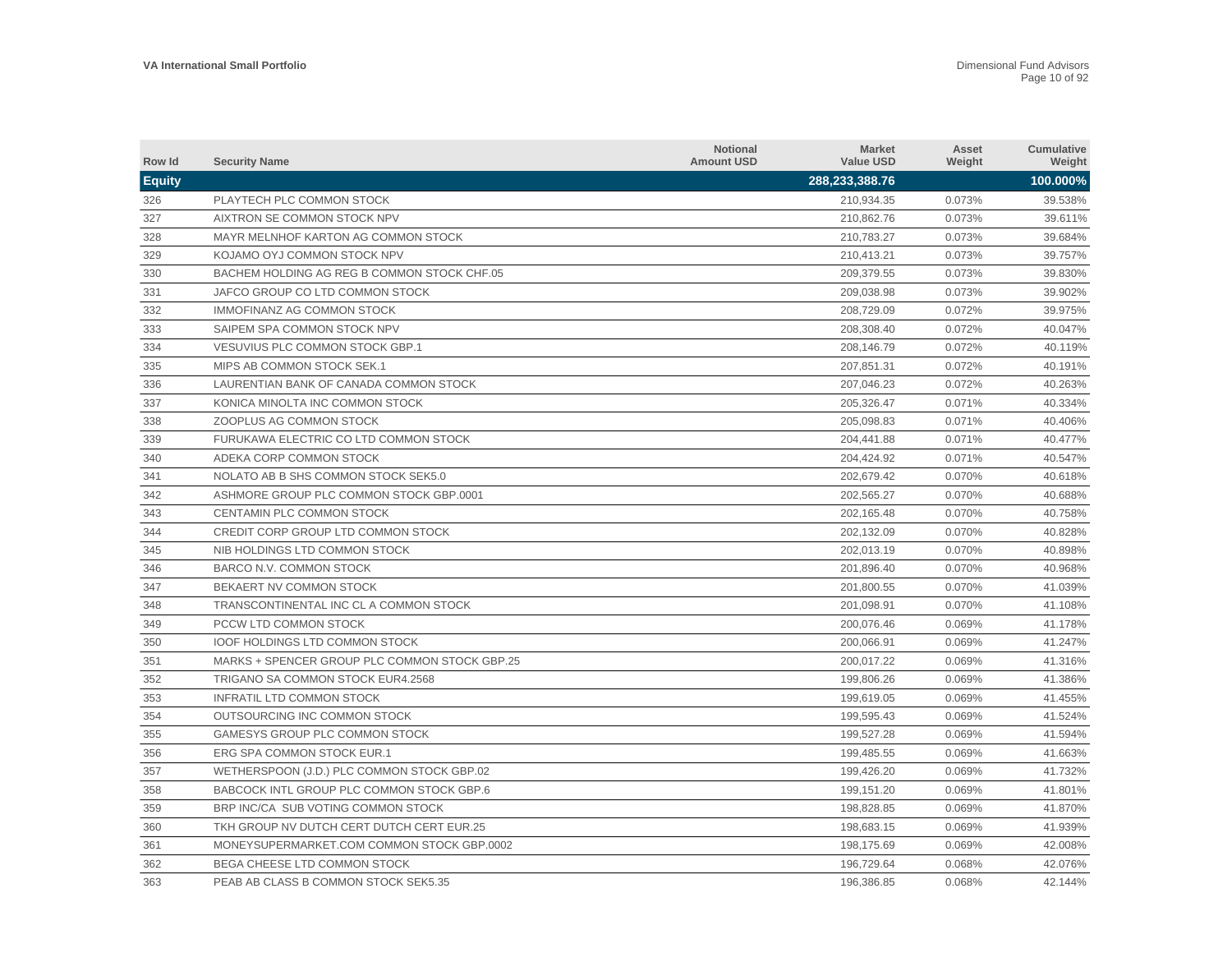| Row Id | Security Name | Notional Amount USD | Market Value USD | Asset Weight | Cumulative Weight |
|---|---|---|---|---|---|
| **Equity** | | | **288,233,388.76** | | **100.000%** |
| 326 | PLAYTECH PLC COMMON STOCK | | 210,934.35 | 0.073% | 39.538% |
| 327 | AIXTRON SE COMMON STOCK NPV | | 210,862.76 | 0.073% | 39.611% |
| 328 | MAYR MELNHOF KARTON AG COMMON STOCK | | 210,783.27 | 0.073% | 39.684% |
| 329 | KOJAMO OYJ COMMON STOCK NPV | | 210,413.21 | 0.073% | 39.757% |
| 330 | BACHEM HOLDING AG REG B COMMON STOCK CHF.05 | | 209,379.55 | 0.073% | 39.830% |
| 331 | JAFCO GROUP CO LTD COMMON STOCK | | 209,038.98 | 0.073% | 39.902% |
| 332 | IMMOFINANZ AG COMMON STOCK | | 208,729.09 | 0.072% | 39.975% |
| 333 | SAIPEM SPA COMMON STOCK NPV | | 208,308.40 | 0.072% | 40.047% |
| 334 | VESUVIUS PLC COMMON STOCK GBP.1 | | 208,146.79 | 0.072% | 40.119% |
| 335 | MIPS AB COMMON STOCK SEK.1 | | 207,851.31 | 0.072% | 40.191% |
| 336 | LAURENTIAN BANK OF CANADA COMMON STOCK | | 207,046.23 | 0.072% | 40.263% |
| 337 | KONICA MINOLTA INC COMMON STOCK | | 205,326.47 | 0.071% | 40.334% |
| 338 | ZOOPLUS AG COMMON STOCK | | 205,098.83 | 0.071% | 40.406% |
| 339 | FURUKAWA ELECTRIC CO LTD COMMON STOCK | | 204,441.88 | 0.071% | 40.477% |
| 340 | ADEKA CORP COMMON STOCK | | 204,424.92 | 0.071% | 40.547% |
| 341 | NOLATO AB B SHS COMMON STOCK SEK5.0 | | 202,679.42 | 0.070% | 40.618% |
| 342 | ASHMORE GROUP PLC COMMON STOCK GBP.0001 | | 202,565.27 | 0.070% | 40.688% |
| 343 | CENTAMIN PLC COMMON STOCK | | 202,165.48 | 0.070% | 40.758% |
| 344 | CREDIT CORP GROUP LTD COMMON STOCK | | 202,132.09 | 0.070% | 40.828% |
| 345 | NIB HOLDINGS LTD COMMON STOCK | | 202,013.19 | 0.070% | 40.898% |
| 346 | BARCO N.V. COMMON STOCK | | 201,896.40 | 0.070% | 40.968% |
| 347 | BEKAERT NV COMMON STOCK | | 201,800.55 | 0.070% | 41.039% |
| 348 | TRANSCONTINENTAL INC CL A COMMON STOCK | | 201,098.91 | 0.070% | 41.108% |
| 349 | PCCW LTD COMMON STOCK | | 200,076.46 | 0.069% | 41.178% |
| 350 | IOOF HOLDINGS LTD COMMON STOCK | | 200,066.91 | 0.069% | 41.247% |
| 351 | MARKS + SPENCER GROUP PLC COMMON STOCK GBP.25 | | 200,017.22 | 0.069% | 41.316% |
| 352 | TRIGANO SA COMMON STOCK EUR4.2568 | | 199,806.26 | 0.069% | 41.386% |
| 353 | INFRATIL LTD COMMON STOCK | | 199,619.05 | 0.069% | 41.455% |
| 354 | OUTSOURCING INC COMMON STOCK | | 199,595.43 | 0.069% | 41.524% |
| 355 | GAMESYS GROUP PLC COMMON STOCK | | 199,527.28 | 0.069% | 41.594% |
| 356 | ERG SPA COMMON STOCK EUR.1 | | 199,485.55 | 0.069% | 41.663% |
| 357 | WETHERSPOON (J.D.) PLC COMMON STOCK GBP.02 | | 199,426.20 | 0.069% | 41.732% |
| 358 | BABCOCK INTL GROUP PLC COMMON STOCK GBP.6 | | 199,151.20 | 0.069% | 41.801% |
| 359 | BRP INC/CA SUB VOTING COMMON STOCK | | 198,828.85 | 0.069% | 41.870% |
| 360 | TKH GROUP NV DUTCH CERT DUTCH CERT EUR.25 | | 198,683.15 | 0.069% | 41.939% |
| 361 | MONEYSUPERMARKET.COM COMMON STOCK GBP.0002 | | 198,175.69 | 0.069% | 42.008% |
| 362 | BEGA CHEESE LTD COMMON STOCK | | 196,729.64 | 0.068% | 42.076% |
| 363 | PEAB AB CLASS B COMMON STOCK SEK5.35 | | 196,386.85 | 0.068% | 42.144% |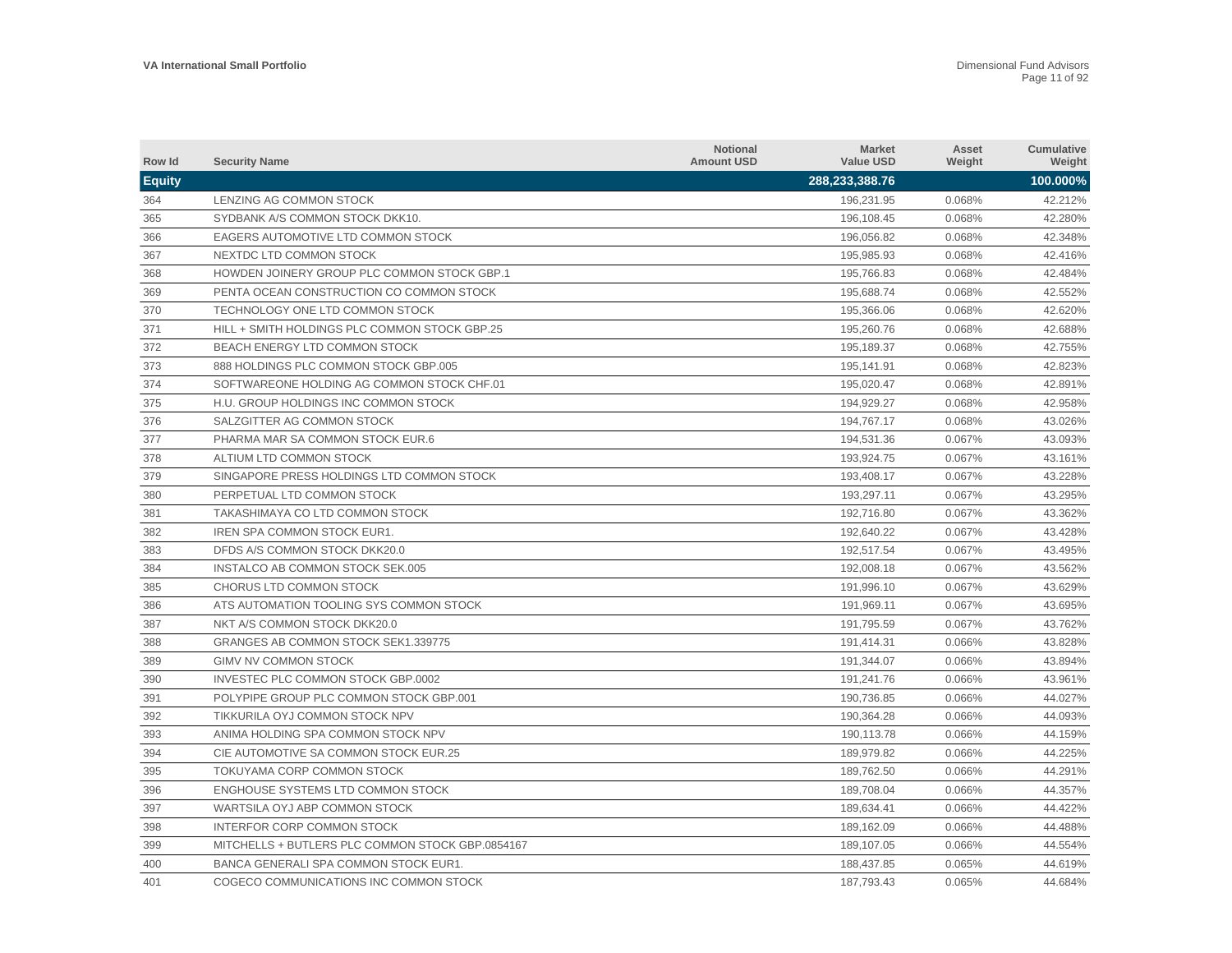| Row Id | Security Name | Notional Amount USD | Market Value USD | Asset Weight | Cumulative Weight |
|---|---|---|---|---|---|
| **Equity** | | | **288,233,388.76** | | **100.000%** |
| 364 | LENZING AG COMMON STOCK | | 196,231.95 | 0.068% | 42.212% |
| 365 | SYDBANK A/S COMMON STOCK DKK10. | | 196,108.45 | 0.068% | 42.280% |
| 366 | EAGERS AUTOMOTIVE LTD COMMON STOCK | | 196,056.82 | 0.068% | 42.348% |
| 367 | NEXTDC LTD COMMON STOCK | | 195,985.93 | 0.068% | 42.416% |
| 368 | HOWDEN JOINERY GROUP PLC COMMON STOCK GBP.1 | | 195,766.83 | 0.068% | 42.484% |
| 369 | PENTA OCEAN CONSTRUCTION CO COMMON STOCK | | 195,688.74 | 0.068% | 42.552% |
| 370 | TECHNOLOGY ONE LTD COMMON STOCK | | 195,366.06 | 0.068% | 42.620% |
| 371 | HILL + SMITH HOLDINGS PLC COMMON STOCK GBP.25 | | 195,260.76 | 0.068% | 42.688% |
| 372 | BEACH ENERGY LTD COMMON STOCK | | 195,189.37 | 0.068% | 42.755% |
| 373 | 888 HOLDINGS PLC COMMON STOCK GBP.005 | | 195,141.91 | 0.068% | 42.823% |
| 374 | SOFTWAREONE HOLDING AG COMMON STOCK CHF.01 | | 195,020.47 | 0.068% | 42.891% |
| 375 | H.U. GROUP HOLDINGS INC COMMON STOCK | | 194,929.27 | 0.068% | 42.958% |
| 376 | SALZGITTER AG COMMON STOCK | | 194,767.17 | 0.068% | 43.026% |
| 377 | PHARMA MAR SA COMMON STOCK EUR.6 | | 194,531.36 | 0.067% | 43.093% |
| 378 | ALTIUM LTD COMMON STOCK | | 193,924.75 | 0.067% | 43.161% |
| 379 | SINGAPORE PRESS HOLDINGS LTD COMMON STOCK | | 193,408.17 | 0.067% | 43.228% |
| 380 | PERPETUAL LTD COMMON STOCK | | 193,297.11 | 0.067% | 43.295% |
| 381 | TAKASHIMAYA CO LTD COMMON STOCK | | 192,716.80 | 0.067% | 43.362% |
| 382 | IREN SPA COMMON STOCK EUR1. | | 192,640.22 | 0.067% | 43.428% |
| 383 | DFDS A/S COMMON STOCK DKK20.0 | | 192,517.54 | 0.067% | 43.495% |
| 384 | INSTALCO AB COMMON STOCK SEK.005 | | 192,008.18 | 0.067% | 43.562% |
| 385 | CHORUS LTD COMMON STOCK | | 191,996.10 | 0.067% | 43.629% |
| 386 | ATS AUTOMATION TOOLING SYS COMMON STOCK | | 191,969.11 | 0.067% | 43.695% |
| 387 | NKT A/S COMMON STOCK DKK20.0 | | 191,795.59 | 0.067% | 43.762% |
| 388 | GRANGES AB COMMON STOCK SEK1.339775 | | 191,414.31 | 0.066% | 43.828% |
| 389 | GIMV NV COMMON STOCK | | 191,344.07 | 0.066% | 43.894% |
| 390 | INVESTEC PLC COMMON STOCK GBP.0002 | | 191,241.76 | 0.066% | 43.961% |
| 391 | POLYPIPE GROUP PLC COMMON STOCK GBP.001 | | 190,736.85 | 0.066% | 44.027% |
| 392 | TIKKURILA OYJ COMMON STOCK NPV | | 190,364.28 | 0.066% | 44.093% |
| 393 | ANIMA HOLDING SPA COMMON STOCK NPV | | 190,113.78 | 0.066% | 44.159% |
| 394 | CIE AUTOMOTIVE SA COMMON STOCK EUR.25 | | 189,979.82 | 0.066% | 44.225% |
| 395 | TOKUYAMA CORP COMMON STOCK | | 189,762.50 | 0.066% | 44.291% |
| 396 | ENGHOUSE SYSTEMS LTD COMMON STOCK | | 189,708.04 | 0.066% | 44.357% |
| 397 | WARTSILA OYJ ABP COMMON STOCK | | 189,634.41 | 0.066% | 44.422% |
| 398 | INTERFOR CORP COMMON STOCK | | 189,162.09 | 0.066% | 44.488% |
| 399 | MITCHELLS + BUTLERS PLC COMMON STOCK GBP.0854167 | | 189,107.05 | 0.066% | 44.554% |
| 400 | BANCA GENERALI SPA COMMON STOCK EUR1. | | 188,437.85 | 0.065% | 44.619% |
| 401 | COGECO COMMUNICATIONS INC COMMON STOCK | | 187,793.43 | 0.065% | 44.684% |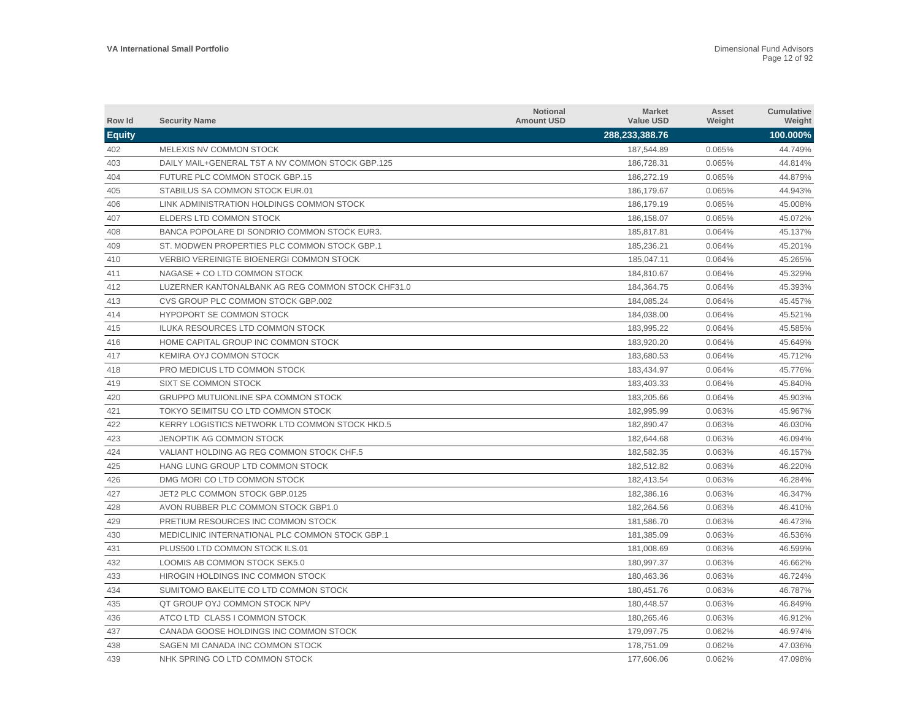| Row Id | Security Name | Notional Amount USD | Market Value USD | Asset Weight | Cumulative Weight |
|---|---|---|---|---|---|
| **Equity** | | | **288,233,388.76** | | **100.000%** |
| 402 | MELEXIS NV COMMON STOCK | | 187,544.89 | 0.065% | 44.749% |
| 403 | DAILY MAIL+GENERAL TST A NV COMMON STOCK GBP.125 | | 186,728.31 | 0.065% | 44.814% |
| 404 | FUTURE PLC COMMON STOCK GBP.15 | | 186,272.19 | 0.065% | 44.879% |
| 405 | STABILUS SA COMMON STOCK EUR.01 | | 186,179.67 | 0.065% | 44.943% |
| 406 | LINK ADMINISTRATION HOLDINGS COMMON STOCK | | 186,179.19 | 0.065% | 45.008% |
| 407 | ELDERS LTD COMMON STOCK | | 186,158.07 | 0.065% | 45.072% |
| 408 | BANCA POPOLARE DI SONDRIO COMMON STOCK EUR3. | | 185,817.81 | 0.064% | 45.137% |
| 409 | ST. MODWEN PROPERTIES PLC COMMON STOCK GBP.1 | | 185,236.21 | 0.064% | 45.201% |
| 410 | VERBIO VEREINIGTE BIOENERGI COMMON STOCK | | 185,047.11 | 0.064% | 45.265% |
| 411 | NAGASE + CO LTD COMMON STOCK | | 184,810.67 | 0.064% | 45.329% |
| 412 | LUZERNER KANTONALBANK AG REG COMMON STOCK CHF31.0 | | 184,364.75 | 0.064% | 45.393% |
| 413 | CVS GROUP PLC COMMON STOCK GBP.002 | | 184,085.24 | 0.064% | 45.457% |
| 414 | HYPOPORT SE COMMON STOCK | | 184,038.00 | 0.064% | 45.521% |
| 415 | ILUKA RESOURCES LTD COMMON STOCK | | 183,995.22 | 0.064% | 45.585% |
| 416 | HOME CAPITAL GROUP INC COMMON STOCK | | 183,920.20 | 0.064% | 45.649% |
| 417 | KEMIRA OYJ COMMON STOCK | | 183,680.53 | 0.064% | 45.712% |
| 418 | PRO MEDICUS LTD COMMON STOCK | | 183,434.97 | 0.064% | 45.776% |
| 419 | SIXT SE COMMON STOCK | | 183,403.33 | 0.064% | 45.840% |
| 420 | GRUPPO MUTUIONLINE SPA COMMON STOCK | | 183,205.66 | 0.064% | 45.903% |
| 421 | TOKYO SEIMITSU CO LTD COMMON STOCK | | 182,995.99 | 0.063% | 45.967% |
| 422 | KERRY LOGISTICS NETWORK LTD COMMON STOCK HKD.5 | | 182,890.47 | 0.063% | 46.030% |
| 423 | JENOPTIK AG COMMON STOCK | | 182,644.68 | 0.063% | 46.094% |
| 424 | VALIANT HOLDING AG REG COMMON STOCK CHF.5 | | 182,582.35 | 0.063% | 46.157% |
| 425 | HANG LUNG GROUP LTD COMMON STOCK | | 182,512.82 | 0.063% | 46.220% |
| 426 | DMG MORI CO LTD COMMON STOCK | | 182,413.54 | 0.063% | 46.284% |
| 427 | JET2 PLC COMMON STOCK GBP.0125 | | 182,386.16 | 0.063% | 46.347% |
| 428 | AVON RUBBER PLC COMMON STOCK GBP1.0 | | 182,264.56 | 0.063% | 46.410% |
| 429 | PRETIUM RESOURCES INC COMMON STOCK | | 181,586.70 | 0.063% | 46.473% |
| 430 | MEDICLINIC INTERNATIONAL PLC COMMON STOCK GBP.1 | | 181,385.09 | 0.063% | 46.536% |
| 431 | PLUS500 LTD COMMON STOCK ILS.01 | | 181,008.69 | 0.063% | 46.599% |
| 432 | LOOMIS AB COMMON STOCK SEK5.0 | | 180,997.37 | 0.063% | 46.662% |
| 433 | HIROGIN HOLDINGS INC COMMON STOCK | | 180,463.36 | 0.063% | 46.724% |
| 434 | SUMITOMO BAKELITE CO LTD COMMON STOCK | | 180,451.76 | 0.063% | 46.787% |
| 435 | QT GROUP OYJ COMMON STOCK NPV | | 180,448.57 | 0.063% | 46.849% |
| 436 | ATCO LTD CLASS I COMMON STOCK | | 180,265.46 | 0.063% | 46.912% |
| 437 | CANADA GOOSE HOLDINGS INC COMMON STOCK | | 179,097.75 | 0.062% | 46.974% |
| 438 | SAGEN MI CANADA INC COMMON STOCK | | 178,751.09 | 0.062% | 47.036% |
| 439 | NHK SPRING CO LTD COMMON STOCK | | 177,606.06 | 0.062% | 47.098% |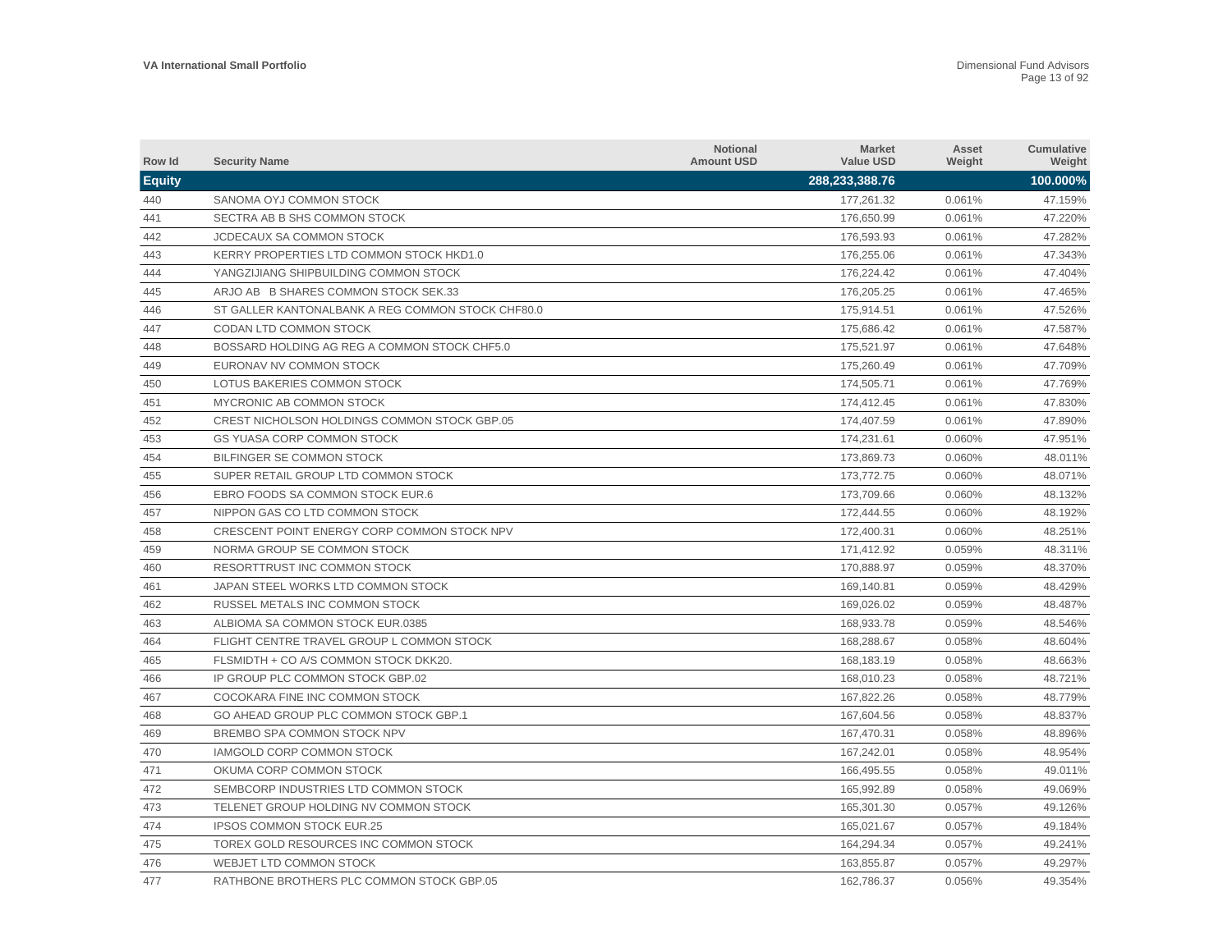| Row Id | Security Name | Notional Amount USD | Market Value USD | Asset Weight | Cumulative Weight |
|---|---|---|---|---|---|
| **Equity** | | | **288,233,388.76** | | **100.000%** |
| 440 | SANOMA OYJ COMMON STOCK | | 177,261.32 | 0.061% | 47.159% |
| 441 | SECTRA AB B SHS COMMON STOCK | | 176,650.99 | 0.061% | 47.220% |
| 442 | JCDECAUX SA COMMON STOCK | | 176,593.93 | 0.061% | 47.282% |
| 443 | KERRY PROPERTIES LTD COMMON STOCK HKD1.0 | | 176,255.06 | 0.061% | 47.343% |
| 444 | YANGZIJIANG SHIPBUILDING COMMON STOCK | | 176,224.42 | 0.061% | 47.404% |
| 445 | ARJO AB B SHARES COMMON STOCK SEK.33 | | 176,205.25 | 0.061% | 47.465% |
| 446 | ST GALLER KANTONALBANK A REG COMMON STOCK CHF80.0 | | 175,914.51 | 0.061% | 47.526% |
| 447 | CODAN LTD COMMON STOCK | | 175,686.42 | 0.061% | 47.587% |
| 448 | BOSSARD HOLDING AG REG A COMMON STOCK CHF5.0 | | 175,521.97 | 0.061% | 47.648% |
| 449 | EURONAV NV COMMON STOCK | | 175,260.49 | 0.061% | 47.709% |
| 450 | LOTUS BAKERIES COMMON STOCK | | 174,505.71 | 0.061% | 47.769% |
| 451 | MYCRONIC AB COMMON STOCK | | 174,412.45 | 0.061% | 47.830% |
| 452 | CREST NICHOLSON HOLDINGS COMMON STOCK GBP.05 | | 174,407.59 | 0.061% | 47.890% |
| 453 | GS YUASA CORP COMMON STOCK | | 174,231.61 | 0.060% | 47.951% |
| 454 | BILFINGER SE COMMON STOCK | | 173,869.73 | 0.060% | 48.011% |
| 455 | SUPER RETAIL GROUP LTD COMMON STOCK | | 173,772.75 | 0.060% | 48.071% |
| 456 | EBRO FOODS SA COMMON STOCK EUR.6 | | 173,709.66 | 0.060% | 48.132% |
| 457 | NIPPON GAS CO LTD COMMON STOCK | | 172,444.55 | 0.060% | 48.192% |
| 458 | CRESCENT POINT ENERGY CORP COMMON STOCK NPV | | 172,400.31 | 0.060% | 48.251% |
| 459 | NORMA GROUP SE COMMON STOCK | | 171,412.92 | 0.059% | 48.311% |
| 460 | RESORTTRUST INC COMMON STOCK | | 170,888.97 | 0.059% | 48.370% |
| 461 | JAPAN STEEL WORKS LTD COMMON STOCK | | 169,140.81 | 0.059% | 48.429% |
| 462 | RUSSEL METALS INC COMMON STOCK | | 169,026.02 | 0.059% | 48.487% |
| 463 | ALBIOMA SA COMMON STOCK EUR.0385 | | 168,933.78 | 0.059% | 48.546% |
| 464 | FLIGHT CENTRE TRAVEL GROUP L COMMON STOCK | | 168,288.67 | 0.058% | 48.604% |
| 465 | FLSMIDTH + CO A/S COMMON STOCK DKK20. | | 168,183.19 | 0.058% | 48.663% |
| 466 | IP GROUP PLC COMMON STOCK GBP.02 | | 168,010.23 | 0.058% | 48.721% |
| 467 | COCOKARA FINE INC COMMON STOCK | | 167,822.26 | 0.058% | 48.779% |
| 468 | GO AHEAD GROUP PLC COMMON STOCK GBP.1 | | 167,604.56 | 0.058% | 48.837% |
| 469 | BREMBO SPA COMMON STOCK NPV | | 167,470.31 | 0.058% | 48.896% |
| 470 | IAMGOLD CORP COMMON STOCK | | 167,242.01 | 0.058% | 48.954% |
| 471 | OKUMA CORP COMMON STOCK | | 166,495.55 | 0.058% | 49.011% |
| 472 | SEMBCORP INDUSTRIES LTD COMMON STOCK | | 165,992.89 | 0.058% | 49.069% |
| 473 | TELENET GROUP HOLDING NV COMMON STOCK | | 165,301.30 | 0.057% | 49.126% |
| 474 | IPSOS COMMON STOCK EUR.25 | | 165,021.67 | 0.057% | 49.184% |
| 475 | TOREX GOLD RESOURCES INC COMMON STOCK | | 164,294.34 | 0.057% | 49.241% |
| 476 | WEBJET LTD COMMON STOCK | | 163,855.87 | 0.057% | 49.297% |
| 477 | RATHBONE BROTHERS PLC COMMON STOCK GBP.05 | | 162,786.37 | 0.056% | 49.354% |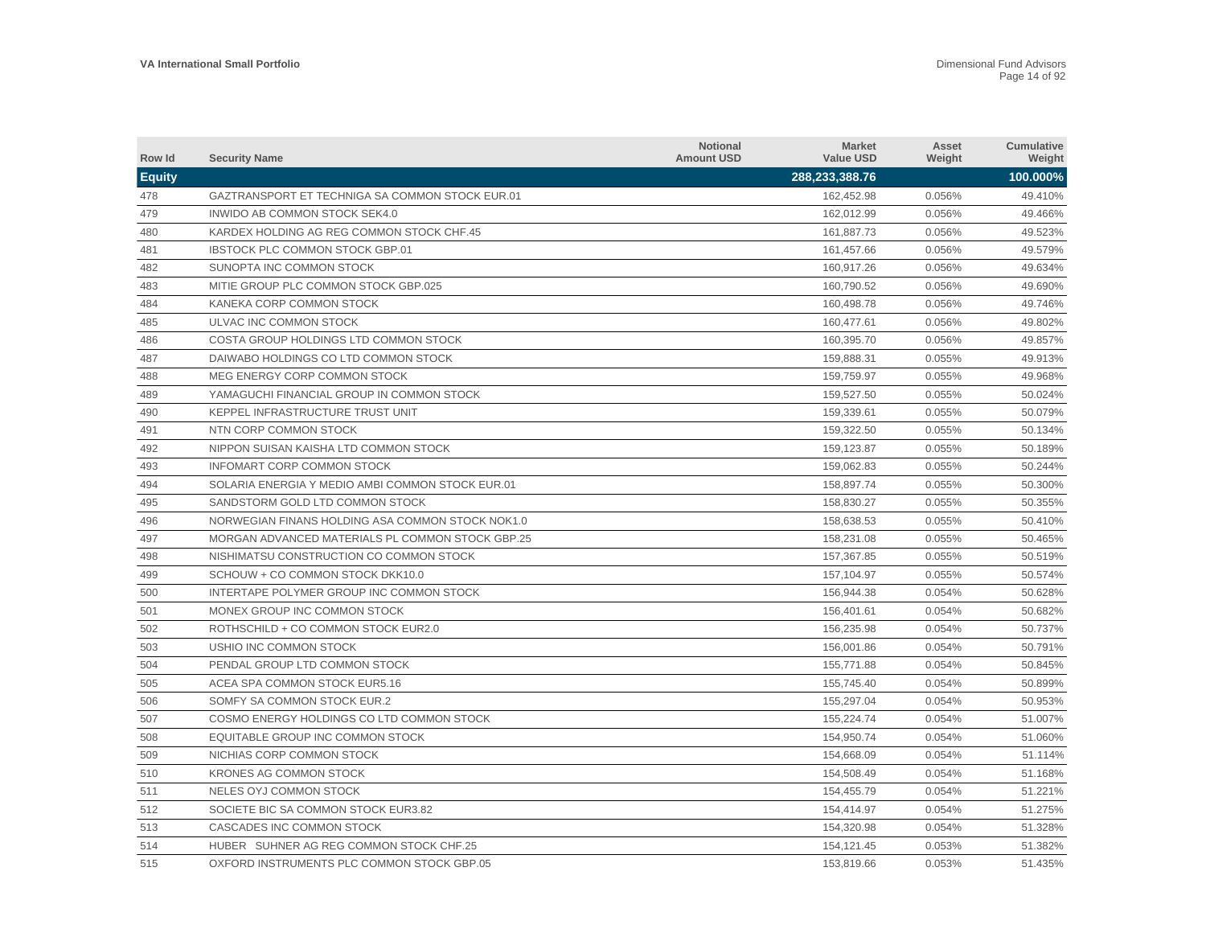| Row Id | Security Name | Notional Amount USD | Market Value USD | Asset Weight | Cumulative Weight |
|---|---|---|---|---|---|
| **Equity** | | | **288,233,388.76** | | **100.000%** |
| 478 | GAZTRANSPORT ET TECHNIGA SA COMMON STOCK EUR.01 | | 162,452.98 | 0.056% | 49.410% |
| 479 | INWIDO AB COMMON STOCK SEK4.0 | | 162,012.99 | 0.056% | 49.466% |
| 480 | KARDEX HOLDING AG REG COMMON STOCK CHF.45 | | 161,887.73 | 0.056% | 49.523% |
| 481 | IBSTOCK PLC COMMON STOCK GBP.01 | | 161,457.66 | 0.056% | 49.579% |
| 482 | SUNOPTA INC COMMON STOCK | | 160,917.26 | 0.056% | 49.634% |
| 483 | MITIE GROUP PLC COMMON STOCK GBP.025 | | 160,790.52 | 0.056% | 49.690% |
| 484 | KANEKA CORP COMMON STOCK | | 160,498.78 | 0.056% | 49.746% |
| 485 | ULVAC INC COMMON STOCK | | 160,477.61 | 0.056% | 49.802% |
| 486 | COSTA GROUP HOLDINGS LTD COMMON STOCK | | 160,395.70 | 0.056% | 49.857% |
| 487 | DAIWABO HOLDINGS CO LTD COMMON STOCK | | 159,888.31 | 0.055% | 49.913% |
| 488 | MEG ENERGY CORP COMMON STOCK | | 159,759.97 | 0.055% | 49.968% |
| 489 | YAMAGUCHI FINANCIAL GROUP IN COMMON STOCK | | 159,527.50 | 0.055% | 50.024% |
| 490 | KEPPEL INFRASTRUCTURE TRUST UNIT | | 159,339.61 | 0.055% | 50.079% |
| 491 | NTN CORP COMMON STOCK | | 159,322.50 | 0.055% | 50.134% |
| 492 | NIPPON SUISAN KAISHA LTD COMMON STOCK | | 159,123.87 | 0.055% | 50.189% |
| 493 | INFOMART CORP COMMON STOCK | | 159,062.83 | 0.055% | 50.244% |
| 494 | SOLARIA ENERGIA Y MEDIO AMBI COMMON STOCK EUR.01 | | 158,897.74 | 0.055% | 50.300% |
| 495 | SANDSTORM GOLD LTD COMMON STOCK | | 158,830.27 | 0.055% | 50.355% |
| 496 | NORWEGIAN FINANS HOLDING ASA COMMON STOCK NOK1.0 | | 158,638.53 | 0.055% | 50.410% |
| 497 | MORGAN ADVANCED MATERIALS PL COMMON STOCK GBP.25 | | 158,231.08 | 0.055% | 50.465% |
| 498 | NISHIMATSU CONSTRUCTION CO COMMON STOCK | | 157,367.85 | 0.055% | 50.519% |
| 499 | SCHOUW + CO COMMON STOCK DKK10.0 | | 157,104.97 | 0.055% | 50.574% |
| 500 | INTERTAPE POLYMER GROUP INC COMMON STOCK | | 156,944.38 | 0.054% | 50.628% |
| 501 | MONEX GROUP INC COMMON STOCK | | 156,401.61 | 0.054% | 50.682% |
| 502 | ROTHSCHILD + CO COMMON STOCK EUR2.0 | | 156,235.98 | 0.054% | 50.737% |
| 503 | USHIO INC COMMON STOCK | | 156,001.86 | 0.054% | 50.791% |
| 504 | PENDAL GROUP LTD COMMON STOCK | | 155,771.88 | 0.054% | 50.845% |
| 505 | ACEA SPA COMMON STOCK EUR5.16 | | 155,745.40 | 0.054% | 50.899% |
| 506 | SOMFY SA COMMON STOCK EUR.2 | | 155,297.04 | 0.054% | 50.953% |
| 507 | COSMO ENERGY HOLDINGS CO LTD COMMON STOCK | | 155,224.74 | 0.054% | 51.007% |
| 508 | EQUITABLE GROUP INC COMMON STOCK | | 154,950.74 | 0.054% | 51.060% |
| 509 | NICHIAS CORP COMMON STOCK | | 154,668.09 | 0.054% | 51.114% |
| 510 | KRONES AG COMMON STOCK | | 154,508.49 | 0.054% | 51.168% |
| 511 | NELES OYJ COMMON STOCK | | 154,455.79 | 0.054% | 51.221% |
| 512 | SOCIETE BIC SA COMMON STOCK EUR3.82 | | 154,414.97 | 0.054% | 51.275% |
| 513 | CASCADES INC COMMON STOCK | | 154,320.98 | 0.054% | 51.328% |
| 514 | HUBER SUHNER AG REG COMMON STOCK CHF.25 | | 154,121.45 | 0.053% | 51.382% |
| 515 | OXFORD INSTRUMENTS PLC COMMON STOCK GBP.05 | | 153,819.66 | 0.053% | 51.435% |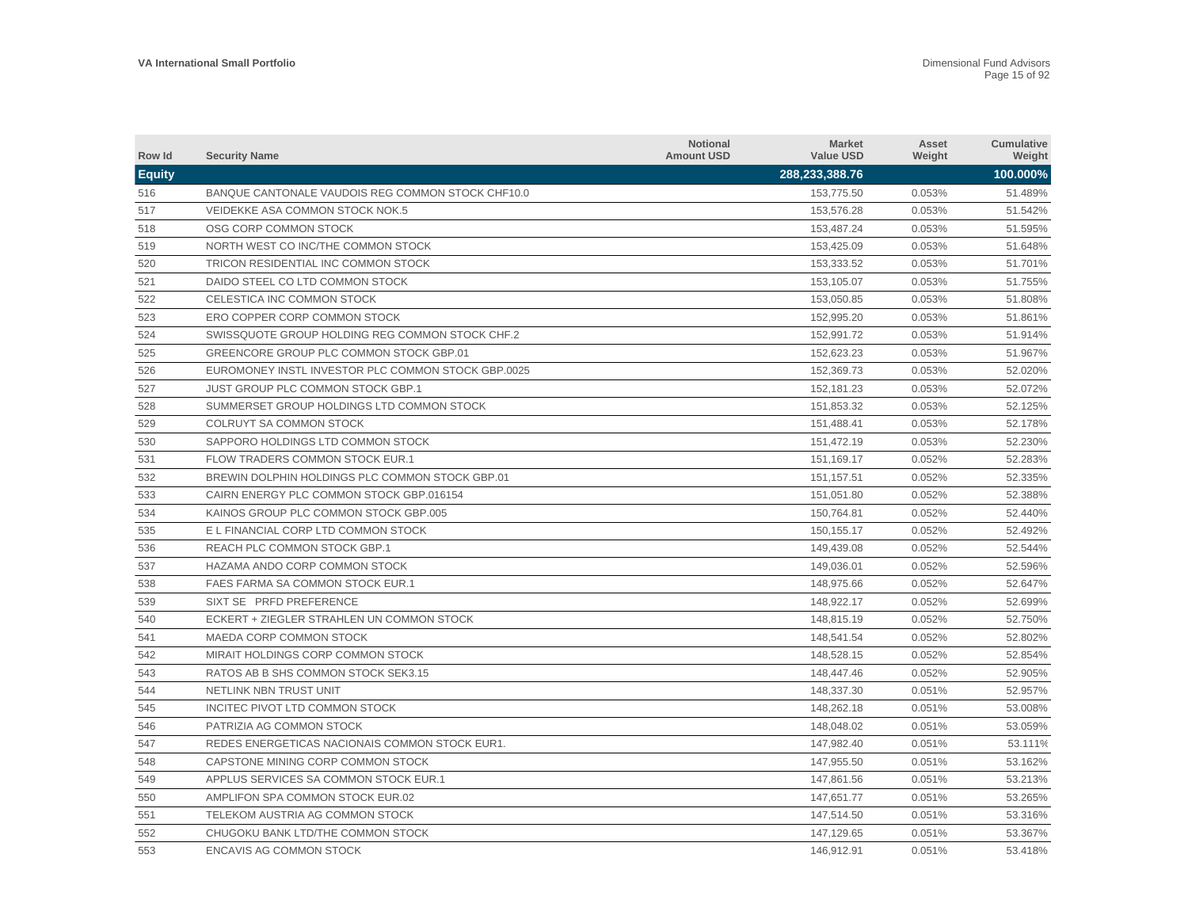| Row Id | Security Name | Notional Amount USD | Market Value USD | Asset Weight | Cumulative Weight |
|---|---|---|---|---|---|
| **Equity** | | | **288,233,388.76** | | **100.000%** |
| 516 | BANQUE CANTONALE VAUDOIS REG COMMON STOCK CHF10.0 | | 153,775.50 | 0.053% | 51.489% |
| 517 | VEIDEKKE ASA COMMON STOCK NOK.5 | | 153,576.28 | 0.053% | 51.542% |
| 518 | OSG CORP COMMON STOCK | | 153,487.24 | 0.053% | 51.595% |
| 519 | NORTH WEST CO INC/THE COMMON STOCK | | 153,425.09 | 0.053% | 51.648% |
| 520 | TRICON RESIDENTIAL INC COMMON STOCK | | 153,333.52 | 0.053% | 51.701% |
| 521 | DAIDO STEEL CO LTD COMMON STOCK | | 153,105.07 | 0.053% | 51.755% |
| 522 | CELESTICA INC COMMON STOCK | | 153,050.85 | 0.053% | 51.808% |
| 523 | ERO COPPER CORP COMMON STOCK | | 152,995.20 | 0.053% | 51.861% |
| 524 | SWISSQUOTE GROUP HOLDING REG COMMON STOCK CHF.2 | | 152,991.72 | 0.053% | 51.914% |
| 525 | GREENCORE GROUP PLC COMMON STOCK GBP.01 | | 152,623.23 | 0.053% | 51.967% |
| 526 | EUROMONEY INSTL INVESTOR PLC COMMON STOCK GBP.0025 | | 152,369.73 | 0.053% | 52.020% |
| 527 | JUST GROUP PLC COMMON STOCK GBP.1 | | 152,181.23 | 0.053% | 52.072% |
| 528 | SUMMERSET GROUP HOLDINGS LTD COMMON STOCK | | 151,853.32 | 0.053% | 52.125% |
| 529 | COLRUYT SA COMMON STOCK | | 151,488.41 | 0.053% | 52.178% |
| 530 | SAPPORO HOLDINGS LTD COMMON STOCK | | 151,472.19 | 0.053% | 52.230% |
| 531 | FLOW TRADERS COMMON STOCK EUR.1 | | 151,169.17 | 0.052% | 52.283% |
| 532 | BREWIN DOLPHIN HOLDINGS PLC COMMON STOCK GBP.01 | | 151,157.51 | 0.052% | 52.335% |
| 533 | CAIRN ENERGY PLC COMMON STOCK GBP.016154 | | 151,051.80 | 0.052% | 52.388% |
| 534 | KAINOS GROUP PLC COMMON STOCK GBP.005 | | 150,764.81 | 0.052% | 52.440% |
| 535 | E L FINANCIAL CORP LTD COMMON STOCK | | 150,155.17 | 0.052% | 52.492% |
| 536 | REACH PLC COMMON STOCK GBP.1 | | 149,439.08 | 0.052% | 52.544% |
| 537 | HAZAMA ANDO CORP COMMON STOCK | | 149,036.01 | 0.052% | 52.596% |
| 538 | FAES FARMA SA COMMON STOCK EUR.1 | | 148,975.66 | 0.052% | 52.647% |
| 539 | SIXT SE PRFD PREFERENCE | | 148,922.17 | 0.052% | 52.699% |
| 540 | ECKERT + ZIEGLER STRAHLEN UN COMMON STOCK | | 148,815.19 | 0.052% | 52.750% |
| 541 | MAEDA CORP COMMON STOCK | | 148,541.54 | 0.052% | 52.802% |
| 542 | MIRAIT HOLDINGS CORP COMMON STOCK | | 148,528.15 | 0.052% | 52.854% |
| 543 | RATOS AB B SHS COMMON STOCK SEK3.15 | | 148,447.46 | 0.052% | 52.905% |
| 544 | NETLINK NBN TRUST UNIT | | 148,337.30 | 0.051% | 52.957% |
| 545 | INCITEC PIVOT LTD COMMON STOCK | | 148,262.18 | 0.051% | 53.008% |
| 546 | PATRIZIA AG COMMON STOCK | | 148,048.02 | 0.051% | 53.059% |
| 547 | REDES ENERGETICAS NACIONAIS COMMON STOCK EUR1. | | 147,982.40 | 0.051% | 53.111% |
| 548 | CAPSTONE MINING CORP COMMON STOCK | | 147,955.50 | 0.051% | 53.162% |
| 549 | APPLUS SERVICES SA COMMON STOCK EUR.1 | | 147,861.56 | 0.051% | 53.213% |
| 550 | AMPLIFON SPA COMMON STOCK EUR.02 | | 147,651.77 | 0.051% | 53.265% |
| 551 | TELEKOM AUSTRIA AG COMMON STOCK | | 147,514.50 | 0.051% | 53.316% |
| 552 | CHUGOKU BANK LTD/THE COMMON STOCK | | 147,129.65 | 0.051% | 53.367% |
| 553 | ENCAVIS AG COMMON STOCK | | 146,912.91 | 0.051% | 53.418% |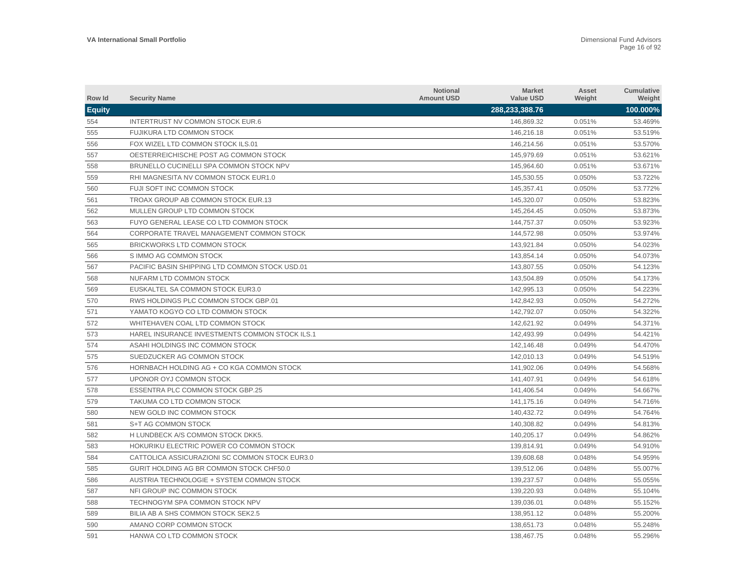| Row Id | Security Name | Notional Amount USD | Market Value USD | Asset Weight | Cumulative Weight |
|---|---|---|---|---|---|
| **Equity** | | | **288,233,388.76** | | **100.000%** |
| 554 | INTERTRUST NV COMMON STOCK EUR.6 | | 146,869.32 | 0.051% | 53.469% |
| 555 | FUJIKURA LTD COMMON STOCK | | 146,216.18 | 0.051% | 53.519% |
| 556 | FOX WIZEL LTD COMMON STOCK ILS.01 | | 146,214.56 | 0.051% | 53.570% |
| 557 | OESTERREICHISCHE POST AG COMMON STOCK | | 145,979.69 | 0.051% | 53.621% |
| 558 | BRUNELLO CUCINELLI SPA COMMON STOCK NPV | | 145,964.60 | 0.051% | 53.671% |
| 559 | RHI MAGNESITA NV COMMON STOCK EUR1.0 | | 145,530.55 | 0.050% | 53.722% |
| 560 | FUJI SOFT INC COMMON STOCK | | 145,357.41 | 0.050% | 53.772% |
| 561 | TROAX GROUP AB COMMON STOCK EUR.13 | | 145,320.07 | 0.050% | 53.823% |
| 562 | MULLEN GROUP LTD COMMON STOCK | | 145,264.45 | 0.050% | 53.873% |
| 563 | FUYO GENERAL LEASE CO LTD COMMON STOCK | | 144,757.37 | 0.050% | 53.923% |
| 564 | CORPORATE TRAVEL MANAGEMENT COMMON STOCK | | 144,572.98 | 0.050% | 53.974% |
| 565 | BRICKWORKS LTD COMMON STOCK | | 143,921.84 | 0.050% | 54.023% |
| 566 | S IMMO AG COMMON STOCK | | 143,854.14 | 0.050% | 54.073% |
| 567 | PACIFIC BASIN SHIPPING LTD COMMON STOCK USD.01 | | 143,807.55 | 0.050% | 54.123% |
| 568 | NUFARM LTD COMMON STOCK | | 143,504.89 | 0.050% | 54.173% |
| 569 | EUSKALTEL SA COMMON STOCK EUR3.0 | | 142,995.13 | 0.050% | 54.223% |
| 570 | RWS HOLDINGS PLC COMMON STOCK GBP.01 | | 142,842.93 | 0.050% | 54.272% |
| 571 | YAMATO KOGYO CO LTD COMMON STOCK | | 142,792.07 | 0.050% | 54.322% |
| 572 | WHITEHAVEN COAL LTD COMMON STOCK | | 142,621.92 | 0.049% | 54.371% |
| 573 | HAREL INSURANCE INVESTMENTS COMMON STOCK ILS.1 | | 142,493.99 | 0.049% | 54.421% |
| 574 | ASAHI HOLDINGS INC COMMON STOCK | | 142,146.48 | 0.049% | 54.470% |
| 575 | SUEDZUCKER AG COMMON STOCK | | 142,010.13 | 0.049% | 54.519% |
| 576 | HORNBACH HOLDING AG + CO KGA COMMON STOCK | | 141,902.06 | 0.049% | 54.568% |
| 577 | UPONOR OYJ COMMON STOCK | | 141,407.91 | 0.049% | 54.618% |
| 578 | ESSENTRA PLC COMMON STOCK GBP.25 | | 141,406.54 | 0.049% | 54.667% |
| 579 | TAKUMA CO LTD COMMON STOCK | | 141,175.16 | 0.049% | 54.716% |
| 580 | NEW GOLD INC COMMON STOCK | | 140,432.72 | 0.049% | 54.764% |
| 581 | S+T AG COMMON STOCK | | 140,308.82 | 0.049% | 54.813% |
| 582 | H LUNDBECK A/S COMMON STOCK DKK5. | | 140,205.17 | 0.049% | 54.862% |
| 583 | HOKURIKU ELECTRIC POWER CO COMMON STOCK | | 139,814.91 | 0.049% | 54.910% |
| 584 | CATTOLICA ASSICURAZIONI SC COMMON STOCK EUR3.0 | | 139,608.68 | 0.048% | 54.959% |
| 585 | GURIT HOLDING AG BR COMMON STOCK CHF50.0 | | 139,512.06 | 0.048% | 55.007% |
| 586 | AUSTRIA TECHNOLOGIE + SYSTEM COMMON STOCK | | 139,237.57 | 0.048% | 55.055% |
| 587 | NFI GROUP INC COMMON STOCK | | 139,220.93 | 0.048% | 55.104% |
| 588 | TECHNOGYM SPA COMMON STOCK NPV | | 139,036.01 | 0.048% | 55.152% |
| 589 | BILIA AB A SHS COMMON STOCK SEK2.5 | | 138,951.12 | 0.048% | 55.200% |
| 590 | AMANO CORP COMMON STOCK | | 138,651.73 | 0.048% | 55.248% |
| 591 | HANWA CO LTD COMMON STOCK | | 138,467.75 | 0.048% | 55.296% |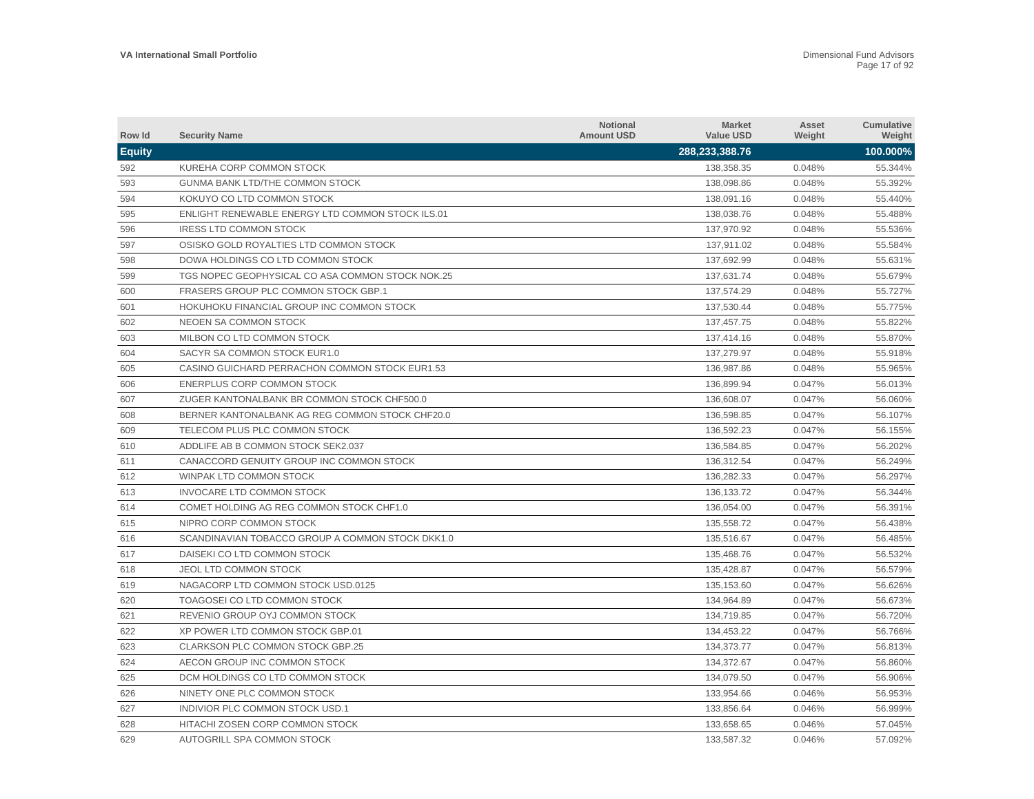| Row Id | Security Name | Notional Amount USD | Market Value USD | Asset Weight | Cumulative Weight |
|---|---|---|---|---|---|
| **Equity** | | | **288,233,388.76** | | **100.000%** |
| 592 | KUREHA CORP COMMON STOCK | | 138,358.35 | 0.048% | 55.344% |
| 593 | GUNMA BANK LTD/THE COMMON STOCK | | 138,098.86 | 0.048% | 55.392% |
| 594 | KOKUYO CO LTD COMMON STOCK | | 138,091.16 | 0.048% | 55.440% |
| 595 | ENLIGHT RENEWABLE ENERGY LTD COMMON STOCK ILS.01 | | 138,038.76 | 0.048% | 55.488% |
| 596 | IRESS LTD COMMON STOCK | | 137,970.92 | 0.048% | 55.536% |
| 597 | OSISKO GOLD ROYALTIES LTD COMMON STOCK | | 137,911.02 | 0.048% | 55.584% |
| 598 | DOWA HOLDINGS CO LTD COMMON STOCK | | 137,692.99 | 0.048% | 55.631% |
| 599 | TGS NOPEC GEOPHYSICAL CO ASA COMMON STOCK NOK.25 | | 137,631.74 | 0.048% | 55.679% |
| 600 | FRASERS GROUP PLC COMMON STOCK GBP.1 | | 137,574.29 | 0.048% | 55.727% |
| 601 | HOKUHOKU FINANCIAL GROUP INC COMMON STOCK | | 137,530.44 | 0.048% | 55.775% |
| 602 | NEOEN SA COMMON STOCK | | 137,457.75 | 0.048% | 55.822% |
| 603 | MILBON CO LTD COMMON STOCK | | 137,414.16 | 0.048% | 55.870% |
| 604 | SACYR SA COMMON STOCK EUR1.0 | | 137,279.97 | 0.048% | 55.918% |
| 605 | CASINO GUICHARD PERRACHON COMMON STOCK EUR1.53 | | 136,987.86 | 0.048% | 55.965% |
| 606 | ENERPLUS CORP COMMON STOCK | | 136,899.94 | 0.047% | 56.013% |
| 607 | ZUGER KANTONALBANK BR COMMON STOCK CHF500.0 | | 136,608.07 | 0.047% | 56.060% |
| 608 | BERNER KANTONALBANK AG REG COMMON STOCK CHF20.0 | | 136,598.85 | 0.047% | 56.107% |
| 609 | TELECOM PLUS PLC COMMON STOCK | | 136,592.23 | 0.047% | 56.155% |
| 610 | ADDLIFE AB B COMMON STOCK SEK2.037 | | 136,584.85 | 0.047% | 56.202% |
| 611 | CANACCORD GENUITY GROUP INC COMMON STOCK | | 136,312.54 | 0.047% | 56.249% |
| 612 | WINPAK LTD COMMON STOCK | | 136,282.33 | 0.047% | 56.297% |
| 613 | INVOCARE LTD COMMON STOCK | | 136,133.72 | 0.047% | 56.344% |
| 614 | COMET HOLDING AG REG COMMON STOCK CHF1.0 | | 136,054.00 | 0.047% | 56.391% |
| 615 | NIPRO CORP COMMON STOCK | | 135,558.72 | 0.047% | 56.438% |
| 616 | SCANDINAVIAN TOBACCO GROUP A COMMON STOCK DKK1.0 | | 135,516.67 | 0.047% | 56.485% |
| 617 | DAISEKI CO LTD COMMON STOCK | | 135,468.76 | 0.047% | 56.532% |
| 618 | JEOL LTD COMMON STOCK | | 135,428.87 | 0.047% | 56.579% |
| 619 | NAGACORP LTD COMMON STOCK USD.0125 | | 135,153.60 | 0.047% | 56.626% |
| 620 | TOAGOSEI CO LTD COMMON STOCK | | 134,964.89 | 0.047% | 56.673% |
| 621 | REVENIO GROUP OYJ COMMON STOCK | | 134,719.85 | 0.047% | 56.720% |
| 622 | XP POWER LTD COMMON STOCK GBP.01 | | 134,453.22 | 0.047% | 56.766% |
| 623 | CLARKSON PLC COMMON STOCK GBP.25 | | 134,373.77 | 0.047% | 56.813% |
| 624 | AECON GROUP INC COMMON STOCK | | 134,372.67 | 0.047% | 56.860% |
| 625 | DCM HOLDINGS CO LTD COMMON STOCK | | 134,079.50 | 0.047% | 56.906% |
| 626 | NINETY ONE PLC COMMON STOCK | | 133,954.66 | 0.046% | 56.953% |
| 627 | INDIVIOR PLC COMMON STOCK USD.1 | | 133,856.64 | 0.046% | 56.999% |
| 628 | HITACHI ZOSEN CORP COMMON STOCK | | 133,658.65 | 0.046% | 57.045% |
| 629 | AUTOGRILL SPA COMMON STOCK | | 133,587.32 | 0.046% | 57.092% |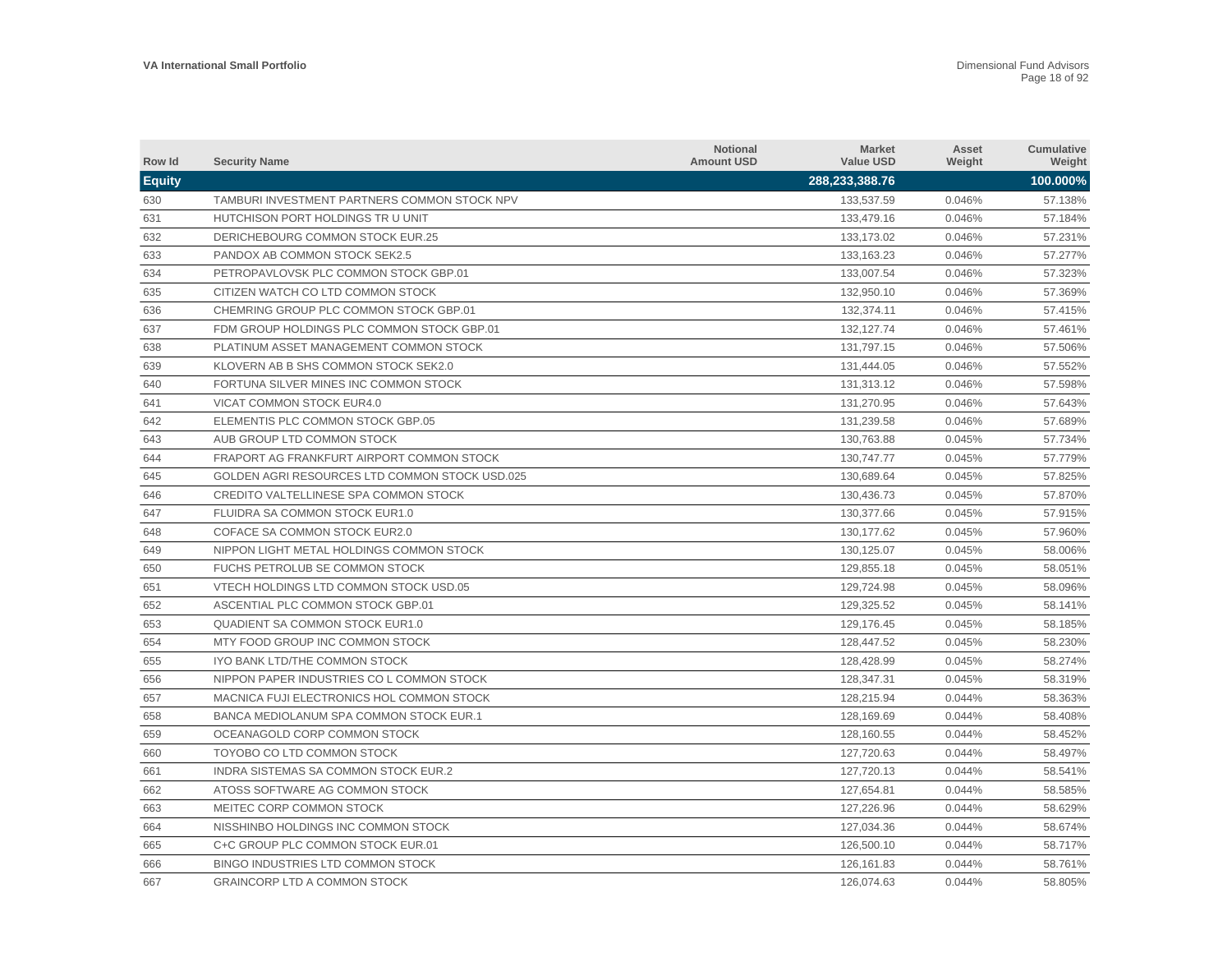| Row Id | Security Name | Notional Amount USD | Market Value USD | Asset Weight | Cumulative Weight |
|---|---|---|---|---|---|
| **Equity** | | | **288,233,388.76** | | **100.000%** |
| 630 | TAMBURI INVESTMENT PARTNERS COMMON STOCK NPV | | 133,537.59 | 0.046% | 57.138% |
| 631 | HUTCHISON PORT HOLDINGS TR U UNIT | | 133,479.16 | 0.046% | 57.184% |
| 632 | DERICHEBOURG COMMON STOCK EUR.25 | | 133,173.02 | 0.046% | 57.231% |
| 633 | PANDOX AB COMMON STOCK SEK2.5 | | 133,163.23 | 0.046% | 57.277% |
| 634 | PETROPAVLOVSK PLC COMMON STOCK GBP.01 | | 133,007.54 | 0.046% | 57.323% |
| 635 | CITIZEN WATCH CO LTD COMMON STOCK | | 132,950.10 | 0.046% | 57.369% |
| 636 | CHEMRING GROUP PLC COMMON STOCK GBP.01 | | 132,374.11 | 0.046% | 57.415% |
| 637 | FDM GROUP HOLDINGS PLC COMMON STOCK GBP.01 | | 132,127.74 | 0.046% | 57.461% |
| 638 | PLATINUM ASSET MANAGEMENT COMMON STOCK | | 131,797.15 | 0.046% | 57.506% |
| 639 | KLOVERN AB B SHS COMMON STOCK SEK2.0 | | 131,444.05 | 0.046% | 57.552% |
| 640 | FORTUNA SILVER MINES INC COMMON STOCK | | 131,313.12 | 0.046% | 57.598% |
| 641 | VICAT COMMON STOCK EUR4.0 | | 131,270.95 | 0.046% | 57.643% |
| 642 | ELEMENTIS PLC COMMON STOCK GBP.05 | | 131,239.58 | 0.046% | 57.689% |
| 643 | AUB GROUP LTD COMMON STOCK | | 130,763.88 | 0.045% | 57.734% |
| 644 | FRAPORT AG FRANKFURT AIRPORT COMMON STOCK | | 130,747.77 | 0.045% | 57.779% |
| 645 | GOLDEN AGRI RESOURCES LTD COMMON STOCK USD.025 | | 130,689.64 | 0.045% | 57.825% |
| 646 | CREDITO VALTELLINESE SPA COMMON STOCK | | 130,436.73 | 0.045% | 57.870% |
| 647 | FLUIDRA SA COMMON STOCK EUR1.0 | | 130,377.66 | 0.045% | 57.915% |
| 648 | COFACE SA COMMON STOCK EUR2.0 | | 130,177.62 | 0.045% | 57.960% |
| 649 | NIPPON LIGHT METAL HOLDINGS COMMON STOCK | | 130,125.07 | 0.045% | 58.006% |
| 650 | FUCHS PETROLUB SE COMMON STOCK | | 129,855.18 | 0.045% | 58.051% |
| 651 | VTECH HOLDINGS LTD COMMON STOCK USD.05 | | 129,724.98 | 0.045% | 58.096% |
| 652 | ASCENTIAL PLC COMMON STOCK GBP.01 | | 129,325.52 | 0.045% | 58.141% |
| 653 | QUADIENT SA COMMON STOCK EUR1.0 | | 129,176.45 | 0.045% | 58.185% |
| 654 | MTY FOOD GROUP INC COMMON STOCK | | 128,447.52 | 0.045% | 58.230% |
| 655 | IYO BANK LTD/THE COMMON STOCK | | 128,428.99 | 0.045% | 58.274% |
| 656 | NIPPON PAPER INDUSTRIES CO L COMMON STOCK | | 128,347.31 | 0.045% | 58.319% |
| 657 | MACNICA FUJI ELECTRONICS HOL COMMON STOCK | | 128,215.94 | 0.044% | 58.363% |
| 658 | BANCA MEDIOLANUM SPA COMMON STOCK EUR.1 | | 128,169.69 | 0.044% | 58.408% |
| 659 | OCEANAGOLD CORP COMMON STOCK | | 128,160.55 | 0.044% | 58.452% |
| 660 | TOYOBO CO LTD COMMON STOCK | | 127,720.63 | 0.044% | 58.497% |
| 661 | INDRA SISTEMAS SA COMMON STOCK EUR.2 | | 127,720.13 | 0.044% | 58.541% |
| 662 | ATOSS SOFTWARE AG COMMON STOCK | | 127,654.81 | 0.044% | 58.585% |
| 663 | MEITEC CORP COMMON STOCK | | 127,226.96 | 0.044% | 58.629% |
| 664 | NISSHINBO HOLDINGS INC COMMON STOCK | | 127,034.36 | 0.044% | 58.674% |
| 665 | C+C GROUP PLC COMMON STOCK EUR.01 | | 126,500.10 | 0.044% | 58.717% |
| 666 | BINGO INDUSTRIES LTD COMMON STOCK | | 126,161.83 | 0.044% | 58.761% |
| 667 | GRAINCORP LTD A COMMON STOCK | | 126,074.63 | 0.044% | 58.805% |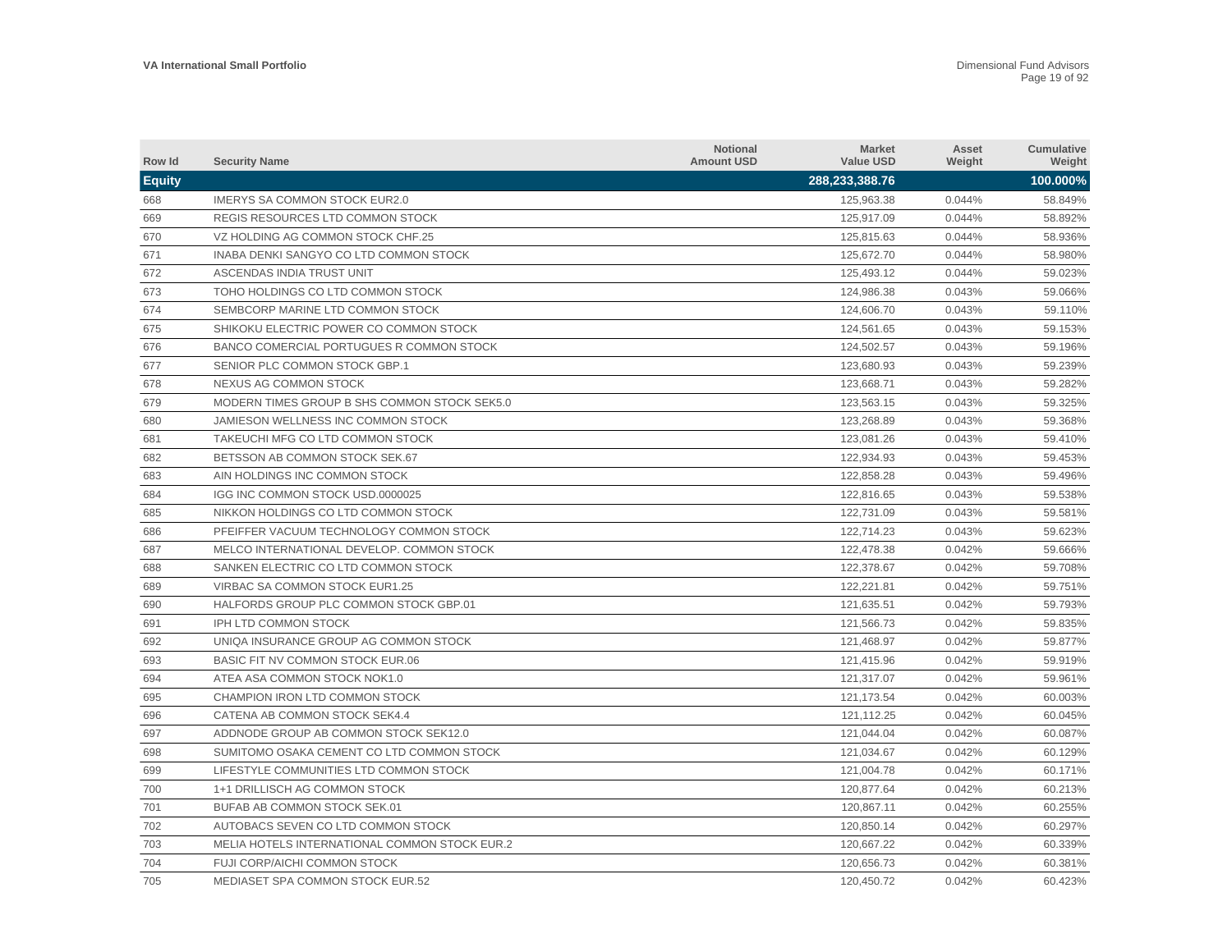| Row Id | Security Name | Notional Amount USD | Market Value USD | Asset Weight | Cumulative Weight |
|---|---|---|---|---|---|
| **Equity** | | | **288,233,388.76** | | **100.000%** |
| 668 | IMERYS SA COMMON STOCK EUR2.0 | | 125,963.38 | 0.044% | 58.849% |
| 669 | REGIS RESOURCES LTD COMMON STOCK | | 125,917.09 | 0.044% | 58.892% |
| 670 | VZ HOLDING AG COMMON STOCK CHF.25 | | 125,815.63 | 0.044% | 58.936% |
| 671 | INABA DENKI SANGYO CO LTD COMMON STOCK | | 125,672.70 | 0.044% | 58.980% |
| 672 | ASCENDAS INDIA TRUST UNIT | | 125,493.12 | 0.044% | 59.023% |
| 673 | TOHO HOLDINGS CO LTD COMMON STOCK | | 124,986.38 | 0.043% | 59.066% |
| 674 | SEMBCORP MARINE LTD COMMON STOCK | | 124,606.70 | 0.043% | 59.110% |
| 675 | SHIKOKU ELECTRIC POWER CO COMMON STOCK | | 124,561.65 | 0.043% | 59.153% |
| 676 | BANCO COMERCIAL PORTUGUES R COMMON STOCK | | 124,502.57 | 0.043% | 59.196% |
| 677 | SENIOR PLC COMMON STOCK GBP.1 | | 123,680.93 | 0.043% | 59.239% |
| 678 | NEXUS AG COMMON STOCK | | 123,668.71 | 0.043% | 59.282% |
| 679 | MODERN TIMES GROUP B SHS COMMON STOCK SEK5.0 | | 123,563.15 | 0.043% | 59.325% |
| 680 | JAMIESON WELLNESS INC COMMON STOCK | | 123,268.89 | 0.043% | 59.368% |
| 681 | TAKEUCHI MFG CO LTD COMMON STOCK | | 123,081.26 | 0.043% | 59.410% |
| 682 | BETSSON AB COMMON STOCK SEK.67 | | 122,934.93 | 0.043% | 59.453% |
| 683 | AIN HOLDINGS INC COMMON STOCK | | 122,858.28 | 0.043% | 59.496% |
| 684 | IGG INC COMMON STOCK USD.0000025 | | 122,816.65 | 0.043% | 59.538% |
| 685 | NIKKON HOLDINGS CO LTD COMMON STOCK | | 122,731.09 | 0.043% | 59.581% |
| 686 | PFEIFFER VACUUM TECHNOLOGY COMMON STOCK | | 122,714.23 | 0.043% | 59.623% |
| 687 | MELCO INTERNATIONAL DEVELOP. COMMON STOCK | | 122,478.38 | 0.042% | 59.666% |
| 688 | SANKEN ELECTRIC CO LTD COMMON STOCK | | 122,378.67 | 0.042% | 59.708% |
| 689 | VIRBAC SA COMMON STOCK EUR1.25 | | 122,221.81 | 0.042% | 59.751% |
| 690 | HALFORDS GROUP PLC COMMON STOCK GBP.01 | | 121,635.51 | 0.042% | 59.793% |
| 691 | IPH LTD COMMON STOCK | | 121,566.73 | 0.042% | 59.835% |
| 692 | UNIQA INSURANCE GROUP AG COMMON STOCK | | 121,468.97 | 0.042% | 59.877% |
| 693 | BASIC FIT NV COMMON STOCK EUR.06 | | 121,415.96 | 0.042% | 59.919% |
| 694 | ATEA ASA COMMON STOCK NOK1.0 | | 121,317.07 | 0.042% | 59.961% |
| 695 | CHAMPION IRON LTD COMMON STOCK | | 121,173.54 | 0.042% | 60.003% |
| 696 | CATENA AB COMMON STOCK SEK4.4 | | 121,112.25 | 0.042% | 60.045% |
| 697 | ADDNODE GROUP AB COMMON STOCK SEK12.0 | | 121,044.04 | 0.042% | 60.087% |
| 698 | SUMITOMO OSAKA CEMENT CO LTD COMMON STOCK | | 121,034.67 | 0.042% | 60.129% |
| 699 | LIFESTYLE COMMUNITIES LTD COMMON STOCK | | 121,004.78 | 0.042% | 60.171% |
| 700 | 1+1 DRILLISCH AG COMMON STOCK | | 120,877.64 | 0.042% | 60.213% |
| 701 | BUFAB AB COMMON STOCK SEK.01 | | 120,867.11 | 0.042% | 60.255% |
| 702 | AUTOBACS SEVEN CO LTD COMMON STOCK | | 120,850.14 | 0.042% | 60.297% |
| 703 | MELIA HOTELS INTERNATIONAL COMMON STOCK EUR.2 | | 120,667.22 | 0.042% | 60.339% |
| 704 | FUJI CORP/AICHI COMMON STOCK | | 120,656.73 | 0.042% | 60.381% |
| 705 | MEDIASET SPA COMMON STOCK EUR.52 | | 120,450.72 | 0.042% | 60.423% |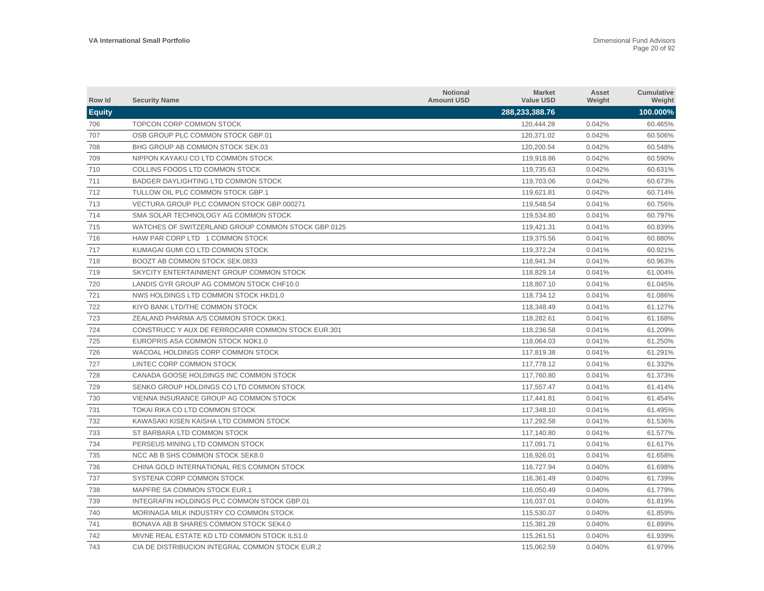| Row Id | Security Name | Notional Amount USD | Market Value USD | Asset Weight | Cumulative Weight |
| --- | --- | --- | --- | --- | --- |
| **Equity** | | | **288,233,388.76** | | **100.000%** |
| 706 | TOPCON CORP COMMON STOCK | | 120,444.28 | 0.042% | 60.465% |
| 707 | OSB GROUP PLC COMMON STOCK GBP.01 | | 120,371.02 | 0.042% | 60.506% |
| 708 | BHG GROUP AB COMMON STOCK SEK.03 | | 120,200.54 | 0.042% | 60.548% |
| 709 | NIPPON KAYAKU CO LTD COMMON STOCK | | 119,918.86 | 0.042% | 60.590% |
| 710 | COLLINS FOODS LTD COMMON STOCK | | 119,735.63 | 0.042% | 60.631% |
| 711 | BADGER DAYLIGHTING LTD COMMON STOCK | | 119,703.06 | 0.042% | 60.673% |
| 712 | TULLOW OIL PLC COMMON STOCK GBP.1 | | 119,621.81 | 0.042% | 60.714% |
| 713 | VECTURA GROUP PLC COMMON STOCK GBP.000271 | | 119,548.54 | 0.041% | 60.756% |
| 714 | SMA SOLAR TECHNOLOGY AG COMMON STOCK | | 119,534.80 | 0.041% | 60.797% |
| 715 | WATCHES OF SWITZERLAND GROUP COMMON STOCK GBP.0125 | | 119,421.31 | 0.041% | 60.839% |
| 716 | HAW PAR CORP LTD 1 COMMON STOCK | | 119,375.56 | 0.041% | 60.880% |
| 717 | KUMAGAI GUMI CO LTD COMMON STOCK | | 119,372.24 | 0.041% | 60.921% |
| 718 | BOOZT AB COMMON STOCK SEK.0833 | | 118,941.34 | 0.041% | 60.963% |
| 719 | SKYCITY ENTERTAINMENT GROUP COMMON STOCK | | 118,829.14 | 0.041% | 61.004% |
| 720 | LANDIS GYR GROUP AG COMMON STOCK CHF10.0 | | 118,807.10 | 0.041% | 61.045% |
| 721 | NWS HOLDINGS LTD COMMON STOCK HKD1.0 | | 118,734.12 | 0.041% | 61.086% |
| 722 | KIYO BANK LTD/THE COMMON STOCK | | 118,348.49 | 0.041% | 61.127% |
| 723 | ZEALAND PHARMA A/S COMMON STOCK DKK1. | | 118,282.61 | 0.041% | 61.168% |
| 724 | CONSTRUCC Y AUX DE FERROCARR COMMON STOCK EUR.301 | | 118,236.58 | 0.041% | 61.209% |
| 725 | EUROPRIS ASA COMMON STOCK NOK1.0 | | 118,064.03 | 0.041% | 61.250% |
| 726 | WACOAL HOLDINGS CORP COMMON STOCK | | 117,819.38 | 0.041% | 61.291% |
| 727 | LINTEC CORP COMMON STOCK | | 117,778.12 | 0.041% | 61.332% |
| 728 | CANADA GOOSE HOLDINGS INC COMMON STOCK | | 117,760.80 | 0.041% | 61.373% |
| 729 | SENKO GROUP HOLDINGS CO LTD COMMON STOCK | | 117,557.47 | 0.041% | 61.414% |
| 730 | VIENNA INSURANCE GROUP AG COMMON STOCK | | 117,441.81 | 0.041% | 61.454% |
| 731 | TOKAI RIKA CO LTD COMMON STOCK | | 117,348.10 | 0.041% | 61.495% |
| 732 | KAWASAKI KISEN KAISHA LTD COMMON STOCK | | 117,292.58 | 0.041% | 61.536% |
| 733 | ST BARBARA LTD COMMON STOCK | | 117,140.80 | 0.041% | 61.577% |
| 734 | PERSEUS MINING LTD COMMON STOCK | | 117,091.71 | 0.041% | 61.617% |
| 735 | NCC AB B SHS COMMON STOCK SEK8.0 | | 116,926.01 | 0.041% | 61.658% |
| 736 | CHINA GOLD INTERNATIONAL RES COMMON STOCK | | 116,727.94 | 0.040% | 61.698% |
| 737 | SYSTENA CORP COMMON STOCK | | 116,361.49 | 0.040% | 61.739% |
| 738 | MAPFRE SA COMMON STOCK EUR.1 | | 116,050.49 | 0.040% | 61.779% |
| 739 | INTEGRAFIN HOLDINGS PLC COMMON STOCK GBP.01 | | 116,037.01 | 0.040% | 61.819% |
| 740 | MORINAGA MILK INDUSTRY CO COMMON STOCK | | 115,530.07 | 0.040% | 61.859% |
| 741 | BONAVA AB B SHARES COMMON STOCK SEK4.0 | | 115,381.28 | 0.040% | 61.899% |
| 742 | MIVNE REAL ESTATE KD LTD COMMON STOCK ILS1.0 | | 115,261.51 | 0.040% | 61.939% |
| 743 | CIA DE DISTRIBUCION INTEGRAL COMMON STOCK EUR.2 | | 115,062.59 | 0.040% | 61.979% |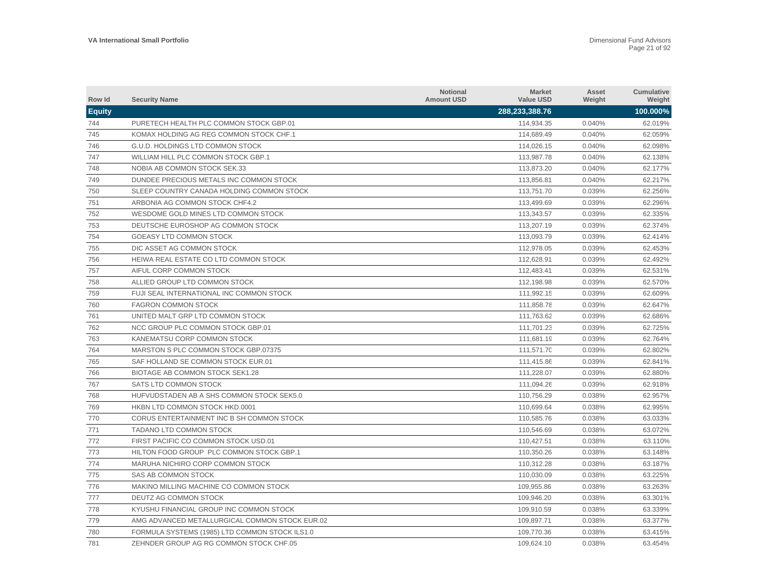| Row Id | Security Name | Notional Amount USD | Market Value USD | Asset Weight | Cumulative Weight |
|---|---|---|---|---|---|
| **Equity** | | | **288,233,388.76** | | **100.000%** |
| 744 | PURETECH HEALTH PLC COMMON STOCK GBP.01 | | 114,934.35 | 0.040% | 62.019% |
| 745 | KOMAX HOLDING AG REG COMMON STOCK CHF.1 | | 114,689.49 | 0.040% | 62.059% |
| 746 | G.U.D. HOLDINGS LTD COMMON STOCK | | 114,026.15 | 0.040% | 62.098% |
| 747 | WILLIAM HILL PLC COMMON STOCK GBP.1 | | 113,987.78 | 0.040% | 62.138% |
| 748 | NOBIA AB COMMON STOCK SEK.33 | | 113,873.20 | 0.040% | 62.177% |
| 749 | DUNDEE PRECIOUS METALS INC COMMON STOCK | | 113,856.81 | 0.040% | 62.217% |
| 750 | SLEEP COUNTRY CANADA HOLDING COMMON STOCK | | 113,751.70 | 0.039% | 62.256% |
| 751 | ARBONIA AG COMMON STOCK CHF4.2 | | 113,499.69 | 0.039% | 62.296% |
| 752 | WESDOME GOLD MINES LTD COMMON STOCK | | 113,343.57 | 0.039% | 62.335% |
| 753 | DEUTSCHE EUROSHOP AG COMMON STOCK | | 113,207.19 | 0.039% | 62.374% |
| 754 | GOEASY LTD COMMON STOCK | | 113,093.79 | 0.039% | 62.414% |
| 755 | DIC ASSET AG COMMON STOCK | | 112,978.05 | 0.039% | 62.453% |
| 756 | HEIWA REAL ESTATE CO LTD COMMON STOCK | | 112,628.91 | 0.039% | 62.492% |
| 757 | AIFUL CORP COMMON STOCK | | 112,483.41 | 0.039% | 62.531% |
| 758 | ALLIED GROUP LTD COMMON STOCK | | 112,198.98 | 0.039% | 62.570% |
| 759 | FUJI SEAL INTERNATIONAL INC COMMON STOCK | | 111,992.15 | 0.039% | 62.609% |
| 760 | FAGRON COMMON STOCK | | 111,858.78 | 0.039% | 62.647% |
| 761 | UNITED MALT GRP LTD COMMON STOCK | | 111,763.62 | 0.039% | 62.686% |
| 762 | NCC GROUP PLC COMMON STOCK GBP.01 | | 111,701.23 | 0.039% | 62.725% |
| 763 | KANEMATSU CORP COMMON STOCK | | 111,681.19 | 0.039% | 62.764% |
| 764 | MARSTON S PLC COMMON STOCK GBP.07375 | | 111,571.70 | 0.039% | 62.802% |
| 765 | SAF HOLLAND SE COMMON STOCK EUR.01 | | 111,415.86 | 0.039% | 62.841% |
| 766 | BIOTAGE AB COMMON STOCK SEK1.28 | | 111,228.07 | 0.039% | 62.880% |
| 767 | SATS LTD COMMON STOCK | | 111,094.26 | 0.039% | 62.918% |
| 768 | HUFVUDSTADEN AB A SHS COMMON STOCK SEK5.0 | | 110,756.29 | 0.038% | 62.957% |
| 769 | HKBN LTD COMMON STOCK HKD.0001 | | 110,699.64 | 0.038% | 62.995% |
| 770 | CORUS ENTERTAINMENT INC B SH COMMON STOCK | | 110,585.76 | 0.038% | 63.033% |
| 771 | TADANO LTD COMMON STOCK | | 110,546.69 | 0.038% | 63.072% |
| 772 | FIRST PACIFIC CO COMMON STOCK USD.01 | | 110,427.51 | 0.038% | 63.110% |
| 773 | HILTON FOOD GROUP PLC COMMON STOCK GBP.1 | | 110,350.26 | 0.038% | 63.148% |
| 774 | MARUHA NICHIRO CORP COMMON STOCK | | 110,312.28 | 0.038% | 63.187% |
| 775 | SAS AB COMMON STOCK | | 110,030.09 | 0.038% | 63.225% |
| 776 | MAKINO MILLING MACHINE CO COMMON STOCK | | 109,955.86 | 0.038% | 63.263% |
| 777 | DEUTZ AG COMMON STOCK | | 109,946.20 | 0.038% | 63.301% |
| 778 | KYUSHU FINANCIAL GROUP INC COMMON STOCK | | 109,910.59 | 0.038% | 63.339% |
| 779 | AMG ADVANCED METALLURGICAL COMMON STOCK EUR.02 | | 109,897.71 | 0.038% | 63.377% |
| 780 | FORMULA SYSTEMS (1985) LTD COMMON STOCK ILS1.0 | | 109,770.36 | 0.038% | 63.415% |
| 781 | ZEHNDER GROUP AG RG COMMON STOCK CHF.05 | | 109,624.10 | 0.038% | 63.454% |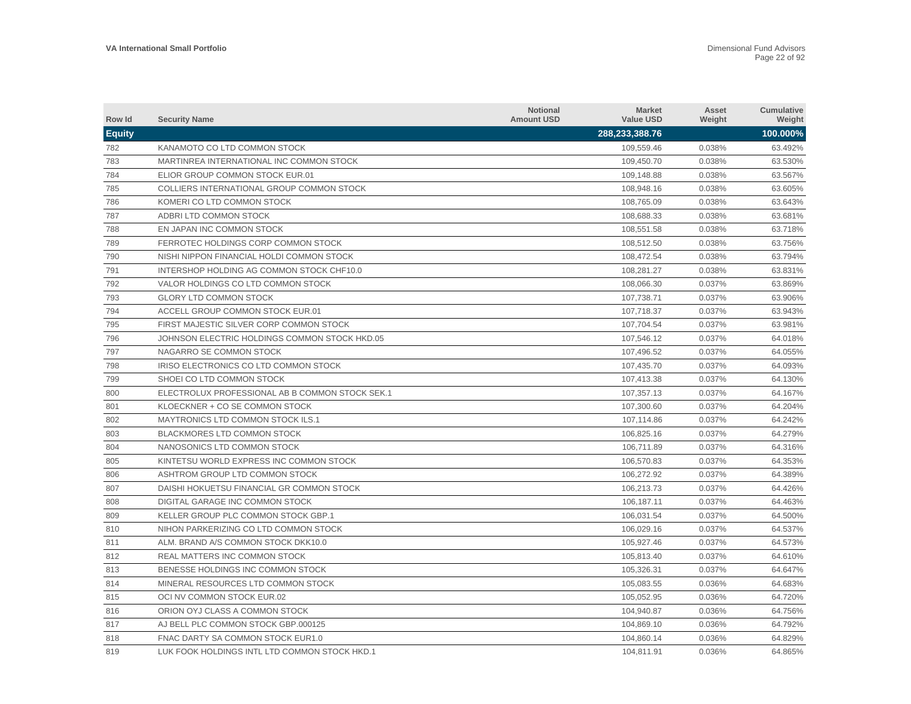| Row Id | Security Name | Notional Amount USD | Market Value USD | Asset Weight | Cumulative Weight |
|---|---|---|---|---|---|
| **Equity** | | | **288,233,388.76** | | **100.000%** |
| 782 | KANAMOTO CO LTD COMMON STOCK | | 109,559.46 | 0.038% | 63.492% |
| 783 | MARTINREA INTERNATIONAL INC COMMON STOCK | | 109,450.70 | 0.038% | 63.530% |
| 784 | ELIOR GROUP COMMON STOCK EUR.01 | | 109,148.88 | 0.038% | 63.567% |
| 785 | COLLIERS INTERNATIONAL GROUP COMMON STOCK | | 108,948.16 | 0.038% | 63.605% |
| 786 | KOMERI CO LTD COMMON STOCK | | 108,765.09 | 0.038% | 63.643% |
| 787 | ADBRI LTD COMMON STOCK | | 108,688.33 | 0.038% | 63.681% |
| 788 | EN JAPAN INC COMMON STOCK | | 108,551.58 | 0.038% | 63.718% |
| 789 | FERROTEC HOLDINGS CORP COMMON STOCK | | 108,512.50 | 0.038% | 63.756% |
| 790 | NISHI NIPPON FINANCIAL HOLDI COMMON STOCK | | 108,472.54 | 0.038% | 63.794% |
| 791 | INTERSHOP HOLDING AG COMMON STOCK CHF10.0 | | 108,281.27 | 0.038% | 63.831% |
| 792 | VALOR HOLDINGS CO LTD COMMON STOCK | | 108,066.30 | 0.037% | 63.869% |
| 793 | GLORY LTD COMMON STOCK | | 107,738.71 | 0.037% | 63.906% |
| 794 | ACCELL GROUP COMMON STOCK EUR.01 | | 107,718.37 | 0.037% | 63.943% |
| 795 | FIRST MAJESTIC SILVER CORP COMMON STOCK | | 107,704.54 | 0.037% | 63.981% |
| 796 | JOHNSON ELECTRIC HOLDINGS COMMON STOCK HKD.05 | | 107,546.12 | 0.037% | 64.018% |
| 797 | NAGARRO SE COMMON STOCK | | 107,496.52 | 0.037% | 64.055% |
| 798 | IRISO ELECTRONICS CO LTD COMMON STOCK | | 107,435.70 | 0.037% | 64.093% |
| 799 | SHOEI CO LTD COMMON STOCK | | 107,413.38 | 0.037% | 64.130% |
| 800 | ELECTROLUX PROFESSIONAL AB B COMMON STOCK SEK.1 | | 107,357.13 | 0.037% | 64.167% |
| 801 | KLOECKNER + CO SE COMMON STOCK | | 107,300.60 | 0.037% | 64.204% |
| 802 | MAYTRONICS LTD COMMON STOCK ILS.1 | | 107,114.86 | 0.037% | 64.242% |
| 803 | BLACKMORES LTD COMMON STOCK | | 106,825.16 | 0.037% | 64.279% |
| 804 | NANOSONICS LTD COMMON STOCK | | 106,711.89 | 0.037% | 64.316% |
| 805 | KINTETSU WORLD EXPRESS INC COMMON STOCK | | 106,570.83 | 0.037% | 64.353% |
| 806 | ASHTROM GROUP LTD COMMON STOCK | | 106,272.92 | 0.037% | 64.389% |
| 807 | DAISHI HOKUETSU FINANCIAL GR COMMON STOCK | | 106,213.73 | 0.037% | 64.426% |
| 808 | DIGITAL GARAGE INC COMMON STOCK | | 106,187.11 | 0.037% | 64.463% |
| 809 | KELLER GROUP PLC COMMON STOCK GBP.1 | | 106,031.54 | 0.037% | 64.500% |
| 810 | NIHON PARKERIZING CO LTD COMMON STOCK | | 106,029.16 | 0.037% | 64.537% |
| 811 | ALM. BRAND A/S COMMON STOCK DKK10.0 | | 105,927.46 | 0.037% | 64.573% |
| 812 | REAL MATTERS INC COMMON STOCK | | 105,813.40 | 0.037% | 64.610% |
| 813 | BENESSE HOLDINGS INC COMMON STOCK | | 105,326.31 | 0.037% | 64.647% |
| 814 | MINERAL RESOURCES LTD COMMON STOCK | | 105,083.55 | 0.036% | 64.683% |
| 815 | OCI NV COMMON STOCK EUR.02 | | 105,052.95 | 0.036% | 64.720% |
| 816 | ORION OYJ CLASS A COMMON STOCK | | 104,940.87 | 0.036% | 64.756% |
| 817 | AJ BELL PLC COMMON STOCK GBP.000125 | | 104,869.10 | 0.036% | 64.792% |
| 818 | FNAC DARTY SA COMMON STOCK EUR1.0 | | 104,860.14 | 0.036% | 64.829% |
| 819 | LUK FOOK HOLDINGS INTL LTD COMMON STOCK HKD.1 | | 104,811.91 | 0.036% | 64.865% |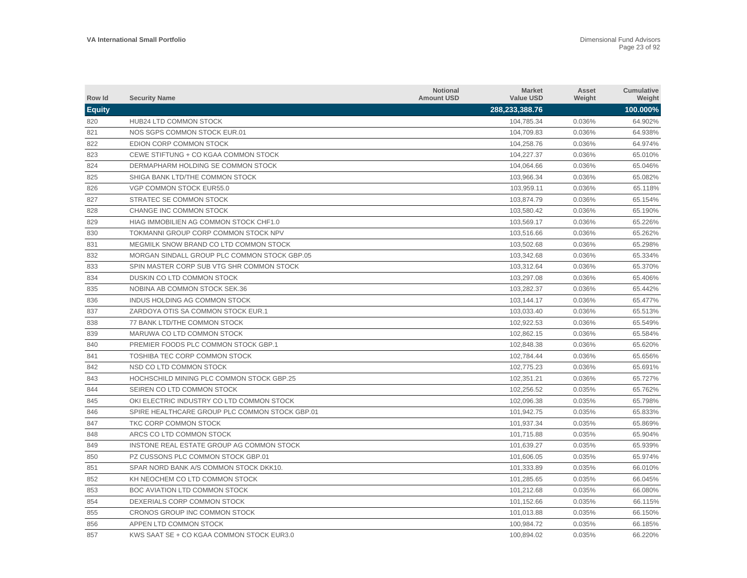| Row Id | Security Name | Notional Amount USD | Market Value USD | Asset Weight | Cumulative Weight |
|---|---|---|---|---|---|
| **Equity** | | | **288,233,388.76** | | **100.000%** |
| 820 | HUB24 LTD COMMON STOCK | | 104,785.34 | 0.036% | 64.902% |
| 821 | NOS SGPS COMMON STOCK EUR.01 | | 104,709.83 | 0.036% | 64.938% |
| 822 | EDION CORP COMMON STOCK | | 104,258.76 | 0.036% | 64.974% |
| 823 | CEWE STIFTUNG + CO KGAA COMMON STOCK | | 104,227.37 | 0.036% | 65.010% |
| 824 | DERMAPHARM HOLDING SE COMMON STOCK | | 104,064.66 | 0.036% | 65.046% |
| 825 | SHIGA BANK LTD/THE COMMON STOCK | | 103,966.34 | 0.036% | 65.082% |
| 826 | VGP COMMON STOCK EUR55.0 | | 103,959.11 | 0.036% | 65.118% |
| 827 | STRATEC SE COMMON STOCK | | 103,874.79 | 0.036% | 65.154% |
| 828 | CHANGE INC COMMON STOCK | | 103,580.42 | 0.036% | 65.190% |
| 829 | HIAG IMMOBILIEN AG COMMON STOCK CHF1.0 | | 103,569.17 | 0.036% | 65.226% |
| 830 | TOKMANNI GROUP CORP COMMON STOCK NPV | | 103,516.66 | 0.036% | 65.262% |
| 831 | MEGMILK SNOW BRAND CO LTD COMMON STOCK | | 103,502.68 | 0.036% | 65.298% |
| 832 | MORGAN SINDALL GROUP PLC COMMON STOCK GBP.05 | | 103,342.68 | 0.036% | 65.334% |
| 833 | SPIN MASTER CORP SUB VTG SHR COMMON STOCK | | 103,312.64 | 0.036% | 65.370% |
| 834 | DUSKIN CO LTD COMMON STOCK | | 103,297.08 | 0.036% | 65.406% |
| 835 | NOBINA AB COMMON STOCK SEK.36 | | 103,282.37 | 0.036% | 65.442% |
| 836 | INDUS HOLDING AG COMMON STOCK | | 103,144.17 | 0.036% | 65.477% |
| 837 | ZARDOYA OTIS SA COMMON STOCK EUR.1 | | 103,033.40 | 0.036% | 65.513% |
| 838 | 77 BANK LTD/THE COMMON STOCK | | 102,922.53 | 0.036% | 65.549% |
| 839 | MARUWA CO LTD COMMON STOCK | | 102,862.15 | 0.036% | 65.584% |
| 840 | PREMIER FOODS PLC COMMON STOCK GBP.1 | | 102,848.38 | 0.036% | 65.620% |
| 841 | TOSHIBA TEC CORP COMMON STOCK | | 102,784.44 | 0.036% | 65.656% |
| 842 | NSD CO LTD COMMON STOCK | | 102,775.23 | 0.036% | 65.691% |
| 843 | HOCHSCHILD MINING PLC COMMON STOCK GBP.25 | | 102,351.21 | 0.036% | 65.727% |
| 844 | SEIREN CO LTD COMMON STOCK | | 102,256.52 | 0.035% | 65.762% |
| 845 | OKI ELECTRIC INDUSTRY CO LTD COMMON STOCK | | 102,096.38 | 0.035% | 65.798% |
| 846 | SPIRE HEALTHCARE GROUP PLC COMMON STOCK GBP.01 | | 101,942.75 | 0.035% | 65.833% |
| 847 | TKC CORP COMMON STOCK | | 101,937.34 | 0.035% | 65.869% |
| 848 | ARCS CO LTD COMMON STOCK | | 101,715.88 | 0.035% | 65.904% |
| 849 | INSTONE REAL ESTATE GROUP AG COMMON STOCK | | 101,639.27 | 0.035% | 65.939% |
| 850 | PZ CUSSONS PLC COMMON STOCK GBP.01 | | 101,606.05 | 0.035% | 65.974% |
| 851 | SPAR NORD BANK A/S COMMON STOCK DKK10. | | 101,333.89 | 0.035% | 66.010% |
| 852 | KH NEOCHEM CO LTD COMMON STOCK | | 101,285.65 | 0.035% | 66.045% |
| 853 | BOC AVIATION LTD COMMON STOCK | | 101,212.68 | 0.035% | 66.080% |
| 854 | DEXERIALS CORP COMMON STOCK | | 101,152.66 | 0.035% | 66.115% |
| 855 | CRONOS GROUP INC COMMON STOCK | | 101,013.88 | 0.035% | 66.150% |
| 856 | APPEN LTD COMMON STOCK | | 100,984.72 | 0.035% | 66.185% |
| 857 | KWS SAAT SE + CO KGAA COMMON STOCK EUR3.0 | | 100,894.02 | 0.035% | 66.220% |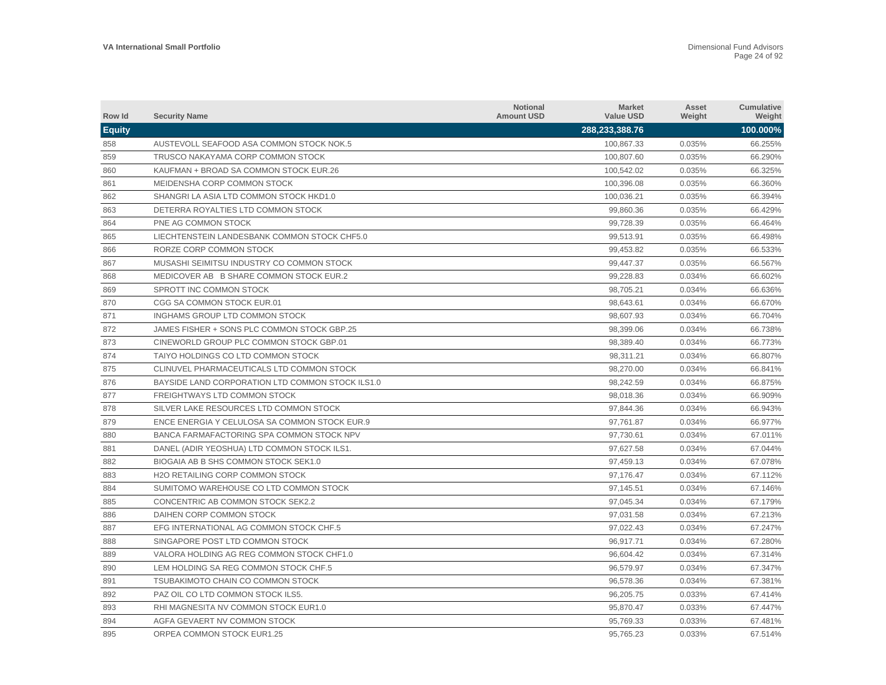| Row Id | Security Name | Notional Amount USD | Market Value USD | Asset Weight | Cumulative Weight |
|---|---|---|---|---|---|
| **Equity** | | | **288,233,388.76** | | **100.000%** |
| 858 | AUSTEVOLL SEAFOOD ASA COMMON STOCK NOK.5 | | 100,867.33 | 0.035% | 66.255% |
| 859 | TRUSCO NAKAYAMA CORP COMMON STOCK | | 100,807.60 | 0.035% | 66.290% |
| 860 | KAUFMAN + BROAD SA COMMON STOCK EUR.26 | | 100,542.02 | 0.035% | 66.325% |
| 861 | MEIDENSHA CORP COMMON STOCK | | 100,396.08 | 0.035% | 66.360% |
| 862 | SHANGRI LA ASIA LTD COMMON STOCK HKD1.0 | | 100,036.21 | 0.035% | 66.394% |
| 863 | DETERRA ROYALTIES LTD COMMON STOCK | | 99,860.36 | 0.035% | 66.429% |
| 864 | PNE AG COMMON STOCK | | 99,728.39 | 0.035% | 66.464% |
| 865 | LIECHTENSTEIN LANDESBANK COMMON STOCK CHF5.0 | | 99,513.91 | 0.035% | 66.498% |
| 866 | RORZE CORP COMMON STOCK | | 99,453.82 | 0.035% | 66.533% |
| 867 | MUSASHI SEIMITSU INDUSTRY CO COMMON STOCK | | 99,447.37 | 0.035% | 66.567% |
| 868 | MEDICOVER AB B SHARE COMMON STOCK EUR.2 | | 99,228.83 | 0.034% | 66.602% |
| 869 | SPROTT INC COMMON STOCK | | 98,705.21 | 0.034% | 66.636% |
| 870 | CGG SA COMMON STOCK EUR.01 | | 98,643.61 | 0.034% | 66.670% |
| 871 | INGHAMS GROUP LTD COMMON STOCK | | 98,607.93 | 0.034% | 66.704% |
| 872 | JAMES FISHER + SONS PLC COMMON STOCK GBP.25 | | 98,399.06 | 0.034% | 66.738% |
| 873 | CINEWORLD GROUP PLC COMMON STOCK GBP.01 | | 98,389.40 | 0.034% | 66.773% |
| 874 | TAIYO HOLDINGS CO LTD COMMON STOCK | | 98,311.21 | 0.034% | 66.807% |
| 875 | CLINUVEL PHARMACEUTICALS LTD COMMON STOCK | | 98,270.00 | 0.034% | 66.841% |
| 876 | BAYSIDE LAND CORPORATION LTD COMMON STOCK ILS1.0 | | 98,242.59 | 0.034% | 66.875% |
| 877 | FREIGHTWAYS LTD COMMON STOCK | | 98,018.36 | 0.034% | 66.909% |
| 878 | SILVER LAKE RESOURCES LTD COMMON STOCK | | 97,844.36 | 0.034% | 66.943% |
| 879 | ENCE ENERGIA Y CELULOSA SA COMMON STOCK EUR.9 | | 97,761.87 | 0.034% | 66.977% |
| 880 | BANCA FARMAFACTORING SPA COMMON STOCK NPV | | 97,730.61 | 0.034% | 67.011% |
| 881 | DANEL (ADIR YEOSHUA) LTD COMMON STOCK ILS1. | | 97,627.58 | 0.034% | 67.044% |
| 882 | BIOGAIA AB B SHS COMMON STOCK SEK1.0 | | 97,459.13 | 0.034% | 67.078% |
| 883 | H2O RETAILING CORP COMMON STOCK | | 97,176.47 | 0.034% | 67.112% |
| 884 | SUMITOMO WAREHOUSE CO LTD COMMON STOCK | | 97,145.51 | 0.034% | 67.146% |
| 885 | CONCENTRIC AB COMMON STOCK SEK2.2 | | 97,045.34 | 0.034% | 67.179% |
| 886 | DAIHEN CORP COMMON STOCK | | 97,031.58 | 0.034% | 67.213% |
| 887 | EFG INTERNATIONAL AG COMMON STOCK CHF.5 | | 97,022.43 | 0.034% | 67.247% |
| 888 | SINGAPORE POST LTD COMMON STOCK | | 96,917.71 | 0.034% | 67.280% |
| 889 | VALORA HOLDING AG REG COMMON STOCK CHF1.0 | | 96,604.42 | 0.034% | 67.314% |
| 890 | LEM HOLDING SA REG COMMON STOCK CHF.5 | | 96,579.97 | 0.034% | 67.347% |
| 891 | TSUBAKIMOTO CHAIN CO COMMON STOCK | | 96,578.36 | 0.034% | 67.381% |
| 892 | PAZ OIL CO LTD COMMON STOCK ILS5. | | 96,205.75 | 0.033% | 67.414% |
| 893 | RHI MAGNESITA NV COMMON STOCK EUR1.0 | | 95,870.47 | 0.033% | 67.447% |
| 894 | AGFA GEVAERT NV COMMON STOCK | | 95,769.33 | 0.033% | 67.481% |
| 895 | ORPEA COMMON STOCK EUR1.25 | | 95,765.23 | 0.033% | 67.514% |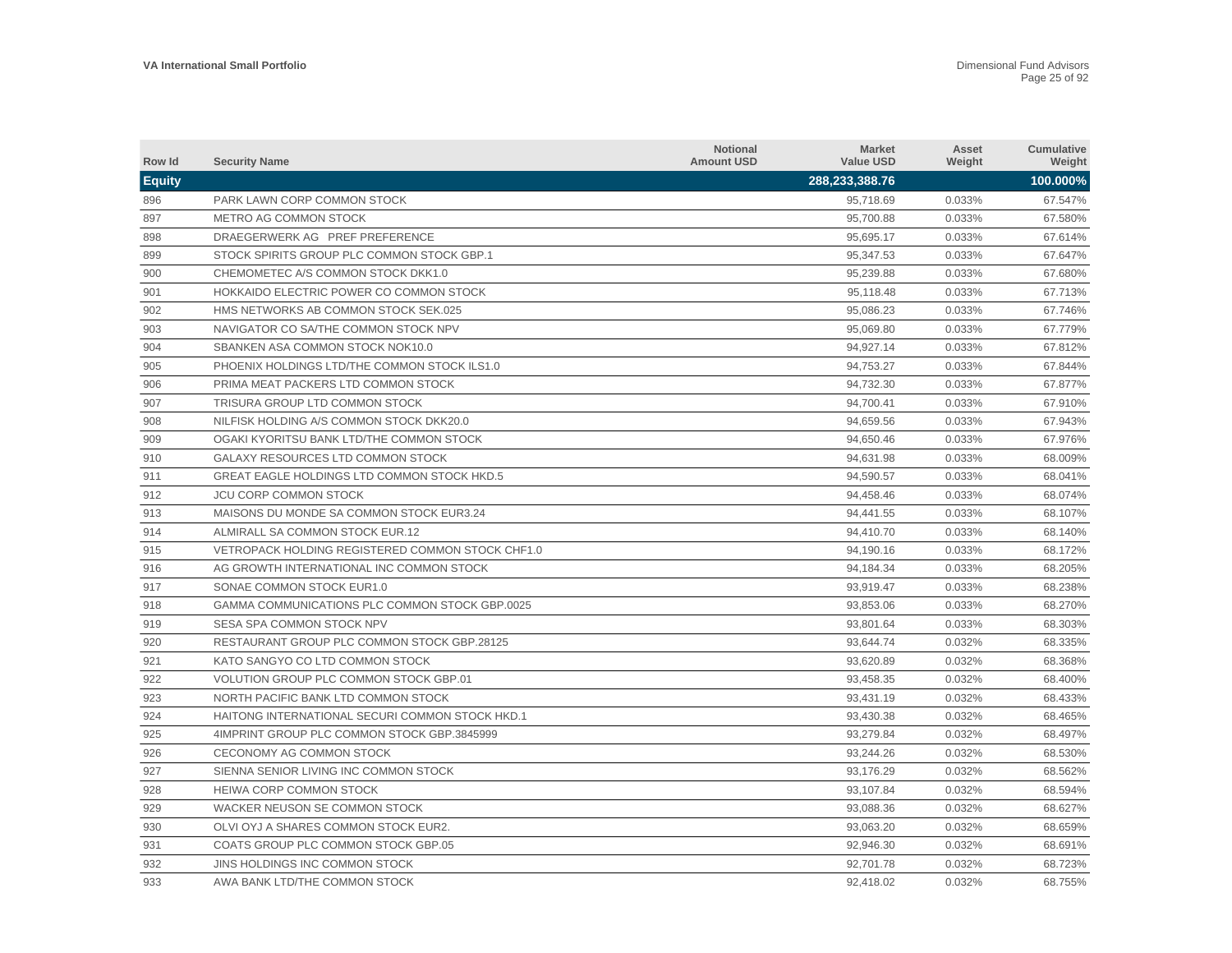| Row Id | Security Name | Notional Amount USD | Market Value USD | Asset Weight | Cumulative Weight |
|---|---|---|---|---|---|
| **Equity** | | | **288,233,388.76** | | **100.000%** |
| 896 | PARK LAWN CORP COMMON STOCK | | 95,718.69 | 0.033% | 67.547% |
| 897 | METRO AG COMMON STOCK | | 95,700.88 | 0.033% | 67.580% |
| 898 | DRAEGERWERK AG PREF PREFERENCE | | 95,695.17 | 0.033% | 67.614% |
| 899 | STOCK SPIRITS GROUP PLC COMMON STOCK GBP.1 | | 95,347.53 | 0.033% | 67.647% |
| 900 | CHEMOMETEC A/S COMMON STOCK DKK1.0 | | 95,239.88 | 0.033% | 67.680% |
| 901 | HOKKAIDO ELECTRIC POWER CO COMMON STOCK | | 95,118.48 | 0.033% | 67.713% |
| 902 | HMS NETWORKS AB COMMON STOCK SEK.025 | | 95,086.23 | 0.033% | 67.746% |
| 903 | NAVIGATOR CO SA/THE COMMON STOCK NPV | | 95,069.80 | 0.033% | 67.779% |
| 904 | SBANKEN ASA COMMON STOCK NOK10.0 | | 94,927.14 | 0.033% | 67.812% |
| 905 | PHOENIX HOLDINGS LTD/THE COMMON STOCK ILS1.0 | | 94,753.27 | 0.033% | 67.844% |
| 906 | PRIMA MEAT PACKERS LTD COMMON STOCK | | 94,732.30 | 0.033% | 67.877% |
| 907 | TRISURA GROUP LTD COMMON STOCK | | 94,700.41 | 0.033% | 67.910% |
| 908 | NILFISK HOLDING A/S COMMON STOCK DKK20.0 | | 94,659.56 | 0.033% | 67.943% |
| 909 | OGAKI KYORITSU BANK LTD/THE COMMON STOCK | | 94,650.46 | 0.033% | 67.976% |
| 910 | GALAXY RESOURCES LTD COMMON STOCK | | 94,631.98 | 0.033% | 68.009% |
| 911 | GREAT EAGLE HOLDINGS LTD COMMON STOCK HKD.5 | | 94,590.57 | 0.033% | 68.041% |
| 912 | JCU CORP COMMON STOCK | | 94,458.46 | 0.033% | 68.074% |
| 913 | MAISONS DU MONDE SA COMMON STOCK EUR3.24 | | 94,441.55 | 0.033% | 68.107% |
| 914 | ALMIRALL SA COMMON STOCK EUR.12 | | 94,410.70 | 0.033% | 68.140% |
| 915 | VETROPACK HOLDING REGISTERED COMMON STOCK CHF1.0 | | 94,190.16 | 0.033% | 68.172% |
| 916 | AG GROWTH INTERNATIONAL INC COMMON STOCK | | 94,184.34 | 0.033% | 68.205% |
| 917 | SONAE COMMON STOCK EUR1.0 | | 93,919.47 | 0.033% | 68.238% |
| 918 | GAMMA COMMUNICATIONS PLC COMMON STOCK GBP.0025 | | 93,853.06 | 0.033% | 68.270% |
| 919 | SESA SPA COMMON STOCK NPV | | 93,801.64 | 0.033% | 68.303% |
| 920 | RESTAURANT GROUP PLC COMMON STOCK GBP.28125 | | 93,644.74 | 0.032% | 68.335% |
| 921 | KATO SANGYO CO LTD COMMON STOCK | | 93,620.89 | 0.032% | 68.368% |
| 922 | VOLUTION GROUP PLC COMMON STOCK GBP.01 | | 93,458.35 | 0.032% | 68.400% |
| 923 | NORTH PACIFIC BANK LTD COMMON STOCK | | 93,431.19 | 0.032% | 68.433% |
| 924 | HAITONG INTERNATIONAL SECURI COMMON STOCK HKD.1 | | 93,430.38 | 0.032% | 68.465% |
| 925 | 4IMPRINT GROUP PLC COMMON STOCK GBP.3845999 | | 93,279.84 | 0.032% | 68.497% |
| 926 | CECONOMY AG COMMON STOCK | | 93,244.26 | 0.032% | 68.530% |
| 927 | SIENNA SENIOR LIVING INC COMMON STOCK | | 93,176.29 | 0.032% | 68.562% |
| 928 | HEIWA CORP COMMON STOCK | | 93,107.84 | 0.032% | 68.594% |
| 929 | WACKER NEUSON SE COMMON STOCK | | 93,088.36 | 0.032% | 68.627% |
| 930 | OLVI OYJ A SHARES COMMON STOCK EUR2. | | 93,063.20 | 0.032% | 68.659% |
| 931 | COATS GROUP PLC COMMON STOCK GBP.05 | | 92,946.30 | 0.032% | 68.691% |
| 932 | JINS HOLDINGS INC COMMON STOCK | | 92,701.78 | 0.032% | 68.723% |
| 933 | AWA BANK LTD/THE COMMON STOCK | | 92,418.02 | 0.032% | 68.755% |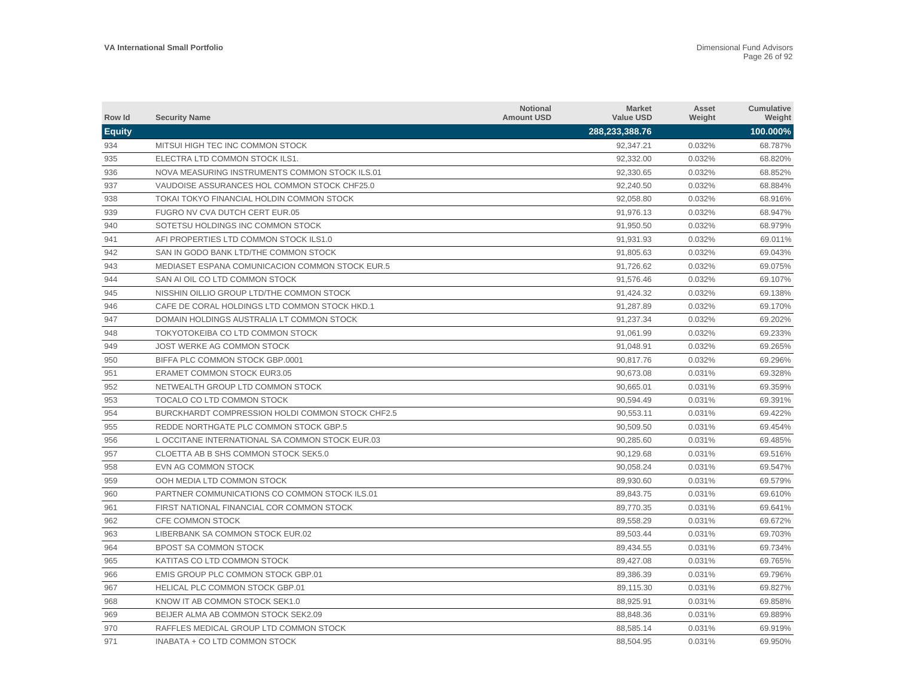| Row Id | Security Name | Notional Amount USD | Market Value USD | Asset Weight | Cumulative Weight |
|---|---|---|---|---|---|
| **Equity** | | | **288,233,388.76** | | **100.000%** |
| 934 | MITSUI HIGH TEC INC COMMON STOCK | | 92,347.21 | 0.032% | 68.787% |
| 935 | ELECTRA LTD COMMON STOCK ILS1. | | 92,332.00 | 0.032% | 68.820% |
| 936 | NOVA MEASURING INSTRUMENTS COMMON STOCK ILS.01 | | 92,330.65 | 0.032% | 68.852% |
| 937 | VAUDOISE ASSURANCES HOL COMMON STOCK CHF25.0 | | 92,240.50 | 0.032% | 68.884% |
| 938 | TOKAI TOKYO FINANCIAL HOLDIN COMMON STOCK | | 92,058.80 | 0.032% | 68.916% |
| 939 | FUGRO NV CVA DUTCH CERT EUR.05 | | 91,976.13 | 0.032% | 68.947% |
| 940 | SOTETSU HOLDINGS INC COMMON STOCK | | 91,950.50 | 0.032% | 68.979% |
| 941 | AFI PROPERTIES LTD COMMON STOCK ILS1.0 | | 91,931.93 | 0.032% | 69.011% |
| 942 | SAN IN GODO BANK LTD/THE COMMON STOCK | | 91,805.63 | 0.032% | 69.043% |
| 943 | MEDIASET ESPANA COMUNICACION COMMON STOCK EUR.5 | | 91,726.62 | 0.032% | 69.075% |
| 944 | SAN AI OIL CO LTD COMMON STOCK | | 91,576.46 | 0.032% | 69.107% |
| 945 | NISSHIN OILLIO GROUP LTD/THE COMMON STOCK | | 91,424.32 | 0.032% | 69.138% |
| 946 | CAFE DE CORAL HOLDINGS LTD COMMON STOCK HKD.1 | | 91,287.89 | 0.032% | 69.170% |
| 947 | DOMAIN HOLDINGS AUSTRALIA LT COMMON STOCK | | 91,237.34 | 0.032% | 69.202% |
| 948 | TOKYOTOKEIBA CO LTD COMMON STOCK | | 91,061.99 | 0.032% | 69.233% |
| 949 | JOST WERKE AG COMMON STOCK | | 91,048.91 | 0.032% | 69.265% |
| 950 | BIFFA PLC COMMON STOCK GBP.0001 | | 90,817.76 | 0.032% | 69.296% |
| 951 | ERAMET COMMON STOCK EUR3.05 | | 90,673.08 | 0.031% | 69.328% |
| 952 | NETWEALTH GROUP LTD COMMON STOCK | | 90,665.01 | 0.031% | 69.359% |
| 953 | TOCALO CO LTD COMMON STOCK | | 90,594.49 | 0.031% | 69.391% |
| 954 | BURCKHARDT COMPRESSION HOLDI COMMON STOCK CHF2.5 | | 90,553.11 | 0.031% | 69.422% |
| 955 | REDDE NORTHGATE PLC COMMON STOCK GBP.5 | | 90,509.50 | 0.031% | 69.454% |
| 956 | L OCCITANE INTERNATIONAL SA COMMON STOCK EUR.03 | | 90,285.60 | 0.031% | 69.485% |
| 957 | CLOETTA AB B SHS COMMON STOCK SEK5.0 | | 90,129.68 | 0.031% | 69.516% |
| 958 | EVN AG COMMON STOCK | | 90,058.24 | 0.031% | 69.547% |
| 959 | OOH MEDIA LTD COMMON STOCK | | 89,930.60 | 0.031% | 69.579% |
| 960 | PARTNER COMMUNICATIONS CO COMMON STOCK ILS.01 | | 89,843.75 | 0.031% | 69.610% |
| 961 | FIRST NATIONAL FINANCIAL COR COMMON STOCK | | 89,770.35 | 0.031% | 69.641% |
| 962 | CFE COMMON STOCK | | 89,558.29 | 0.031% | 69.672% |
| 963 | LIBERBANK SA COMMON STOCK EUR.02 | | 89,503.44 | 0.031% | 69.703% |
| 964 | BPOST SA COMMON STOCK | | 89,434.55 | 0.031% | 69.734% |
| 965 | KATITAS CO LTD COMMON STOCK | | 89,427.08 | 0.031% | 69.765% |
| 966 | EMIS GROUP PLC COMMON STOCK GBP.01 | | 89,386.39 | 0.031% | 69.796% |
| 967 | HELICAL PLC COMMON STOCK GBP.01 | | 89,115.30 | 0.031% | 69.827% |
| 968 | KNOW IT AB COMMON STOCK SEK1.0 | | 88,925.91 | 0.031% | 69.858% |
| 969 | BEIJER ALMA AB COMMON STOCK SEK2.09 | | 88,848.36 | 0.031% | 69.889% |
| 970 | RAFFLES MEDICAL GROUP LTD COMMON STOCK | | 88,585.14 | 0.031% | 69.919% |
| 971 | INABATA + CO LTD COMMON STOCK | | 88,504.95 | 0.031% | 69.950% |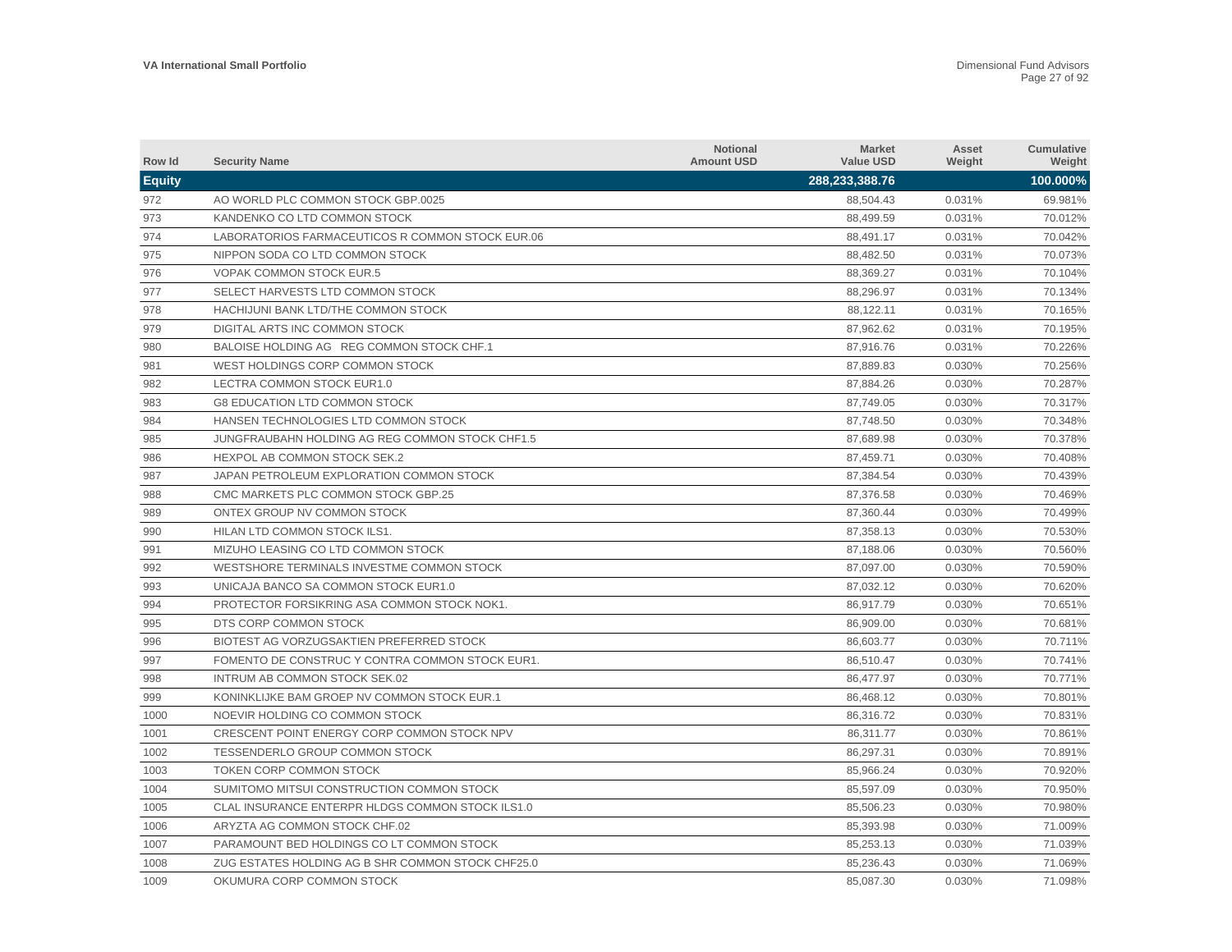| Row Id | Security Name | Notional Amount USD | Market Value USD | Asset Weight | Cumulative Weight |
|---|---|---|---|---|---|
| **Equity** | | | **288,233,388.76** | | **100.000%** |
| 972 | AO WORLD PLC COMMON STOCK GBP.0025 | | 88,504.43 | 0.031% | 69.981% |
| 973 | KANDENKO CO LTD COMMON STOCK | | 88,499.59 | 0.031% | 70.012% |
| 974 | LABORATORIOS FARMACEUTICOS R COMMON STOCK EUR.06 | | 88,491.17 | 0.031% | 70.042% |
| 975 | NIPPON SODA CO LTD COMMON STOCK | | 88,482.50 | 0.031% | 70.073% |
| 976 | VOPAK COMMON STOCK EUR.5 | | 88,369.27 | 0.031% | 70.104% |
| 977 | SELECT HARVESTS LTD COMMON STOCK | | 88,296.97 | 0.031% | 70.134% |
| 978 | HACHIJUNI BANK LTD/THE COMMON STOCK | | 88,122.11 | 0.031% | 70.165% |
| 979 | DIGITAL ARTS INC COMMON STOCK | | 87,962.62 | 0.031% | 70.195% |
| 980 | BALOISE HOLDING AG REG COMMON STOCK CHF.1 | | 87,916.76 | 0.031% | 70.226% |
| 981 | WEST HOLDINGS CORP COMMON STOCK | | 87,889.83 | 0.030% | 70.256% |
| 982 | LECTRA COMMON STOCK EUR1.0 | | 87,884.26 | 0.030% | 70.287% |
| 983 | G8 EDUCATION LTD COMMON STOCK | | 87,749.05 | 0.030% | 70.317% |
| 984 | HANSEN TECHNOLOGIES LTD COMMON STOCK | | 87,748.50 | 0.030% | 70.348% |
| 985 | JUNGFRAUBAHN HOLDING AG REG COMMON STOCK CHF1.5 | | 87,689.98 | 0.030% | 70.378% |
| 986 | HEXPOL AB COMMON STOCK SEK.2 | | 87,459.71 | 0.030% | 70.408% |
| 987 | JAPAN PETROLEUM EXPLORATION COMMON STOCK | | 87,384.54 | 0.030% | 70.439% |
| 988 | CMC MARKETS PLC COMMON STOCK GBP.25 | | 87,376.58 | 0.030% | 70.469% |
| 989 | ONTEX GROUP NV COMMON STOCK | | 87,360.44 | 0.030% | 70.499% |
| 990 | HILAN LTD COMMON STOCK ILS1. | | 87,358.13 | 0.030% | 70.530% |
| 991 | MIZUHO LEASING CO LTD COMMON STOCK | | 87,188.06 | 0.030% | 70.560% |
| 992 | WESTSHORE TERMINALS INVESTME COMMON STOCK | | 87,097.00 | 0.030% | 70.590% |
| 993 | UNICAJA BANCO SA COMMON STOCK EUR1.0 | | 87,032.12 | 0.030% | 70.620% |
| 994 | PROTECTOR FORSIKRING ASA COMMON STOCK NOK1. | | 86,917.79 | 0.030% | 70.651% |
| 995 | DTS CORP COMMON STOCK | | 86,909.00 | 0.030% | 70.681% |
| 996 | BIOTEST AG VORZUGSAKTIEN PREFERRED STOCK | | 86,603.77 | 0.030% | 70.711% |
| 997 | FOMENTO DE CONSTRUC Y CONTRA COMMON STOCK EUR1. | | 86,510.47 | 0.030% | 70.741% |
| 998 | INTRUM AB COMMON STOCK SEK.02 | | 86,477.97 | 0.030% | 70.771% |
| 999 | KONINKLIJKE BAM GROEP NV COMMON STOCK EUR.1 | | 86,468.12 | 0.030% | 70.801% |
| 1000 | NOEVIR HOLDING CO COMMON STOCK | | 86,316.72 | 0.030% | 70.831% |
| 1001 | CRESCENT POINT ENERGY CORP COMMON STOCK NPV | | 86,311.77 | 0.030% | 70.861% |
| 1002 | TESSENDERLO GROUP COMMON STOCK | | 86,297.31 | 0.030% | 70.891% |
| 1003 | TOKEN CORP COMMON STOCK | | 85,966.24 | 0.030% | 70.920% |
| 1004 | SUMITOMO MITSUI CONSTRUCTION COMMON STOCK | | 85,597.09 | 0.030% | 70.950% |
| 1005 | CLAL INSURANCE ENTERPR HLDGS COMMON STOCK ILS1.0 | | 85,506.23 | 0.030% | 70.980% |
| 1006 | ARYZTA AG COMMON STOCK CHF.02 | | 85,393.98 | 0.030% | 71.009% |
| 1007 | PARAMOUNT BED HOLDINGS CO LT COMMON STOCK | | 85,253.13 | 0.030% | 71.039% |
| 1008 | ZUG ESTATES HOLDING AG B SHR COMMON STOCK CHF25.0 | | 85,236.43 | 0.030% | 71.069% |
| 1009 | OKUMURA CORP COMMON STOCK | | 85,087.30 | 0.030% | 71.098% |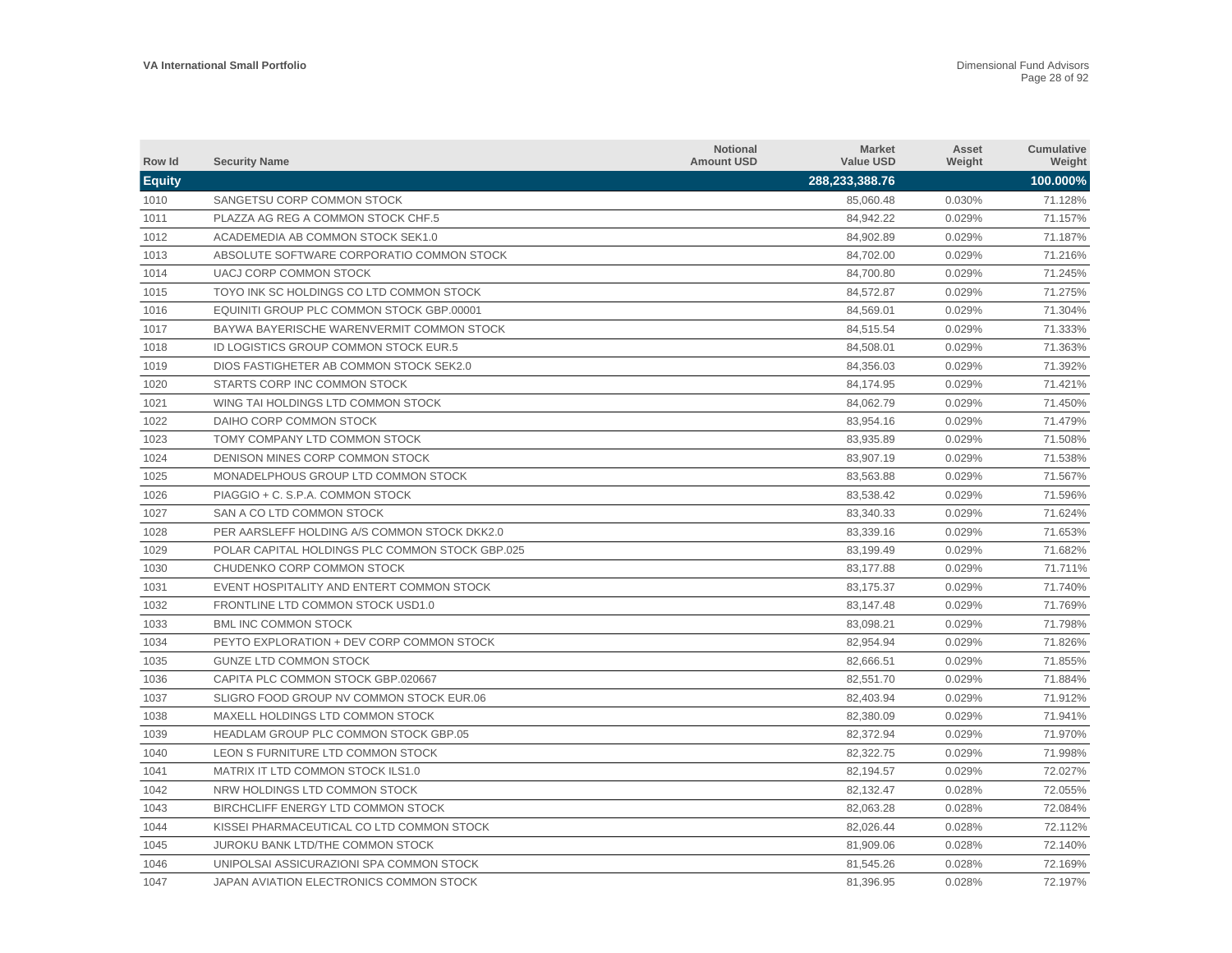| Row Id | Security Name | Notional Amount USD | Market Value USD | Asset Weight | Cumulative Weight |
|---|---|---|---|---|---|
| **Equity** | | | **288,233,388.76** | | **100.000%** |
| 1010 | SANGETSU CORP COMMON STOCK | | 85,060.48 | 0.030% | 71.128% |
| 1011 | PLAZZA AG REG A COMMON STOCK CHF.5 | | 84,942.22 | 0.029% | 71.157% |
| 1012 | ACADEMEDIA AB COMMON STOCK SEK1.0 | | 84,902.89 | 0.029% | 71.187% |
| 1013 | ABSOLUTE SOFTWARE CORPORATIO COMMON STOCK | | 84,702.00 | 0.029% | 71.216% |
| 1014 | UACJ CORP COMMON STOCK | | 84,700.80 | 0.029% | 71.245% |
| 1015 | TOYO INK SC HOLDINGS CO LTD COMMON STOCK | | 84,572.87 | 0.029% | 71.275% |
| 1016 | EQUINITI GROUP PLC COMMON STOCK GBP.00001 | | 84,569.01 | 0.029% | 71.304% |
| 1017 | BAYWA BAYERISCHE WARENVERMIT COMMON STOCK | | 84,515.54 | 0.029% | 71.333% |
| 1018 | ID LOGISTICS GROUP COMMON STOCK EUR.5 | | 84,508.01 | 0.029% | 71.363% |
| 1019 | DIOS FASTIGHETER AB COMMON STOCK SEK2.0 | | 84,356.03 | 0.029% | 71.392% |
| 1020 | STARTS CORP INC COMMON STOCK | | 84,174.95 | 0.029% | 71.421% |
| 1021 | WING TAI HOLDINGS LTD COMMON STOCK | | 84,062.79 | 0.029% | 71.450% |
| 1022 | DAIHO CORP COMMON STOCK | | 83,954.16 | 0.029% | 71.479% |
| 1023 | TOMY COMPANY LTD COMMON STOCK | | 83,935.89 | 0.029% | 71.508% |
| 1024 | DENISON MINES CORP COMMON STOCK | | 83,907.19 | 0.029% | 71.538% |
| 1025 | MONADELPHOUS GROUP LTD COMMON STOCK | | 83,563.88 | 0.029% | 71.567% |
| 1026 | PIAGGIO + C. S.P.A. COMMON STOCK | | 83,538.42 | 0.029% | 71.596% |
| 1027 | SAN A CO LTD COMMON STOCK | | 83,340.33 | 0.029% | 71.624% |
| 1028 | PER AARSLEFF HOLDING A/S COMMON STOCK DKK2.0 | | 83,339.16 | 0.029% | 71.653% |
| 1029 | POLAR CAPITAL HOLDINGS PLC COMMON STOCK GBP.025 | | 83,199.49 | 0.029% | 71.682% |
| 1030 | CHUDENKO CORP COMMON STOCK | | 83,177.88 | 0.029% | 71.711% |
| 1031 | EVENT HOSPITALITY AND ENTERT COMMON STOCK | | 83,175.37 | 0.029% | 71.740% |
| 1032 | FRONTLINE LTD COMMON STOCK USD1.0 | | 83,147.48 | 0.029% | 71.769% |
| 1033 | BML INC COMMON STOCK | | 83,098.21 | 0.029% | 71.798% |
| 1034 | PEYTO EXPLORATION + DEV CORP COMMON STOCK | | 82,954.94 | 0.029% | 71.826% |
| 1035 | GUNZE LTD COMMON STOCK | | 82,666.51 | 0.029% | 71.855% |
| 1036 | CAPITA PLC COMMON STOCK GBP.020667 | | 82,551.70 | 0.029% | 71.884% |
| 1037 | SLIGRO FOOD GROUP NV COMMON STOCK EUR.06 | | 82,403.94 | 0.029% | 71.912% |
| 1038 | MAXELL HOLDINGS LTD COMMON STOCK | | 82,380.09 | 0.029% | 71.941% |
| 1039 | HEADLAM GROUP PLC COMMON STOCK GBP.05 | | 82,372.94 | 0.029% | 71.970% |
| 1040 | LEON S FURNITURE LTD COMMON STOCK | | 82,322.75 | 0.029% | 71.998% |
| 1041 | MATRIX IT LTD COMMON STOCK ILS1.0 | | 82,194.57 | 0.029% | 72.027% |
| 1042 | NRW HOLDINGS LTD COMMON STOCK | | 82,132.47 | 0.028% | 72.055% |
| 1043 | BIRCHCLIFF ENERGY LTD COMMON STOCK | | 82,063.28 | 0.028% | 72.084% |
| 1044 | KISSEI PHARMACEUTICAL CO LTD COMMON STOCK | | 82,026.44 | 0.028% | 72.112% |
| 1045 | JUROKU BANK LTD/THE COMMON STOCK | | 81,909.06 | 0.028% | 72.140% |
| 1046 | UNIPOLSAI ASSICURAZIONI SPA COMMON STOCK | | 81,545.26 | 0.028% | 72.169% |
| 1047 | JAPAN AVIATION ELECTRONICS COMMON STOCK | | 81,396.95 | 0.028% | 72.197% |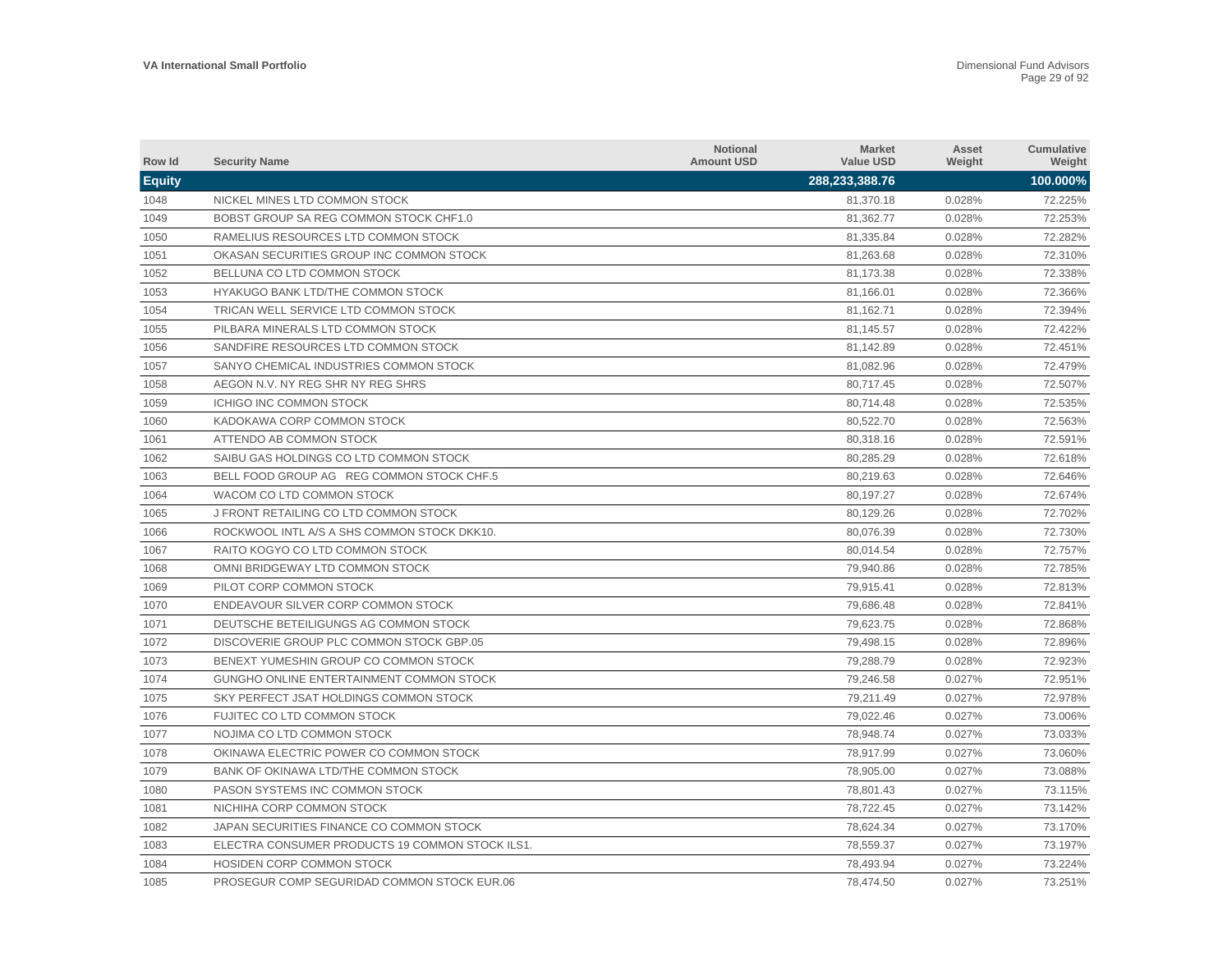| Row Id | Security Name | Notional Amount USD | Market Value USD | Asset Weight | Cumulative Weight |
|---|---|---|---|---|---|
| **Equity** | | | **288,233,388.76** | | **100.000%** |
| 1048 | NICKEL MINES LTD COMMON STOCK | | 81,370.18 | 0.028% | 72.225% |
| 1049 | BOBST GROUP SA REG COMMON STOCK CHF1.0 | | 81,362.77 | 0.028% | 72.253% |
| 1050 | RAMELIUS RESOURCES LTD COMMON STOCK | | 81,335.84 | 0.028% | 72.282% |
| 1051 | OKASAN SECURITIES GROUP INC COMMON STOCK | | 81,263.68 | 0.028% | 72.310% |
| 1052 | BELLUNA CO LTD COMMON STOCK | | 81,173.38 | 0.028% | 72.338% |
| 1053 | HYAKUGO BANK LTD/THE COMMON STOCK | | 81,166.01 | 0.028% | 72.366% |
| 1054 | TRICAN WELL SERVICE LTD COMMON STOCK | | 81,162.71 | 0.028% | 72.394% |
| 1055 | PILBARA MINERALS LTD COMMON STOCK | | 81,145.57 | 0.028% | 72.422% |
| 1056 | SANDFIRE RESOURCES LTD COMMON STOCK | | 81,142.89 | 0.028% | 72.451% |
| 1057 | SANYO CHEMICAL INDUSTRIES COMMON STOCK | | 81,082.96 | 0.028% | 72.479% |
| 1058 | AEGON N.V. NY REG SHR NY REG SHRS | | 80,717.45 | 0.028% | 72.507% |
| 1059 | ICHIGO INC COMMON STOCK | | 80,714.48 | 0.028% | 72.535% |
| 1060 | KADOKAWA CORP COMMON STOCK | | 80,522.70 | 0.028% | 72.563% |
| 1061 | ATTENDO AB COMMON STOCK | | 80,318.16 | 0.028% | 72.591% |
| 1062 | SAIBU GAS HOLDINGS CO LTD COMMON STOCK | | 80,285.29 | 0.028% | 72.618% |
| 1063 | BELL FOOD GROUP AG REG COMMON STOCK CHF.5 | | 80,219.63 | 0.028% | 72.646% |
| 1064 | WACOM CO LTD COMMON STOCK | | 80,197.27 | 0.028% | 72.674% |
| 1065 | J FRONT RETAILING CO LTD COMMON STOCK | | 80,129.26 | 0.028% | 72.702% |
| 1066 | ROCKWOOL INTL A/S A SHS COMMON STOCK DKK10. | | 80,076.39 | 0.028% | 72.730% |
| 1067 | RAITO KOGYO CO LTD COMMON STOCK | | 80,014.54 | 0.028% | 72.757% |
| 1068 | OMNI BRIDGEWAY LTD COMMON STOCK | | 79,940.86 | 0.028% | 72.785% |
| 1069 | PILOT CORP COMMON STOCK | | 79,915.41 | 0.028% | 72.813% |
| 1070 | ENDEAVOUR SILVER CORP COMMON STOCK | | 79,686.48 | 0.028% | 72.841% |
| 1071 | DEUTSCHE BETEILIGUNGS AG COMMON STOCK | | 79,623.75 | 0.028% | 72.868% |
| 1072 | DISCOVERIE GROUP PLC COMMON STOCK GBP.05 | | 79,498.15 | 0.028% | 72.896% |
| 1073 | BENEXT YUMESHIN GROUP CO COMMON STOCK | | 79,288.79 | 0.028% | 72.923% |
| 1074 | GUNGHO ONLINE ENTERTAINMENT COMMON STOCK | | 79,246.58 | 0.027% | 72.951% |
| 1075 | SKY PERFECT JSAT HOLDINGS COMMON STOCK | | 79,211.49 | 0.027% | 72.978% |
| 1076 | FUJITEC CO LTD COMMON STOCK | | 79,022.46 | 0.027% | 73.006% |
| 1077 | NOJIMA CO LTD COMMON STOCK | | 78,948.74 | 0.027% | 73.033% |
| 1078 | OKINAWA ELECTRIC POWER CO COMMON STOCK | | 78,917.99 | 0.027% | 73.060% |
| 1079 | BANK OF OKINAWA LTD/THE COMMON STOCK | | 78,905.00 | 0.027% | 73.088% |
| 1080 | PASON SYSTEMS INC COMMON STOCK | | 78,801.43 | 0.027% | 73.115% |
| 1081 | NICHIHA CORP COMMON STOCK | | 78,722.45 | 0.027% | 73.142% |
| 1082 | JAPAN SECURITIES FINANCE CO COMMON STOCK | | 78,624.34 | 0.027% | 73.170% |
| 1083 | ELECTRA CONSUMER PRODUCTS 19 COMMON STOCK ILS1. | | 78,559.37 | 0.027% | 73.197% |
| 1084 | HOSIDEN CORP COMMON STOCK | | 78,493.94 | 0.027% | 73.224% |
| 1085 | PROSEGUR COMP SEGURIDAD COMMON STOCK EUR.06 | | 78,474.50 | 0.027% | 73.251% |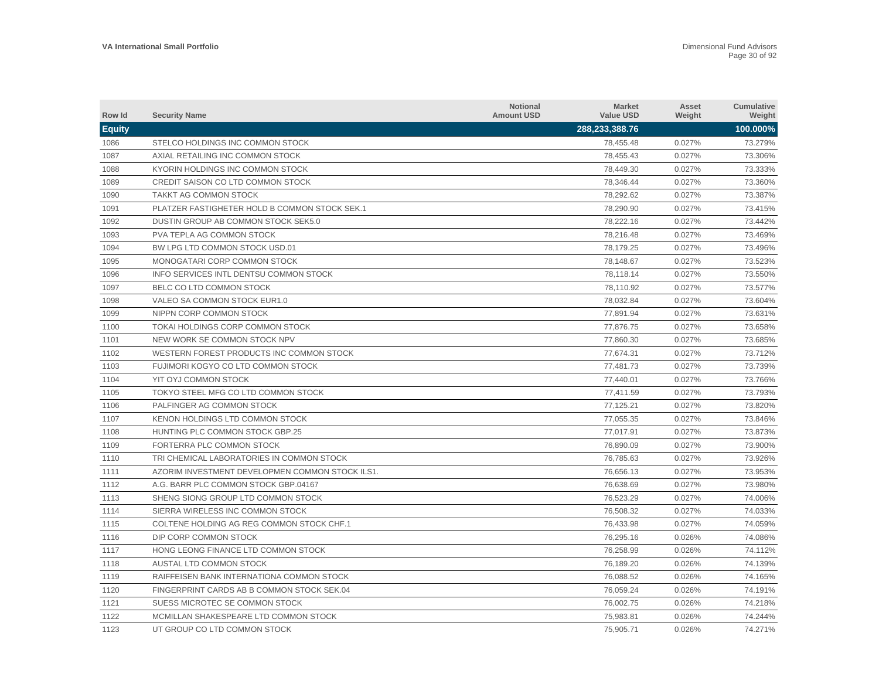| Row Id | Security Name | Notional Amount USD | Market Value USD | Asset Weight | Cumulative Weight |
|---|---|---|---|---|---|
| **Equity** | | | **288,233,388.76** | | **100.000%** |
| 1086 | STELCO HOLDINGS INC COMMON STOCK | | 78,455.48 | 0.027% | 73.279% |
| 1087 | AXIAL RETAILING INC COMMON STOCK | | 78,455.43 | 0.027% | 73.306% |
| 1088 | KYORIN HOLDINGS INC COMMON STOCK | | 78,449.30 | 0.027% | 73.333% |
| 1089 | CREDIT SAISON CO LTD COMMON STOCK | | 78,346.44 | 0.027% | 73.360% |
| 1090 | TAKKT AG COMMON STOCK | | 78,292.62 | 0.027% | 73.387% |
| 1091 | PLATZER FASTIGHETER HOLD B COMMON STOCK SEK.1 | | 78,290.90 | 0.027% | 73.415% |
| 1092 | DUSTIN GROUP AB COMMON STOCK SEK5.0 | | 78,222.16 | 0.027% | 73.442% |
| 1093 | PVA TEPLA AG COMMON STOCK | | 78,216.48 | 0.027% | 73.469% |
| 1094 | BW LPG LTD COMMON STOCK USD.01 | | 78,179.25 | 0.027% | 73.496% |
| 1095 | MONOGATARI CORP COMMON STOCK | | 78,148.67 | 0.027% | 73.523% |
| 1096 | INFO SERVICES INTL DENTSU COMMON STOCK | | 78,118.14 | 0.027% | 73.550% |
| 1097 | BELC CO LTD COMMON STOCK | | 78,110.92 | 0.027% | 73.577% |
| 1098 | VALEO SA COMMON STOCK EUR1.0 | | 78,032.84 | 0.027% | 73.604% |
| 1099 | NIPPN CORP COMMON STOCK | | 77,891.94 | 0.027% | 73.631% |
| 1100 | TOKAI HOLDINGS CORP COMMON STOCK | | 77,876.75 | 0.027% | 73.658% |
| 1101 | NEW WORK SE COMMON STOCK NPV | | 77,860.30 | 0.027% | 73.685% |
| 1102 | WESTERN FOREST PRODUCTS INC COMMON STOCK | | 77,674.31 | 0.027% | 73.712% |
| 1103 | FUJIMORI KOGYO CO LTD COMMON STOCK | | 77,481.73 | 0.027% | 73.739% |
| 1104 | YIT OYJ COMMON STOCK | | 77,440.01 | 0.027% | 73.766% |
| 1105 | TOKYO STEEL MFG CO LTD COMMON STOCK | | 77,411.59 | 0.027% | 73.793% |
| 1106 | PALFINGER AG COMMON STOCK | | 77,125.21 | 0.027% | 73.820% |
| 1107 | KENON HOLDINGS LTD COMMON STOCK | | 77,055.35 | 0.027% | 73.846% |
| 1108 | HUNTING PLC COMMON STOCK GBP.25 | | 77,017.91 | 0.027% | 73.873% |
| 1109 | FORTERRA PLC COMMON STOCK | | 76,890.09 | 0.027% | 73.900% |
| 1110 | TRI CHEMICAL LABORATORIES IN COMMON STOCK | | 76,785.63 | 0.027% | 73.926% |
| 1111 | AZORIM INVESTMENT DEVELOPMEN COMMON STOCK ILS1. | | 76,656.13 | 0.027% | 73.953% |
| 1112 | A.G. BARR PLC COMMON STOCK GBP.04167 | | 76,638.69 | 0.027% | 73.980% |
| 1113 | SHENG SIONG GROUP LTD COMMON STOCK | | 76,523.29 | 0.027% | 74.006% |
| 1114 | SIERRA WIRELESS INC COMMON STOCK | | 76,508.32 | 0.027% | 74.033% |
| 1115 | COLTENE HOLDING AG REG COMMON STOCK CHF.1 | | 76,433.98 | 0.027% | 74.059% |
| 1116 | DIP CORP COMMON STOCK | | 76,295.16 | 0.026% | 74.086% |
| 1117 | HONG LEONG FINANCE LTD COMMON STOCK | | 76,258.99 | 0.026% | 74.112% |
| 1118 | AUSTAL LTD COMMON STOCK | | 76,189.20 | 0.026% | 74.139% |
| 1119 | RAIFFEISEN BANK INTERNATIONA COMMON STOCK | | 76,088.52 | 0.026% | 74.165% |
| 1120 | FINGERPRINT CARDS AB B COMMON STOCK SEK.04 | | 76,059.24 | 0.026% | 74.191% |
| 1121 | SUESS MICROTEC SE COMMON STOCK | | 76,002.75 | 0.026% | 74.218% |
| 1122 | MCMILLAN SHAKESPEARE LTD COMMON STOCK | | 75,983.81 | 0.026% | 74.244% |
| 1123 | UT GROUP CO LTD COMMON STOCK | | 75,905.71 | 0.026% | 74.271% |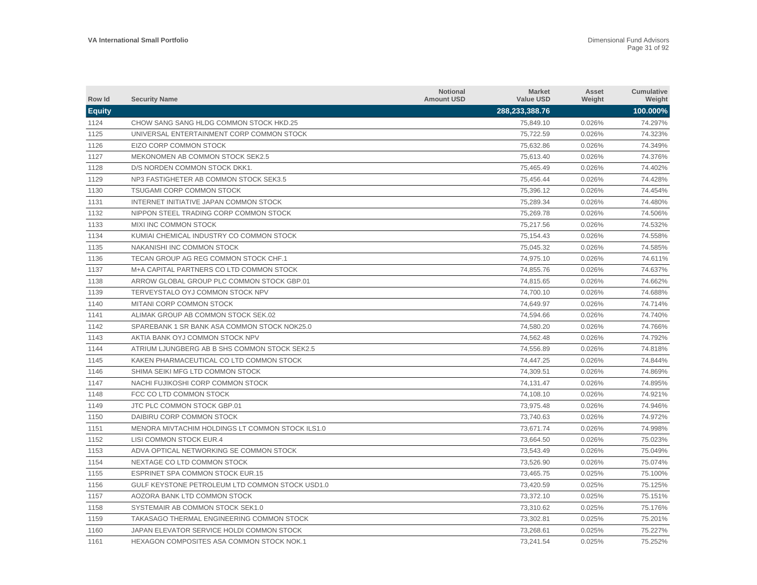| Row Id | Security Name | Notional Amount USD | Market Value USD | Asset Weight | Cumulative Weight |
|---|---|---|---|---|---|
| **Equity** | | | **288,233,388.76** | | **100.000%** |
| 1124 | CHOW SANG SANG HLDG COMMON STOCK HKD.25 | | 75,849.10 | 0.026% | 74.297% |
| 1125 | UNIVERSAL ENTERTAINMENT CORP COMMON STOCK | | 75,722.59 | 0.026% | 74.323% |
| 1126 | EIZO CORP COMMON STOCK | | 75,632.86 | 0.026% | 74.349% |
| 1127 | MEKONOMEN AB COMMON STOCK SEK2.5 | | 75,613.40 | 0.026% | 74.376% |
| 1128 | D/S NORDEN COMMON STOCK DKK1. | | 75,465.49 | 0.026% | 74.402% |
| 1129 | NP3 FASTIGHETER AB COMMON STOCK SEK3.5 | | 75,456.44 | 0.026% | 74.428% |
| 1130 | TSUGAMI CORP COMMON STOCK | | 75,396.12 | 0.026% | 74.454% |
| 1131 | INTERNET INITIATIVE JAPAN COMMON STOCK | | 75,289.34 | 0.026% | 74.480% |
| 1132 | NIPPON STEEL TRADING CORP COMMON STOCK | | 75,269.78 | 0.026% | 74.506% |
| 1133 | MIXI INC COMMON STOCK | | 75,217.56 | 0.026% | 74.532% |
| 1134 | KUMIAI CHEMICAL INDUSTRY CO COMMON STOCK | | 75,154.43 | 0.026% | 74.558% |
| 1135 | NAKANISHI INC COMMON STOCK | | 75,045.32 | 0.026% | 74.585% |
| 1136 | TECAN GROUP AG REG COMMON STOCK CHF.1 | | 74,975.10 | 0.026% | 74.611% |
| 1137 | M+A CAPITAL PARTNERS CO LTD COMMON STOCK | | 74,855.76 | 0.026% | 74.637% |
| 1138 | ARROW GLOBAL GROUP PLC COMMON STOCK GBP.01 | | 74,815.65 | 0.026% | 74.662% |
| 1139 | TERVEYSTALO OYJ COMMON STOCK NPV | | 74,700.10 | 0.026% | 74.688% |
| 1140 | MITANI CORP COMMON STOCK | | 74,649.97 | 0.026% | 74.714% |
| 1141 | ALIMAK GROUP AB COMMON STOCK SEK.02 | | 74,594.66 | 0.026% | 74.740% |
| 1142 | SPAREBANK 1 SR BANK ASA COMMON STOCK NOK25.0 | | 74,580.20 | 0.026% | 74.766% |
| 1143 | AKTIA BANK OYJ COMMON STOCK NPV | | 74,562.48 | 0.026% | 74.792% |
| 1144 | ATRIUM LJUNGBERG AB B SHS COMMON STOCK SEK2.5 | | 74,556.89 | 0.026% | 74.818% |
| 1145 | KAKEN PHARMACEUTICAL CO LTD COMMON STOCK | | 74,447.25 | 0.026% | 74.844% |
| 1146 | SHIMA SEIKI MFG LTD COMMON STOCK | | 74,309.51 | 0.026% | 74.869% |
| 1147 | NACHI FUJIKOSHI CORP COMMON STOCK | | 74,131.47 | 0.026% | 74.895% |
| 1148 | FCC CO LTD COMMON STOCK | | 74,108.10 | 0.026% | 74.921% |
| 1149 | JTC PLC COMMON STOCK GBP.01 | | 73,975.48 | 0.026% | 74.946% |
| 1150 | DAIBIRU CORP COMMON STOCK | | 73,740.63 | 0.026% | 74.972% |
| 1151 | MENORA MIVTACHIM HOLDINGS LT COMMON STOCK ILS1.0 | | 73,671.74 | 0.026% | 74.998% |
| 1152 | LISI COMMON STOCK EUR.4 | | 73,664.50 | 0.026% | 75.023% |
| 1153 | ADVA OPTICAL NETWORKING SE COMMON STOCK | | 73,543.49 | 0.026% | 75.049% |
| 1154 | NEXTAGE CO LTD COMMON STOCK | | 73,526.90 | 0.026% | 75.074% |
| 1155 | ESPRINET SPA COMMON STOCK EUR.15 | | 73,465.75 | 0.025% | 75.100% |
| 1156 | GULF KEYSTONE PETROLEUM LTD COMMON STOCK USD1.0 | | 73,420.59 | 0.025% | 75.125% |
| 1157 | AOZORA BANK LTD COMMON STOCK | | 73,372.10 | 0.025% | 75.151% |
| 1158 | SYSTEMAIR AB COMMON STOCK SEK1.0 | | 73,310.62 | 0.025% | 75.176% |
| 1159 | TAKASAGO THERMAL ENGINEERING COMMON STOCK | | 73,302.81 | 0.025% | 75.201% |
| 1160 | JAPAN ELEVATOR SERVICE HOLDI COMMON STOCK | | 73,268.61 | 0.025% | 75.227% |
| 1161 | HEXAGON COMPOSITES ASA COMMON STOCK NOK.1 | | 73,241.54 | 0.025% | 75.252% |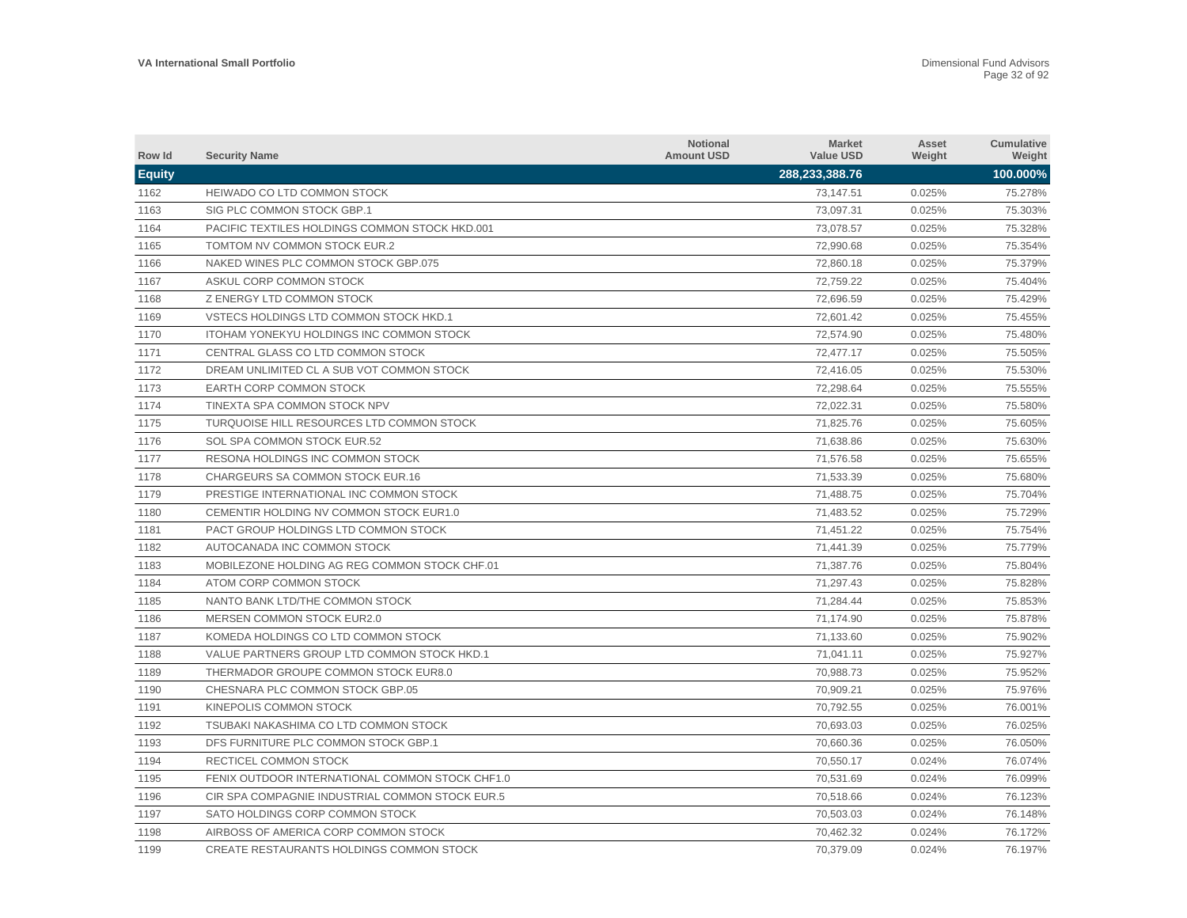| Row Id | Security Name | Notional Amount USD | Market Value USD | Asset Weight | Cumulative Weight |
|---|---|---|---|---|---|
| **Equity** | | | **288,233,388.76** | | **100.000%** |
| 1162 | HEIWADO CO LTD COMMON STOCK | | 73,147.51 | 0.025% | 75.278% |
| 1163 | SIG PLC COMMON STOCK GBP.1 | | 73,097.31 | 0.025% | 75.303% |
| 1164 | PACIFIC TEXTILES HOLDINGS COMMON STOCK HKD.001 | | 73,078.57 | 0.025% | 75.328% |
| 1165 | TOMTOM NV COMMON STOCK EUR.2 | | 72,990.68 | 0.025% | 75.354% |
| 1166 | NAKED WINES PLC COMMON STOCK GBP.075 | | 72,860.18 | 0.025% | 75.379% |
| 1167 | ASKUL CORP COMMON STOCK | | 72,759.22 | 0.025% | 75.404% |
| 1168 | Z ENERGY LTD COMMON STOCK | | 72,696.59 | 0.025% | 75.429% |
| 1169 | VSTECS HOLDINGS LTD COMMON STOCK HKD.1 | | 72,601.42 | 0.025% | 75.455% |
| 1170 | ITOHAM YONEKYU HOLDINGS INC COMMON STOCK | | 72,574.90 | 0.025% | 75.480% |
| 1171 | CENTRAL GLASS CO LTD COMMON STOCK | | 72,477.17 | 0.025% | 75.505% |
| 1172 | DREAM UNLIMITED CL A SUB VOT COMMON STOCK | | 72,416.05 | 0.025% | 75.530% |
| 1173 | EARTH CORP COMMON STOCK | | 72,298.64 | 0.025% | 75.555% |
| 1174 | TINEXTA SPA COMMON STOCK NPV | | 72,022.31 | 0.025% | 75.580% |
| 1175 | TURQUOISE HILL RESOURCES LTD COMMON STOCK | | 71,825.76 | 0.025% | 75.605% |
| 1176 | SOL SPA COMMON STOCK EUR.52 | | 71,638.86 | 0.025% | 75.630% |
| 1177 | RESONA HOLDINGS INC COMMON STOCK | | 71,576.58 | 0.025% | 75.655% |
| 1178 | CHARGEURS SA COMMON STOCK EUR.16 | | 71,533.39 | 0.025% | 75.680% |
| 1179 | PRESTIGE INTERNATIONAL INC COMMON STOCK | | 71,488.75 | 0.025% | 75.704% |
| 1180 | CEMENTIR HOLDING NV COMMON STOCK EUR1.0 | | 71,483.52 | 0.025% | 75.729% |
| 1181 | PACT GROUP HOLDINGS LTD COMMON STOCK | | 71,451.22 | 0.025% | 75.754% |
| 1182 | AUTOCANADA INC COMMON STOCK | | 71,441.39 | 0.025% | 75.779% |
| 1183 | MOBILEZONE HOLDING AG REG COMMON STOCK CHF.01 | | 71,387.76 | 0.025% | 75.804% |
| 1184 | ATOM CORP COMMON STOCK | | 71,297.43 | 0.025% | 75.828% |
| 1185 | NANTO BANK LTD/THE COMMON STOCK | | 71,284.44 | 0.025% | 75.853% |
| 1186 | MERSEN COMMON STOCK EUR2.0 | | 71,174.90 | 0.025% | 75.878% |
| 1187 | KOMEDA HOLDINGS CO LTD COMMON STOCK | | 71,133.60 | 0.025% | 75.902% |
| 1188 | VALUE PARTNERS GROUP LTD COMMON STOCK HKD.1 | | 71,041.11 | 0.025% | 75.927% |
| 1189 | THERMADOR GROUPE COMMON STOCK EUR8.0 | | 70,988.73 | 0.025% | 75.952% |
| 1190 | CHESNARA PLC COMMON STOCK GBP.05 | | 70,909.21 | 0.025% | 75.976% |
| 1191 | KINEPOLIS COMMON STOCK | | 70,792.55 | 0.025% | 76.001% |
| 1192 | TSUBAKI NAKASHIMA CO LTD COMMON STOCK | | 70,693.03 | 0.025% | 76.025% |
| 1193 | DFS FURNITURE PLC COMMON STOCK GBP.1 | | 70,660.36 | 0.025% | 76.050% |
| 1194 | RECTICEL COMMON STOCK | | 70,550.17 | 0.024% | 76.074% |
| 1195 | FENIX OUTDOOR INTERNATIONAL COMMON STOCK CHF1.0 | | 70,531.69 | 0.024% | 76.099% |
| 1196 | CIR SPA COMPAGNIE INDUSTRIAL COMMON STOCK EUR.5 | | 70,518.66 | 0.024% | 76.123% |
| 1197 | SATO HOLDINGS CORP COMMON STOCK | | 70,503.03 | 0.024% | 76.148% |
| 1198 | AIRBOSS OF AMERICA CORP COMMON STOCK | | 70,462.32 | 0.024% | 76.172% |
| 1199 | CREATE RESTAURANTS HOLDINGS COMMON STOCK | | 70,379.09 | 0.024% | 76.197% |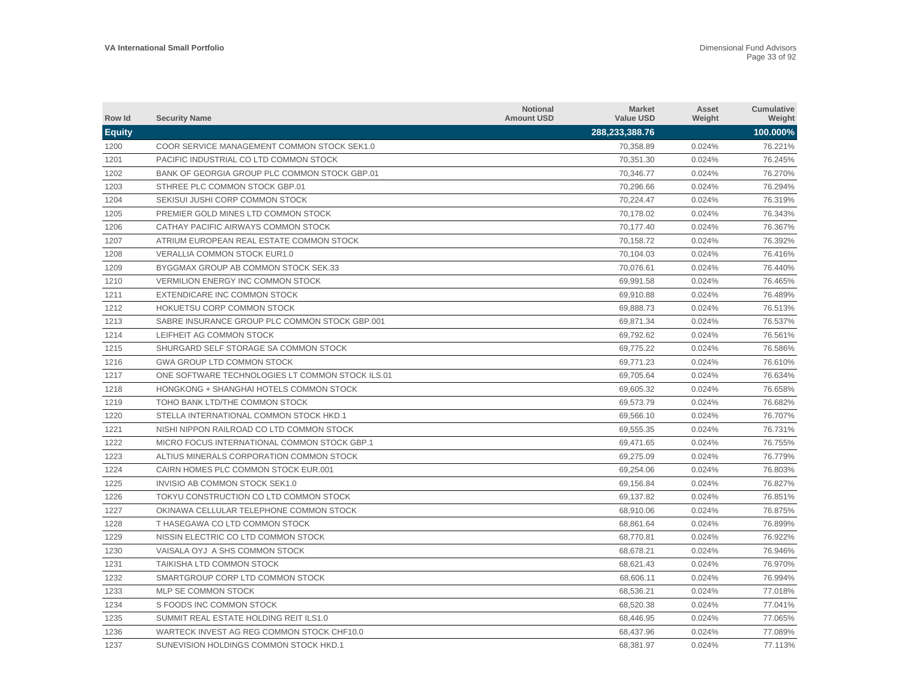| Row Id | Security Name | Notional Amount USD | Market Value USD | Asset Weight | Cumulative Weight |
|---|---|---|---|---|---|
| **Equity** | | | **288,233,388.76** | | **100.000%** |
| 1200 | COOR SERVICE MANAGEMENT COMMON STOCK SEK1.0 | | 70,358.89 | 0.024% | 76.221% |
| 1201 | PACIFIC INDUSTRIAL CO LTD COMMON STOCK | | 70,351.30 | 0.024% | 76.245% |
| 1202 | BANK OF GEORGIA GROUP PLC COMMON STOCK GBP.01 | | 70,346.77 | 0.024% | 76.270% |
| 1203 | STHREE PLC COMMON STOCK GBP.01 | | 70,296.66 | 0.024% | 76.294% |
| 1204 | SEKISUI JUSHI CORP COMMON STOCK | | 70,224.47 | 0.024% | 76.319% |
| 1205 | PREMIER GOLD MINES LTD COMMON STOCK | | 70,178.02 | 0.024% | 76.343% |
| 1206 | CATHAY PACIFIC AIRWAYS COMMON STOCK | | 70,177.40 | 0.024% | 76.367% |
| 1207 | ATRIUM EUROPEAN REAL ESTATE COMMON STOCK | | 70,158.72 | 0.024% | 76.392% |
| 1208 | VERALLIA COMMON STOCK EUR1.0 | | 70,104.03 | 0.024% | 76.416% |
| 1209 | BYGGMAX GROUP AB COMMON STOCK SEK.33 | | 70,076.61 | 0.024% | 76.440% |
| 1210 | VERMILION ENERGY INC COMMON STOCK | | 69,991.58 | 0.024% | 76.465% |
| 1211 | EXTENDICARE INC COMMON STOCK | | 69,910.88 | 0.024% | 76.489% |
| 1212 | HOKUETSU CORP COMMON STOCK | | 69,888.73 | 0.024% | 76.513% |
| 1213 | SABRE INSURANCE GROUP PLC COMMON STOCK GBP.001 | | 69,871.34 | 0.024% | 76.537% |
| 1214 | LEIFHEIT AG COMMON STOCK | | 69,792.62 | 0.024% | 76.561% |
| 1215 | SHURGARD SELF STORAGE SA COMMON STOCK | | 69,775.22 | 0.024% | 76.586% |
| 1216 | GWA GROUP LTD COMMON STOCK | | 69,771.23 | 0.024% | 76.610% |
| 1217 | ONE SOFTWARE TECHNOLOGIES LT COMMON STOCK ILS.01 | | 69,705.64 | 0.024% | 76.634% |
| 1218 | HONGKONG + SHANGHAI HOTELS COMMON STOCK | | 69,605.32 | 0.024% | 76.658% |
| 1219 | TOHO BANK LTD/THE COMMON STOCK | | 69,573.79 | 0.024% | 76.682% |
| 1220 | STELLA INTERNATIONAL COMMON STOCK HKD.1 | | 69,566.10 | 0.024% | 76.707% |
| 1221 | NISHI NIPPON RAILROAD CO LTD COMMON STOCK | | 69,555.35 | 0.024% | 76.731% |
| 1222 | MICRO FOCUS INTERNATIONAL COMMON STOCK GBP.1 | | 69,471.65 | 0.024% | 76.755% |
| 1223 | ALTIUS MINERALS CORPORATION COMMON STOCK | | 69,275.09 | 0.024% | 76.779% |
| 1224 | CAIRN HOMES PLC COMMON STOCK EUR.001 | | 69,254.06 | 0.024% | 76.803% |
| 1225 | INVISIO AB COMMON STOCK SEK1.0 | | 69,156.84 | 0.024% | 76.827% |
| 1226 | TOKYU CONSTRUCTION CO LTD COMMON STOCK | | 69,137.82 | 0.024% | 76.851% |
| 1227 | OKINAWA CELLULAR TELEPHONE COMMON STOCK | | 68,910.06 | 0.024% | 76.875% |
| 1228 | T HASEGAWA CO LTD COMMON STOCK | | 68,861.64 | 0.024% | 76.899% |
| 1229 | NISSIN ELECTRIC CO LTD COMMON STOCK | | 68,770.81 | 0.024% | 76.922% |
| 1230 | VAISALA OYJ A SHS COMMON STOCK | | 68,678.21 | 0.024% | 76.946% |
| 1231 | TAIKISHA LTD COMMON STOCK | | 68,621.43 | 0.024% | 76.970% |
| 1232 | SMARTGROUP CORP LTD COMMON STOCK | | 68,606.11 | 0.024% | 76.994% |
| 1233 | MLP SE COMMON STOCK | | 68,536.21 | 0.024% | 77.018% |
| 1234 | S FOODS INC COMMON STOCK | | 68,520.38 | 0.024% | 77.041% |
| 1235 | SUMMIT REAL ESTATE HOLDING REIT ILS1.0 | | 68,446.95 | 0.024% | 77.065% |
| 1236 | WARTECK INVEST AG REG COMMON STOCK CHF10.0 | | 68,437.96 | 0.024% | 77.089% |
| 1237 | SUNEVISION HOLDINGS COMMON STOCK HKD.1 | | 68,381.97 | 0.024% | 77.113% |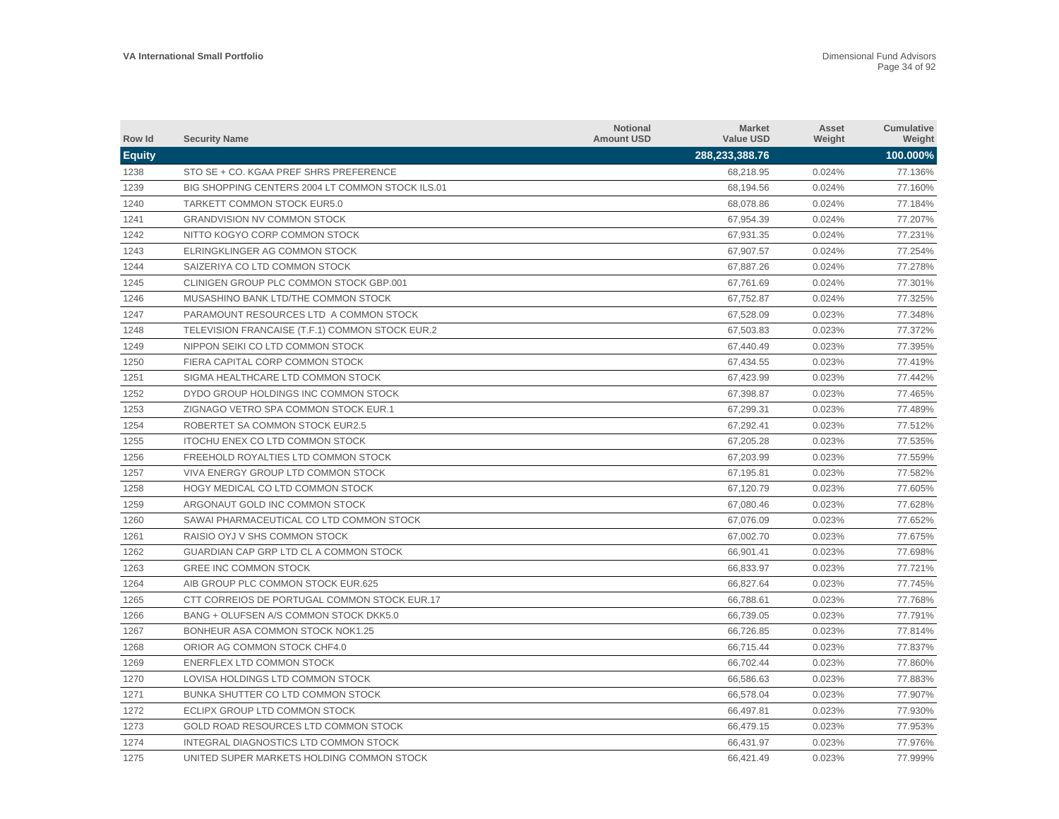| Row Id | Security Name | Notional Amount USD | Market Value USD | Asset Weight | Cumulative Weight |
|---|---|---|---|---|---|
| **Equity** | | | **288,233,388.76** | | **100.000%** |
| 1238 | STO SE + CO. KGAA PREF SHRS PREFERENCE | | 68,218.95 | 0.024% | 77.136% |
| 1239 | BIG SHOPPING CENTERS 2004 LT COMMON STOCK ILS.01 | | 68,194.56 | 0.024% | 77.160% |
| 1240 | TARKETT COMMON STOCK EUR5.0 | | 68,078.86 | 0.024% | 77.184% |
| 1241 | GRANDVISION NV COMMON STOCK | | 67,954.39 | 0.024% | 77.207% |
| 1242 | NITTO KOGYO CORP COMMON STOCK | | 67,931.35 | 0.024% | 77.231% |
| 1243 | ELRINGKLINGER AG COMMON STOCK | | 67,907.57 | 0.024% | 77.254% |
| 1244 | SAIZERIYA CO LTD COMMON STOCK | | 67,887.26 | 0.024% | 77.278% |
| 1245 | CLINIGEN GROUP PLC COMMON STOCK GBP.001 | | 67,761.69 | 0.024% | 77.301% |
| 1246 | MUSASHINO BANK LTD/THE COMMON STOCK | | 67,752.87 | 0.024% | 77.325% |
| 1247 | PARAMOUNT RESOURCES LTD A COMMON STOCK | | 67,528.09 | 0.023% | 77.348% |
| 1248 | TELEVISION FRANCAISE (T.F.1) COMMON STOCK EUR.2 | | 67,503.83 | 0.023% | 77.372% |
| 1249 | NIPPON SEIKI CO LTD COMMON STOCK | | 67,440.49 | 0.023% | 77.395% |
| 1250 | FIERA CAPITAL CORP COMMON STOCK | | 67,434.55 | 0.023% | 77.419% |
| 1251 | SIGMA HEALTHCARE LTD COMMON STOCK | | 67,423.99 | 0.023% | 77.442% |
| 1252 | DYDO GROUP HOLDINGS INC COMMON STOCK | | 67,398.87 | 0.023% | 77.465% |
| 1253 | ZIGNAGO VETRO SPA COMMON STOCK EUR.1 | | 67,299.31 | 0.023% | 77.489% |
| 1254 | ROBERTET SA COMMON STOCK EUR2.5 | | 67,292.41 | 0.023% | 77.512% |
| 1255 | ITOCHU ENEX CO LTD COMMON STOCK | | 67,205.28 | 0.023% | 77.535% |
| 1256 | FREEHOLD ROYALTIES LTD COMMON STOCK | | 67,203.99 | 0.023% | 77.559% |
| 1257 | VIVA ENERGY GROUP LTD COMMON STOCK | | 67,195.81 | 0.023% | 77.582% |
| 1258 | HOGY MEDICAL CO LTD COMMON STOCK | | 67,120.79 | 0.023% | 77.605% |
| 1259 | ARGONAUT GOLD INC COMMON STOCK | | 67,080.46 | 0.023% | 77.628% |
| 1260 | SAWAI PHARMACEUTICAL CO LTD COMMON STOCK | | 67,076.09 | 0.023% | 77.652% |
| 1261 | RAISIO OYJ V SHS COMMON STOCK | | 67,002.70 | 0.023% | 77.675% |
| 1262 | GUARDIAN CAP GRP LTD CL A COMMON STOCK | | 66,901.41 | 0.023% | 77.698% |
| 1263 | GREE INC COMMON STOCK | | 66,833.97 | 0.023% | 77.721% |
| 1264 | AIB GROUP PLC COMMON STOCK EUR.625 | | 66,827.64 | 0.023% | 77.745% |
| 1265 | CTT CORREIOS DE PORTUGAL COMMON STOCK EUR.17 | | 66,788.61 | 0.023% | 77.768% |
| 1266 | BANG + OLUFSEN A/S COMMON STOCK DKK5.0 | | 66,739.05 | 0.023% | 77.791% |
| 1267 | BONHEUR ASA COMMON STOCK NOK1.25 | | 66,726.85 | 0.023% | 77.814% |
| 1268 | ORIOR AG COMMON STOCK CHF4.0 | | 66,715.44 | 0.023% | 77.837% |
| 1269 | ENERFLEX LTD COMMON STOCK | | 66,702.44 | 0.023% | 77.860% |
| 1270 | LOVISA HOLDINGS LTD COMMON STOCK | | 66,586.63 | 0.023% | 77.883% |
| 1271 | BUNKA SHUTTER CO LTD COMMON STOCK | | 66,578.04 | 0.023% | 77.907% |
| 1272 | ECLIPX GROUP LTD COMMON STOCK | | 66,497.81 | 0.023% | 77.930% |
| 1273 | GOLD ROAD RESOURCES LTD COMMON STOCK | | 66,479.15 | 0.023% | 77.953% |
| 1274 | INTEGRAL DIAGNOSTICS LTD COMMON STOCK | | 66,431.97 | 0.023% | 77.976% |
| 1275 | UNITED SUPER MARKETS HOLDING COMMON STOCK | | 66,421.49 | 0.023% | 77.999% |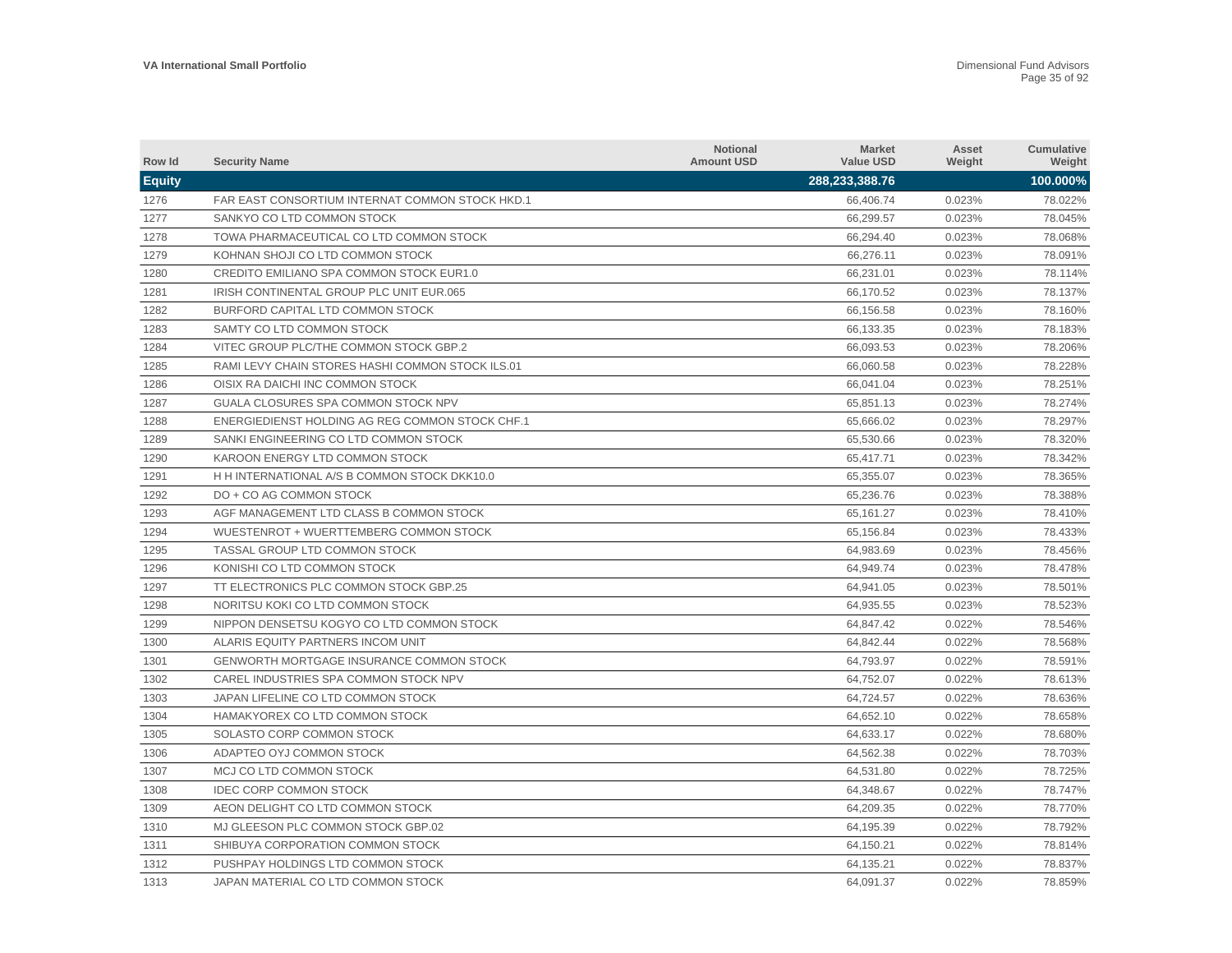| Row Id | Security Name | Notional Amount USD | Market Value USD | Asset Weight | Cumulative Weight |
|---|---|---|---|---|---|
| **Equity** | | | **288,233,388.76** | | **100.000%** |
| 1276 | FAR EAST CONSORTIUM INTERNAT COMMON STOCK HKD.1 | | 66,406.74 | 0.023% | 78.022% |
| 1277 | SANKYO CO LTD COMMON STOCK | | 66,299.57 | 0.023% | 78.045% |
| 1278 | TOWA PHARMACEUTICAL CO LTD COMMON STOCK | | 66,294.40 | 0.023% | 78.068% |
| 1279 | KOHNAN SHOJI CO LTD COMMON STOCK | | 66,276.11 | 0.023% | 78.091% |
| 1280 | CREDITO EMILIANO SPA COMMON STOCK EUR1.0 | | 66,231.01 | 0.023% | 78.114% |
| 1281 | IRISH CONTINENTAL GROUP PLC UNIT EUR.065 | | 66,170.52 | 0.023% | 78.137% |
| 1282 | BURFORD CAPITAL LTD COMMON STOCK | | 66,156.58 | 0.023% | 78.160% |
| 1283 | SAMTY CO LTD COMMON STOCK | | 66,133.35 | 0.023% | 78.183% |
| 1284 | VITEC GROUP PLC/THE COMMON STOCK GBP.2 | | 66,093.53 | 0.023% | 78.206% |
| 1285 | RAMI LEVY CHAIN STORES HASHI COMMON STOCK ILS.01 | | 66,060.58 | 0.023% | 78.228% |
| 1286 | OISIX RA DAICHI INC COMMON STOCK | | 66,041.04 | 0.023% | 78.251% |
| 1287 | GUALA CLOSURES SPA COMMON STOCK NPV | | 65,851.13 | 0.023% | 78.274% |
| 1288 | ENERGIEDIENST HOLDING AG REG COMMON STOCK CHF.1 | | 65,666.02 | 0.023% | 78.297% |
| 1289 | SANKI ENGINEERING CO LTD COMMON STOCK | | 65,530.66 | 0.023% | 78.320% |
| 1290 | KAROON ENERGY LTD COMMON STOCK | | 65,417.71 | 0.023% | 78.342% |
| 1291 | H H INTERNATIONAL A/S B COMMON STOCK DKK10.0 | | 65,355.07 | 0.023% | 78.365% |
| 1292 | DO + CO AG COMMON STOCK | | 65,236.76 | 0.023% | 78.388% |
| 1293 | AGF MANAGEMENT LTD CLASS B COMMON STOCK | | 65,161.27 | 0.023% | 78.410% |
| 1294 | WUESTENROT + WUERTTEMBERG COMMON STOCK | | 65,156.84 | 0.023% | 78.433% |
| 1295 | TASSAL GROUP LTD COMMON STOCK | | 64,983.69 | 0.023% | 78.456% |
| 1296 | KONISHI CO LTD COMMON STOCK | | 64,949.74 | 0.023% | 78.478% |
| 1297 | TT ELECTRONICS PLC COMMON STOCK GBP.25 | | 64,941.05 | 0.023% | 78.501% |
| 1298 | NORITSU KOKI CO LTD COMMON STOCK | | 64,935.55 | 0.023% | 78.523% |
| 1299 | NIPPON DENSETSU KOGYO CO LTD COMMON STOCK | | 64,847.42 | 0.022% | 78.546% |
| 1300 | ALARIS EQUITY PARTNERS INCOM UNIT | | 64,842.44 | 0.022% | 78.568% |
| 1301 | GENWORTH MORTGAGE INSURANCE COMMON STOCK | | 64,793.97 | 0.022% | 78.591% |
| 1302 | CAREL INDUSTRIES SPA COMMON STOCK NPV | | 64,752.07 | 0.022% | 78.613% |
| 1303 | JAPAN LIFELINE CO LTD COMMON STOCK | | 64,724.57 | 0.022% | 78.636% |
| 1304 | HAMAKYOREX CO LTD COMMON STOCK | | 64,652.10 | 0.022% | 78.658% |
| 1305 | SOLASTO CORP COMMON STOCK | | 64,633.17 | 0.022% | 78.680% |
| 1306 | ADAPTEO OYJ COMMON STOCK | | 64,562.38 | 0.022% | 78.703% |
| 1307 | MCJ CO LTD COMMON STOCK | | 64,531.80 | 0.022% | 78.725% |
| 1308 | IDEC CORP COMMON STOCK | | 64,348.67 | 0.022% | 78.747% |
| 1309 | AEON DELIGHT CO LTD COMMON STOCK | | 64,209.35 | 0.022% | 78.770% |
| 1310 | MJ GLEESON PLC COMMON STOCK GBP.02 | | 64,195.39 | 0.022% | 78.792% |
| 1311 | SHIBUYA CORPORATION COMMON STOCK | | 64,150.21 | 0.022% | 78.814% |
| 1312 | PUSHPAY HOLDINGS LTD COMMON STOCK | | 64,135.21 | 0.022% | 78.837% |
| 1313 | JAPAN MATERIAL CO LTD COMMON STOCK | | 64,091.37 | 0.022% | 78.859% |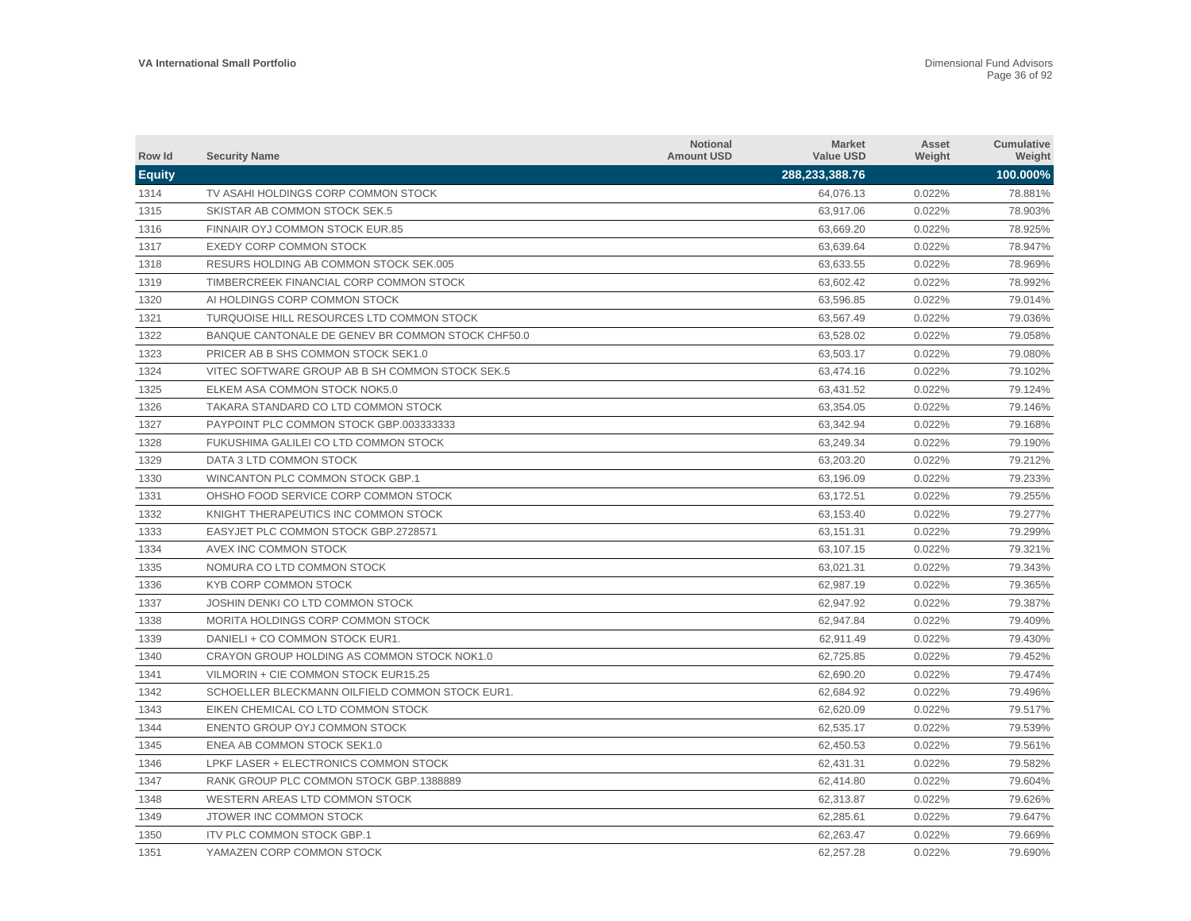| Row Id | Security Name | Notional Amount USD | Market Value USD | Asset Weight | Cumulative Weight |
|---|---|---|---|---|---|
| **Equity** | | | **288,233,388.76** | | **100.000%** |
| 1314 | TV ASAHI HOLDINGS CORP COMMON STOCK | | 64,076.13 | 0.022% | 78.881% |
| 1315 | SKISTAR AB COMMON STOCK SEK.5 | | 63,917.06 | 0.022% | 78.903% |
| 1316 | FINNAIR OYJ COMMON STOCK EUR.85 | | 63,669.20 | 0.022% | 78.925% |
| 1317 | EXEDY CORP COMMON STOCK | | 63,639.64 | 0.022% | 78.947% |
| 1318 | RESURS HOLDING AB COMMON STOCK SEK.005 | | 63,633.55 | 0.022% | 78.969% |
| 1319 | TIMBERCREEK FINANCIAL CORP COMMON STOCK | | 63,602.42 | 0.022% | 78.992% |
| 1320 | AI HOLDINGS CORP COMMON STOCK | | 63,596.85 | 0.022% | 79.014% |
| 1321 | TURQUOISE HILL RESOURCES LTD COMMON STOCK | | 63,567.49 | 0.022% | 79.036% |
| 1322 | BANQUE CANTONALE DE GENEV BR COMMON STOCK CHF50.0 | | 63,528.02 | 0.022% | 79.058% |
| 1323 | PRICER AB B SHS COMMON STOCK SEK1.0 | | 63,503.17 | 0.022% | 79.080% |
| 1324 | VITEC SOFTWARE GROUP AB B SH COMMON STOCK SEK.5 | | 63,474.16 | 0.022% | 79.102% |
| 1325 | ELKEM ASA COMMON STOCK NOK5.0 | | 63,431.52 | 0.022% | 79.124% |
| 1326 | TAKARA STANDARD CO LTD COMMON STOCK | | 63,354.05 | 0.022% | 79.146% |
| 1327 | PAYPOINT PLC COMMON STOCK GBP.003333333 | | 63,342.94 | 0.022% | 79.168% |
| 1328 | FUKUSHIMA GALILEI CO LTD COMMON STOCK | | 63,249.34 | 0.022% | 79.190% |
| 1329 | DATA 3 LTD COMMON STOCK | | 63,203.20 | 0.022% | 79.212% |
| 1330 | WINCANTON PLC COMMON STOCK GBP.1 | | 63,196.09 | 0.022% | 79.233% |
| 1331 | OHSHO FOOD SERVICE CORP COMMON STOCK | | 63,172.51 | 0.022% | 79.255% |
| 1332 | KNIGHT THERAPEUTICS INC COMMON STOCK | | 63,153.40 | 0.022% | 79.277% |
| 1333 | EASYJET PLC COMMON STOCK GBP.2728571 | | 63,151.31 | 0.022% | 79.299% |
| 1334 | AVEX INC COMMON STOCK | | 63,107.15 | 0.022% | 79.321% |
| 1335 | NOMURA CO LTD COMMON STOCK | | 63,021.31 | 0.022% | 79.343% |
| 1336 | KYB CORP COMMON STOCK | | 62,987.19 | 0.022% | 79.365% |
| 1337 | JOSHIN DENKI CO LTD COMMON STOCK | | 62,947.92 | 0.022% | 79.387% |
| 1338 | MORITA HOLDINGS CORP COMMON STOCK | | 62,947.84 | 0.022% | 79.409% |
| 1339 | DANIELI + CO COMMON STOCK EUR1. | | 62,911.49 | 0.022% | 79.430% |
| 1340 | CRAYON GROUP HOLDING AS COMMON STOCK NOK1.0 | | 62,725.85 | 0.022% | 79.452% |
| 1341 | VILMORIN + CIE COMMON STOCK EUR15.25 | | 62,690.20 | 0.022% | 79.474% |
| 1342 | SCHOELLER BLECKMANN OILFIELD COMMON STOCK EUR1. | | 62,684.92 | 0.022% | 79.496% |
| 1343 | EIKEN CHEMICAL CO LTD COMMON STOCK | | 62,620.09 | 0.022% | 79.517% |
| 1344 | ENENTO GROUP OYJ COMMON STOCK | | 62,535.17 | 0.022% | 79.539% |
| 1345 | ENEA AB COMMON STOCK SEK1.0 | | 62,450.53 | 0.022% | 79.561% |
| 1346 | LPKF LASER + ELECTRONICS COMMON STOCK | | 62,431.31 | 0.022% | 79.582% |
| 1347 | RANK GROUP PLC COMMON STOCK GBP.1388889 | | 62,414.80 | 0.022% | 79.604% |
| 1348 | WESTERN AREAS LTD COMMON STOCK | | 62,313.87 | 0.022% | 79.626% |
| 1349 | JTOWER INC COMMON STOCK | | 62,285.61 | 0.022% | 79.647% |
| 1350 | ITV PLC COMMON STOCK GBP.1 | | 62,263.47 | 0.022% | 79.669% |
| 1351 | YAMAZEN CORP COMMON STOCK | | 62,257.28 | 0.022% | 79.690% |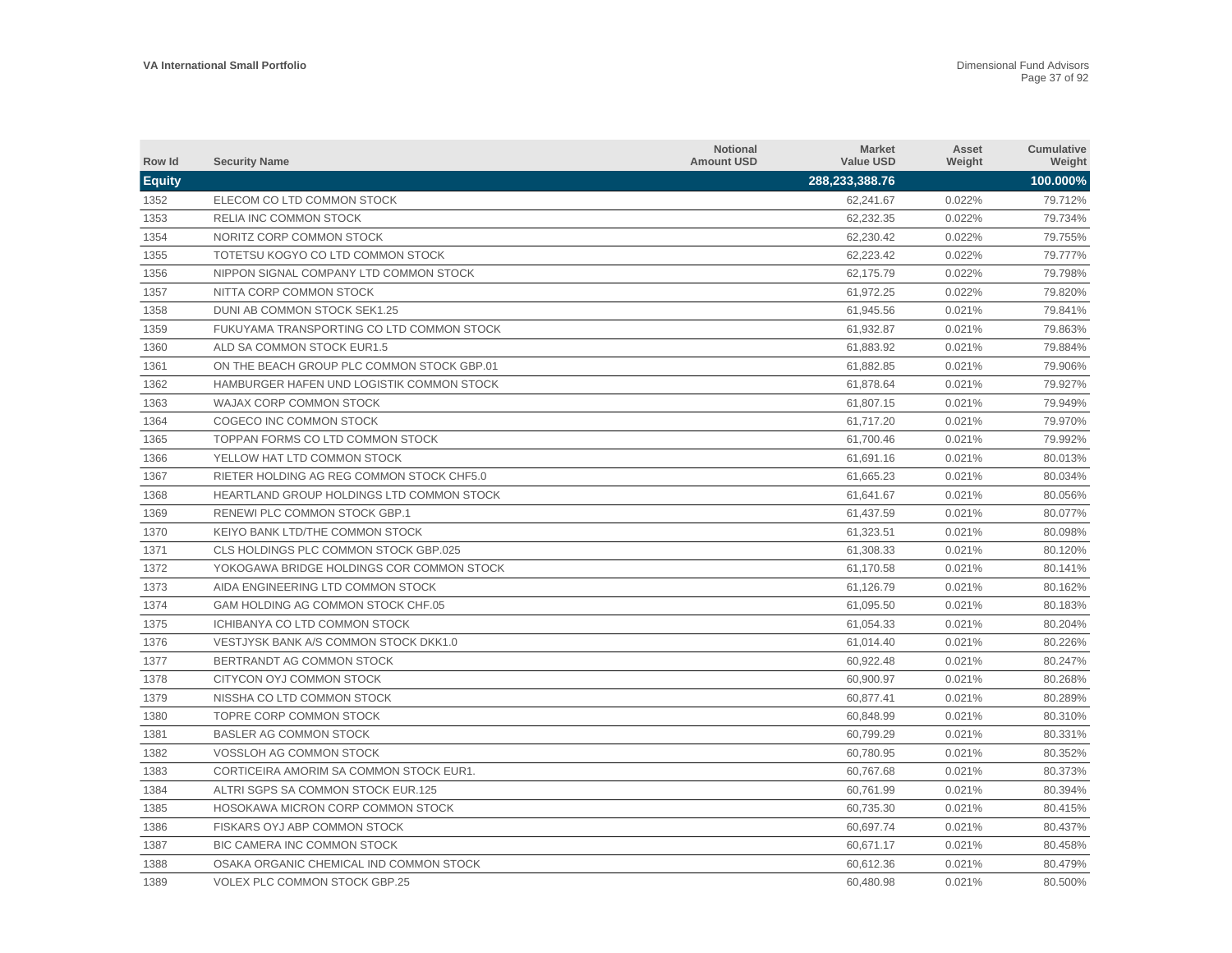| Row Id | Security Name | Notional Amount USD | Market Value USD | Asset Weight | Cumulative Weight |
|---|---|---|---|---|---|
| **Equity** | | | **288,233,388.76** | | **100.000%** |
| 1352 | ELECOM CO LTD COMMON STOCK | | 62,241.67 | 0.022% | 79.712% |
| 1353 | RELIA INC COMMON STOCK | | 62,232.35 | 0.022% | 79.734% |
| 1354 | NORITZ CORP COMMON STOCK | | 62,230.42 | 0.022% | 79.755% |
| 1355 | TOTETSU KOGYO CO LTD COMMON STOCK | | 62,223.42 | 0.022% | 79.777% |
| 1356 | NIPPON SIGNAL COMPANY LTD COMMON STOCK | | 62,175.79 | 0.022% | 79.798% |
| 1357 | NITTA CORP COMMON STOCK | | 61,972.25 | 0.022% | 79.820% |
| 1358 | DUNI AB COMMON STOCK SEK1.25 | | 61,945.56 | 0.021% | 79.841% |
| 1359 | FUKUYAMA TRANSPORTING CO LTD COMMON STOCK | | 61,932.87 | 0.021% | 79.863% |
| 1360 | ALD SA COMMON STOCK EUR1.5 | | 61,883.92 | 0.021% | 79.884% |
| 1361 | ON THE BEACH GROUP PLC COMMON STOCK GBP.01 | | 61,882.85 | 0.021% | 79.906% |
| 1362 | HAMBURGER HAFEN UND LOGISTIK COMMON STOCK | | 61,878.64 | 0.021% | 79.927% |
| 1363 | WAJAX CORP COMMON STOCK | | 61,807.15 | 0.021% | 79.949% |
| 1364 | COGECO INC COMMON STOCK | | 61,717.20 | 0.021% | 79.970% |
| 1365 | TOPPAN FORMS CO LTD COMMON STOCK | | 61,700.46 | 0.021% | 79.992% |
| 1366 | YELLOW HAT LTD COMMON STOCK | | 61,691.16 | 0.021% | 80.013% |
| 1367 | RIETER HOLDING AG REG COMMON STOCK CHF5.0 | | 61,665.23 | 0.021% | 80.034% |
| 1368 | HEARTLAND GROUP HOLDINGS LTD COMMON STOCK | | 61,641.67 | 0.021% | 80.056% |
| 1369 | RENEWI PLC COMMON STOCK GBP.1 | | 61,437.59 | 0.021% | 80.077% |
| 1370 | KEIYO BANK LTD/THE COMMON STOCK | | 61,323.51 | 0.021% | 80.098% |
| 1371 | CLS HOLDINGS PLC COMMON STOCK GBP.025 | | 61,308.33 | 0.021% | 80.120% |
| 1372 | YOKOGAWA BRIDGE HOLDINGS COR COMMON STOCK | | 61,170.58 | 0.021% | 80.141% |
| 1373 | AIDA ENGINEERING LTD COMMON STOCK | | 61,126.79 | 0.021% | 80.162% |
| 1374 | GAM HOLDING AG COMMON STOCK CHF.05 | | 61,095.50 | 0.021% | 80.183% |
| 1375 | ICHIBANYA CO LTD COMMON STOCK | | 61,054.33 | 0.021% | 80.204% |
| 1376 | VESTJYSK BANK A/S COMMON STOCK DKK1.0 | | 61,014.40 | 0.021% | 80.226% |
| 1377 | BERTRANDT AG COMMON STOCK | | 60,922.48 | 0.021% | 80.247% |
| 1378 | CITYCON OYJ COMMON STOCK | | 60,900.97 | 0.021% | 80.268% |
| 1379 | NISSHA CO LTD COMMON STOCK | | 60,877.41 | 0.021% | 80.289% |
| 1380 | TOPRE CORP COMMON STOCK | | 60,848.99 | 0.021% | 80.310% |
| 1381 | BASLER AG COMMON STOCK | | 60,799.29 | 0.021% | 80.331% |
| 1382 | VOSSLOH AG COMMON STOCK | | 60,780.95 | 0.021% | 80.352% |
| 1383 | CORTICEIRA AMORIM SA COMMON STOCK EUR1. | | 60,767.68 | 0.021% | 80.373% |
| 1384 | ALTRI SGPS SA COMMON STOCK EUR.125 | | 60,761.99 | 0.021% | 80.394% |
| 1385 | HOSOKAWA MICRON CORP COMMON STOCK | | 60,735.30 | 0.021% | 80.415% |
| 1386 | FISKARS OYJ ABP COMMON STOCK | | 60,697.74 | 0.021% | 80.437% |
| 1387 | BIC CAMERA INC COMMON STOCK | | 60,671.17 | 0.021% | 80.458% |
| 1388 | OSAKA ORGANIC CHEMICAL IND COMMON STOCK | | 60,612.36 | 0.021% | 80.479% |
| 1389 | VOLEX PLC COMMON STOCK GBP.25 | | 60,480.98 | 0.021% | 80.500% |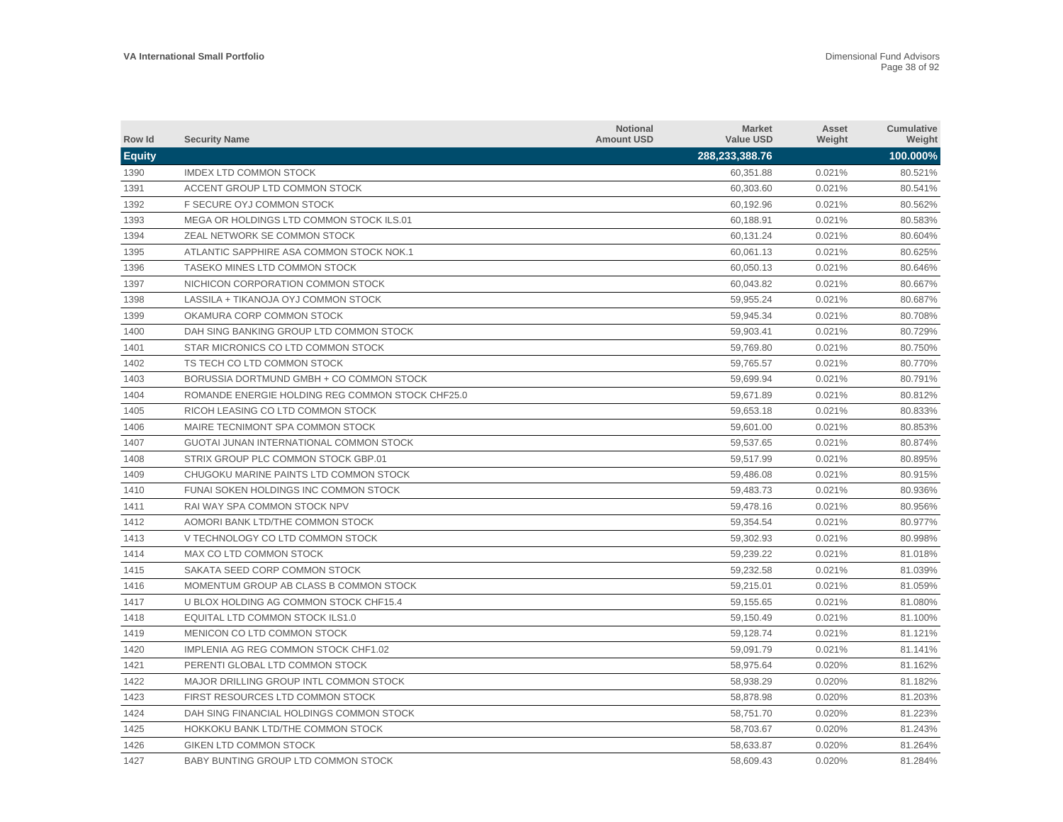| Row Id | Security Name | Notional Amount USD | Market Value USD | Asset Weight | Cumulative Weight |
|---|---|---|---|---|---|
| **Equity** | | | **288,233,388.76** | | **100.000%** |
| 1390 | IMDEX LTD COMMON STOCK | | 60,351.88 | 0.021% | 80.521% |
| 1391 | ACCENT GROUP LTD COMMON STOCK | | 60,303.60 | 0.021% | 80.541% |
| 1392 | F SECURE OYJ COMMON STOCK | | 60,192.96 | 0.021% | 80.562% |
| 1393 | MEGA OR HOLDINGS LTD COMMON STOCK ILS.01 | | 60,188.91 | 0.021% | 80.583% |
| 1394 | ZEAL NETWORK SE COMMON STOCK | | 60,131.24 | 0.021% | 80.604% |
| 1395 | ATLANTIC SAPPHIRE ASA COMMON STOCK NOK.1 | | 60,061.13 | 0.021% | 80.625% |
| 1396 | TASEKO MINES LTD COMMON STOCK | | 60,050.13 | 0.021% | 80.646% |
| 1397 | NICHICON CORPORATION COMMON STOCK | | 60,043.82 | 0.021% | 80.667% |
| 1398 | LASSILA + TIKANOJA OYJ COMMON STOCK | | 59,955.24 | 0.021% | 80.687% |
| 1399 | OKAMURA CORP COMMON STOCK | | 59,945.34 | 0.021% | 80.708% |
| 1400 | DAH SING BANKING GROUP LTD COMMON STOCK | | 59,903.41 | 0.021% | 80.729% |
| 1401 | STAR MICRONICS CO LTD COMMON STOCK | | 59,769.80 | 0.021% | 80.750% |
| 1402 | TS TECH CO LTD COMMON STOCK | | 59,765.57 | 0.021% | 80.770% |
| 1403 | BORUSSIA DORTMUND GMBH + CO COMMON STOCK | | 59,699.94 | 0.021% | 80.791% |
| 1404 | ROMANDE ENERGIE HOLDING REG COMMON STOCK CHF25.0 | | 59,671.89 | 0.021% | 80.812% |
| 1405 | RICOH LEASING CO LTD COMMON STOCK | | 59,653.18 | 0.021% | 80.833% |
| 1406 | MAIRE TECNIMONT SPA COMMON STOCK | | 59,601.00 | 0.021% | 80.853% |
| 1407 | GUOTAI JUNAN INTERNATIONAL COMMON STOCK | | 59,537.65 | 0.021% | 80.874% |
| 1408 | STRIX GROUP PLC COMMON STOCK GBP.01 | | 59,517.99 | 0.021% | 80.895% |
| 1409 | CHUGOKU MARINE PAINTS LTD COMMON STOCK | | 59,486.08 | 0.021% | 80.915% |
| 1410 | FUNAI SOKEN HOLDINGS INC COMMON STOCK | | 59,483.73 | 0.021% | 80.936% |
| 1411 | RAI WAY SPA COMMON STOCK NPV | | 59,478.16 | 0.021% | 80.956% |
| 1412 | AOMORI BANK LTD/THE COMMON STOCK | | 59,354.54 | 0.021% | 80.977% |
| 1413 | V TECHNOLOGY CO LTD COMMON STOCK | | 59,302.93 | 0.021% | 80.998% |
| 1414 | MAX CO LTD COMMON STOCK | | 59,239.22 | 0.021% | 81.018% |
| 1415 | SAKATA SEED CORP COMMON STOCK | | 59,232.58 | 0.021% | 81.039% |
| 1416 | MOMENTUM GROUP AB CLASS B COMMON STOCK | | 59,215.01 | 0.021% | 81.059% |
| 1417 | U BLOX HOLDING AG COMMON STOCK CHF15.4 | | 59,155.65 | 0.021% | 81.080% |
| 1418 | EQUITAL LTD COMMON STOCK ILS1.0 | | 59,150.49 | 0.021% | 81.100% |
| 1419 | MENICON CO LTD COMMON STOCK | | 59,128.74 | 0.021% | 81.121% |
| 1420 | IMPLENIA AG REG COMMON STOCK CHF1.02 | | 59,091.79 | 0.021% | 81.141% |
| 1421 | PERENTI GLOBAL LTD COMMON STOCK | | 58,975.64 | 0.020% | 81.162% |
| 1422 | MAJOR DRILLING GROUP INTL COMMON STOCK | | 58,938.29 | 0.020% | 81.182% |
| 1423 | FIRST RESOURCES LTD COMMON STOCK | | 58,878.98 | 0.020% | 81.203% |
| 1424 | DAH SING FINANCIAL HOLDINGS COMMON STOCK | | 58,751.70 | 0.020% | 81.223% |
| 1425 | HOKKOKU BANK LTD/THE COMMON STOCK | | 58,703.67 | 0.020% | 81.243% |
| 1426 | GIKEN LTD COMMON STOCK | | 58,633.87 | 0.020% | 81.264% |
| 1427 | BABY BUNTING GROUP LTD COMMON STOCK | | 58,609.43 | 0.020% | 81.284% |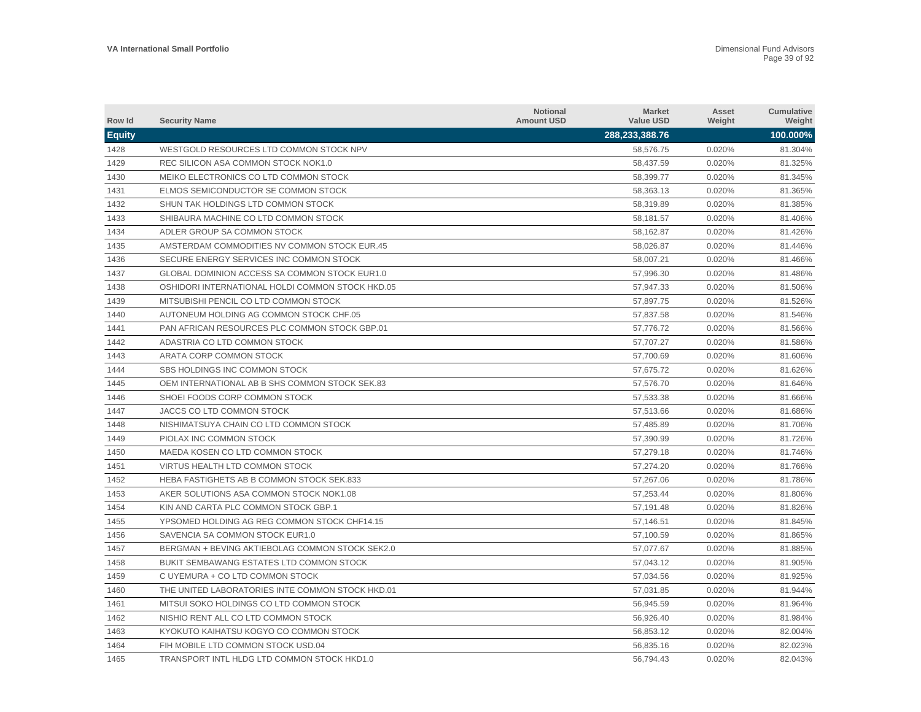| Row Id | Security Name | Notional Amount USD | Market Value USD | Asset Weight | Cumulative Weight |
|---|---|---|---|---|---|
| **Equity** | | | **288,233,388.76** | | **100.000%** |
| 1428 | WESTGOLD RESOURCES LTD COMMON STOCK NPV | | 58,576.75 | 0.020% | 81.304% |
| 1429 | REC SILICON ASA COMMON STOCK NOK1.0 | | 58,437.59 | 0.020% | 81.325% |
| 1430 | MEIKO ELECTRONICS CO LTD COMMON STOCK | | 58,399.77 | 0.020% | 81.345% |
| 1431 | ELMOS SEMICONDUCTOR SE COMMON STOCK | | 58,363.13 | 0.020% | 81.365% |
| 1432 | SHUN TAK HOLDINGS LTD COMMON STOCK | | 58,319.89 | 0.020% | 81.385% |
| 1433 | SHIBAURA MACHINE CO LTD COMMON STOCK | | 58,181.57 | 0.020% | 81.406% |
| 1434 | ADLER GROUP SA COMMON STOCK | | 58,162.87 | 0.020% | 81.426% |
| 1435 | AMSTERDAM COMMODITIES NV COMMON STOCK EUR.45 | | 58,026.87 | 0.020% | 81.446% |
| 1436 | SECURE ENERGY SERVICES INC COMMON STOCK | | 58,007.21 | 0.020% | 81.466% |
| 1437 | GLOBAL DOMINION ACCESS SA COMMON STOCK EUR1.0 | | 57,996.30 | 0.020% | 81.486% |
| 1438 | OSHIDORI INTERNATIONAL HOLDI COMMON STOCK HKD.05 | | 57,947.33 | 0.020% | 81.506% |
| 1439 | MITSUBISHI PENCIL CO LTD COMMON STOCK | | 57,897.75 | 0.020% | 81.526% |
| 1440 | AUTONEUM HOLDING AG COMMON STOCK CHF.05 | | 57,837.58 | 0.020% | 81.546% |
| 1441 | PAN AFRICAN RESOURCES PLC COMMON STOCK GBP.01 | | 57,776.72 | 0.020% | 81.566% |
| 1442 | ADASTRIA CO LTD COMMON STOCK | | 57,707.27 | 0.020% | 81.586% |
| 1443 | ARATA CORP COMMON STOCK | | 57,700.69 | 0.020% | 81.606% |
| 1444 | SBS HOLDINGS INC COMMON STOCK | | 57,675.72 | 0.020% | 81.626% |
| 1445 | OEM INTERNATIONAL AB B SHS COMMON STOCK SEK.83 | | 57,576.70 | 0.020% | 81.646% |
| 1446 | SHOEI FOODS CORP COMMON STOCK | | 57,533.38 | 0.020% | 81.666% |
| 1447 | JACCS CO LTD COMMON STOCK | | 57,513.66 | 0.020% | 81.686% |
| 1448 | NISHIMATSUYA CHAIN CO LTD COMMON STOCK | | 57,485.89 | 0.020% | 81.706% |
| 1449 | PIOLAX INC COMMON STOCK | | 57,390.99 | 0.020% | 81.726% |
| 1450 | MAEDA KOSEN CO LTD COMMON STOCK | | 57,279.18 | 0.020% | 81.746% |
| 1451 | VIRTUS HEALTH LTD COMMON STOCK | | 57,274.20 | 0.020% | 81.766% |
| 1452 | HEBA FASTIGHETS AB B COMMON STOCK SEK.833 | | 57,267.06 | 0.020% | 81.786% |
| 1453 | AKER SOLUTIONS ASA COMMON STOCK NOK1.08 | | 57,253.44 | 0.020% | 81.806% |
| 1454 | KIN AND CARTA PLC COMMON STOCK GBP.1 | | 57,191.48 | 0.020% | 81.826% |
| 1455 | YPSOMED HOLDING AG REG COMMON STOCK CHF14.15 | | 57,146.51 | 0.020% | 81.845% |
| 1456 | SAVENCIA SA COMMON STOCK EUR1.0 | | 57,100.59 | 0.020% | 81.865% |
| 1457 | BERGMAN + BEVING AKTIEBOLAG COMMON STOCK SEK2.0 | | 57,077.67 | 0.020% | 81.885% |
| 1458 | BUKIT SEMBAWANG ESTATES LTD COMMON STOCK | | 57,043.12 | 0.020% | 81.905% |
| 1459 | C UYEMURA + CO LTD COMMON STOCK | | 57,034.56 | 0.020% | 81.925% |
| 1460 | THE UNITED LABORATORIES INTE COMMON STOCK HKD.01 | | 57,031.85 | 0.020% | 81.944% |
| 1461 | MITSUI SOKO HOLDINGS CO LTD COMMON STOCK | | 56,945.59 | 0.020% | 81.964% |
| 1462 | NISHIO RENT ALL CO LTD COMMON STOCK | | 56,926.40 | 0.020% | 81.984% |
| 1463 | KYOKUTO KAIHATSU KOGYO CO COMMON STOCK | | 56,853.12 | 0.020% | 82.004% |
| 1464 | FIH MOBILE LTD COMMON STOCK USD.04 | | 56,835.16 | 0.020% | 82.023% |
| 1465 | TRANSPORT INTL HLDG LTD COMMON STOCK HKD1.0 | | 56,794.43 | 0.020% | 82.043% |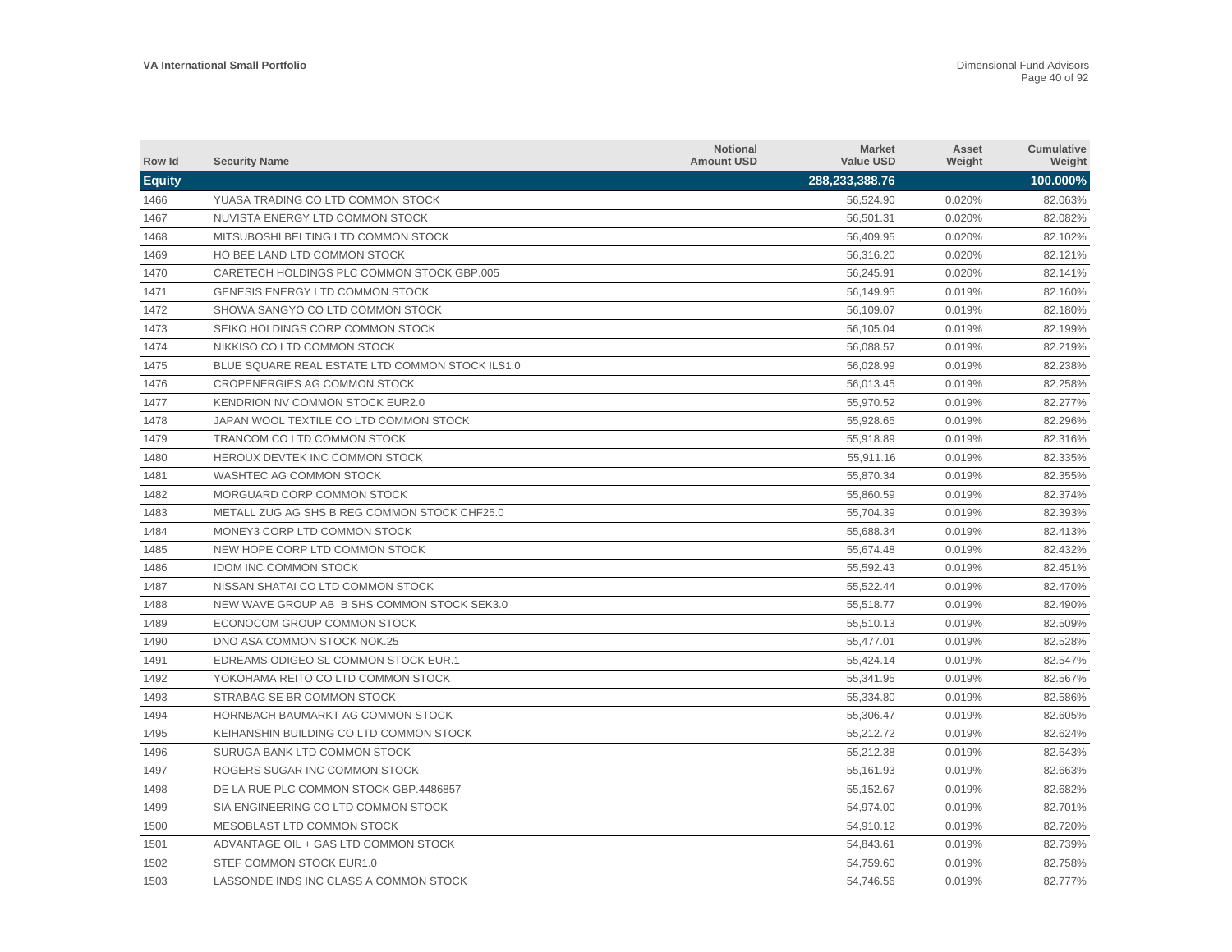| Row Id | Security Name | Notional Amount USD | Market Value USD | Asset Weight | Cumulative Weight |
|---|---|---|---|---|---|
| **Equity** | | | **288,233,388.76** | | **100.000%** |
| 1466 | YUASA TRADING CO LTD COMMON STOCK | | 56,524.90 | 0.020% | 82.063% |
| 1467 | NUVISTA ENERGY LTD COMMON STOCK | | 56,501.31 | 0.020% | 82.082% |
| 1468 | MITSUBOSHI BELTING LTD COMMON STOCK | | 56,409.95 | 0.020% | 82.102% |
| 1469 | HO BEE LAND LTD COMMON STOCK | | 56,316.20 | 0.020% | 82.121% |
| 1470 | CARETECH HOLDINGS PLC COMMON STOCK GBP.005 | | 56,245.91 | 0.020% | 82.141% |
| 1471 | GENESIS ENERGY LTD COMMON STOCK | | 56,149.95 | 0.019% | 82.160% |
| 1472 | SHOWA SANGYO CO LTD COMMON STOCK | | 56,109.07 | 0.019% | 82.180% |
| 1473 | SEIKO HOLDINGS CORP COMMON STOCK | | 56,105.04 | 0.019% | 82.199% |
| 1474 | NIKKISO CO LTD COMMON STOCK | | 56,088.57 | 0.019% | 82.219% |
| 1475 | BLUE SQUARE REAL ESTATE LTD COMMON STOCK ILS1.0 | | 56,028.99 | 0.019% | 82.238% |
| 1476 | CROPENERGIES AG COMMON STOCK | | 56,013.45 | 0.019% | 82.258% |
| 1477 | KENDRION NV COMMON STOCK EUR2.0 | | 55,970.52 | 0.019% | 82.277% |
| 1478 | JAPAN WOOL TEXTILE CO LTD COMMON STOCK | | 55,928.65 | 0.019% | 82.296% |
| 1479 | TRANCOM CO LTD COMMON STOCK | | 55,918.89 | 0.019% | 82.316% |
| 1480 | HEROUX DEVTEK INC COMMON STOCK | | 55,911.16 | 0.019% | 82.335% |
| 1481 | WASHTEC AG COMMON STOCK | | 55,870.34 | 0.019% | 82.355% |
| 1482 | MORGUARD CORP COMMON STOCK | | 55,860.59 | 0.019% | 82.374% |
| 1483 | METALL ZUG AG SHS B REG COMMON STOCK CHF25.0 | | 55,704.39 | 0.019% | 82.393% |
| 1484 | MONEY3 CORP LTD COMMON STOCK | | 55,688.34 | 0.019% | 82.413% |
| 1485 | NEW HOPE CORP LTD COMMON STOCK | | 55,674.48 | 0.019% | 82.432% |
| 1486 | IDOM INC COMMON STOCK | | 55,592.43 | 0.019% | 82.451% |
| 1487 | NISSAN SHATAI CO LTD COMMON STOCK | | 55,522.44 | 0.019% | 82.470% |
| 1488 | NEW WAVE GROUP AB B SHS COMMON STOCK SEK3.0 | | 55,518.77 | 0.019% | 82.490% |
| 1489 | ECONOCOM GROUP COMMON STOCK | | 55,510.13 | 0.019% | 82.509% |
| 1490 | DNO ASA COMMON STOCK NOK.25 | | 55,477.01 | 0.019% | 82.528% |
| 1491 | EDREAMS ODIGEO SL COMMON STOCK EUR.1 | | 55,424.14 | 0.019% | 82.547% |
| 1492 | YOKOHAMA REITO CO LTD COMMON STOCK | | 55,341.95 | 0.019% | 82.567% |
| 1493 | STRABAG SE BR COMMON STOCK | | 55,334.80 | 0.019% | 82.586% |
| 1494 | HORNBACH BAUMARKT AG COMMON STOCK | | 55,306.47 | 0.019% | 82.605% |
| 1495 | KEIHANSHIN BUILDING CO LTD COMMON STOCK | | 55,212.72 | 0.019% | 82.624% |
| 1496 | SURUGA BANK LTD COMMON STOCK | | 55,212.38 | 0.019% | 82.643% |
| 1497 | ROGERS SUGAR INC COMMON STOCK | | 55,161.93 | 0.019% | 82.663% |
| 1498 | DE LA RUE PLC COMMON STOCK GBP.4486857 | | 55,152.67 | 0.019% | 82.682% |
| 1499 | SIA ENGINEERING CO LTD COMMON STOCK | | 54,974.00 | 0.019% | 82.701% |
| 1500 | MESOBLAST LTD COMMON STOCK | | 54,910.12 | 0.019% | 82.720% |
| 1501 | ADVANTAGE OIL + GAS LTD COMMON STOCK | | 54,843.61 | 0.019% | 82.739% |
| 1502 | STEF COMMON STOCK EUR1.0 | | 54,759.60 | 0.019% | 82.758% |
| 1503 | LASSONDE INDS INC CLASS A COMMON STOCK | | 54,746.56 | 0.019% | 82.777% |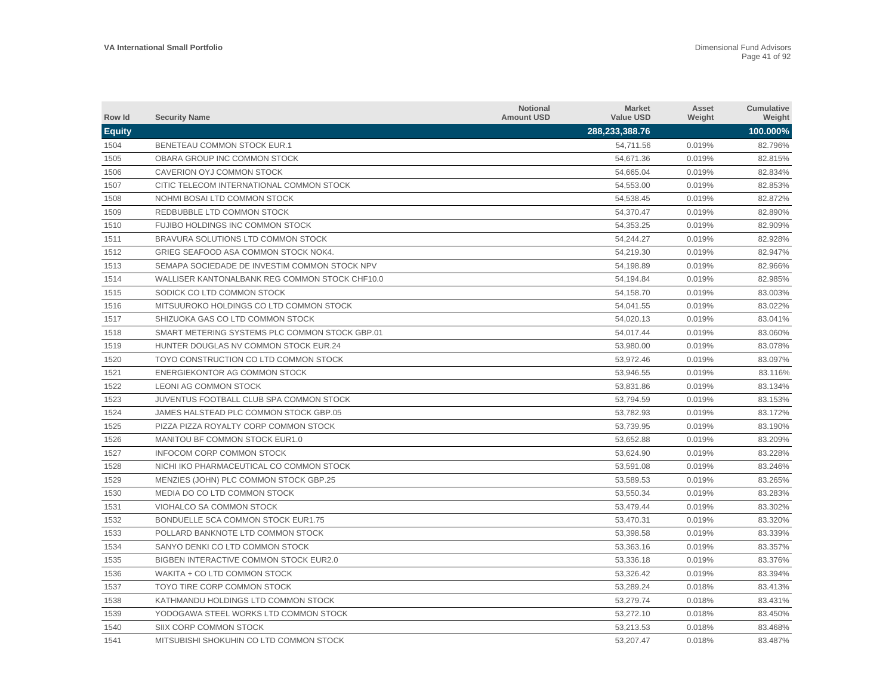| Row Id | Security Name | Notional Amount USD | Market Value USD | Asset Weight | Cumulative Weight |
|---|---|---|---|---|---|
| **Equity** | | | **288,233,388.76** | | **100.000%** |
| 1504 | BENETEAU COMMON STOCK EUR.1 | | 54,711.56 | 0.019% | 82.796% |
| 1505 | OBARA GROUP INC COMMON STOCK | | 54,671.36 | 0.019% | 82.815% |
| 1506 | CAVERION OYJ COMMON STOCK | | 54,665.04 | 0.019% | 82.834% |
| 1507 | CITIC TELECOM INTERNATIONAL COMMON STOCK | | 54,553.00 | 0.019% | 82.853% |
| 1508 | NOHMI BOSAI LTD COMMON STOCK | | 54,538.45 | 0.019% | 82.872% |
| 1509 | REDBUBBLE LTD COMMON STOCK | | 54,370.47 | 0.019% | 82.890% |
| 1510 | FUJIBO HOLDINGS INC COMMON STOCK | | 54,353.25 | 0.019% | 82.909% |
| 1511 | BRAVURA SOLUTIONS LTD COMMON STOCK | | 54,244.27 | 0.019% | 82.928% |
| 1512 | GRIEG SEAFOOD ASA COMMON STOCK NOK4. | | 54,219.30 | 0.019% | 82.947% |
| 1513 | SEMAPA SOCIEDADE DE INVESTIM COMMON STOCK NPV | | 54,198.89 | 0.019% | 82.966% |
| 1514 | WALLISER KANTONALBANK REG COMMON STOCK CHF10.0 | | 54,194.84 | 0.019% | 82.985% |
| 1515 | SODICK CO LTD COMMON STOCK | | 54,158.70 | 0.019% | 83.003% |
| 1516 | MITSUUROKO HOLDINGS CO LTD COMMON STOCK | | 54,041.55 | 0.019% | 83.022% |
| 1517 | SHIZUOKA GAS CO LTD COMMON STOCK | | 54,020.13 | 0.019% | 83.041% |
| 1518 | SMART METERING SYSTEMS PLC COMMON STOCK GBP.01 | | 54,017.44 | 0.019% | 83.060% |
| 1519 | HUNTER DOUGLAS NV COMMON STOCK EUR.24 | | 53,980.00 | 0.019% | 83.078% |
| 1520 | TOYO CONSTRUCTION CO LTD COMMON STOCK | | 53,972.46 | 0.019% | 83.097% |
| 1521 | ENERGIEKONTOR AG COMMON STOCK | | 53,946.55 | 0.019% | 83.116% |
| 1522 | LEONI AG COMMON STOCK | | 53,831.86 | 0.019% | 83.134% |
| 1523 | JUVENTUS FOOTBALL CLUB SPA COMMON STOCK | | 53,794.59 | 0.019% | 83.153% |
| 1524 | JAMES HALSTEAD PLC COMMON STOCK GBP.05 | | 53,782.93 | 0.019% | 83.172% |
| 1525 | PIZZA PIZZA ROYALTY CORP COMMON STOCK | | 53,739.95 | 0.019% | 83.190% |
| 1526 | MANITOU BF COMMON STOCK EUR1.0 | | 53,652.88 | 0.019% | 83.209% |
| 1527 | INFOCOM CORP COMMON STOCK | | 53,624.90 | 0.019% | 83.228% |
| 1528 | NICHI IKO PHARMACEUTICAL CO COMMON STOCK | | 53,591.08 | 0.019% | 83.246% |
| 1529 | MENZIES (JOHN) PLC COMMON STOCK GBP.25 | | 53,589.53 | 0.019% | 83.265% |
| 1530 | MEDIA DO CO LTD COMMON STOCK | | 53,550.34 | 0.019% | 83.283% |
| 1531 | VIOHALCO SA COMMON STOCK | | 53,479.44 | 0.019% | 83.302% |
| 1532 | BONDUELLE SCA COMMON STOCK EUR1.75 | | 53,470.31 | 0.019% | 83.320% |
| 1533 | POLLARD BANKNOTE LTD COMMON STOCK | | 53,398.58 | 0.019% | 83.339% |
| 1534 | SANYO DENKI CO LTD COMMON STOCK | | 53,363.16 | 0.019% | 83.357% |
| 1535 | BIGBEN INTERACTIVE COMMON STOCK EUR2.0 | | 53,336.18 | 0.019% | 83.376% |
| 1536 | WAKITA + CO LTD COMMON STOCK | | 53,326.42 | 0.019% | 83.394% |
| 1537 | TOYO TIRE CORP COMMON STOCK | | 53,289.24 | 0.018% | 83.413% |
| 1538 | KATHMANDU HOLDINGS LTD COMMON STOCK | | 53,279.74 | 0.018% | 83.431% |
| 1539 | YODOGAWA STEEL WORKS LTD COMMON STOCK | | 53,272.10 | 0.018% | 83.450% |
| 1540 | SIIX CORP COMMON STOCK | | 53,213.53 | 0.018% | 83.468% |
| 1541 | MITSUBISHI SHOKUHIN CO LTD COMMON STOCK | | 53,207.47 | 0.018% | 83.487% |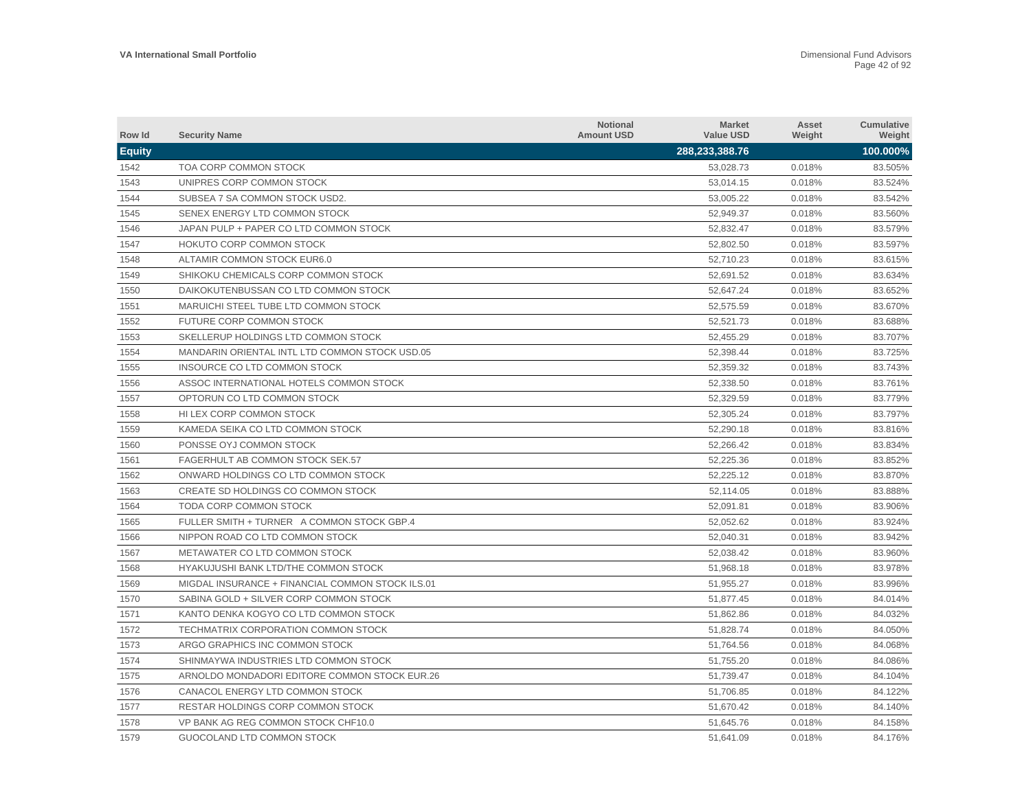| Row Id | Security Name | Notional Amount USD | Market Value USD | Asset Weight | Cumulative Weight |
|---|---|---|---|---|---|
| **Equity** | | | **288,233,388.76** | | **100.000%** |
| 1542 | TOA CORP COMMON STOCK | | 53,028.73 | 0.018% | 83.505% |
| 1543 | UNIPRES CORP COMMON STOCK | | 53,014.15 | 0.018% | 83.524% |
| 1544 | SUBSEA 7 SA COMMON STOCK USD2. | | 53,005.22 | 0.018% | 83.542% |
| 1545 | SENEX ENERGY LTD COMMON STOCK | | 52,949.37 | 0.018% | 83.560% |
| 1546 | JAPAN PULP + PAPER CO LTD COMMON STOCK | | 52,832.47 | 0.018% | 83.579% |
| 1547 | HOKUTO CORP COMMON STOCK | | 52,802.50 | 0.018% | 83.597% |
| 1548 | ALTAMIR COMMON STOCK EUR6.0 | | 52,710.23 | 0.018% | 83.615% |
| 1549 | SHIKOKU CHEMICALS CORP COMMON STOCK | | 52,691.52 | 0.018% | 83.634% |
| 1550 | DAIKOKUTENBUSSAN CO LTD COMMON STOCK | | 52,647.24 | 0.018% | 83.652% |
| 1551 | MARUICHI STEEL TUBE LTD COMMON STOCK | | 52,575.59 | 0.018% | 83.670% |
| 1552 | FUTURE CORP COMMON STOCK | | 52,521.73 | 0.018% | 83.688% |
| 1553 | SKELLERUP HOLDINGS LTD COMMON STOCK | | 52,455.29 | 0.018% | 83.707% |
| 1554 | MANDARIN ORIENTAL INTL LTD COMMON STOCK USD.05 | | 52,398.44 | 0.018% | 83.725% |
| 1555 | INSOURCE CO LTD COMMON STOCK | | 52,359.32 | 0.018% | 83.743% |
| 1556 | ASSOC INTERNATIONAL HOTELS COMMON STOCK | | 52,338.50 | 0.018% | 83.761% |
| 1557 | OPTORUN CO LTD COMMON STOCK | | 52,329.59 | 0.018% | 83.779% |
| 1558 | HI LEX CORP COMMON STOCK | | 52,305.24 | 0.018% | 83.797% |
| 1559 | KAMEDA SEIKA CO LTD COMMON STOCK | | 52,290.18 | 0.018% | 83.816% |
| 1560 | PONSSE OYJ COMMON STOCK | | 52,266.42 | 0.018% | 83.834% |
| 1561 | FAGERHULT AB COMMON STOCK SEK.57 | | 52,225.36 | 0.018% | 83.852% |
| 1562 | ONWARD HOLDINGS CO LTD COMMON STOCK | | 52,225.12 | 0.018% | 83.870% |
| 1563 | CREATE SD HOLDINGS CO COMMON STOCK | | 52,114.05 | 0.018% | 83.888% |
| 1564 | TODA CORP COMMON STOCK | | 52,091.81 | 0.018% | 83.906% |
| 1565 | FULLER SMITH + TURNER A COMMON STOCK GBP.4 | | 52,052.62 | 0.018% | 83.924% |
| 1566 | NIPPON ROAD CO LTD COMMON STOCK | | 52,040.31 | 0.018% | 83.942% |
| 1567 | METAWATER CO LTD COMMON STOCK | | 52,038.42 | 0.018% | 83.960% |
| 1568 | HYAKUJUSHI BANK LTD/THE COMMON STOCK | | 51,968.18 | 0.018% | 83.978% |
| 1569 | MIGDAL INSURANCE + FINANCIAL COMMON STOCK ILS.01 | | 51,955.27 | 0.018% | 83.996% |
| 1570 | SABINA GOLD + SILVER CORP COMMON STOCK | | 51,877.45 | 0.018% | 84.014% |
| 1571 | KANTO DENKA KOGYO CO LTD COMMON STOCK | | 51,862.86 | 0.018% | 84.032% |
| 1572 | TECHMATRIX CORPORATION COMMON STOCK | | 51,828.74 | 0.018% | 84.050% |
| 1573 | ARGO GRAPHICS INC COMMON STOCK | | 51,764.56 | 0.018% | 84.068% |
| 1574 | SHINMAYWA INDUSTRIES LTD COMMON STOCK | | 51,755.20 | 0.018% | 84.086% |
| 1575 | ARNOLDO MONDADORI EDITORE COMMON STOCK EUR.26 | | 51,739.47 | 0.018% | 84.104% |
| 1576 | CANACOL ENERGY LTD COMMON STOCK | | 51,706.85 | 0.018% | 84.122% |
| 1577 | RESTAR HOLDINGS CORP COMMON STOCK | | 51,670.42 | 0.018% | 84.140% |
| 1578 | VP BANK AG REG COMMON STOCK CHF10.0 | | 51,645.76 | 0.018% | 84.158% |
| 1579 | GUOCOLAND LTD COMMON STOCK | | 51,641.09 | 0.018% | 84.176% |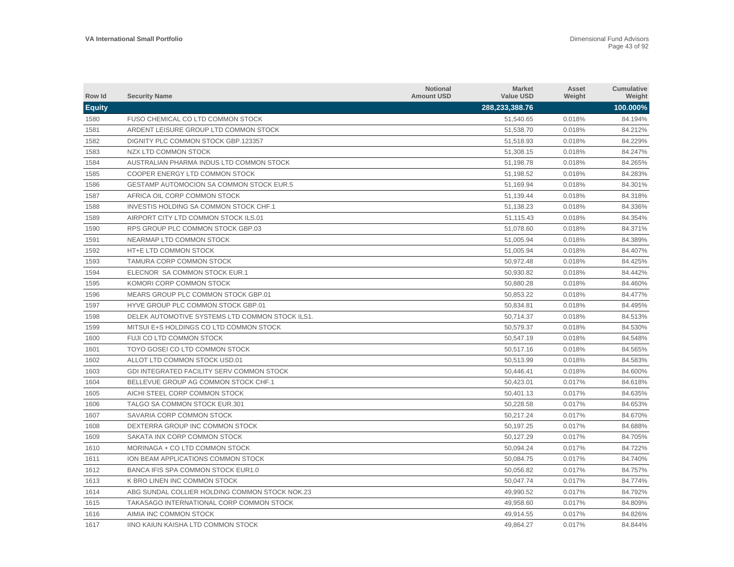| Row Id | Security Name | Notional Amount USD | Market Value USD | Asset Weight | Cumulative Weight |
|---|---|---|---|---|---|
| **Equity** | | | **288,233,388.76** | | **100.000%** |
| 1580 | FUSO CHEMICAL CO LTD COMMON STOCK | | 51,540.65 | 0.018% | 84.194% |
| 1581 | ARDENT LEISURE GROUP LTD COMMON STOCK | | 51,538.70 | 0.018% | 84.212% |
| 1582 | DIGNITY PLC COMMON STOCK GBP.123357 | | 51,518.93 | 0.018% | 84.229% |
| 1583 | NZX LTD COMMON STOCK | | 51,308.15 | 0.018% | 84.247% |
| 1584 | AUSTRALIAN PHARMA INDUS LTD COMMON STOCK | | 51,198.78 | 0.018% | 84.265% |
| 1585 | COOPER ENERGY LTD COMMON STOCK | | 51,198.52 | 0.018% | 84.283% |
| 1586 | GESTAMP AUTOMOCION SA COMMON STOCK EUR.5 | | 51,169.94 | 0.018% | 84.301% |
| 1587 | AFRICA OIL CORP COMMON STOCK | | 51,139.44 | 0.018% | 84.318% |
| 1588 | INVESTIS HOLDING SA COMMON STOCK CHF.1 | | 51,138.23 | 0.018% | 84.336% |
| 1589 | AIRPORT CITY LTD COMMON STOCK ILS.01 | | 51,115.43 | 0.018% | 84.354% |
| 1590 | RPS GROUP PLC COMMON STOCK GBP.03 | | 51,078.60 | 0.018% | 84.371% |
| 1591 | NEARMAP LTD COMMON STOCK | | 51,005.94 | 0.018% | 84.389% |
| 1592 | HT+E LTD COMMON STOCK | | 51,005.94 | 0.018% | 84.407% |
| 1593 | TAMURA CORP COMMON STOCK | | 50,972.48 | 0.018% | 84.425% |
| 1594 | ELECNOR SA COMMON STOCK EUR.1 | | 50,930.82 | 0.018% | 84.442% |
| 1595 | KOMORI CORP COMMON STOCK | | 50,880.28 | 0.018% | 84.460% |
| 1596 | MEARS GROUP PLC COMMON STOCK GBP.01 | | 50,853.22 | 0.018% | 84.477% |
| 1597 | HYVE GROUP PLC COMMON STOCK GBP.01 | | 50,834.81 | 0.018% | 84.495% |
| 1598 | DELEK AUTOMOTIVE SYSTEMS LTD COMMON STOCK ILS1. | | 50,714.37 | 0.018% | 84.513% |
| 1599 | MITSUI E+S HOLDINGS CO LTD COMMON STOCK | | 50,579.37 | 0.018% | 84.530% |
| 1600 | FUJI CO LTD COMMON STOCK | | 50,547.19 | 0.018% | 84.548% |
| 1601 | TOYO GOSEI CO LTD COMMON STOCK | | 50,517.16 | 0.018% | 84.565% |
| 1602 | ALLOT LTD COMMON STOCK USD.01 | | 50,513.99 | 0.018% | 84.583% |
| 1603 | GDI INTEGRATED FACILITY SERV COMMON STOCK | | 50,446.41 | 0.018% | 84.600% |
| 1604 | BELLEVUE GROUP AG COMMON STOCK CHF.1 | | 50,423.01 | 0.017% | 84.618% |
| 1605 | AICHI STEEL CORP COMMON STOCK | | 50,401.13 | 0.017% | 84.635% |
| 1606 | TALGO SA COMMON STOCK EUR.301 | | 50,228.58 | 0.017% | 84.653% |
| 1607 | SAVARIA CORP COMMON STOCK | | 50,217.24 | 0.017% | 84.670% |
| 1608 | DEXTERRA GROUP INC COMMON STOCK | | 50,197.25 | 0.017% | 84.688% |
| 1609 | SAKATA INX CORP COMMON STOCK | | 50,127.29 | 0.017% | 84.705% |
| 1610 | MORINAGA + CO LTD COMMON STOCK | | 50,094.24 | 0.017% | 84.722% |
| 1611 | ION BEAM APPLICATIONS COMMON STOCK | | 50,084.75 | 0.017% | 84.740% |
| 1612 | BANCA IFIS SPA COMMON STOCK EUR1.0 | | 50,056.82 | 0.017% | 84.757% |
| 1613 | K BRO LINEN INC COMMON STOCK | | 50,047.74 | 0.017% | 84.774% |
| 1614 | ABG SUNDAL COLLIER HOLDING COMMON STOCK NOK.23 | | 49,990.52 | 0.017% | 84.792% |
| 1615 | TAKASAGO INTERNATIONAL CORP COMMON STOCK | | 49,958.60 | 0.017% | 84.809% |
| 1616 | AIMIA INC COMMON STOCK | | 49,914.55 | 0.017% | 84.826% |
| 1617 | IINO KAIUN KAISHA LTD COMMON STOCK | | 49,864.27 | 0.017% | 84.844% |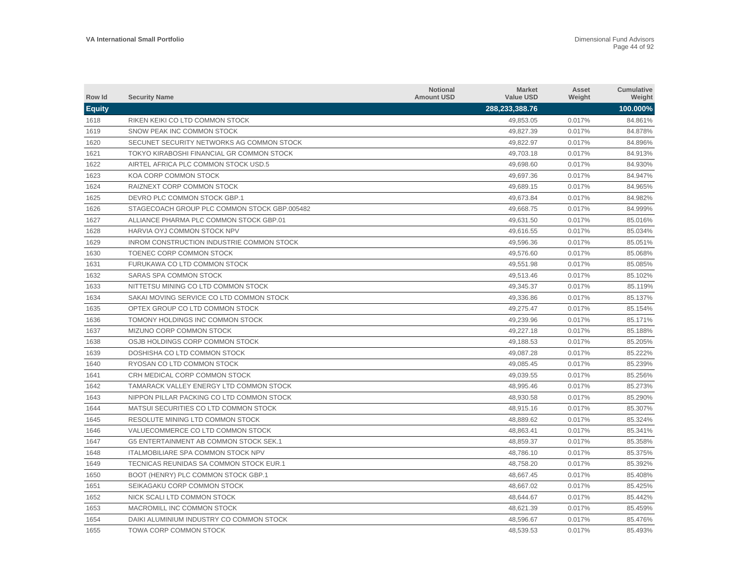| Row Id | Security Name | Notional Amount USD | Market Value USD | Asset Weight | Cumulative Weight |
|---|---|---|---|---|---|
| **Equity** | | | **288,233,388.76** | | **100.000%** |
| 1618 | RIKEN KEIKI CO LTD COMMON STOCK | | 49,853.05 | 0.017% | 84.861% |
| 1619 | SNOW PEAK INC COMMON STOCK | | 49,827.39 | 0.017% | 84.878% |
| 1620 | SECUNET SECURITY NETWORKS AG COMMON STOCK | | 49,822.97 | 0.017% | 84.896% |
| 1621 | TOKYO KIRABOSHI FINANCIAL GR COMMON STOCK | | 49,703.18 | 0.017% | 84.913% |
| 1622 | AIRTEL AFRICA PLC COMMON STOCK USD.5 | | 49,698.60 | 0.017% | 84.930% |
| 1623 | KOA CORP COMMON STOCK | | 49,697.36 | 0.017% | 84.947% |
| 1624 | RAIZNEXT CORP COMMON STOCK | | 49,689.15 | 0.017% | 84.965% |
| 1625 | DEVRO PLC COMMON STOCK GBP.1 | | 49,673.84 | 0.017% | 84.982% |
| 1626 | STAGECOACH GROUP PLC COMMON STOCK GBP.005482 | | 49,668.75 | 0.017% | 84.999% |
| 1627 | ALLIANCE PHARMA PLC COMMON STOCK GBP.01 | | 49,631.50 | 0.017% | 85.016% |
| 1628 | HARVIA OYJ COMMON STOCK NPV | | 49,616.55 | 0.017% | 85.034% |
| 1629 | INROM CONSTRUCTION INDUSTRIE COMMON STOCK | | 49,596.36 | 0.017% | 85.051% |
| 1630 | TOENEC CORP COMMON STOCK | | 49,576.60 | 0.017% | 85.068% |
| 1631 | FURUKAWA CO LTD COMMON STOCK | | 49,551.98 | 0.017% | 85.085% |
| 1632 | SARAS SPA COMMON STOCK | | 49,513.46 | 0.017% | 85.102% |
| 1633 | NITTETSU MINING CO LTD COMMON STOCK | | 49,345.37 | 0.017% | 85.119% |
| 1634 | SAKAI MOVING SERVICE CO LTD COMMON STOCK | | 49,336.86 | 0.017% | 85.137% |
| 1635 | OPTEX GROUP CO LTD COMMON STOCK | | 49,275.47 | 0.017% | 85.154% |
| 1636 | TOMONY HOLDINGS INC COMMON STOCK | | 49,239.96 | 0.017% | 85.171% |
| 1637 | MIZUNO CORP COMMON STOCK | | 49,227.18 | 0.017% | 85.188% |
| 1638 | OSJB HOLDINGS CORP COMMON STOCK | | 49,188.53 | 0.017% | 85.205% |
| 1639 | DOSHISHA CO LTD COMMON STOCK | | 49,087.28 | 0.017% | 85.222% |
| 1640 | RYOSAN CO LTD COMMON STOCK | | 49,085.45 | 0.017% | 85.239% |
| 1641 | CRH MEDICAL CORP COMMON STOCK | | 49,039.55 | 0.017% | 85.256% |
| 1642 | TAMARACK VALLEY ENERGY LTD COMMON STOCK | | 48,995.46 | 0.017% | 85.273% |
| 1643 | NIPPON PILLAR PACKING CO LTD COMMON STOCK | | 48,930.58 | 0.017% | 85.290% |
| 1644 | MATSUI SECURITIES CO LTD COMMON STOCK | | 48,915.16 | 0.017% | 85.307% |
| 1645 | RESOLUTE MINING LTD COMMON STOCK | | 48,889.62 | 0.017% | 85.324% |
| 1646 | VALUECOMMERCE CO LTD COMMON STOCK | | 48,863.41 | 0.017% | 85.341% |
| 1647 | G5 ENTERTAINMENT AB COMMON STOCK SEK.1 | | 48,859.37 | 0.017% | 85.358% |
| 1648 | ITALMOBILIARE SPA COMMON STOCK NPV | | 48,786.10 | 0.017% | 85.375% |
| 1649 | TECNICAS REUNIDAS SA COMMON STOCK EUR.1 | | 48,758.20 | 0.017% | 85.392% |
| 1650 | BOOT (HENRY) PLC COMMON STOCK GBP.1 | | 48,667.45 | 0.017% | 85.408% |
| 1651 | SEIKAGAKU CORP COMMON STOCK | | 48,667.02 | 0.017% | 85.425% |
| 1652 | NICK SCALI LTD COMMON STOCK | | 48,644.67 | 0.017% | 85.442% |
| 1653 | MACROMILL INC COMMON STOCK | | 48,621.39 | 0.017% | 85.459% |
| 1654 | DAIKI ALUMINIUM INDUSTRY CO COMMON STOCK | | 48,596.67 | 0.017% | 85.476% |
| 1655 | TOWA CORP COMMON STOCK | | 48,539.53 | 0.017% | 85.493% |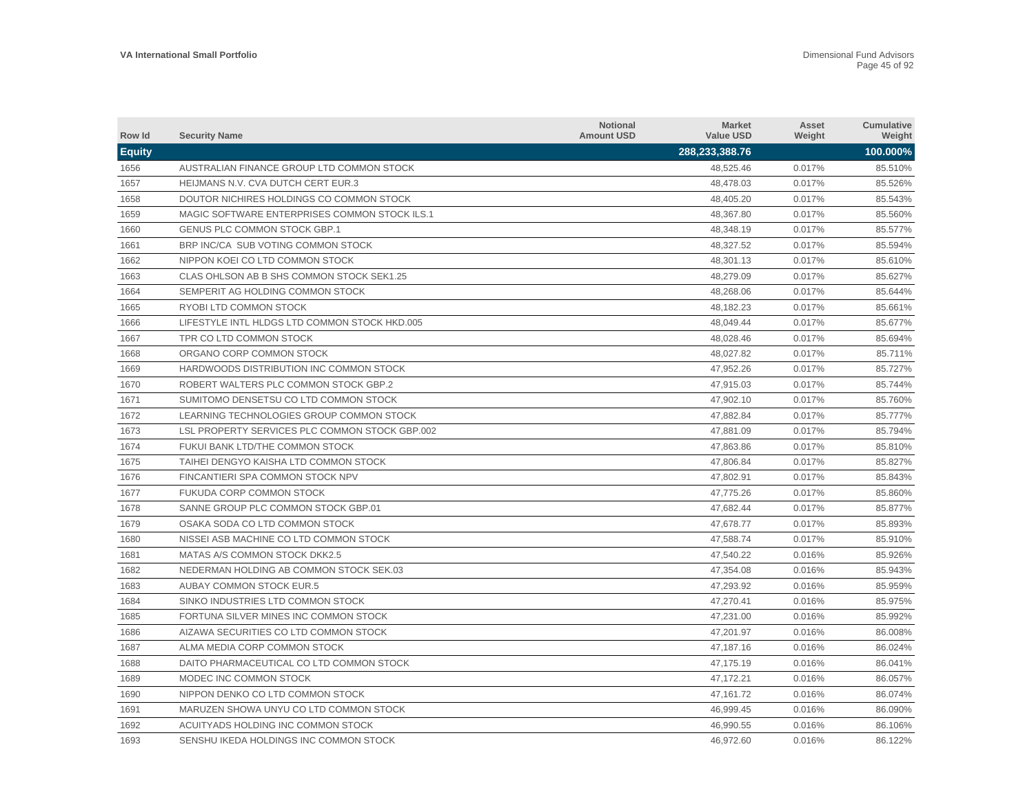| Row Id | Security Name | Notional Amount USD | Market Value USD | Asset Weight | Cumulative Weight |
|---|---|---|---|---|---|
| **Equity** | | | **288,233,388.76** | | **100.000%** |
| 1656 | AUSTRALIAN FINANCE GROUP LTD COMMON STOCK | | 48,525.46 | 0.017% | 85.510% |
| 1657 | HEIJMANS N.V. CVA DUTCH CERT EUR.3 | | 48,478.03 | 0.017% | 85.526% |
| 1658 | DOUTOR NICHIRES HOLDINGS CO COMMON STOCK | | 48,405.20 | 0.017% | 85.543% |
| 1659 | MAGIC SOFTWARE ENTERPRISES COMMON STOCK ILS.1 | | 48,367.80 | 0.017% | 85.560% |
| 1660 | GENUS PLC COMMON STOCK GBP.1 | | 48,348.19 | 0.017% | 85.577% |
| 1661 | BRP INC/CA SUB VOTING COMMON STOCK | | 48,327.52 | 0.017% | 85.594% |
| 1662 | NIPPON KOEI CO LTD COMMON STOCK | | 48,301.13 | 0.017% | 85.610% |
| 1663 | CLAS OHLSON AB B SHS COMMON STOCK SEK1.25 | | 48,279.09 | 0.017% | 85.627% |
| 1664 | SEMPERIT AG HOLDING COMMON STOCK | | 48,268.06 | 0.017% | 85.644% |
| 1665 | RYOBI LTD COMMON STOCK | | 48,182.23 | 0.017% | 85.661% |
| 1666 | LIFESTYLE INTL HLDGS LTD COMMON STOCK HKD.005 | | 48,049.44 | 0.017% | 85.677% |
| 1667 | TPR CO LTD COMMON STOCK | | 48,028.46 | 0.017% | 85.694% |
| 1668 | ORGANO CORP COMMON STOCK | | 48,027.82 | 0.017% | 85.711% |
| 1669 | HARDWOODS DISTRIBUTION INC COMMON STOCK | | 47,952.26 | 0.017% | 85.727% |
| 1670 | ROBERT WALTERS PLC COMMON STOCK GBP.2 | | 47,915.03 | 0.017% | 85.744% |
| 1671 | SUMITOMO DENSETSU CO LTD COMMON STOCK | | 47,902.10 | 0.017% | 85.760% |
| 1672 | LEARNING TECHNOLOGIES GROUP COMMON STOCK | | 47,882.84 | 0.017% | 85.777% |
| 1673 | LSL PROPERTY SERVICES PLC COMMON STOCK GBP.002 | | 47,881.09 | 0.017% | 85.794% |
| 1674 | FUKUI BANK LTD/THE COMMON STOCK | | 47,863.86 | 0.017% | 85.810% |
| 1675 | TAIHEI DENGYO KAISHA LTD COMMON STOCK | | 47,806.84 | 0.017% | 85.827% |
| 1676 | FINCANTIERI SPA COMMON STOCK NPV | | 47,802.91 | 0.017% | 85.843% |
| 1677 | FUKUDA CORP COMMON STOCK | | 47,775.26 | 0.017% | 85.860% |
| 1678 | SANNE GROUP PLC COMMON STOCK GBP.01 | | 47,682.44 | 0.017% | 85.877% |
| 1679 | OSAKA SODA CO LTD COMMON STOCK | | 47,678.77 | 0.017% | 85.893% |
| 1680 | NISSEI ASB MACHINE CO LTD COMMON STOCK | | 47,588.74 | 0.017% | 85.910% |
| 1681 | MATAS A/S COMMON STOCK DKK2.5 | | 47,540.22 | 0.016% | 85.926% |
| 1682 | NEDERMAN HOLDING AB COMMON STOCK SEK.03 | | 47,354.08 | 0.016% | 85.943% |
| 1683 | AUBAY COMMON STOCK EUR.5 | | 47,293.92 | 0.016% | 85.959% |
| 1684 | SINKO INDUSTRIES LTD COMMON STOCK | | 47,270.41 | 0.016% | 85.975% |
| 1685 | FORTUNA SILVER MINES INC COMMON STOCK | | 47,231.00 | 0.016% | 85.992% |
| 1686 | AIZAWA SECURITIES CO LTD COMMON STOCK | | 47,201.97 | 0.016% | 86.008% |
| 1687 | ALMA MEDIA CORP COMMON STOCK | | 47,187.16 | 0.016% | 86.024% |
| 1688 | DAITO PHARMACEUTICAL CO LTD COMMON STOCK | | 47,175.19 | 0.016% | 86.041% |
| 1689 | MODEC INC COMMON STOCK | | 47,172.21 | 0.016% | 86.057% |
| 1690 | NIPPON DENKO CO LTD COMMON STOCK | | 47,161.72 | 0.016% | 86.074% |
| 1691 | MARUZEN SHOWA UNYU CO LTD COMMON STOCK | | 46,999.45 | 0.016% | 86.090% |
| 1692 | ACUITYADS HOLDING INC COMMON STOCK | | 46,990.55 | 0.016% | 86.106% |
| 1693 | SENSHU IKEDA HOLDINGS INC COMMON STOCK | | 46,972.60 | 0.016% | 86.122% |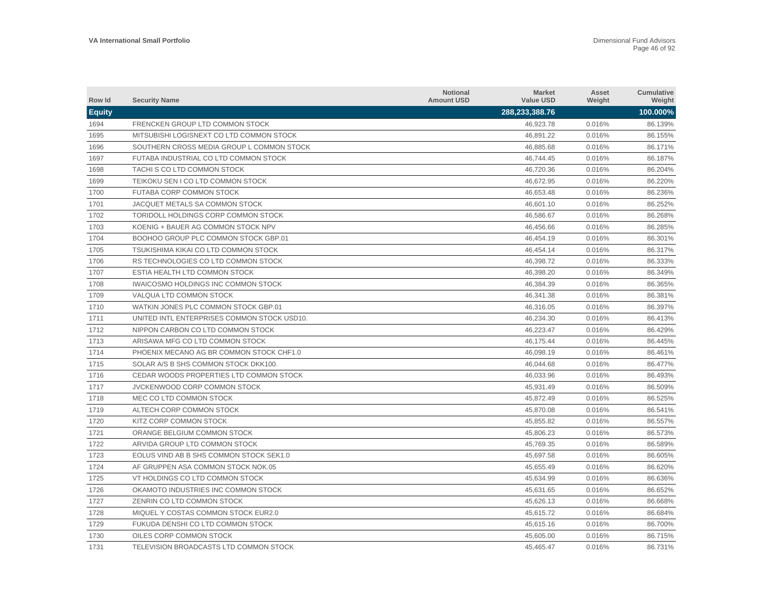| Row Id | Security Name | Notional Amount USD | Market Value USD | Asset Weight | Cumulative Weight |
|---|---|---|---|---|---|
| **Equity** | | | **288,233,388.76** | | **100.000%** |
| 1694 | FRENCKEN GROUP LTD COMMON STOCK | | 46,923.78 | 0.016% | 86.139% |
| 1695 | MITSUBISHI LOGISNEXT CO LTD COMMON STOCK | | 46,891.22 | 0.016% | 86.155% |
| 1696 | SOUTHERN CROSS MEDIA GROUP L COMMON STOCK | | 46,885.68 | 0.016% | 86.171% |
| 1697 | FUTABA INDUSTRIAL CO LTD COMMON STOCK | | 46,744.45 | 0.016% | 86.187% |
| 1698 | TACHI S CO LTD COMMON STOCK | | 46,720.36 | 0.016% | 86.204% |
| 1699 | TEIKOKU SEN I CO LTD COMMON STOCK | | 46,672.95 | 0.016% | 86.220% |
| 1700 | FUTABA CORP COMMON STOCK | | 46,653.48 | 0.016% | 86.236% |
| 1701 | JACQUET METALS SA COMMON STOCK | | 46,601.10 | 0.016% | 86.252% |
| 1702 | TORIDOLL HOLDINGS CORP COMMON STOCK | | 46,586.67 | 0.016% | 86.268% |
| 1703 | KOENIG + BAUER AG COMMON STOCK NPV | | 46,456.66 | 0.016% | 86.285% |
| 1704 | BOOHOO GROUP PLC COMMON STOCK GBP.01 | | 46,454.19 | 0.016% | 86.301% |
| 1705 | TSUKISHIMA KIKAI CO LTD COMMON STOCK | | 46,454.14 | 0.016% | 86.317% |
| 1706 | RS TECHNOLOGIES CO LTD COMMON STOCK | | 46,398.72 | 0.016% | 86.333% |
| 1707 | ESTIA HEALTH LTD COMMON STOCK | | 46,398.20 | 0.016% | 86.349% |
| 1708 | IWAICOSMO HOLDINGS INC COMMON STOCK | | 46,384.39 | 0.016% | 86.365% |
| 1709 | VALQUA LTD COMMON STOCK | | 46,341.38 | 0.016% | 86.381% |
| 1710 | WATKIN JONES PLC COMMON STOCK GBP.01 | | 46,316.05 | 0.016% | 86.397% |
| 1711 | UNITED INTL ENTERPRISES COMMON STOCK USD10. | | 46,234.30 | 0.016% | 86.413% |
| 1712 | NIPPON CARBON CO LTD COMMON STOCK | | 46,223.47 | 0.016% | 86.429% |
| 1713 | ARISAWA MFG CO LTD COMMON STOCK | | 46,175.44 | 0.016% | 86.445% |
| 1714 | PHOENIX MECANO AG BR COMMON STOCK CHF1.0 | | 46,098.19 | 0.016% | 86.461% |
| 1715 | SOLAR A/S B SHS COMMON STOCK DKK100. | | 46,044.68 | 0.016% | 86.477% |
| 1716 | CEDAR WOODS PROPERTIES LTD COMMON STOCK | | 46,033.96 | 0.016% | 86.493% |
| 1717 | JVCKENWOOD CORP COMMON STOCK | | 45,931.49 | 0.016% | 86.509% |
| 1718 | MEC CO LTD COMMON STOCK | | 45,872.49 | 0.016% | 86.525% |
| 1719 | ALTECH CORP COMMON STOCK | | 45,870.08 | 0.016% | 86.541% |
| 1720 | KITZ CORP COMMON STOCK | | 45,855.82 | 0.016% | 86.557% |
| 1721 | ORANGE BELGIUM COMMON STOCK | | 45,806.23 | 0.016% | 86.573% |
| 1722 | ARVIDA GROUP LTD COMMON STOCK | | 45,769.35 | 0.016% | 86.589% |
| 1723 | EOLUS VIND AB B SHS COMMON STOCK SEK1.0 | | 45,697.58 | 0.016% | 86.605% |
| 1724 | AF GRUPPEN ASA COMMON STOCK NOK.05 | | 45,655.49 | 0.016% | 86.620% |
| 1725 | VT HOLDINGS CO LTD COMMON STOCK | | 45,634.99 | 0.016% | 86.636% |
| 1726 | OKAMOTO INDUSTRIES INC COMMON STOCK | | 45,631.65 | 0.016% | 86.652% |
| 1727 | ZENRIN CO LTD COMMON STOCK | | 45,626.13 | 0.016% | 86.668% |
| 1728 | MIQUEL Y COSTAS COMMON STOCK EUR2.0 | | 45,615.72 | 0.016% | 86.684% |
| 1729 | FUKUDA DENSHI CO LTD COMMON STOCK | | 45,615.16 | 0.016% | 86.700% |
| 1730 | OILES CORP COMMON STOCK | | 45,605.00 | 0.016% | 86.715% |
| 1731 | TELEVISION BROADCASTS LTD COMMON STOCK | | 45,465.47 | 0.016% | 86.731% |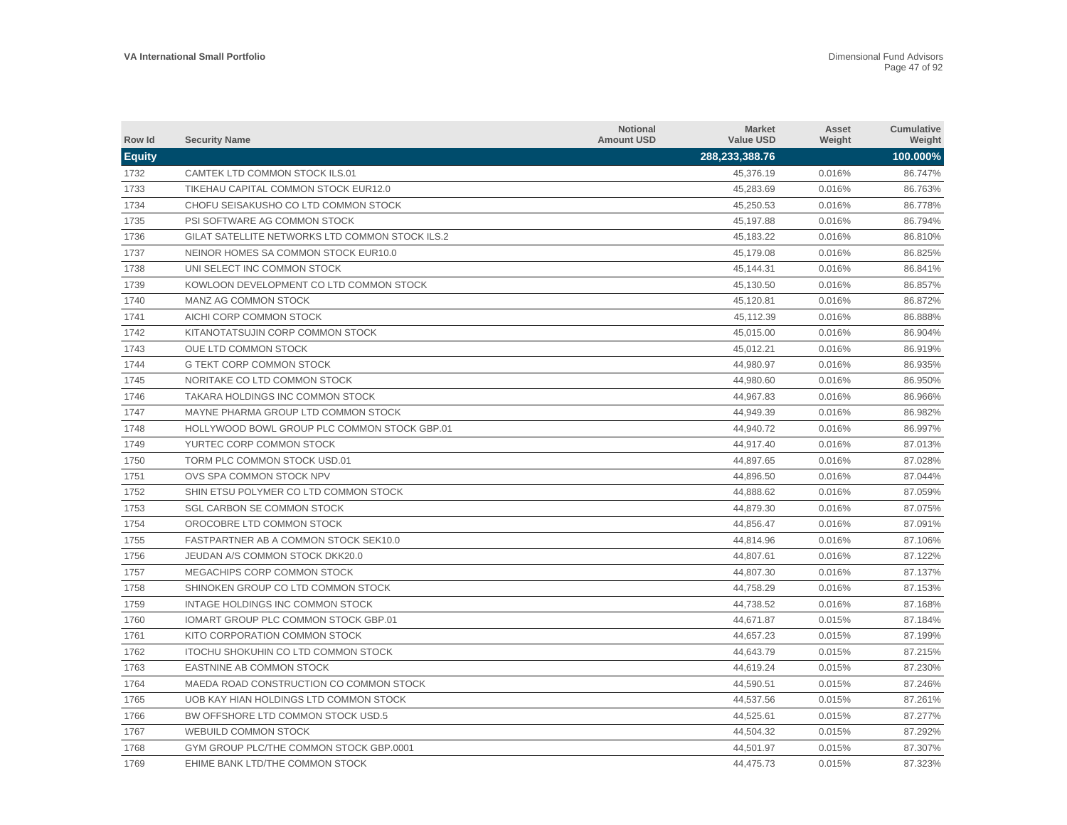| Row Id | Security Name | Notional Amount USD | Market Value USD | Asset Weight | Cumulative Weight |
|---|---|---|---|---|---|
| **Equity** | | | **288,233,388.76** | | **100.000%** |
| 1732 | CAMTEK LTD COMMON STOCK ILS.01 | | 45,376.19 | 0.016% | 86.747% |
| 1733 | TIKEHAU CAPITAL COMMON STOCK EUR12.0 | | 45,283.69 | 0.016% | 86.763% |
| 1734 | CHOFU SEISAKUSHO CO LTD COMMON STOCK | | 45,250.53 | 0.016% | 86.778% |
| 1735 | PSI SOFTWARE AG COMMON STOCK | | 45,197.88 | 0.016% | 86.794% |
| 1736 | GILAT SATELLITE NETWORKS LTD COMMON STOCK ILS.2 | | 45,183.22 | 0.016% | 86.810% |
| 1737 | NEINOR HOMES SA COMMON STOCK EUR10.0 | | 45,179.08 | 0.016% | 86.825% |
| 1738 | UNI SELECT INC COMMON STOCK | | 45,144.31 | 0.016% | 86.841% |
| 1739 | KOWLOON DEVELOPMENT CO LTD COMMON STOCK | | 45,130.50 | 0.016% | 86.857% |
| 1740 | MANZ AG COMMON STOCK | | 45,120.81 | 0.016% | 86.872% |
| 1741 | AICHI CORP COMMON STOCK | | 45,112.39 | 0.016% | 86.888% |
| 1742 | KITANOTATSUJIN CORP COMMON STOCK | | 45,015.00 | 0.016% | 86.904% |
| 1743 | OUE LTD COMMON STOCK | | 45,012.21 | 0.016% | 86.919% |
| 1744 | G TEKT CORP COMMON STOCK | | 44,980.97 | 0.016% | 86.935% |
| 1745 | NORITAKE CO LTD COMMON STOCK | | 44,980.60 | 0.016% | 86.950% |
| 1746 | TAKARA HOLDINGS INC COMMON STOCK | | 44,967.83 | 0.016% | 86.966% |
| 1747 | MAYNE PHARMA GROUP LTD COMMON STOCK | | 44,949.39 | 0.016% | 86.982% |
| 1748 | HOLLYWOOD BOWL GROUP PLC COMMON STOCK GBP.01 | | 44,940.72 | 0.016% | 86.997% |
| 1749 | YURTEC CORP COMMON STOCK | | 44,917.40 | 0.016% | 87.013% |
| 1750 | TORM PLC COMMON STOCK USD.01 | | 44,897.65 | 0.016% | 87.028% |
| 1751 | OVS SPA COMMON STOCK NPV | | 44,896.50 | 0.016% | 87.044% |
| 1752 | SHIN ETSU POLYMER CO LTD COMMON STOCK | | 44,888.62 | 0.016% | 87.059% |
| 1753 | SGL CARBON SE COMMON STOCK | | 44,879.30 | 0.016% | 87.075% |
| 1754 | OROCOBRE LTD COMMON STOCK | | 44,856.47 | 0.016% | 87.091% |
| 1755 | FASTPARTNER AB A COMMON STOCK SEK10.0 | | 44,814.96 | 0.016% | 87.106% |
| 1756 | JEUDAN A/S COMMON STOCK DKK20.0 | | 44,807.61 | 0.016% | 87.122% |
| 1757 | MEGACHIPS CORP COMMON STOCK | | 44,807.30 | 0.016% | 87.137% |
| 1758 | SHINOKEN GROUP CO LTD COMMON STOCK | | 44,758.29 | 0.016% | 87.153% |
| 1759 | INTAGE HOLDINGS INC COMMON STOCK | | 44,738.52 | 0.016% | 87.168% |
| 1760 | IOMART GROUP PLC COMMON STOCK GBP.01 | | 44,671.87 | 0.015% | 87.184% |
| 1761 | KITO CORPORATION COMMON STOCK | | 44,657.23 | 0.015% | 87.199% |
| 1762 | ITOCHU SHOKUHIN CO LTD COMMON STOCK | | 44,643.79 | 0.015% | 87.215% |
| 1763 | EASTNINE AB COMMON STOCK | | 44,619.24 | 0.015% | 87.230% |
| 1764 | MAEDA ROAD CONSTRUCTION CO COMMON STOCK | | 44,590.51 | 0.015% | 87.246% |
| 1765 | UOB KAY HIAN HOLDINGS LTD COMMON STOCK | | 44,537.56 | 0.015% | 87.261% |
| 1766 | BW OFFSHORE LTD COMMON STOCK USD.5 | | 44,525.61 | 0.015% | 87.277% |
| 1767 | WEBUILD COMMON STOCK | | 44,504.32 | 0.015% | 87.292% |
| 1768 | GYM GROUP PLC/THE COMMON STOCK GBP.0001 | | 44,501.97 | 0.015% | 87.307% |
| 1769 | EHIME BANK LTD/THE COMMON STOCK | | 44,475.73 | 0.015% | 87.323% |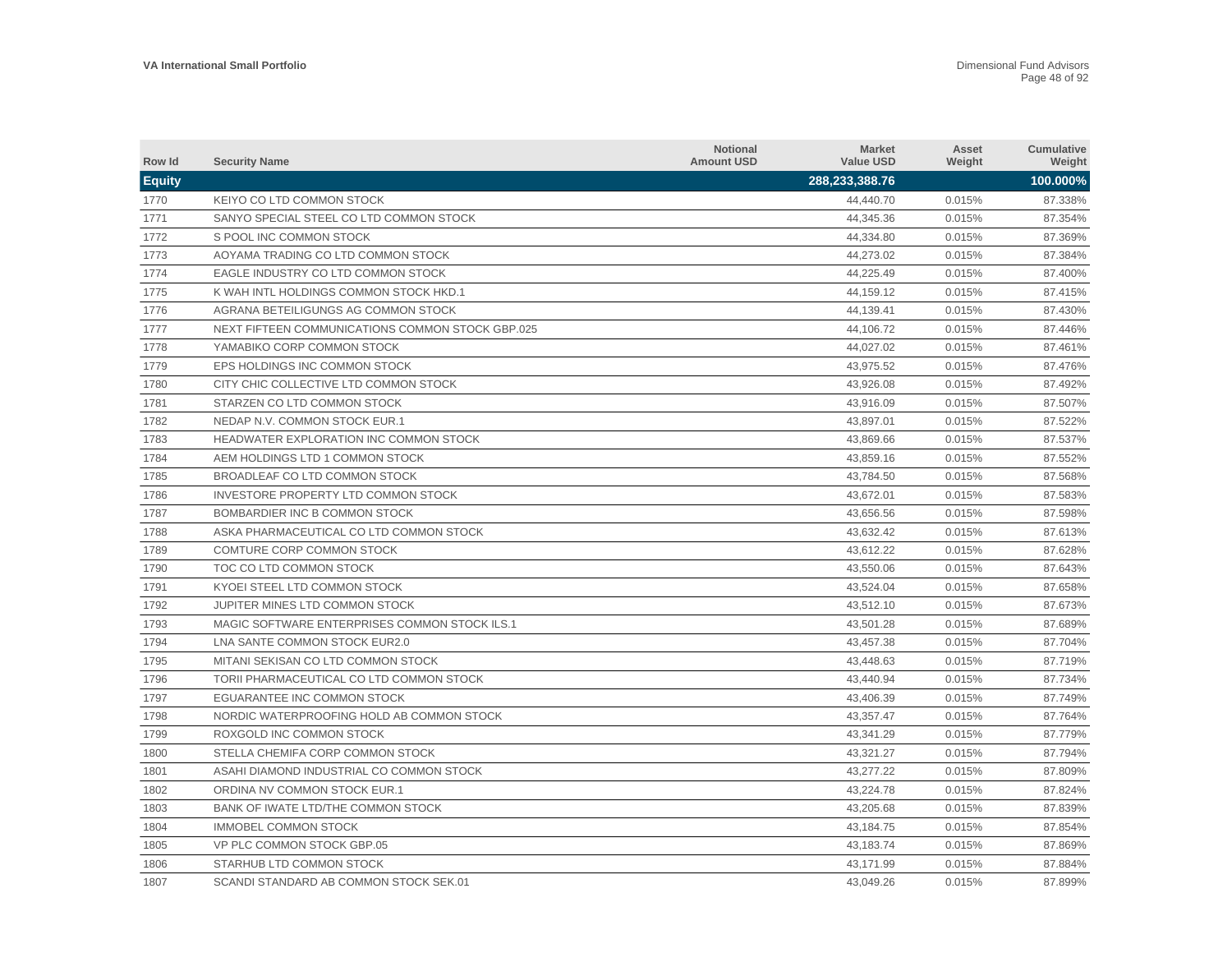| Row Id | Security Name | Notional Amount USD | Market Value USD | Asset Weight | Cumulative Weight |
|---|---|---|---|---|---|
| **Equity** | | | **288,233,388.76** | | **100.000%** |
| 1770 | KEIYO CO LTD COMMON STOCK | | 44,440.70 | 0.015% | 87.338% |
| 1771 | SANYO SPECIAL STEEL CO LTD COMMON STOCK | | 44,345.36 | 0.015% | 87.354% |
| 1772 | S POOL INC COMMON STOCK | | 44,334.80 | 0.015% | 87.369% |
| 1773 | AOYAMA TRADING CO LTD COMMON STOCK | | 44,273.02 | 0.015% | 87.384% |
| 1774 | EAGLE INDUSTRY CO LTD COMMON STOCK | | 44,225.49 | 0.015% | 87.400% |
| 1775 | K WAH INTL HOLDINGS COMMON STOCK HKD.1 | | 44,159.12 | 0.015% | 87.415% |
| 1776 | AGRANA BETEILIGUNGS AG COMMON STOCK | | 44,139.41 | 0.015% | 87.430% |
| 1777 | NEXT FIFTEEN COMMUNICATIONS COMMON STOCK GBP.025 | | 44,106.72 | 0.015% | 87.446% |
| 1778 | YAMABIKO CORP COMMON STOCK | | 44,027.02 | 0.015% | 87.461% |
| 1779 | EPS HOLDINGS INC COMMON STOCK | | 43,975.52 | 0.015% | 87.476% |
| 1780 | CITY CHIC COLLECTIVE LTD COMMON STOCK | | 43,926.08 | 0.015% | 87.492% |
| 1781 | STARZEN CO LTD COMMON STOCK | | 43,916.09 | 0.015% | 87.507% |
| 1782 | NEDAP N.V. COMMON STOCK EUR.1 | | 43,897.01 | 0.015% | 87.522% |
| 1783 | HEADWATER EXPLORATION INC COMMON STOCK | | 43,869.66 | 0.015% | 87.537% |
| 1784 | AEM HOLDINGS LTD 1 COMMON STOCK | | 43,859.16 | 0.015% | 87.552% |
| 1785 | BROADLEAF CO LTD COMMON STOCK | | 43,784.50 | 0.015% | 87.568% |
| 1786 | INVESTORE PROPERTY LTD COMMON STOCK | | 43,672.01 | 0.015% | 87.583% |
| 1787 | BOMBARDIER INC B COMMON STOCK | | 43,656.56 | 0.015% | 87.598% |
| 1788 | ASKA PHARMACEUTICAL CO LTD COMMON STOCK | | 43,632.42 | 0.015% | 87.613% |
| 1789 | COMTURE CORP COMMON STOCK | | 43,612.22 | 0.015% | 87.628% |
| 1790 | TOC CO LTD COMMON STOCK | | 43,550.06 | 0.015% | 87.643% |
| 1791 | KYOEI STEEL LTD COMMON STOCK | | 43,524.04 | 0.015% | 87.658% |
| 1792 | JUPITER MINES LTD COMMON STOCK | | 43,512.10 | 0.015% | 87.673% |
| 1793 | MAGIC SOFTWARE ENTERPRISES COMMON STOCK ILS.1 | | 43,501.28 | 0.015% | 87.689% |
| 1794 | LNA SANTE COMMON STOCK EUR2.0 | | 43,457.38 | 0.015% | 87.704% |
| 1795 | MITANI SEKISAN CO LTD COMMON STOCK | | 43,448.63 | 0.015% | 87.719% |
| 1796 | TORII PHARMACEUTICAL CO LTD COMMON STOCK | | 43,440.94 | 0.015% | 87.734% |
| 1797 | EGUARANTEE INC COMMON STOCK | | 43,406.39 | 0.015% | 87.749% |
| 1798 | NORDIC WATERPROOFING HOLD AB COMMON STOCK | | 43,357.47 | 0.015% | 87.764% |
| 1799 | ROXGOLD INC COMMON STOCK | | 43,341.29 | 0.015% | 87.779% |
| 1800 | STELLA CHEMIFA CORP COMMON STOCK | | 43,321.27 | 0.015% | 87.794% |
| 1801 | ASAHI DIAMOND INDUSTRIAL CO COMMON STOCK | | 43,277.22 | 0.015% | 87.809% |
| 1802 | ORDINA NV COMMON STOCK EUR.1 | | 43,224.78 | 0.015% | 87.824% |
| 1803 | BANK OF IWATE LTD/THE COMMON STOCK | | 43,205.68 | 0.015% | 87.839% |
| 1804 | IMMOBEL COMMON STOCK | | 43,184.75 | 0.015% | 87.854% |
| 1805 | VP PLC COMMON STOCK GBP.05 | | 43,183.74 | 0.015% | 87.869% |
| 1806 | STARHUB LTD COMMON STOCK | | 43,171.99 | 0.015% | 87.884% |
| 1807 | SCANDI STANDARD AB COMMON STOCK SEK.01 | | 43,049.26 | 0.015% | 87.899% |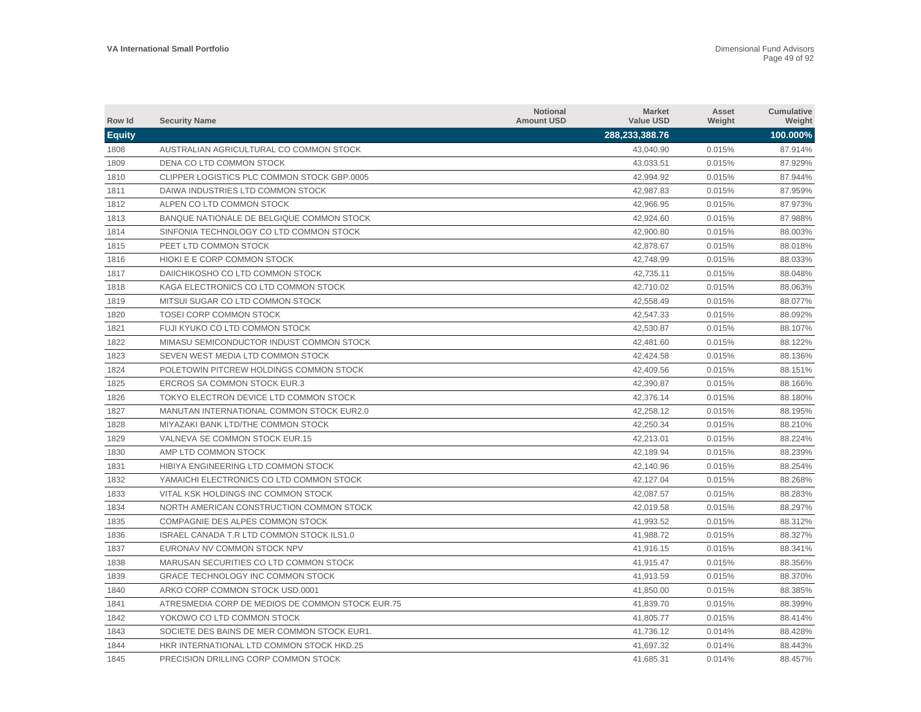| Row Id | Security Name | Notional Amount USD | Market Value USD | Asset Weight | Cumulative Weight |
|---|---|---|---|---|---|
| **Equity** | | | **288,233,388.76** | | **100.000%** |
| 1808 | AUSTRALIAN AGRICULTURAL CO COMMON STOCK | | 43,040.90 | 0.015% | 87.914% |
| 1809 | DENA CO LTD COMMON STOCK | | 43,033.51 | 0.015% | 87.929% |
| 1810 | CLIPPER LOGISTICS PLC COMMON STOCK GBP.0005 | | 42,994.92 | 0.015% | 87.944% |
| 1811 | DAIWA INDUSTRIES LTD COMMON STOCK | | 42,987.83 | 0.015% | 87.959% |
| 1812 | ALPEN CO LTD COMMON STOCK | | 42,966.95 | 0.015% | 87.973% |
| 1813 | BANQUE NATIONALE DE BELGIQUE COMMON STOCK | | 42,924.60 | 0.015% | 87.988% |
| 1814 | SINFONIA TECHNOLOGY CO LTD COMMON STOCK | | 42,900.80 | 0.015% | 88.003% |
| 1815 | PEET LTD COMMON STOCK | | 42,878.67 | 0.015% | 88.018% |
| 1816 | HIOKI E E CORP COMMON STOCK | | 42,748.99 | 0.015% | 88.033% |
| 1817 | DAIICHIKOSHO CO LTD COMMON STOCK | | 42,735.11 | 0.015% | 88.048% |
| 1818 | KAGA ELECTRONICS CO LTD COMMON STOCK | | 42,710.02 | 0.015% | 88.063% |
| 1819 | MITSUI SUGAR CO LTD COMMON STOCK | | 42,558.49 | 0.015% | 88.077% |
| 1820 | TOSEI CORP COMMON STOCK | | 42,547.33 | 0.015% | 88.092% |
| 1821 | FUJI KYUKO CO LTD COMMON STOCK | | 42,530.87 | 0.015% | 88.107% |
| 1822 | MIMASU SEMICONDUCTOR INDUST COMMON STOCK | | 42,481.60 | 0.015% | 88.122% |
| 1823 | SEVEN WEST MEDIA LTD COMMON STOCK | | 42,424.58 | 0.015% | 88.136% |
| 1824 | POLETOWIN PITCREW HOLDINGS COMMON STOCK | | 42,409.56 | 0.015% | 88.151% |
| 1825 | ERCROS SA COMMON STOCK EUR.3 | | 42,390.87 | 0.015% | 88.166% |
| 1826 | TOKYO ELECTRON DEVICE LTD COMMON STOCK | | 42,376.14 | 0.015% | 88.180% |
| 1827 | MANUTAN INTERNATIONAL COMMON STOCK EUR2.0 | | 42,258.12 | 0.015% | 88.195% |
| 1828 | MIYAZAKI BANK LTD/THE COMMON STOCK | | 42,250.34 | 0.015% | 88.210% |
| 1829 | VALNEVA SE COMMON STOCK EUR.15 | | 42,213.01 | 0.015% | 88.224% |
| 1830 | AMP LTD COMMON STOCK | | 42,189.94 | 0.015% | 88.239% |
| 1831 | HIBIYA ENGINEERING LTD COMMON STOCK | | 42,140.96 | 0.015% | 88.254% |
| 1832 | YAMAICHI ELECTRONICS CO LTD COMMON STOCK | | 42,127.04 | 0.015% | 88.268% |
| 1833 | VITAL KSK HOLDINGS INC COMMON STOCK | | 42,087.57 | 0.015% | 88.283% |
| 1834 | NORTH AMERICAN CONSTRUCTION COMMON STOCK | | 42,019.58 | 0.015% | 88.297% |
| 1835 | COMPAGNIE DES ALPES COMMON STOCK | | 41,993.52 | 0.015% | 88.312% |
| 1836 | ISRAEL CANADA T.R LTD COMMON STOCK ILS1.0 | | 41,988.72 | 0.015% | 88.327% |
| 1837 | EURONAV NV COMMON STOCK NPV | | 41,916.15 | 0.015% | 88.341% |
| 1838 | MARUSAN SECURITIES CO LTD COMMON STOCK | | 41,915.47 | 0.015% | 88.356% |
| 1839 | GRACE TECHNOLOGY INC COMMON STOCK | | 41,913.59 | 0.015% | 88.370% |
| 1840 | ARKO CORP COMMON STOCK USD.0001 | | 41,850.00 | 0.015% | 88.385% |
| 1841 | ATRESMEDIA CORP DE MEDIOS DE COMMON STOCK EUR.75 | | 41,839.70 | 0.015% | 88.399% |
| 1842 | YOKOWO CO LTD COMMON STOCK | | 41,805.77 | 0.015% | 88.414% |
| 1843 | SOCIETE DES BAINS DE MER COMMON STOCK EUR1. | | 41,736.12 | 0.014% | 88.428% |
| 1844 | HKR INTERNATIONAL LTD COMMON STOCK HKD.25 | | 41,697.32 | 0.014% | 88.443% |
| 1845 | PRECISION DRILLING CORP COMMON STOCK | | 41,685.31 | 0.014% | 88.457% |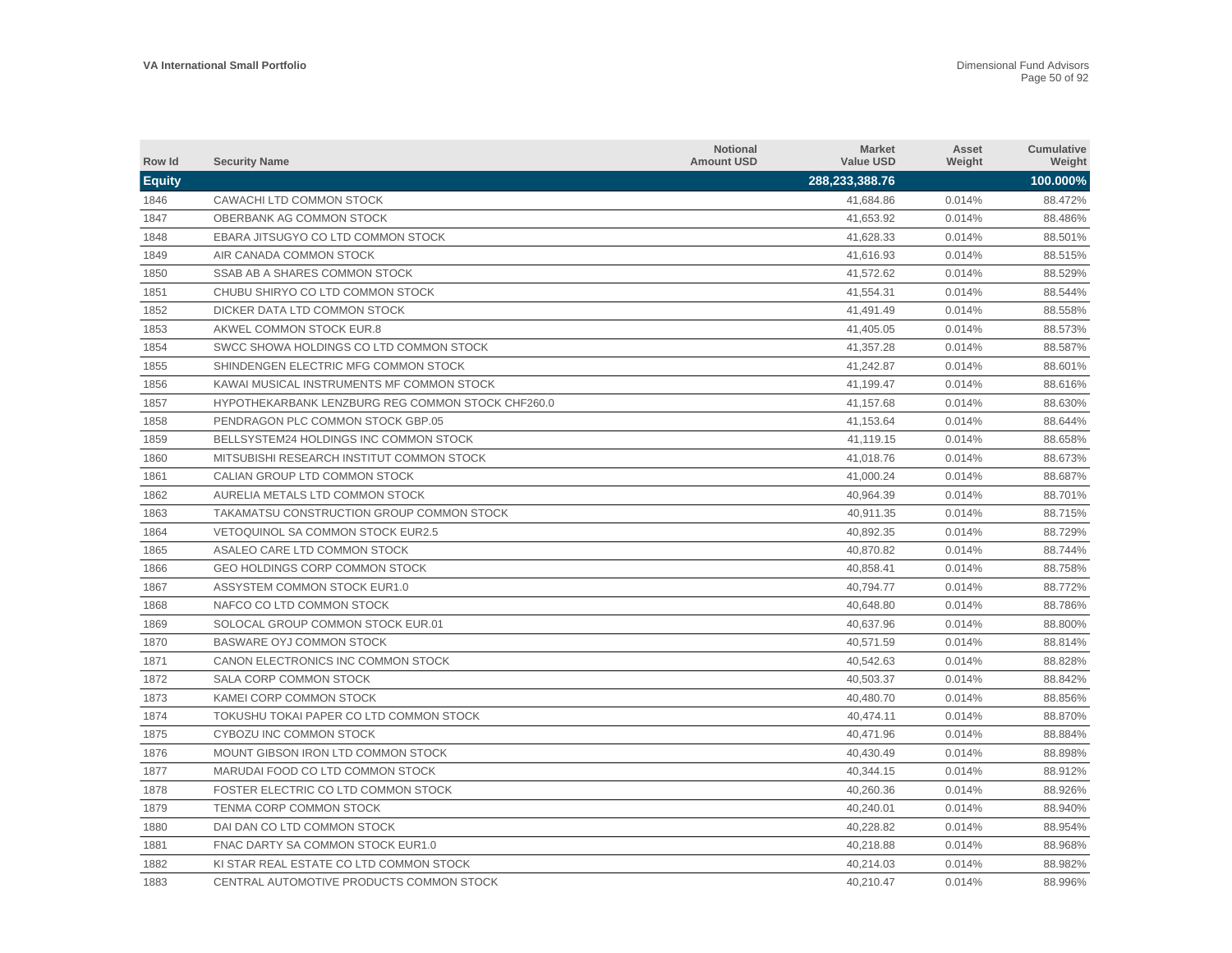| Row Id | Security Name | Notional Amount USD | Market Value USD | Asset Weight | Cumulative Weight |
|---|---|---|---|---|---|
| **Equity** | | | **288,233,388.76** | | **100.000%** |
| 1846 | CAWACHI LTD COMMON STOCK | | 41,684.86 | 0.014% | 88.472% |
| 1847 | OBERBANK AG COMMON STOCK | | 41,653.92 | 0.014% | 88.486% |
| 1848 | EBARA JITSUGYO CO LTD COMMON STOCK | | 41,628.33 | 0.014% | 88.501% |
| 1849 | AIR CANADA COMMON STOCK | | 41,616.93 | 0.014% | 88.515% |
| 1850 | SSAB AB A SHARES COMMON STOCK | | 41,572.62 | 0.014% | 88.529% |
| 1851 | CHUBU SHIRYO CO LTD COMMON STOCK | | 41,554.31 | 0.014% | 88.544% |
| 1852 | DICKER DATA LTD COMMON STOCK | | 41,491.49 | 0.014% | 88.558% |
| 1853 | AKWEL COMMON STOCK EUR.8 | | 41,405.05 | 0.014% | 88.573% |
| 1854 | SWCC SHOWA HOLDINGS CO LTD COMMON STOCK | | 41,357.28 | 0.014% | 88.587% |
| 1855 | SHINDENGEN ELECTRIC MFG COMMON STOCK | | 41,242.87 | 0.014% | 88.601% |
| 1856 | KAWAI MUSICAL INSTRUMENTS MF COMMON STOCK | | 41,199.47 | 0.014% | 88.616% |
| 1857 | HYPOTHEKARBANK LENZBURG REG COMMON STOCK CHF260.0 | | 41,157.68 | 0.014% | 88.630% |
| 1858 | PENDRAGON PLC COMMON STOCK GBP.05 | | 41,153.64 | 0.014% | 88.644% |
| 1859 | BELLSYSTEM24 HOLDINGS INC COMMON STOCK | | 41,119.15 | 0.014% | 88.658% |
| 1860 | MITSUBISHI RESEARCH INSTITUT COMMON STOCK | | 41,018.76 | 0.014% | 88.673% |
| 1861 | CALIAN GROUP LTD COMMON STOCK | | 41,000.24 | 0.014% | 88.687% |
| 1862 | AURELIA METALS LTD COMMON STOCK | | 40,964.39 | 0.014% | 88.701% |
| 1863 | TAKAMATSU CONSTRUCTION GROUP COMMON STOCK | | 40,911.35 | 0.014% | 88.715% |
| 1864 | VETOQUINOL SA COMMON STOCK EUR2.5 | | 40,892.35 | 0.014% | 88.729% |
| 1865 | ASALEO CARE LTD COMMON STOCK | | 40,870.82 | 0.014% | 88.744% |
| 1866 | GEO HOLDINGS CORP COMMON STOCK | | 40,858.41 | 0.014% | 88.758% |
| 1867 | ASSYSTEM COMMON STOCK EUR1.0 | | 40,794.77 | 0.014% | 88.772% |
| 1868 | NAFCO CO LTD COMMON STOCK | | 40,648.80 | 0.014% | 88.786% |
| 1869 | SOLOCAL GROUP COMMON STOCK EUR.01 | | 40,637.96 | 0.014% | 88.800% |
| 1870 | BASWARE OYJ COMMON STOCK | | 40,571.59 | 0.014% | 88.814% |
| 1871 | CANON ELECTRONICS INC COMMON STOCK | | 40,542.63 | 0.014% | 88.828% |
| 1872 | SALA CORP COMMON STOCK | | 40,503.37 | 0.014% | 88.842% |
| 1873 | KAMEI CORP COMMON STOCK | | 40,480.70 | 0.014% | 88.856% |
| 1874 | TOKUSHU TOKAI PAPER CO LTD COMMON STOCK | | 40,474.11 | 0.014% | 88.870% |
| 1875 | CYBOZU INC COMMON STOCK | | 40,471.96 | 0.014% | 88.884% |
| 1876 | MOUNT GIBSON IRON LTD COMMON STOCK | | 40,430.49 | 0.014% | 88.898% |
| 1877 | MARUDAI FOOD CO LTD COMMON STOCK | | 40,344.15 | 0.014% | 88.912% |
| 1878 | FOSTER ELECTRIC CO LTD COMMON STOCK | | 40,260.36 | 0.014% | 88.926% |
| 1879 | TENMA CORP COMMON STOCK | | 40,240.01 | 0.014% | 88.940% |
| 1880 | DAI DAN CO LTD COMMON STOCK | | 40,228.82 | 0.014% | 88.954% |
| 1881 | FNAC DARTY SA COMMON STOCK EUR1.0 | | 40,218.88 | 0.014% | 88.968% |
| 1882 | KI STAR REAL ESTATE CO LTD COMMON STOCK | | 40,214.03 | 0.014% | 88.982% |
| 1883 | CENTRAL AUTOMOTIVE PRODUCTS COMMON STOCK | | 40,210.47 | 0.014% | 88.996% |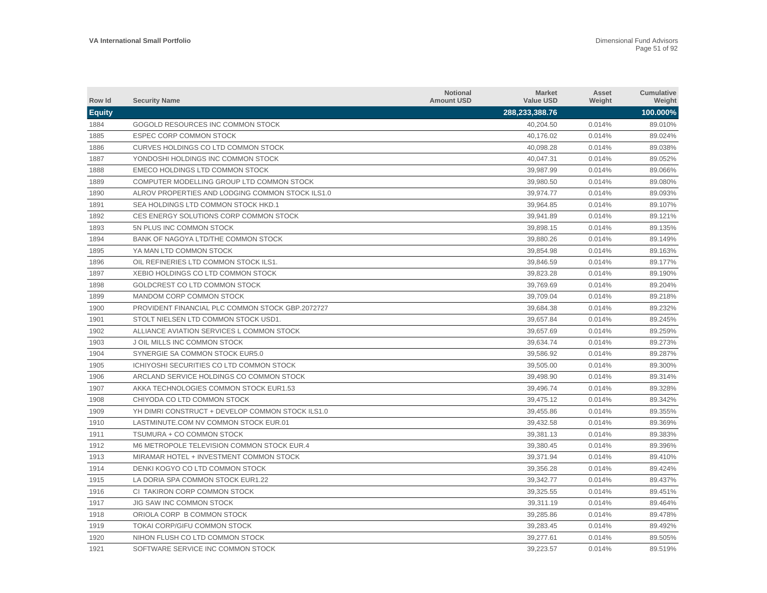| Row Id | Security Name | Notional Amount USD | Market Value USD | Asset Weight | Cumulative Weight |
|---|---|---|---|---|---|
| **Equity** | | | **288,233,388.76** | | **100.000%** |
| 1884 | GOGOLD RESOURCES INC COMMON STOCK | | 40,204.50 | 0.014% | 89.010% |
| 1885 | ESPEC CORP COMMON STOCK | | 40,176.02 | 0.014% | 89.024% |
| 1886 | CURVES HOLDINGS CO LTD COMMON STOCK | | 40,098.28 | 0.014% | 89.038% |
| 1887 | YONDOSHI HOLDINGS INC COMMON STOCK | | 40,047.31 | 0.014% | 89.052% |
| 1888 | EMECO HOLDINGS LTD COMMON STOCK | | 39,987.99 | 0.014% | 89.066% |
| 1889 | COMPUTER MODELLING GROUP LTD COMMON STOCK | | 39,980.50 | 0.014% | 89.080% |
| 1890 | ALROV PROPERTIES AND LODGING COMMON STOCK ILS1.0 | | 39,974.77 | 0.014% | 89.093% |
| 1891 | SEA HOLDINGS LTD COMMON STOCK HKD.1 | | 39,964.85 | 0.014% | 89.107% |
| 1892 | CES ENERGY SOLUTIONS CORP COMMON STOCK | | 39,941.89 | 0.014% | 89.121% |
| 1893 | 5N PLUS INC COMMON STOCK | | 39,898.15 | 0.014% | 89.135% |
| 1894 | BANK OF NAGOYA LTD/THE COMMON STOCK | | 39,880.26 | 0.014% | 89.149% |
| 1895 | YA MAN LTD COMMON STOCK | | 39,854.98 | 0.014% | 89.163% |
| 1896 | OIL REFINERIES LTD COMMON STOCK ILS1. | | 39,846.59 | 0.014% | 89.177% |
| 1897 | XEBIO HOLDINGS CO LTD COMMON STOCK | | 39,823.28 | 0.014% | 89.190% |
| 1898 | GOLDCREST CO LTD COMMON STOCK | | 39,769.69 | 0.014% | 89.204% |
| 1899 | MANDOM CORP COMMON STOCK | | 39,709.04 | 0.014% | 89.218% |
| 1900 | PROVIDENT FINANCIAL PLC COMMON STOCK GBP.2072727 | | 39,684.38 | 0.014% | 89.232% |
| 1901 | STOLT NIELSEN LTD COMMON STOCK USD1. | | 39,657.84 | 0.014% | 89.245% |
| 1902 | ALLIANCE AVIATION SERVICES L COMMON STOCK | | 39,657.69 | 0.014% | 89.259% |
| 1903 | J OIL MILLS INC COMMON STOCK | | 39,634.74 | 0.014% | 89.273% |
| 1904 | SYNERGIE SA COMMON STOCK EUR5.0 | | 39,586.92 | 0.014% | 89.287% |
| 1905 | ICHIYOSHI SECURITIES CO LTD COMMON STOCK | | 39,505.00 | 0.014% | 89.300% |
| 1906 | ARCLAND SERVICE HOLDINGS CO COMMON STOCK | | 39,498.90 | 0.014% | 89.314% |
| 1907 | AKKA TECHNOLOGIES COMMON STOCK EUR1.53 | | 39,496.74 | 0.014% | 89.328% |
| 1908 | CHIYODA CO LTD COMMON STOCK | | 39,475.12 | 0.014% | 89.342% |
| 1909 | YH DIMRI CONSTRUCT + DEVELOP COMMON STOCK ILS1.0 | | 39,455.86 | 0.014% | 89.355% |
| 1910 | LASTMINUTE.COM NV COMMON STOCK EUR.01 | | 39,432.58 | 0.014% | 89.369% |
| 1911 | TSUMURA + CO COMMON STOCK | | 39,381.13 | 0.014% | 89.383% |
| 1912 | M6 METROPOLE TELEVISION COMMON STOCK EUR.4 | | 39,380.45 | 0.014% | 89.396% |
| 1913 | MIRAMAR HOTEL + INVESTMENT COMMON STOCK | | 39,371.94 | 0.014% | 89.410% |
| 1914 | DENKI KOGYO CO LTD COMMON STOCK | | 39,356.28 | 0.014% | 89.424% |
| 1915 | LA DORIA SPA COMMON STOCK EUR1.22 | | 39,342.77 | 0.014% | 89.437% |
| 1916 | CI TAKIRON CORP COMMON STOCK | | 39,325.55 | 0.014% | 89.451% |
| 1917 | JIG SAW INC COMMON STOCK | | 39,311.19 | 0.014% | 89.464% |
| 1918 | ORIOLA CORP B COMMON STOCK | | 39,285.86 | 0.014% | 89.478% |
| 1919 | TOKAI CORP/GIFU COMMON STOCK | | 39,283.45 | 0.014% | 89.492% |
| 1920 | NIHON FLUSH CO LTD COMMON STOCK | | 39,277.61 | 0.014% | 89.505% |
| 1921 | SOFTWARE SERVICE INC COMMON STOCK | | 39,223.57 | 0.014% | 89.519% |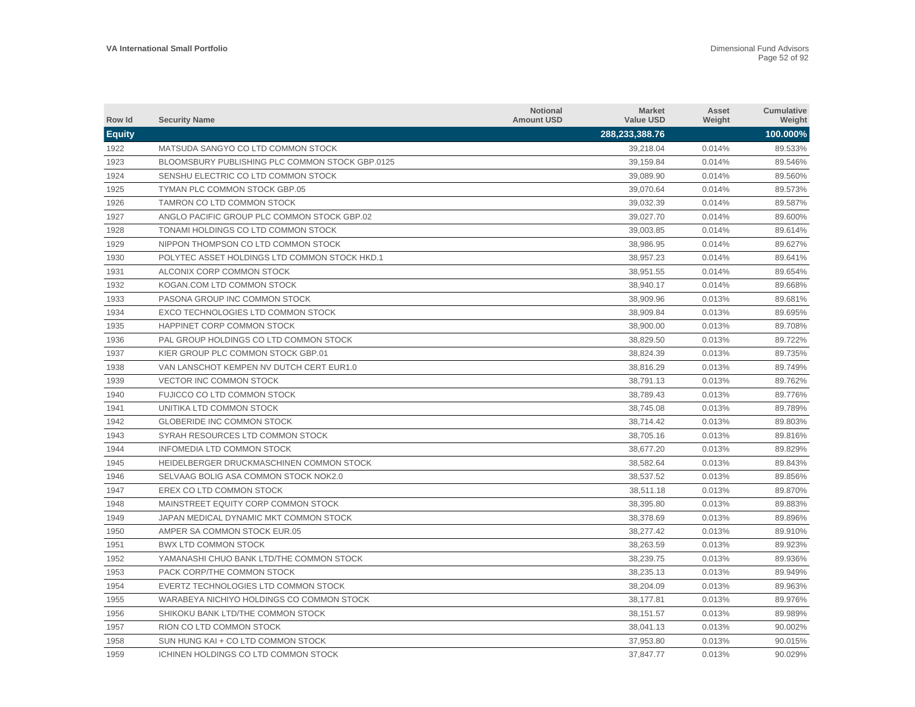| Row Id | Security Name | Notional Amount USD | Market Value USD | Asset Weight | Cumulative Weight |
|---|---|---|---|---|---|
| **Equity** | | | **288,233,388.76** | | **100.000%** |
| 1922 | MATSUDA SANGYO CO LTD COMMON STOCK | | 39,218.04 | 0.014% | 89.533% |
| 1923 | BLOOMSBURY PUBLISHING PLC COMMON STOCK GBP.0125 | | 39,159.84 | 0.014% | 89.546% |
| 1924 | SENSHU ELECTRIC CO LTD COMMON STOCK | | 39,089.90 | 0.014% | 89.560% |
| 1925 | TYMAN PLC COMMON STOCK GBP.05 | | 39,070.64 | 0.014% | 89.573% |
| 1926 | TAMRON CO LTD COMMON STOCK | | 39,032.39 | 0.014% | 89.587% |
| 1927 | ANGLO PACIFIC GROUP PLC COMMON STOCK GBP.02 | | 39,027.70 | 0.014% | 89.600% |
| 1928 | TONAMI HOLDINGS CO LTD COMMON STOCK | | 39,003.85 | 0.014% | 89.614% |
| 1929 | NIPPON THOMPSON CO LTD COMMON STOCK | | 38,986.95 | 0.014% | 89.627% |
| 1930 | POLYTEC ASSET HOLDINGS LTD COMMON STOCK HKD.1 | | 38,957.23 | 0.014% | 89.641% |
| 1931 | ALCONIX CORP COMMON STOCK | | 38,951.55 | 0.014% | 89.654% |
| 1932 | KOGAN.COM LTD COMMON STOCK | | 38,940.17 | 0.014% | 89.668% |
| 1933 | PASONA GROUP INC COMMON STOCK | | 38,909.96 | 0.013% | 89.681% |
| 1934 | EXCO TECHNOLOGIES LTD COMMON STOCK | | 38,909.84 | 0.013% | 89.695% |
| 1935 | HAPPINET CORP COMMON STOCK | | 38,900.00 | 0.013% | 89.708% |
| 1936 | PAL GROUP HOLDINGS CO LTD COMMON STOCK | | 38,829.50 | 0.013% | 89.722% |
| 1937 | KIER GROUP PLC COMMON STOCK GBP.01 | | 38,824.39 | 0.013% | 89.735% |
| 1938 | VAN LANSCHOT KEMPEN NV DUTCH CERT EUR1.0 | | 38,816.29 | 0.013% | 89.749% |
| 1939 | VECTOR INC COMMON STOCK | | 38,791.13 | 0.013% | 89.762% |
| 1940 | FUJICCO CO LTD COMMON STOCK | | 38,789.43 | 0.013% | 89.776% |
| 1941 | UNITIKA LTD COMMON STOCK | | 38,745.08 | 0.013% | 89.789% |
| 1942 | GLOBERIDE INC COMMON STOCK | | 38,714.42 | 0.013% | 89.803% |
| 1943 | SYRAH RESOURCES LTD COMMON STOCK | | 38,705.16 | 0.013% | 89.816% |
| 1944 | INFOMEDIA LTD COMMON STOCK | | 38,677.20 | 0.013% | 89.829% |
| 1945 | HEIDELBERGER DRUCKMASCHINEN COMMON STOCK | | 38,582.64 | 0.013% | 89.843% |
| 1946 | SELVAAG BOLIG ASA COMMON STOCK NOK2.0 | | 38,537.52 | 0.013% | 89.856% |
| 1947 | EREX CO LTD COMMON STOCK | | 38,511.18 | 0.013% | 89.870% |
| 1948 | MAINSTREET EQUITY CORP COMMON STOCK | | 38,395.80 | 0.013% | 89.883% |
| 1949 | JAPAN MEDICAL DYNAMIC MKT COMMON STOCK | | 38,378.69 | 0.013% | 89.896% |
| 1950 | AMPER SA COMMON STOCK EUR.05 | | 38,277.42 | 0.013% | 89.910% |
| 1951 | BWX LTD COMMON STOCK | | 38,263.59 | 0.013% | 89.923% |
| 1952 | YAMANASHI CHUO BANK LTD/THE COMMON STOCK | | 38,239.75 | 0.013% | 89.936% |
| 1953 | PACK CORP/THE COMMON STOCK | | 38,235.13 | 0.013% | 89.949% |
| 1954 | EVERTZ TECHNOLOGIES LTD COMMON STOCK | | 38,204.09 | 0.013% | 89.963% |
| 1955 | WARABEYA NICHIYO HOLDINGS CO COMMON STOCK | | 38,177.81 | 0.013% | 89.976% |
| 1956 | SHIKOKU BANK LTD/THE COMMON STOCK | | 38,151.57 | 0.013% | 89.989% |
| 1957 | RION CO LTD COMMON STOCK | | 38,041.13 | 0.013% | 90.002% |
| 1958 | SUN HUNG KAI + CO LTD COMMON STOCK | | 37,953.80 | 0.013% | 90.015% |
| 1959 | ICHINEN HOLDINGS CO LTD COMMON STOCK | | 37,847.77 | 0.013% | 90.029% |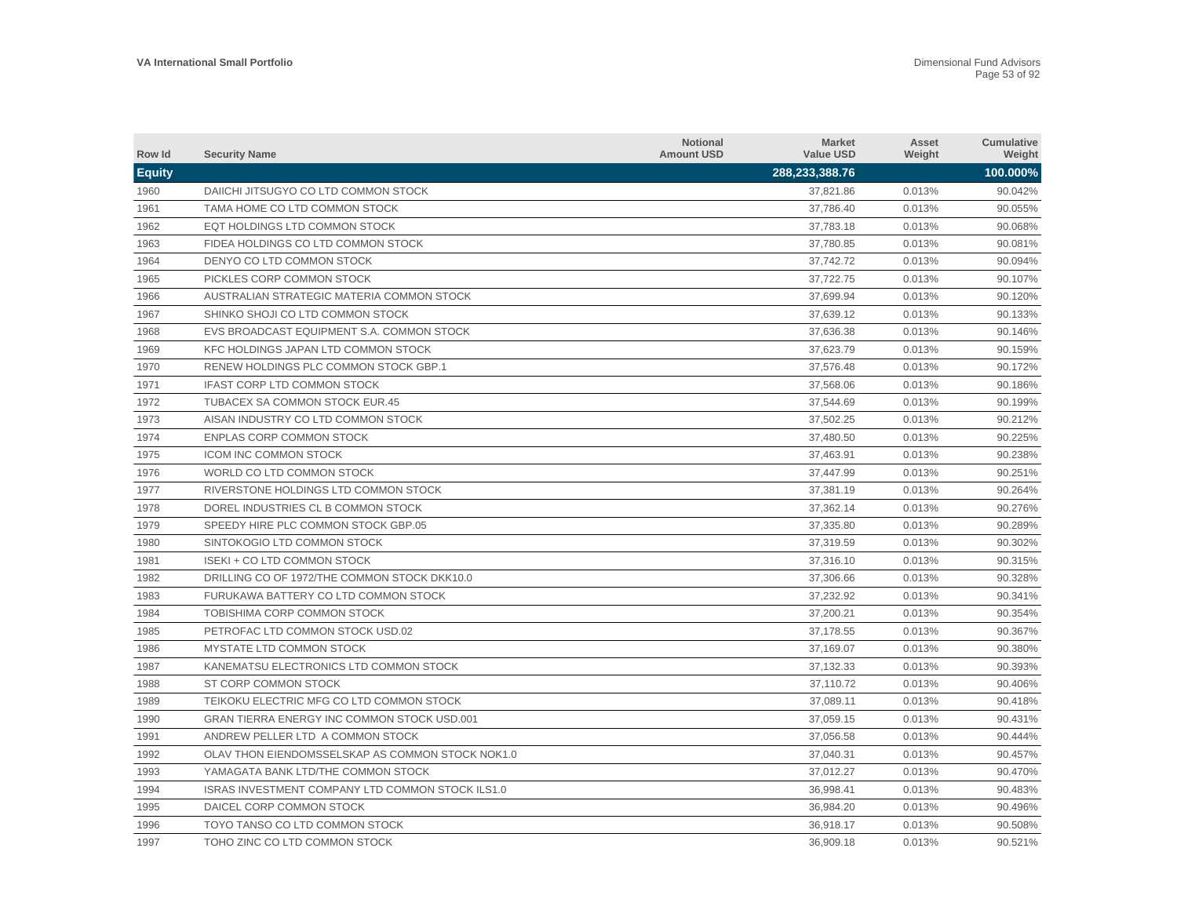| Row Id | Security Name | Notional Amount USD | Market Value USD | Asset Weight | Cumulative Weight |
|---|---|---|---|---|---|
| **Equity** | | | **288,233,388.76** | | **100.000%** |
| 1960 | DAIICHI JITSUGYO CO LTD COMMON STOCK | | 37,821.86 | 0.013% | 90.042% |
| 1961 | TAMA HOME CO LTD COMMON STOCK | | 37,786.40 | 0.013% | 90.055% |
| 1962 | EQT HOLDINGS LTD COMMON STOCK | | 37,783.18 | 0.013% | 90.068% |
| 1963 | FIDEA HOLDINGS CO LTD COMMON STOCK | | 37,780.85 | 0.013% | 90.081% |
| 1964 | DENYO CO LTD COMMON STOCK | | 37,742.72 | 0.013% | 90.094% |
| 1965 | PICKLES CORP COMMON STOCK | | 37,722.75 | 0.013% | 90.107% |
| 1966 | AUSTRALIAN STRATEGIC MATERIA COMMON STOCK | | 37,699.94 | 0.013% | 90.120% |
| 1967 | SHINKO SHOJI CO LTD COMMON STOCK | | 37,639.12 | 0.013% | 90.133% |
| 1968 | EVS BROADCAST EQUIPMENT S.A. COMMON STOCK | | 37,636.38 | 0.013% | 90.146% |
| 1969 | KFC HOLDINGS JAPAN LTD COMMON STOCK | | 37,623.79 | 0.013% | 90.159% |
| 1970 | RENEW HOLDINGS PLC COMMON STOCK GBP.1 | | 37,576.48 | 0.013% | 90.172% |
| 1971 | IFAST CORP LTD COMMON STOCK | | 37,568.06 | 0.013% | 90.186% |
| 1972 | TUBACEX SA COMMON STOCK EUR.45 | | 37,544.69 | 0.013% | 90.199% |
| 1973 | AISAN INDUSTRY CO LTD COMMON STOCK | | 37,502.25 | 0.013% | 90.212% |
| 1974 | ENPLAS CORP COMMON STOCK | | 37,480.50 | 0.013% | 90.225% |
| 1975 | ICOM INC COMMON STOCK | | 37,463.91 | 0.013% | 90.238% |
| 1976 | WORLD CO LTD COMMON STOCK | | 37,447.99 | 0.013% | 90.251% |
| 1977 | RIVERSTONE HOLDINGS LTD COMMON STOCK | | 37,381.19 | 0.013% | 90.264% |
| 1978 | DOREL INDUSTRIES CL B COMMON STOCK | | 37,362.14 | 0.013% | 90.276% |
| 1979 | SPEEDY HIRE PLC COMMON STOCK GBP.05 | | 37,335.80 | 0.013% | 90.289% |
| 1980 | SINTOKOGIO LTD COMMON STOCK | | 37,319.59 | 0.013% | 90.302% |
| 1981 | ISEKI + CO LTD COMMON STOCK | | 37,316.10 | 0.013% | 90.315% |
| 1982 | DRILLING CO OF 1972/THE COMMON STOCK DKK10.0 | | 37,306.66 | 0.013% | 90.328% |
| 1983 | FURUKAWA BATTERY CO LTD COMMON STOCK | | 37,232.92 | 0.013% | 90.341% |
| 1984 | TOBISHIMA CORP COMMON STOCK | | 37,200.21 | 0.013% | 90.354% |
| 1985 | PETROFAC LTD COMMON STOCK USD.02 | | 37,178.55 | 0.013% | 90.367% |
| 1986 | MYSTATE LTD COMMON STOCK | | 37,169.07 | 0.013% | 90.380% |
| 1987 | KANEMATSU ELECTRONICS LTD COMMON STOCK | | 37,132.33 | 0.013% | 90.393% |
| 1988 | ST CORP COMMON STOCK | | 37,110.72 | 0.013% | 90.406% |
| 1989 | TEIKOKU ELECTRIC MFG CO LTD COMMON STOCK | | 37,089.11 | 0.013% | 90.418% |
| 1990 | GRAN TIERRA ENERGY INC COMMON STOCK USD.001 | | 37,059.15 | 0.013% | 90.431% |
| 1991 | ANDREW PELLER LTD A COMMON STOCK | | 37,056.58 | 0.013% | 90.444% |
| 1992 | OLAV THON EIENDOMSSELSKAP AS COMMON STOCK NOK1.0 | | 37,040.31 | 0.013% | 90.457% |
| 1993 | YAMAGATA BANK LTD/THE COMMON STOCK | | 37,012.27 | 0.013% | 90.470% |
| 1994 | ISRAS INVESTMENT COMPANY LTD COMMON STOCK ILS1.0 | | 36,998.41 | 0.013% | 90.483% |
| 1995 | DAICEL CORP COMMON STOCK | | 36,984.20 | 0.013% | 90.496% |
| 1996 | TOYO TANSO CO LTD COMMON STOCK | | 36,918.17 | 0.013% | 90.508% |
| 1997 | TOHO ZINC CO LTD COMMON STOCK | | 36,909.18 | 0.013% | 90.521% |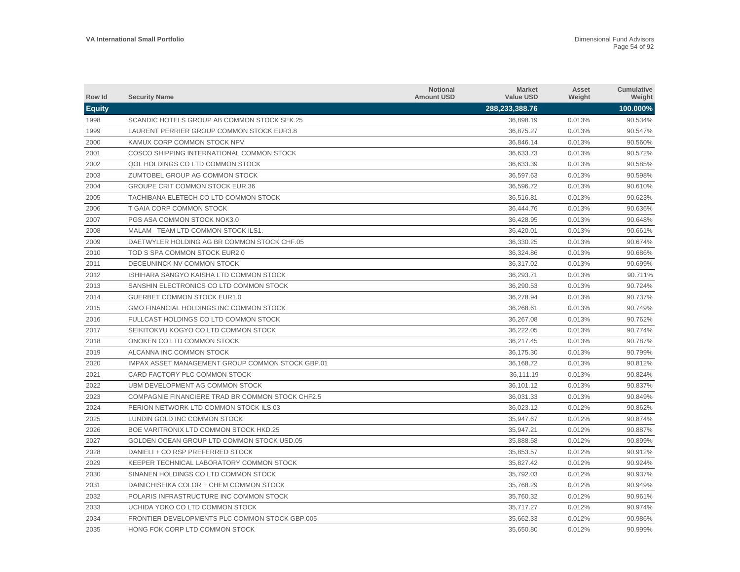| Row Id | Security Name | Notional Amount USD | Market Value USD | Asset Weight | Cumulative Weight |
|---|---|---|---|---|---|
| **Equity** | | | **288,233,388.76** | | **100.000%** |
| 1998 | SCANDIC HOTELS GROUP AB COMMON STOCK SEK.25 | | 36,898.19 | 0.013% | 90.534% |
| 1999 | LAURENT PERRIER GROUP COMMON STOCK EUR3.8 | | 36,875.27 | 0.013% | 90.547% |
| 2000 | KAMUX CORP COMMON STOCK NPV | | 36,846.14 | 0.013% | 90.560% |
| 2001 | COSCO SHIPPING INTERNATIONAL COMMON STOCK | | 36,633.73 | 0.013% | 90.572% |
| 2002 | QOL HOLDINGS CO LTD COMMON STOCK | | 36,633.39 | 0.013% | 90.585% |
| 2003 | ZUMTOBEL GROUP AG COMMON STOCK | | 36,597.63 | 0.013% | 90.598% |
| 2004 | GROUPE CRIT COMMON STOCK EUR.36 | | 36,596.72 | 0.013% | 90.610% |
| 2005 | TACHIBANA ELETECH CO LTD COMMON STOCK | | 36,516.81 | 0.013% | 90.623% |
| 2006 | T GAIA CORP COMMON STOCK | | 36,444.76 | 0.013% | 90.636% |
| 2007 | PGS ASA COMMON STOCK NOK3.0 | | 36,428.95 | 0.013% | 90.648% |
| 2008 | MALAM TEAM LTD COMMON STOCK ILS1. | | 36,420.01 | 0.013% | 90.661% |
| 2009 | DAETWYLER HOLDING AG BR COMMON STOCK CHF.05 | | 36,330.25 | 0.013% | 90.674% |
| 2010 | TOD S SPA COMMON STOCK EUR2.0 | | 36,324.86 | 0.013% | 90.686% |
| 2011 | DECEUNINCK NV COMMON STOCK | | 36,317.02 | 0.013% | 90.699% |
| 2012 | ISHIHARA SANGYO KAISHA LTD COMMON STOCK | | 36,293.71 | 0.013% | 90.711% |
| 2013 | SANSHIN ELECTRONICS CO LTD COMMON STOCK | | 36,290.53 | 0.013% | 90.724% |
| 2014 | GUERBET COMMON STOCK EUR1.0 | | 36,278.94 | 0.013% | 90.737% |
| 2015 | GMO FINANCIAL HOLDINGS INC COMMON STOCK | | 36,268.61 | 0.013% | 90.749% |
| 2016 | FULLCAST HOLDINGS CO LTD COMMON STOCK | | 36,267.08 | 0.013% | 90.762% |
| 2017 | SEIKITOKYU KOGYO CO LTD COMMON STOCK | | 36,222.05 | 0.013% | 90.774% |
| 2018 | ONOKEN CO LTD COMMON STOCK | | 36,217.45 | 0.013% | 90.787% |
| 2019 | ALCANNA INC COMMON STOCK | | 36,175.30 | 0.013% | 90.799% |
| 2020 | IMPAX ASSET MANAGEMENT GROUP COMMON STOCK GBP.01 | | 36,168.72 | 0.013% | 90.812% |
| 2021 | CARD FACTORY PLC COMMON STOCK | | 36,111.19 | 0.013% | 90.824% |
| 2022 | UBM DEVELOPMENT AG COMMON STOCK | | 36,101.12 | 0.013% | 90.837% |
| 2023 | COMPAGNIE FINANCIERE TRAD BR COMMON STOCK CHF2.5 | | 36,031.33 | 0.013% | 90.849% |
| 2024 | PERION NETWORK LTD COMMON STOCK ILS.03 | | 36,023.12 | 0.012% | 90.862% |
| 2025 | LUNDIN GOLD INC COMMON STOCK | | 35,947.67 | 0.012% | 90.874% |
| 2026 | BOE VARITRONIX LTD COMMON STOCK HKD.25 | | 35,947.21 | 0.012% | 90.887% |
| 2027 | GOLDEN OCEAN GROUP LTD COMMON STOCK USD.05 | | 35,888.58 | 0.012% | 90.899% |
| 2028 | DANIELI + CO RSP PREFERRED STOCK | | 35,853.57 | 0.012% | 90.912% |
| 2029 | KEEPER TECHNICAL LABORATORY COMMON STOCK | | 35,827.42 | 0.012% | 90.924% |
| 2030 | SINANEN HOLDINGS CO LTD COMMON STOCK | | 35,792.03 | 0.012% | 90.937% |
| 2031 | DAINICHISEIKA COLOR + CHEM COMMON STOCK | | 35,768.29 | 0.012% | 90.949% |
| 2032 | POLARIS INFRASTRUCTURE INC COMMON STOCK | | 35,760.32 | 0.012% | 90.961% |
| 2033 | UCHIDA YOKO CO LTD COMMON STOCK | | 35,717.27 | 0.012% | 90.974% |
| 2034 | FRONTIER DEVELOPMENTS PLC COMMON STOCK GBP.005 | | 35,662.33 | 0.012% | 90.986% |
| 2035 | HONG FOK CORP LTD COMMON STOCK | | 35,650.80 | 0.012% | 90.999% |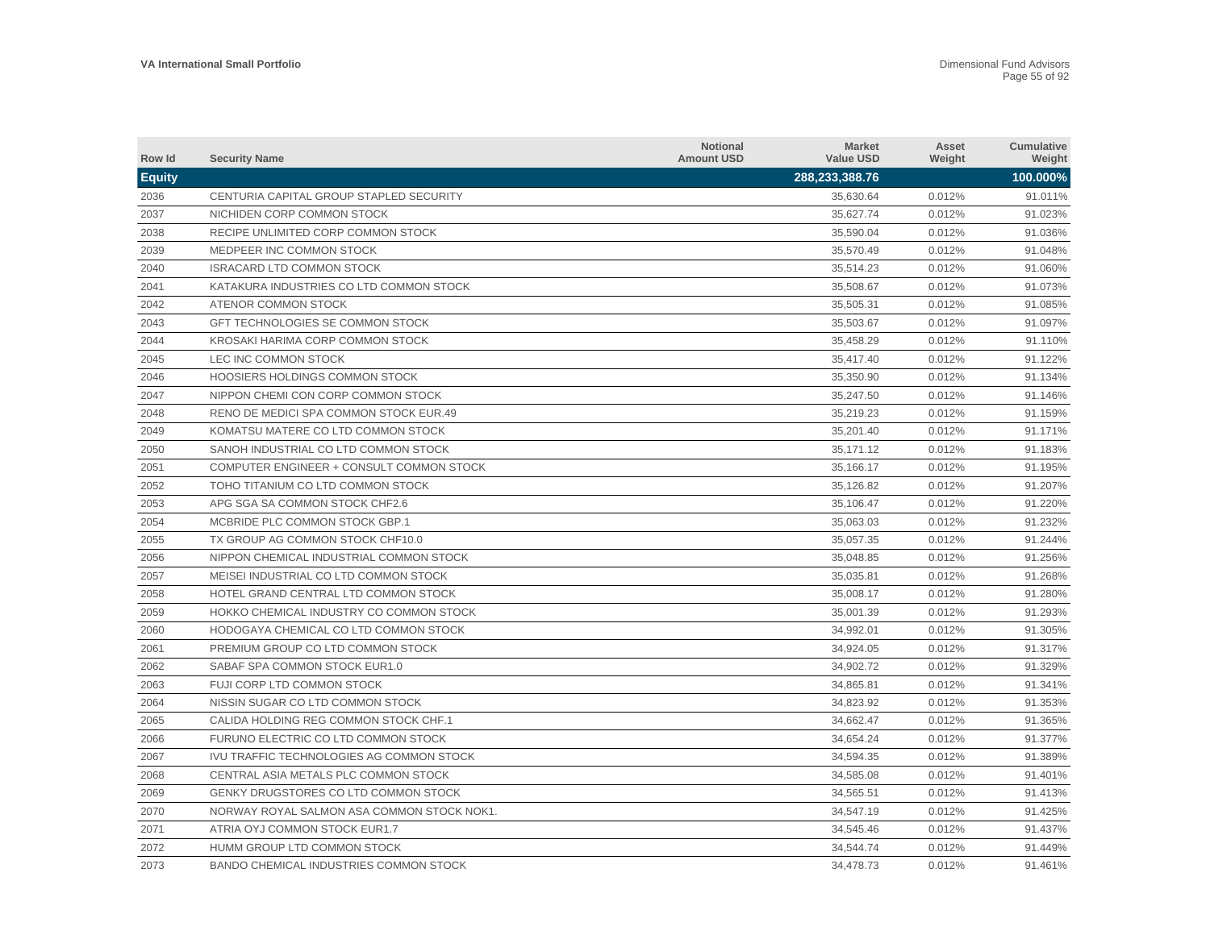| Row Id | Security Name | Notional Amount USD | Market Value USD | Asset Weight | Cumulative Weight |
|---|---|---|---|---|---|
| **Equity** | | | **288,233,388.76** | | **100.000%** |
| 2036 | CENTURIA CAPITAL GROUP STAPLED SECURITY | | 35,630.64 | 0.012% | 91.011% |
| 2037 | NICHIDEN CORP COMMON STOCK | | 35,627.74 | 0.012% | 91.023% |
| 2038 | RECIPE UNLIMITED CORP COMMON STOCK | | 35,590.04 | 0.012% | 91.036% |
| 2039 | MEDPEER INC COMMON STOCK | | 35,570.49 | 0.012% | 91.048% |
| 2040 | ISRACARD LTD COMMON STOCK | | 35,514.23 | 0.012% | 91.060% |
| 2041 | KATAKURA INDUSTRIES CO LTD COMMON STOCK | | 35,508.67 | 0.012% | 91.073% |
| 2042 | ATENOR COMMON STOCK | | 35,505.31 | 0.012% | 91.085% |
| 2043 | GFT TECHNOLOGIES SE COMMON STOCK | | 35,503.67 | 0.012% | 91.097% |
| 2044 | KROSAKI HARIMA CORP COMMON STOCK | | 35,458.29 | 0.012% | 91.110% |
| 2045 | LEC INC COMMON STOCK | | 35,417.40 | 0.012% | 91.122% |
| 2046 | HOOSIERS HOLDINGS COMMON STOCK | | 35,350.90 | 0.012% | 91.134% |
| 2047 | NIPPON CHEMI CON CORP COMMON STOCK | | 35,247.50 | 0.012% | 91.146% |
| 2048 | RENO DE MEDICI SPA COMMON STOCK EUR.49 | | 35,219.23 | 0.012% | 91.159% |
| 2049 | KOMATSU MATERE CO LTD COMMON STOCK | | 35,201.40 | 0.012% | 91.171% |
| 2050 | SANOH INDUSTRIAL CO LTD COMMON STOCK | | 35,171.12 | 0.012% | 91.183% |
| 2051 | COMPUTER ENGINEER + CONSULT COMMON STOCK | | 35,166.17 | 0.012% | 91.195% |
| 2052 | TOHO TITANIUM CO LTD COMMON STOCK | | 35,126.82 | 0.012% | 91.207% |
| 2053 | APG SGA SA COMMON STOCK CHF2.6 | | 35,106.47 | 0.012% | 91.220% |
| 2054 | MCBRIDE PLC COMMON STOCK GBP.1 | | 35,063.03 | 0.012% | 91.232% |
| 2055 | TX GROUP AG COMMON STOCK CHF10.0 | | 35,057.35 | 0.012% | 91.244% |
| 2056 | NIPPON CHEMICAL INDUSTRIAL COMMON STOCK | | 35,048.85 | 0.012% | 91.256% |
| 2057 | MEISEI INDUSTRIAL CO LTD COMMON STOCK | | 35,035.81 | 0.012% | 91.268% |
| 2058 | HOTEL GRAND CENTRAL LTD COMMON STOCK | | 35,008.17 | 0.012% | 91.280% |
| 2059 | HOKKO CHEMICAL INDUSTRY CO COMMON STOCK | | 35,001.39 | 0.012% | 91.293% |
| 2060 | HODOGAYA CHEMICAL CO LTD COMMON STOCK | | 34,992.01 | 0.012% | 91.305% |
| 2061 | PREMIUM GROUP CO LTD COMMON STOCK | | 34,924.05 | 0.012% | 91.317% |
| 2062 | SABAF SPA COMMON STOCK EUR1.0 | | 34,902.72 | 0.012% | 91.329% |
| 2063 | FUJI CORP LTD COMMON STOCK | | 34,865.81 | 0.012% | 91.341% |
| 2064 | NISSIN SUGAR CO LTD COMMON STOCK | | 34,823.92 | 0.012% | 91.353% |
| 2065 | CALIDA HOLDING REG COMMON STOCK CHF.1 | | 34,662.47 | 0.012% | 91.365% |
| 2066 | FURUNO ELECTRIC CO LTD COMMON STOCK | | 34,654.24 | 0.012% | 91.377% |
| 2067 | IVU TRAFFIC TECHNOLOGIES AG COMMON STOCK | | 34,594.35 | 0.012% | 91.389% |
| 2068 | CENTRAL ASIA METALS PLC COMMON STOCK | | 34,585.08 | 0.012% | 91.401% |
| 2069 | GENKY DRUGSTORES CO LTD COMMON STOCK | | 34,565.51 | 0.012% | 91.413% |
| 2070 | NORWAY ROYAL SALMON ASA COMMON STOCK NOK1. | | 34,547.19 | 0.012% | 91.425% |
| 2071 | ATRIA OYJ COMMON STOCK EUR1.7 | | 34,545.46 | 0.012% | 91.437% |
| 2072 | HUMM GROUP LTD COMMON STOCK | | 34,544.74 | 0.012% | 91.449% |
| 2073 | BANDO CHEMICAL INDUSTRIES COMMON STOCK | | 34,478.73 | 0.012% | 91.461% |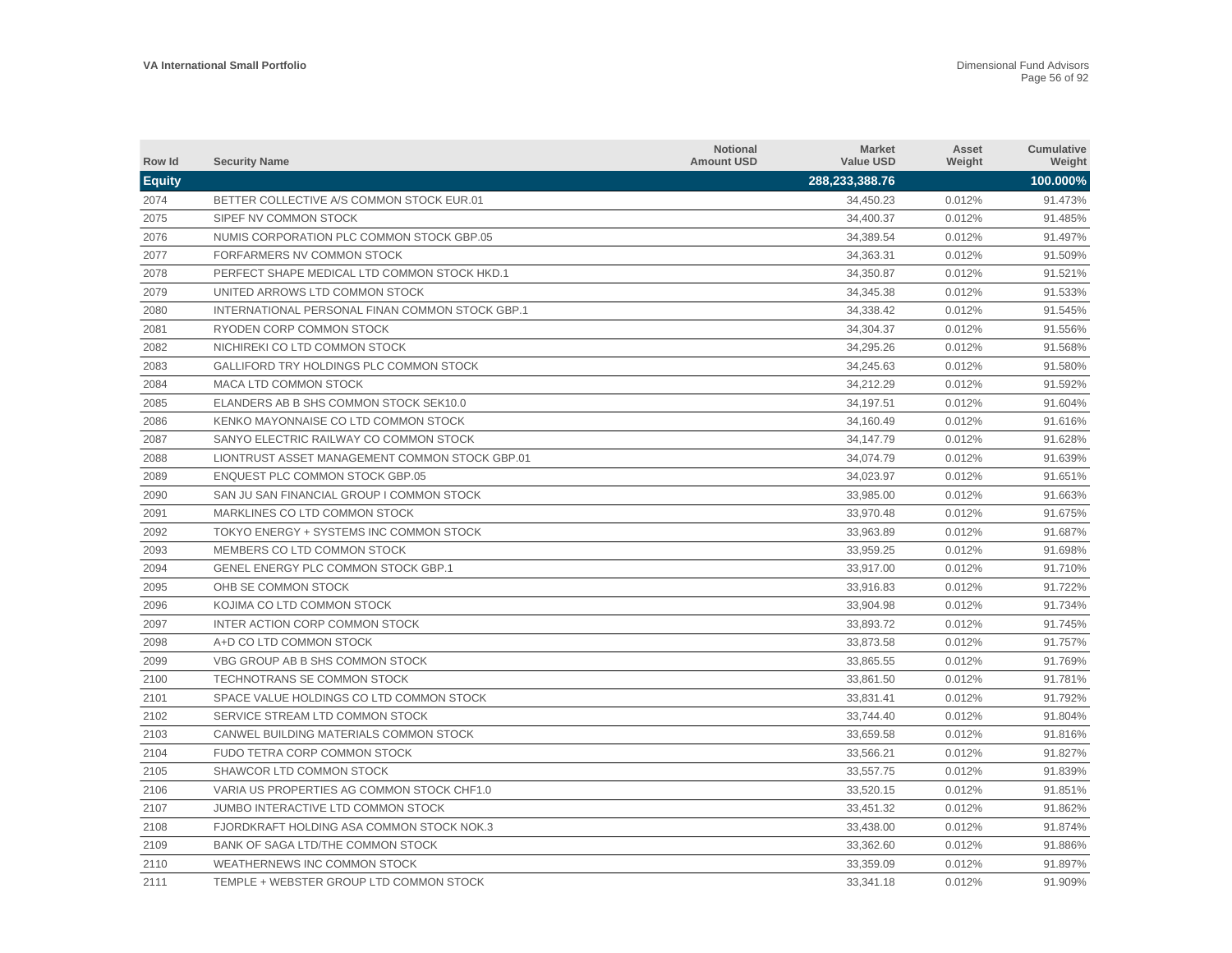| Row Id | Security Name | Notional Amount USD | Market Value USD | Asset Weight | Cumulative Weight |
|---|---|---|---|---|---|
| **Equity** | | | **288,233,388.76** | | **100.000%** |
| 2074 | BETTER COLLECTIVE A/S COMMON STOCK EUR.01 | | 34,450.23 | 0.012% | 91.473% |
| 2075 | SIPEF NV COMMON STOCK | | 34,400.37 | 0.012% | 91.485% |
| 2076 | NUMIS CORPORATION PLC COMMON STOCK GBP.05 | | 34,389.54 | 0.012% | 91.497% |
| 2077 | FORFARMERS NV COMMON STOCK | | 34,363.31 | 0.012% | 91.509% |
| 2078 | PERFECT SHAPE MEDICAL LTD COMMON STOCK HKD.1 | | 34,350.87 | 0.012% | 91.521% |
| 2079 | UNITED ARROWS LTD COMMON STOCK | | 34,345.38 | 0.012% | 91.533% |
| 2080 | INTERNATIONAL PERSONAL FINAN COMMON STOCK GBP.1 | | 34,338.42 | 0.012% | 91.545% |
| 2081 | RYODEN CORP COMMON STOCK | | 34,304.37 | 0.012% | 91.556% |
| 2082 | NICHIREKI CO LTD COMMON STOCK | | 34,295.26 | 0.012% | 91.568% |
| 2083 | GALLIFORD TRY HOLDINGS PLC COMMON STOCK | | 34,245.63 | 0.012% | 91.580% |
| 2084 | MACA LTD COMMON STOCK | | 34,212.29 | 0.012% | 91.592% |
| 2085 | ELANDERS AB B SHS COMMON STOCK SEK10.0 | | 34,197.51 | 0.012% | 91.604% |
| 2086 | KENKO MAYONNAISE CO LTD COMMON STOCK | | 34,160.49 | 0.012% | 91.616% |
| 2087 | SANYO ELECTRIC RAILWAY CO COMMON STOCK | | 34,147.79 | 0.012% | 91.628% |
| 2088 | LIONTRUST ASSET MANAGEMENT COMMON STOCK GBP.01 | | 34,074.79 | 0.012% | 91.639% |
| 2089 | ENQUEST PLC COMMON STOCK GBP.05 | | 34,023.97 | 0.012% | 91.651% |
| 2090 | SAN JU SAN FINANCIAL GROUP I COMMON STOCK | | 33,985.00 | 0.012% | 91.663% |
| 2091 | MARKLINES CO LTD COMMON STOCK | | 33,970.48 | 0.012% | 91.675% |
| 2092 | TOKYO ENERGY + SYSTEMS INC COMMON STOCK | | 33,963.89 | 0.012% | 91.687% |
| 2093 | MEMBERS CO LTD COMMON STOCK | | 33,959.25 | 0.012% | 91.698% |
| 2094 | GENEL ENERGY PLC COMMON STOCK GBP.1 | | 33,917.00 | 0.012% | 91.710% |
| 2095 | OHB SE COMMON STOCK | | 33,916.83 | 0.012% | 91.722% |
| 2096 | KOJIMA CO LTD COMMON STOCK | | 33,904.98 | 0.012% | 91.734% |
| 2097 | INTER ACTION CORP COMMON STOCK | | 33,893.72 | 0.012% | 91.745% |
| 2098 | A+D CO LTD COMMON STOCK | | 33,873.58 | 0.012% | 91.757% |
| 2099 | VBG GROUP AB B SHS COMMON STOCK | | 33,865.55 | 0.012% | 91.769% |
| 2100 | TECHNOTRANS SE COMMON STOCK | | 33,861.50 | 0.012% | 91.781% |
| 2101 | SPACE VALUE HOLDINGS CO LTD COMMON STOCK | | 33,831.41 | 0.012% | 91.792% |
| 2102 | SERVICE STREAM LTD COMMON STOCK | | 33,744.40 | 0.012% | 91.804% |
| 2103 | CANWEL BUILDING MATERIALS COMMON STOCK | | 33,659.58 | 0.012% | 91.816% |
| 2104 | FUDO TETRA CORP COMMON STOCK | | 33,566.21 | 0.012% | 91.827% |
| 2105 | SHAWCOR LTD COMMON STOCK | | 33,557.75 | 0.012% | 91.839% |
| 2106 | VARIA US PROPERTIES AG COMMON STOCK CHF1.0 | | 33,520.15 | 0.012% | 91.851% |
| 2107 | JUMBO INTERACTIVE LTD COMMON STOCK | | 33,451.32 | 0.012% | 91.862% |
| 2108 | FJORDKRAFT HOLDING ASA COMMON STOCK NOK.3 | | 33,438.00 | 0.012% | 91.874% |
| 2109 | BANK OF SAGA LTD/THE COMMON STOCK | | 33,362.60 | 0.012% | 91.886% |
| 2110 | WEATHERNEWS INC COMMON STOCK | | 33,359.09 | 0.012% | 91.897% |
| 2111 | TEMPLE + WEBSTER GROUP LTD COMMON STOCK | | 33,341.18 | 0.012% | 91.909% |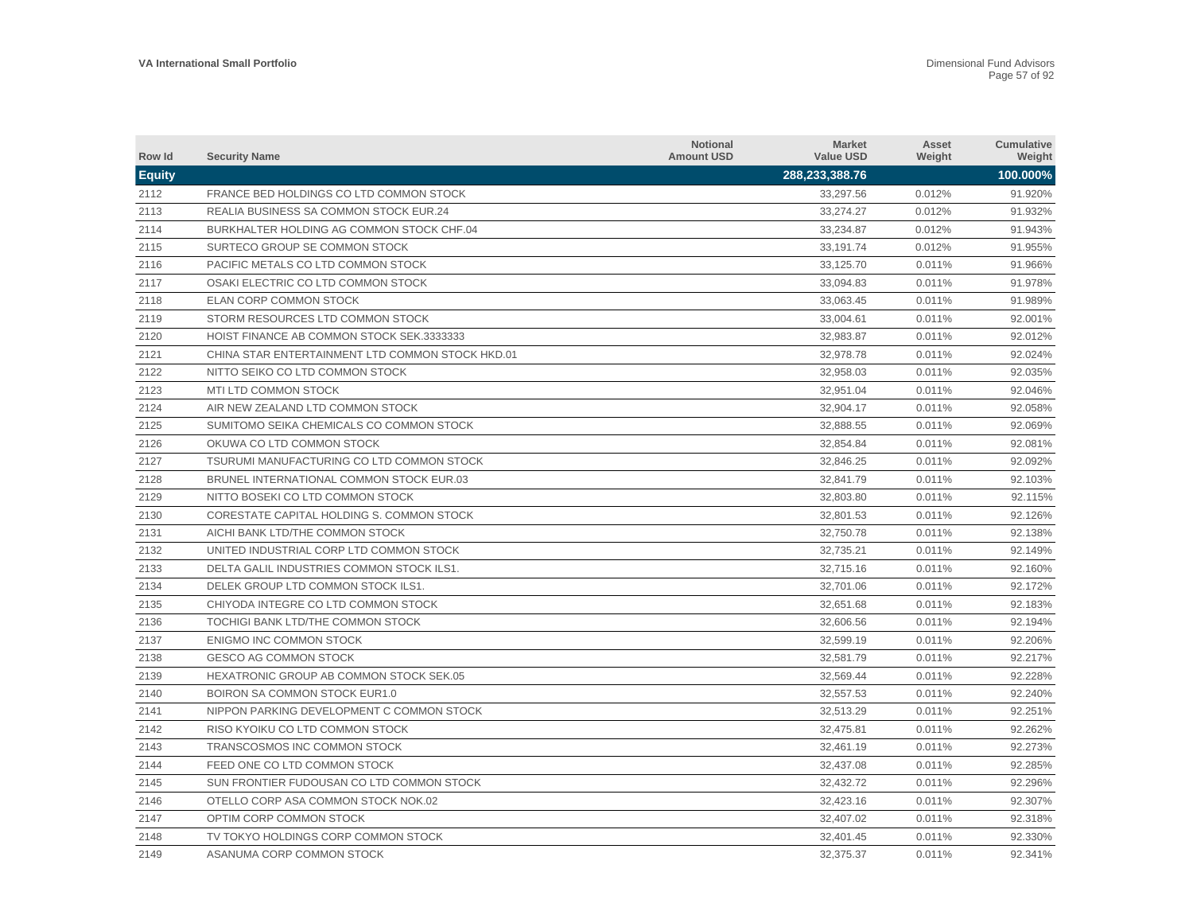| Row Id | Security Name | Notional Amount USD | Market Value USD | Asset Weight | Cumulative Weight |
|---|---|---|---|---|---|
| **Equity** | | | **288,233,388.76** | | **100.000%** |
| 2112 | FRANCE BED HOLDINGS CO LTD COMMON STOCK | | 33,297.56 | 0.012% | 91.920% |
| 2113 | REALIA BUSINESS SA COMMON STOCK EUR.24 | | 33,274.27 | 0.012% | 91.932% |
| 2114 | BURKHALTER HOLDING AG COMMON STOCK CHF.04 | | 33,234.87 | 0.012% | 91.943% |
| 2115 | SURTECO GROUP SE COMMON STOCK | | 33,191.74 | 0.012% | 91.955% |
| 2116 | PACIFIC METALS CO LTD COMMON STOCK | | 33,125.70 | 0.011% | 91.966% |
| 2117 | OSAKI ELECTRIC CO LTD COMMON STOCK | | 33,094.83 | 0.011% | 91.978% |
| 2118 | ELAN CORP COMMON STOCK | | 33,063.45 | 0.011% | 91.989% |
| 2119 | STORM RESOURCES LTD COMMON STOCK | | 33,004.61 | 0.011% | 92.001% |
| 2120 | HOIST FINANCE AB COMMON STOCK SEK.3333333 | | 32,983.87 | 0.011% | 92.012% |
| 2121 | CHINA STAR ENTERTAINMENT LTD COMMON STOCK HKD.01 | | 32,978.78 | 0.011% | 92.024% |
| 2122 | NITTO SEIKO CO LTD COMMON STOCK | | 32,958.03 | 0.011% | 92.035% |
| 2123 | MTI LTD COMMON STOCK | | 32,951.04 | 0.011% | 92.046% |
| 2124 | AIR NEW ZEALAND LTD COMMON STOCK | | 32,904.17 | 0.011% | 92.058% |
| 2125 | SUMITOMO SEIKA CHEMICALS CO COMMON STOCK | | 32,888.55 | 0.011% | 92.069% |
| 2126 | OKUWA CO LTD COMMON STOCK | | 32,854.84 | 0.011% | 92.081% |
| 2127 | TSURUMI MANUFACTURING CO LTD COMMON STOCK | | 32,846.25 | 0.011% | 92.092% |
| 2128 | BRUNEL INTERNATIONAL COMMON STOCK EUR.03 | | 32,841.79 | 0.011% | 92.103% |
| 2129 | NITTO BOSEKI CO LTD COMMON STOCK | | 32,803.80 | 0.011% | 92.115% |
| 2130 | CORESTATE CAPITAL HOLDING S. COMMON STOCK | | 32,801.53 | 0.011% | 92.126% |
| 2131 | AICHI BANK LTD/THE COMMON STOCK | | 32,750.78 | 0.011% | 92.138% |
| 2132 | UNITED INDUSTRIAL CORP LTD COMMON STOCK | | 32,735.21 | 0.011% | 92.149% |
| 2133 | DELTA GALIL INDUSTRIES COMMON STOCK ILS1. | | 32,715.16 | 0.011% | 92.160% |
| 2134 | DELEK GROUP LTD COMMON STOCK ILS1. | | 32,701.06 | 0.011% | 92.172% |
| 2135 | CHIYODA INTEGRE CO LTD COMMON STOCK | | 32,651.68 | 0.011% | 92.183% |
| 2136 | TOCHIGI BANK LTD/THE COMMON STOCK | | 32,606.56 | 0.011% | 92.194% |
| 2137 | ENIGMO INC COMMON STOCK | | 32,599.19 | 0.011% | 92.206% |
| 2138 | GESCO AG COMMON STOCK | | 32,581.79 | 0.011% | 92.217% |
| 2139 | HEXATRONIC GROUP AB COMMON STOCK SEK.05 | | 32,569.44 | 0.011% | 92.228% |
| 2140 | BOIRON SA COMMON STOCK EUR1.0 | | 32,557.53 | 0.011% | 92.240% |
| 2141 | NIPPON PARKING DEVELOPMENT C COMMON STOCK | | 32,513.29 | 0.011% | 92.251% |
| 2142 | RISO KYOIKU CO LTD COMMON STOCK | | 32,475.81 | 0.011% | 92.262% |
| 2143 | TRANSCOSMOS INC COMMON STOCK | | 32,461.19 | 0.011% | 92.273% |
| 2144 | FEED ONE CO LTD COMMON STOCK | | 32,437.08 | 0.011% | 92.285% |
| 2145 | SUN FRONTIER FUDOUSAN CO LTD COMMON STOCK | | 32,432.72 | 0.011% | 92.296% |
| 2146 | OTELLO CORP ASA COMMON STOCK NOK.02 | | 32,423.16 | 0.011% | 92.307% |
| 2147 | OPTIM CORP COMMON STOCK | | 32,407.02 | 0.011% | 92.318% |
| 2148 | TV TOKYO HOLDINGS CORP COMMON STOCK | | 32,401.45 | 0.011% | 92.330% |
| 2149 | ASANUMA CORP COMMON STOCK | | 32,375.37 | 0.011% | 92.341% |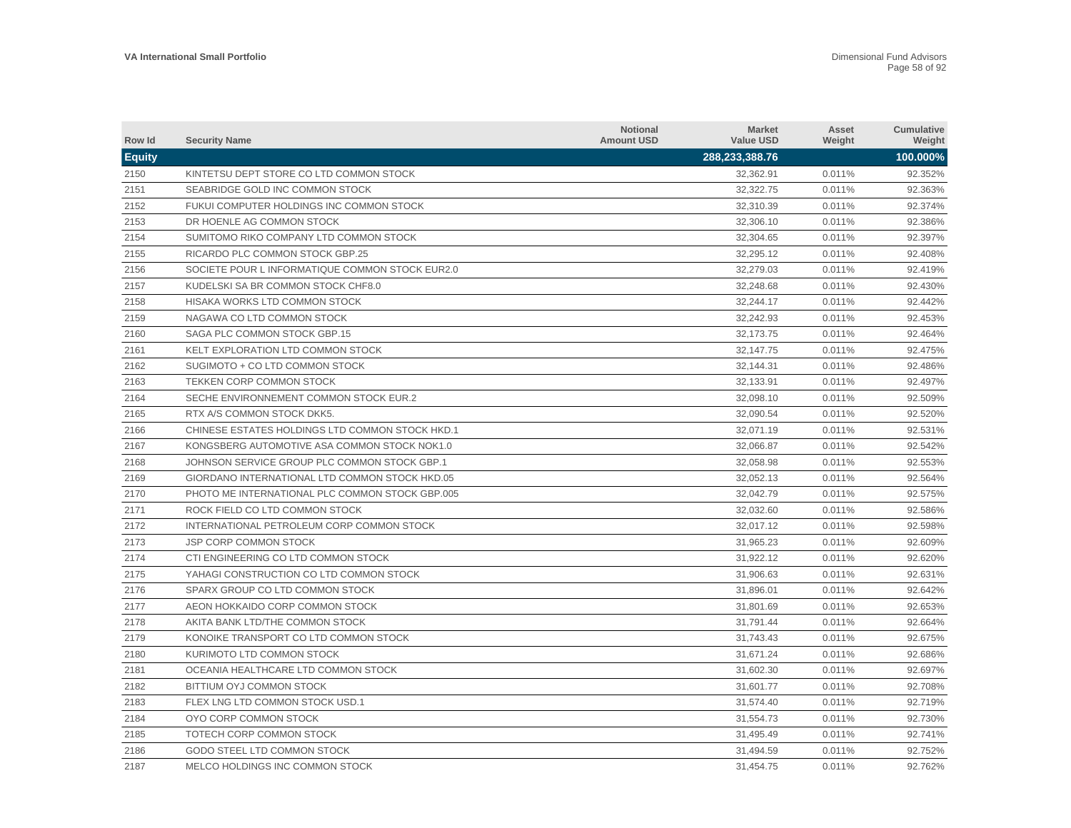| Row Id | Security Name | Notional Amount USD | Market Value USD | Asset Weight | Cumulative Weight |
|---|---|---|---|---|---|
| **Equity** | | | **288,233,388.76** | | **100.000%** |
| 2150 | KINTETSU DEPT STORE CO LTD COMMON STOCK | | 32,362.91 | 0.011% | 92.352% |
| 2151 | SEABRIDGE GOLD INC COMMON STOCK | | 32,322.75 | 0.011% | 92.363% |
| 2152 | FUKUI COMPUTER HOLDINGS INC COMMON STOCK | | 32,310.39 | 0.011% | 92.374% |
| 2153 | DR HOENLE AG COMMON STOCK | | 32,306.10 | 0.011% | 92.386% |
| 2154 | SUMITOMO RIKO COMPANY LTD COMMON STOCK | | 32,304.65 | 0.011% | 92.397% |
| 2155 | RICARDO PLC COMMON STOCK GBP.25 | | 32,295.12 | 0.011% | 92.408% |
| 2156 | SOCIETE POUR L INFORMATIQUE COMMON STOCK EUR2.0 | | 32,279.03 | 0.011% | 92.419% |
| 2157 | KUDELSKI SA BR COMMON STOCK CHF8.0 | | 32,248.68 | 0.011% | 92.430% |
| 2158 | HISAKA WORKS LTD COMMON STOCK | | 32,244.17 | 0.011% | 92.442% |
| 2159 | NAGAWA CO LTD COMMON STOCK | | 32,242.93 | 0.011% | 92.453% |
| 2160 | SAGA PLC COMMON STOCK GBP.15 | | 32,173.75 | 0.011% | 92.464% |
| 2161 | KELT EXPLORATION LTD COMMON STOCK | | 32,147.75 | 0.011% | 92.475% |
| 2162 | SUGIMOTO + CO LTD COMMON STOCK | | 32,144.31 | 0.011% | 92.486% |
| 2163 | TEKKEN CORP COMMON STOCK | | 32,133.91 | 0.011% | 92.497% |
| 2164 | SECHE ENVIRONNEMENT COMMON STOCK EUR.2 | | 32,098.10 | 0.011% | 92.509% |
| 2165 | RTX A/S COMMON STOCK DKK5. | | 32,090.54 | 0.011% | 92.520% |
| 2166 | CHINESE ESTATES HOLDINGS LTD COMMON STOCK HKD.1 | | 32,071.19 | 0.011% | 92.531% |
| 2167 | KONGSBERG AUTOMOTIVE ASA COMMON STOCK NOK1.0 | | 32,066.87 | 0.011% | 92.542% |
| 2168 | JOHNSON SERVICE GROUP PLC COMMON STOCK GBP.1 | | 32,058.98 | 0.011% | 92.553% |
| 2169 | GIORDANO INTERNATIONAL LTD COMMON STOCK HKD.05 | | 32,052.13 | 0.011% | 92.564% |
| 2170 | PHOTO ME INTERNATIONAL PLC COMMON STOCK GBP.005 | | 32,042.79 | 0.011% | 92.575% |
| 2171 | ROCK FIELD CO LTD COMMON STOCK | | 32,032.60 | 0.011% | 92.586% |
| 2172 | INTERNATIONAL PETROLEUM CORP COMMON STOCK | | 32,017.12 | 0.011% | 92.598% |
| 2173 | JSP CORP COMMON STOCK | | 31,965.23 | 0.011% | 92.609% |
| 2174 | CTI ENGINEERING CO LTD COMMON STOCK | | 31,922.12 | 0.011% | 92.620% |
| 2175 | YAHAGI CONSTRUCTION CO LTD COMMON STOCK | | 31,906.63 | 0.011% | 92.631% |
| 2176 | SPARX GROUP CO LTD COMMON STOCK | | 31,896.01 | 0.011% | 92.642% |
| 2177 | AEON HOKKAIDO CORP COMMON STOCK | | 31,801.69 | 0.011% | 92.653% |
| 2178 | AKITA BANK LTD/THE COMMON STOCK | | 31,791.44 | 0.011% | 92.664% |
| 2179 | KONOIKE TRANSPORT CO LTD COMMON STOCK | | 31,743.43 | 0.011% | 92.675% |
| 2180 | KURIMOTO LTD COMMON STOCK | | 31,671.24 | 0.011% | 92.686% |
| 2181 | OCEANIA HEALTHCARE LTD COMMON STOCK | | 31,602.30 | 0.011% | 92.697% |
| 2182 | BITTIUM OYJ COMMON STOCK | | 31,601.77 | 0.011% | 92.708% |
| 2183 | FLEX LNG LTD COMMON STOCK USD.1 | | 31,574.40 | 0.011% | 92.719% |
| 2184 | OYO CORP COMMON STOCK | | 31,554.73 | 0.011% | 92.730% |
| 2185 | TOTECH CORP COMMON STOCK | | 31,495.49 | 0.011% | 92.741% |
| 2186 | GODO STEEL LTD COMMON STOCK | | 31,494.59 | 0.011% | 92.752% |
| 2187 | MELCO HOLDINGS INC COMMON STOCK | | 31,454.75 | 0.011% | 92.762% |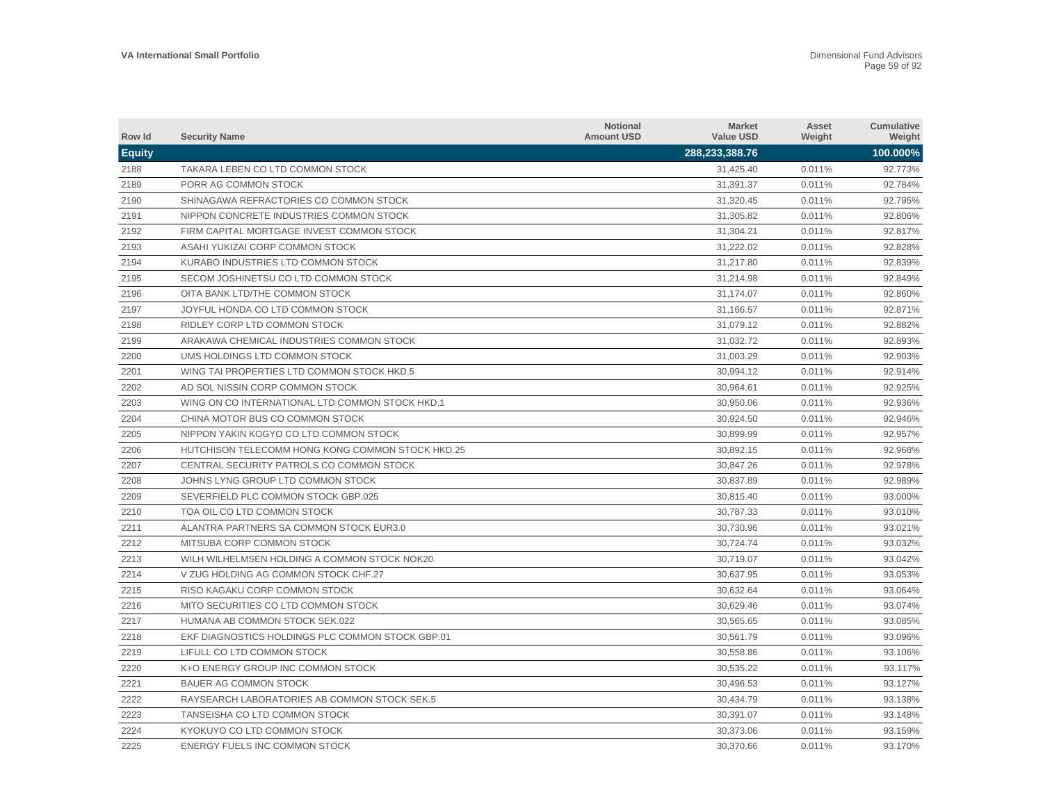| Row Id | Security Name | Notional Amount USD | Market Value USD | Asset Weight | Cumulative Weight |
|---|---|---|---|---|---|
| **Equity** | | | **288,233,388.76** | | **100.000%** |
| 2188 | TAKARA LEBEN CO LTD COMMON STOCK | | 31,425.40 | 0.011% | 92.773% |
| 2189 | PORR AG COMMON STOCK | | 31,391.37 | 0.011% | 92.784% |
| 2190 | SHINAGAWA REFRACTORIES CO COMMON STOCK | | 31,320.45 | 0.011% | 92.795% |
| 2191 | NIPPON CONCRETE INDUSTRIES COMMON STOCK | | 31,305.82 | 0.011% | 92.806% |
| 2192 | FIRM CAPITAL MORTGAGE INVEST COMMON STOCK | | 31,304.21 | 0.011% | 92.817% |
| 2193 | ASAHI YUKIZAI CORP COMMON STOCK | | 31,222.02 | 0.011% | 92.828% |
| 2194 | KURABO INDUSTRIES LTD COMMON STOCK | | 31,217.80 | 0.011% | 92.839% |
| 2195 | SECOM JOSHINETSU CO LTD COMMON STOCK | | 31,214.98 | 0.011% | 92.849% |
| 2196 | OITA BANK LTD/THE COMMON STOCK | | 31,174.07 | 0.011% | 92.860% |
| 2197 | JOYFUL HONDA CO LTD COMMON STOCK | | 31,166.57 | 0.011% | 92.871% |
| 2198 | RIDLEY CORP LTD COMMON STOCK | | 31,079.12 | 0.011% | 92.882% |
| 2199 | ARAKAWA CHEMICAL INDUSTRIES COMMON STOCK | | 31,032.72 | 0.011% | 92.893% |
| 2200 | UMS HOLDINGS LTD COMMON STOCK | | 31,003.29 | 0.011% | 92.903% |
| 2201 | WING TAI PROPERTIES LTD COMMON STOCK HKD.5 | | 30,994.12 | 0.011% | 92.914% |
| 2202 | AD SOL NISSIN CORP COMMON STOCK | | 30,964.61 | 0.011% | 92.925% |
| 2203 | WING ON CO INTERNATIONAL LTD COMMON STOCK HKD.1 | | 30,950.06 | 0.011% | 92.936% |
| 2204 | CHINA MOTOR BUS CO COMMON STOCK | | 30,924.50 | 0.011% | 92.946% |
| 2205 | NIPPON YAKIN KOGYO CO LTD COMMON STOCK | | 30,899.99 | 0.011% | 92.957% |
| 2206 | HUTCHISON TELECOMM HONG KONG COMMON STOCK HKD.25 | | 30,892.15 | 0.011% | 92.968% |
| 2207 | CENTRAL SECURITY PATROLS CO COMMON STOCK | | 30,847.26 | 0.011% | 92.978% |
| 2208 | JOHNS LYNG GROUP LTD COMMON STOCK | | 30,837.89 | 0.011% | 92.989% |
| 2209 | SEVERFIELD PLC COMMON STOCK GBP.025 | | 30,815.40 | 0.011% | 93.000% |
| 2210 | TOA OIL CO LTD COMMON STOCK | | 30,787.33 | 0.011% | 93.010% |
| 2211 | ALANTRA PARTNERS SA COMMON STOCK EUR3.0 | | 30,730.96 | 0.011% | 93.021% |
| 2212 | MITSUBA CORP COMMON STOCK | | 30,724.74 | 0.011% | 93.032% |
| 2213 | WILH WILHELMSEN HOLDING A COMMON STOCK NOK20. | | 30,719.07 | 0.011% | 93.042% |
| 2214 | V ZUG HOLDING AG COMMON STOCK CHF.27 | | 30,637.95 | 0.011% | 93.053% |
| 2215 | RISO KAGAKU CORP COMMON STOCK | | 30,632.64 | 0.011% | 93.064% |
| 2216 | MITO SECURITIES CO LTD COMMON STOCK | | 30,629.46 | 0.011% | 93.074% |
| 2217 | HUMANA AB COMMON STOCK SEK.022 | | 30,565.65 | 0.011% | 93.085% |
| 2218 | EKF DIAGNOSTICS HOLDINGS PLC COMMON STOCK GBP.01 | | 30,561.79 | 0.011% | 93.096% |
| 2219 | LIFULL CO LTD COMMON STOCK | | 30,558.86 | 0.011% | 93.106% |
| 2220 | K+O ENERGY GROUP INC COMMON STOCK | | 30,535.22 | 0.011% | 93.117% |
| 2221 | BAUER AG COMMON STOCK | | 30,496.53 | 0.011% | 93.127% |
| 2222 | RAYSEARCH LABORATORIES AB COMMON STOCK SEK.5 | | 30,434.79 | 0.011% | 93.138% |
| 2223 | TANSEISHA CO LTD COMMON STOCK | | 30,391.07 | 0.011% | 93.148% |
| 2224 | KYOKUYO CO LTD COMMON STOCK | | 30,373.06 | 0.011% | 93.159% |
| 2225 | ENERGY FUELS INC COMMON STOCK | | 30,370.66 | 0.011% | 93.170% |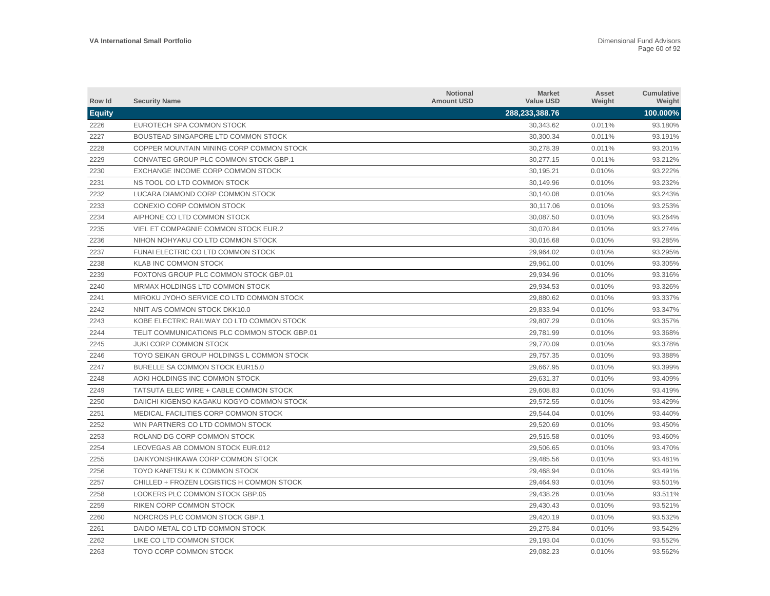| Row Id | Security Name | Notional Amount USD | Market Value USD | Asset Weight | Cumulative Weight |
|---|---|---|---|---|---|
| **Equity** | | | **288,233,388.76** | | **100.000%** |
| 2226 | EUROTECH SPA COMMON STOCK | | 30,343.62 | 0.011% | 93.180% |
| 2227 | BOUSTEAD SINGAPORE LTD COMMON STOCK | | 30,300.34 | 0.011% | 93.191% |
| 2228 | COPPER MOUNTAIN MINING CORP COMMON STOCK | | 30,278.39 | 0.011% | 93.201% |
| 2229 | CONVATEC GROUP PLC COMMON STOCK GBP.1 | | 30,277.15 | 0.011% | 93.212% |
| 2230 | EXCHANGE INCOME CORP COMMON STOCK | | 30,195.21 | 0.010% | 93.222% |
| 2231 | NS TOOL CO LTD COMMON STOCK | | 30,149.96 | 0.010% | 93.232% |
| 2232 | LUCARA DIAMOND CORP COMMON STOCK | | 30,140.08 | 0.010% | 93.243% |
| 2233 | CONEXIO CORP COMMON STOCK | | 30,117.06 | 0.010% | 93.253% |
| 2234 | AIPHONE CO LTD COMMON STOCK | | 30,087.50 | 0.010% | 93.264% |
| 2235 | VIEL ET COMPAGNIE COMMON STOCK EUR.2 | | 30,070.84 | 0.010% | 93.274% |
| 2236 | NIHON NOHYAKU CO LTD COMMON STOCK | | 30,016.68 | 0.010% | 93.285% |
| 2237 | FUNAI ELECTRIC CO LTD COMMON STOCK | | 29,964.02 | 0.010% | 93.295% |
| 2238 | KLAB INC COMMON STOCK | | 29,961.00 | 0.010% | 93.305% |
| 2239 | FOXTONS GROUP PLC COMMON STOCK GBP.01 | | 29,934.96 | 0.010% | 93.316% |
| 2240 | MRMAX HOLDINGS LTD COMMON STOCK | | 29,934.53 | 0.010% | 93.326% |
| 2241 | MIROKU JYOHO SERVICE CO LTD COMMON STOCK | | 29,880.62 | 0.010% | 93.337% |
| 2242 | NNIT A/S COMMON STOCK DKK10.0 | | 29,833.94 | 0.010% | 93.347% |
| 2243 | KOBE ELECTRIC RAILWAY CO LTD COMMON STOCK | | 29,807.29 | 0.010% | 93.357% |
| 2244 | TELIT COMMUNICATIONS PLC COMMON STOCK GBP.01 | | 29,781.99 | 0.010% | 93.368% |
| 2245 | JUKI CORP COMMON STOCK | | 29,770.09 | 0.010% | 93.378% |
| 2246 | TOYO SEIKAN GROUP HOLDINGS L COMMON STOCK | | 29,757.35 | 0.010% | 93.388% |
| 2247 | BURELLE SA COMMON STOCK EUR15.0 | | 29,667.95 | 0.010% | 93.399% |
| 2248 | AOKI HOLDINGS INC COMMON STOCK | | 29,631.37 | 0.010% | 93.409% |
| 2249 | TATSUTA ELEC WIRE + CABLE COMMON STOCK | | 29,608.83 | 0.010% | 93.419% |
| 2250 | DAIICHI KIGENSO KAGAKU KOGYO COMMON STOCK | | 29,572.55 | 0.010% | 93.429% |
| 2251 | MEDICAL FACILITIES CORP COMMON STOCK | | 29,544.04 | 0.010% | 93.440% |
| 2252 | WIN PARTNERS CO LTD COMMON STOCK | | 29,520.69 | 0.010% | 93.450% |
| 2253 | ROLAND DG CORP COMMON STOCK | | 29,515.58 | 0.010% | 93.460% |
| 2254 | LEOVEGAS AB COMMON STOCK EUR.012 | | 29,506.65 | 0.010% | 93.470% |
| 2255 | DAIKYONISHIKAWA CORP COMMON STOCK | | 29,485.56 | 0.010% | 93.481% |
| 2256 | TOYO KANETSU K K COMMON STOCK | | 29,468.94 | 0.010% | 93.491% |
| 2257 | CHILLED + FROZEN LOGISTICS H COMMON STOCK | | 29,464.93 | 0.010% | 93.501% |
| 2258 | LOOKERS PLC COMMON STOCK GBP.05 | | 29,438.26 | 0.010% | 93.511% |
| 2259 | RIKEN CORP COMMON STOCK | | 29,430.43 | 0.010% | 93.521% |
| 2260 | NORCROS PLC COMMON STOCK GBP.1 | | 29,420.19 | 0.010% | 93.532% |
| 2261 | DAIDO METAL CO LTD COMMON STOCK | | 29,275.84 | 0.010% | 93.542% |
| 2262 | LIKE CO LTD COMMON STOCK | | 29,193.04 | 0.010% | 93.552% |
| 2263 | TOYO CORP COMMON STOCK | | 29,082.23 | 0.010% | 93.562% |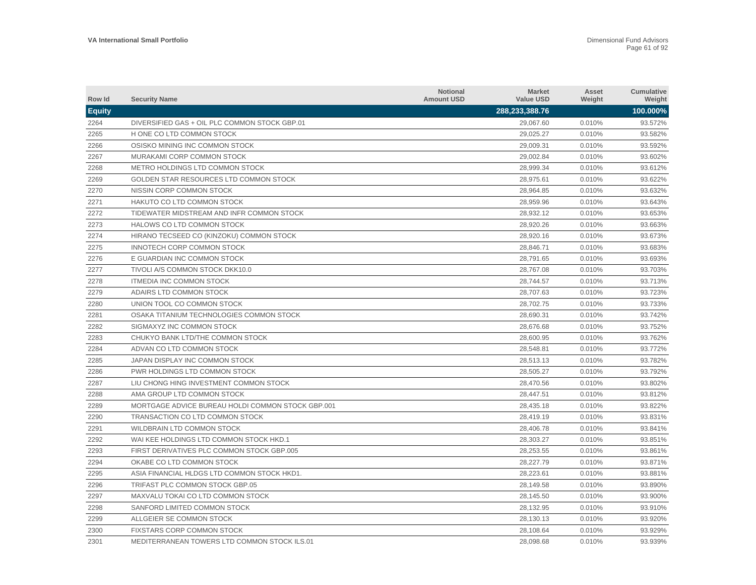| Row Id | Security Name | Notional Amount USD | Market Value USD | Asset Weight | Cumulative Weight |
|---|---|---|---|---|---|
| **Equity** | | | **288,233,388.76** | | **100.000%** |
| 2264 | DIVERSIFIED GAS + OIL PLC COMMON STOCK GBP.01 | | 29,067.60 | 0.010% | 93.572% |
| 2265 | H ONE CO LTD COMMON STOCK | | 29,025.27 | 0.010% | 93.582% |
| 2266 | OSISKO MINING INC COMMON STOCK | | 29,009.31 | 0.010% | 93.592% |
| 2267 | MURAKAMI CORP COMMON STOCK | | 29,002.84 | 0.010% | 93.602% |
| 2268 | METRO HOLDINGS LTD COMMON STOCK | | 28,999.34 | 0.010% | 93.612% |
| 2269 | GOLDEN STAR RESOURCES LTD COMMON STOCK | | 28,975.61 | 0.010% | 93.622% |
| 2270 | NISSIN CORP COMMON STOCK | | 28,964.85 | 0.010% | 93.632% |
| 2271 | HAKUTO CO LTD COMMON STOCK | | 28,959.96 | 0.010% | 93.643% |
| 2272 | TIDEWATER MIDSTREAM AND INFR COMMON STOCK | | 28,932.12 | 0.010% | 93.653% |
| 2273 | HALOWS CO LTD COMMON STOCK | | 28,920.26 | 0.010% | 93.663% |
| 2274 | HIRANO TECSEED CO (KINZOKU) COMMON STOCK | | 28,920.16 | 0.010% | 93.673% |
| 2275 | INNOTECH CORP COMMON STOCK | | 28,846.71 | 0.010% | 93.683% |
| 2276 | E GUARDIAN INC COMMON STOCK | | 28,791.65 | 0.010% | 93.693% |
| 2277 | TIVOLI A/S COMMON STOCK DKK10.0 | | 28,767.08 | 0.010% | 93.703% |
| 2278 | ITMEDIA INC COMMON STOCK | | 28,744.57 | 0.010% | 93.713% |
| 2279 | ADAIRS LTD COMMON STOCK | | 28,707.63 | 0.010% | 93.723% |
| 2280 | UNION TOOL CO COMMON STOCK | | 28,702.75 | 0.010% | 93.733% |
| 2281 | OSAKA TITANIUM TECHNOLOGIES COMMON STOCK | | 28,690.31 | 0.010% | 93.742% |
| 2282 | SIGMAXYZ INC COMMON STOCK | | 28,676.68 | 0.010% | 93.752% |
| 2283 | CHUKYO BANK LTD/THE COMMON STOCK | | 28,600.95 | 0.010% | 93.762% |
| 2284 | ADVAN CO LTD COMMON STOCK | | 28,548.81 | 0.010% | 93.772% |
| 2285 | JAPAN DISPLAY INC COMMON STOCK | | 28,513.13 | 0.010% | 93.782% |
| 2286 | PWR HOLDINGS LTD COMMON STOCK | | 28,505.27 | 0.010% | 93.792% |
| 2287 | LIU CHONG HING INVESTMENT COMMON STOCK | | 28,470.56 | 0.010% | 93.802% |
| 2288 | AMA GROUP LTD COMMON STOCK | | 28,447.51 | 0.010% | 93.812% |
| 2289 | MORTGAGE ADVICE BUREAU HOLDI COMMON STOCK GBP.001 | | 28,435.18 | 0.010% | 93.822% |
| 2290 | TRANSACTION CO LTD COMMON STOCK | | 28,419.19 | 0.010% | 93.831% |
| 2291 | WILDBRAIN LTD COMMON STOCK | | 28,406.78 | 0.010% | 93.841% |
| 2292 | WAI KEE HOLDINGS LTD COMMON STOCK HKD.1 | | 28,303.27 | 0.010% | 93.851% |
| 2293 | FIRST DERIVATIVES PLC COMMON STOCK GBP.005 | | 28,253.55 | 0.010% | 93.861% |
| 2294 | OKABE CO LTD COMMON STOCK | | 28,227.79 | 0.010% | 93.871% |
| 2295 | ASIA FINANCIAL HLDGS LTD COMMON STOCK HKD1. | | 28,223.61 | 0.010% | 93.881% |
| 2296 | TRIFAST PLC COMMON STOCK GBP.05 | | 28,149.58 | 0.010% | 93.890% |
| 2297 | MAXVALU TOKAI CO LTD COMMON STOCK | | 28,145.50 | 0.010% | 93.900% |
| 2298 | SANFORD LIMITED COMMON STOCK | | 28,132.95 | 0.010% | 93.910% |
| 2299 | ALLGEIER SE COMMON STOCK | | 28,130.13 | 0.010% | 93.920% |
| 2300 | FIXSTARS CORP COMMON STOCK | | 28,108.64 | 0.010% | 93.929% |
| 2301 | MEDITERRANEAN TOWERS LTD COMMON STOCK ILS.01 | | 28,098.68 | 0.010% | 93.939% |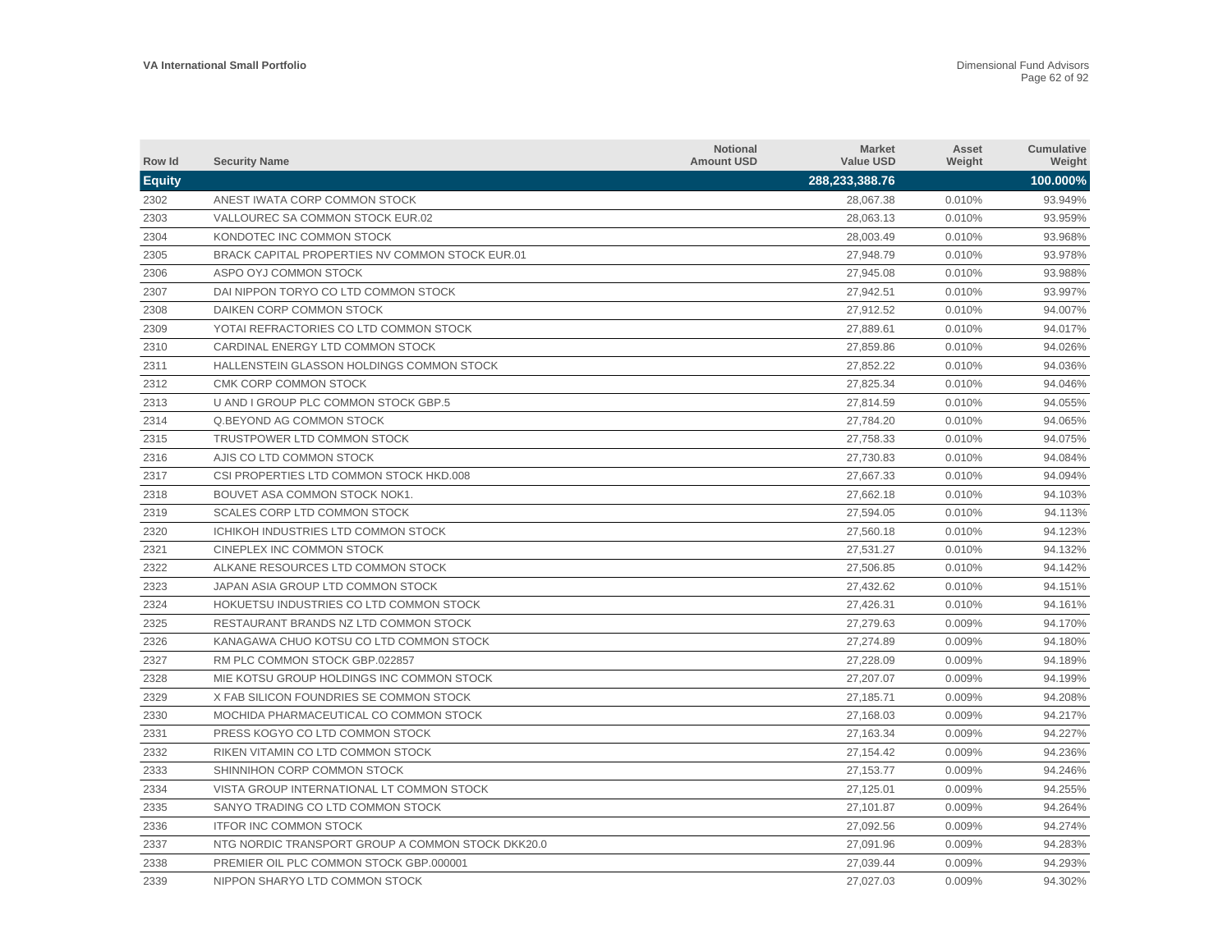| Row Id | Security Name | Notional Amount USD | Market Value USD | Asset Weight | Cumulative Weight |
|---|---|---|---|---|---|
| **Equity** | | | **288,233,388.76** | | **100.000%** |
| 2302 | ANEST IWATA CORP COMMON STOCK | | 28,067.38 | 0.010% | 93.949% |
| 2303 | VALLOUREC SA COMMON STOCK EUR.02 | | 28,063.13 | 0.010% | 93.959% |
| 2304 | KONDOTEC INC COMMON STOCK | | 28,003.49 | 0.010% | 93.968% |
| 2305 | BRACK CAPITAL PROPERTIES NV COMMON STOCK EUR.01 | | 27,948.79 | 0.010% | 93.978% |
| 2306 | ASPO OYJ COMMON STOCK | | 27,945.08 | 0.010% | 93.988% |
| 2307 | DAI NIPPON TORYO CO LTD COMMON STOCK | | 27,942.51 | 0.010% | 93.997% |
| 2308 | DAIKEN CORP COMMON STOCK | | 27,912.52 | 0.010% | 94.007% |
| 2309 | YOTAI REFRACTORIES CO LTD COMMON STOCK | | 27,889.61 | 0.010% | 94.017% |
| 2310 | CARDINAL ENERGY LTD COMMON STOCK | | 27,859.86 | 0.010% | 94.026% |
| 2311 | HALLENSTEIN GLASSON HOLDINGS COMMON STOCK | | 27,852.22 | 0.010% | 94.036% |
| 2312 | CMK CORP COMMON STOCK | | 27,825.34 | 0.010% | 94.046% |
| 2313 | U AND I GROUP PLC COMMON STOCK GBP.5 | | 27,814.59 | 0.010% | 94.055% |
| 2314 | Q.BEYOND AG COMMON STOCK | | 27,784.20 | 0.010% | 94.065% |
| 2315 | TRUSTPOWER LTD COMMON STOCK | | 27,758.33 | 0.010% | 94.075% |
| 2316 | AJIS CO LTD COMMON STOCK | | 27,730.83 | 0.010% | 94.084% |
| 2317 | CSI PROPERTIES LTD COMMON STOCK HKD.008 | | 27,667.33 | 0.010% | 94.094% |
| 2318 | BOUVET ASA COMMON STOCK NOK1. | | 27,662.18 | 0.010% | 94.103% |
| 2319 | SCALES CORP LTD COMMON STOCK | | 27,594.05 | 0.010% | 94.113% |
| 2320 | ICHIKOH INDUSTRIES LTD COMMON STOCK | | 27,560.18 | 0.010% | 94.123% |
| 2321 | CINEPLEX INC COMMON STOCK | | 27,531.27 | 0.010% | 94.132% |
| 2322 | ALKANE RESOURCES LTD COMMON STOCK | | 27,506.85 | 0.010% | 94.142% |
| 2323 | JAPAN ASIA GROUP LTD COMMON STOCK | | 27,432.62 | 0.010% | 94.151% |
| 2324 | HOKUETSU INDUSTRIES CO LTD COMMON STOCK | | 27,426.31 | 0.010% | 94.161% |
| 2325 | RESTAURANT BRANDS NZ LTD COMMON STOCK | | 27,279.63 | 0.009% | 94.170% |
| 2326 | KANAGAWA CHUO KOTSU CO LTD COMMON STOCK | | 27,274.89 | 0.009% | 94.180% |
| 2327 | RM PLC COMMON STOCK GBP.022857 | | 27,228.09 | 0.009% | 94.189% |
| 2328 | MIE KOTSU GROUP HOLDINGS INC COMMON STOCK | | 27,207.07 | 0.009% | 94.199% |
| 2329 | X FAB SILICON FOUNDRIES SE COMMON STOCK | | 27,185.71 | 0.009% | 94.208% |
| 2330 | MOCHIDA PHARMACEUTICAL CO COMMON STOCK | | 27,168.03 | 0.009% | 94.217% |
| 2331 | PRESS KOGYO CO LTD COMMON STOCK | | 27,163.34 | 0.009% | 94.227% |
| 2332 | RIKEN VITAMIN CO LTD COMMON STOCK | | 27,154.42 | 0.009% | 94.236% |
| 2333 | SHINNIHON CORP COMMON STOCK | | 27,153.77 | 0.009% | 94.246% |
| 2334 | VISTA GROUP INTERNATIONAL LT COMMON STOCK | | 27,125.01 | 0.009% | 94.255% |
| 2335 | SANYO TRADING CO LTD COMMON STOCK | | 27,101.87 | 0.009% | 94.264% |
| 2336 | ITFOR INC COMMON STOCK | | 27,092.56 | 0.009% | 94.274% |
| 2337 | NTG NORDIC TRANSPORT GROUP A COMMON STOCK DKK20.0 | | 27,091.96 | 0.009% | 94.283% |
| 2338 | PREMIER OIL PLC COMMON STOCK GBP.000001 | | 27,039.44 | 0.009% | 94.293% |
| 2339 | NIPPON SHARYO LTD COMMON STOCK | | 27,027.03 | 0.009% | 94.302% |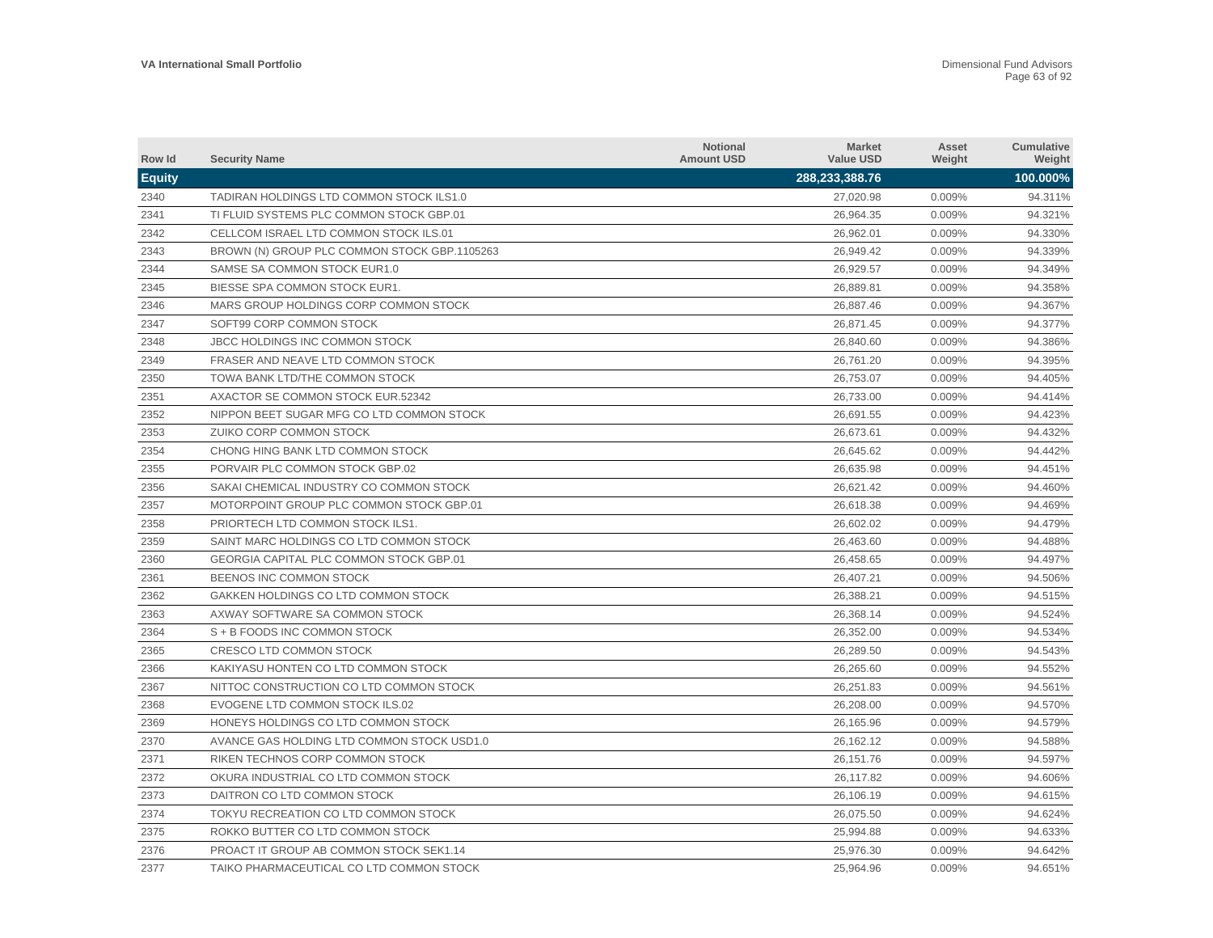| Row Id | Security Name | Notional Amount USD | Market Value USD | Asset Weight | Cumulative Weight |
|---|---|---|---|---|---|
| **Equity** | | | **288,233,388.76** | | **100.000%** |
| 2340 | TADIRAN HOLDINGS LTD COMMON STOCK ILS1.0 | | 27,020.98 | 0.009% | 94.311% |
| 2341 | TI FLUID SYSTEMS PLC COMMON STOCK GBP.01 | | 26,964.35 | 0.009% | 94.321% |
| 2342 | CELLCOM ISRAEL LTD COMMON STOCK ILS.01 | | 26,962.01 | 0.009% | 94.330% |
| 2343 | BROWN (N) GROUP PLC COMMON STOCK GBP.1105263 | | 26,949.42 | 0.009% | 94.339% |
| 2344 | SAMSE SA COMMON STOCK EUR1.0 | | 26,929.57 | 0.009% | 94.349% |
| 2345 | BIESSE SPA COMMON STOCK EUR1. | | 26,889.81 | 0.009% | 94.358% |
| 2346 | MARS GROUP HOLDINGS CORP COMMON STOCK | | 26,887.46 | 0.009% | 94.367% |
| 2347 | SOFT99 CORP COMMON STOCK | | 26,871.45 | 0.009% | 94.377% |
| 2348 | JBCC HOLDINGS INC COMMON STOCK | | 26,840.60 | 0.009% | 94.386% |
| 2349 | FRASER AND NEAVE LTD COMMON STOCK | | 26,761.20 | 0.009% | 94.395% |
| 2350 | TOWA BANK LTD/THE COMMON STOCK | | 26,753.07 | 0.009% | 94.405% |
| 2351 | AXACTOR SE COMMON STOCK EUR.52342 | | 26,733.00 | 0.009% | 94.414% |
| 2352 | NIPPON BEET SUGAR MFG CO LTD COMMON STOCK | | 26,691.55 | 0.009% | 94.423% |
| 2353 | ZUIKO CORP COMMON STOCK | | 26,673.61 | 0.009% | 94.432% |
| 2354 | CHONG HING BANK LTD COMMON STOCK | | 26,645.62 | 0.009% | 94.442% |
| 2355 | PORVAIR PLC COMMON STOCK GBP.02 | | 26,635.98 | 0.009% | 94.451% |
| 2356 | SAKAI CHEMICAL INDUSTRY CO COMMON STOCK | | 26,621.42 | 0.009% | 94.460% |
| 2357 | MOTORPOINT GROUP PLC COMMON STOCK GBP.01 | | 26,618.38 | 0.009% | 94.469% |
| 2358 | PRIORTECH LTD COMMON STOCK ILS1. | | 26,602.02 | 0.009% | 94.479% |
| 2359 | SAINT MARC HOLDINGS CO LTD COMMON STOCK | | 26,463.60 | 0.009% | 94.488% |
| 2360 | GEORGIA CAPITAL PLC COMMON STOCK GBP.01 | | 26,458.65 | 0.009% | 94.497% |
| 2361 | BEENOS INC COMMON STOCK | | 26,407.21 | 0.009% | 94.506% |
| 2362 | GAKKEN HOLDINGS CO LTD COMMON STOCK | | 26,388.21 | 0.009% | 94.515% |
| 2363 | AXWAY SOFTWARE SA COMMON STOCK | | 26,368.14 | 0.009% | 94.524% |
| 2364 | S + B FOODS INC COMMON STOCK | | 26,352.00 | 0.009% | 94.534% |
| 2365 | CRESCO LTD COMMON STOCK | | 26,289.50 | 0.009% | 94.543% |
| 2366 | KAKIYASU HONTEN CO LTD COMMON STOCK | | 26,265.60 | 0.009% | 94.552% |
| 2367 | NITTOC CONSTRUCTION CO LTD COMMON STOCK | | 26,251.83 | 0.009% | 94.561% |
| 2368 | EVOGENE LTD COMMON STOCK ILS.02 | | 26,208.00 | 0.009% | 94.570% |
| 2369 | HONEYS HOLDINGS CO LTD COMMON STOCK | | 26,165.96 | 0.009% | 94.579% |
| 2370 | AVANCE GAS HOLDING LTD COMMON STOCK USD1.0 | | 26,162.12 | 0.009% | 94.588% |
| 2371 | RIKEN TECHNOS CORP COMMON STOCK | | 26,151.76 | 0.009% | 94.597% |
| 2372 | OKURA INDUSTRIAL CO LTD COMMON STOCK | | 26,117.82 | 0.009% | 94.606% |
| 2373 | DAITRON CO LTD COMMON STOCK | | 26,106.19 | 0.009% | 94.615% |
| 2374 | TOKYU RECREATION CO LTD COMMON STOCK | | 26,075.50 | 0.009% | 94.624% |
| 2375 | ROKKO BUTTER CO LTD COMMON STOCK | | 25,994.88 | 0.009% | 94.633% |
| 2376 | PROACT IT GROUP AB COMMON STOCK SEK1.14 | | 25,976.30 | 0.009% | 94.642% |
| 2377 | TAIKO PHARMACEUTICAL CO LTD COMMON STOCK | | 25,964.96 | 0.009% | 94.651% |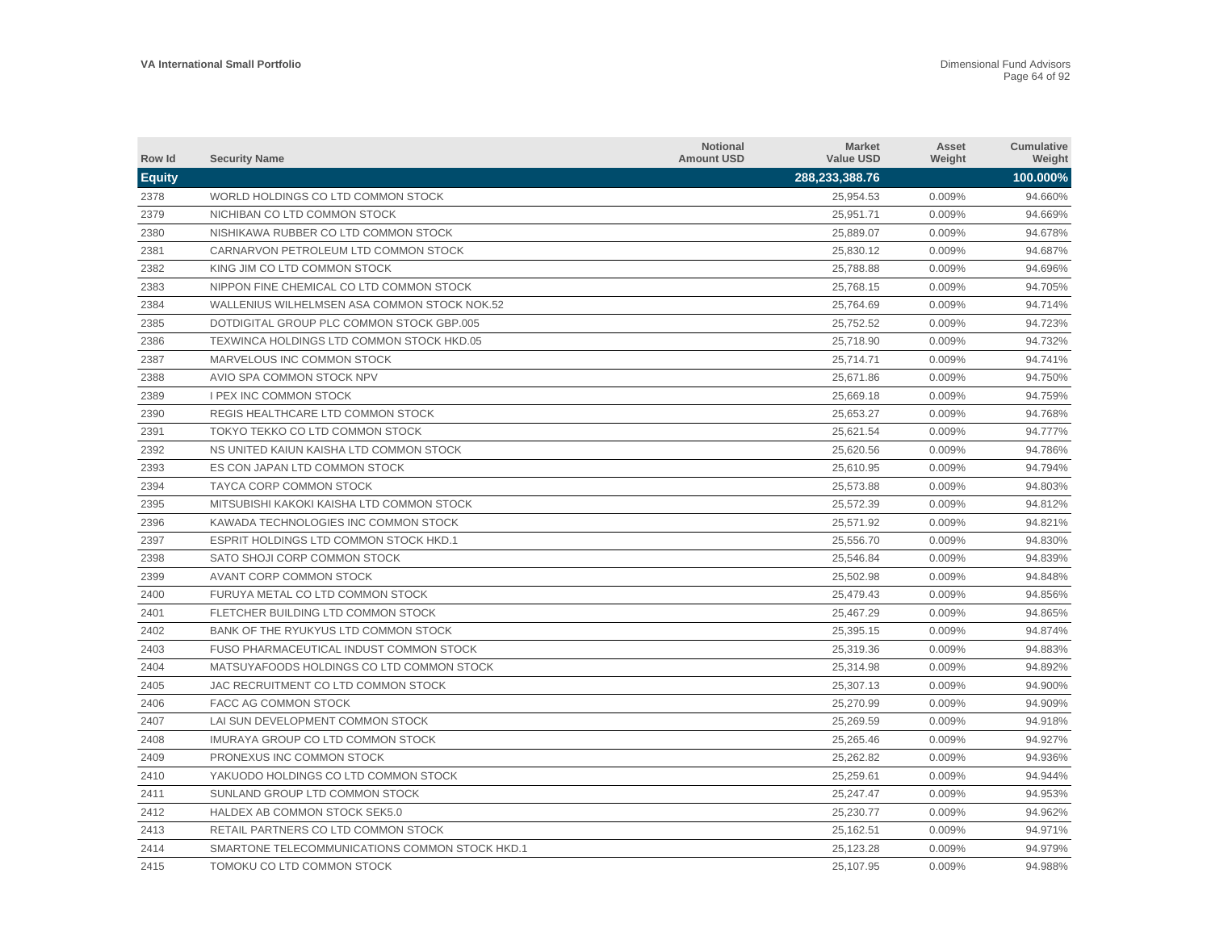| Row Id | Security Name | Notional Amount USD | Market Value USD | Asset Weight | Cumulative Weight |
|---|---|---|---|---|---|
| **Equity** | | | **288,233,388.76** | | **100.000%** |
| 2378 | WORLD HOLDINGS CO LTD COMMON STOCK | | 25,954.53 | 0.009% | 94.660% |
| 2379 | NICHIBAN CO LTD COMMON STOCK | | 25,951.71 | 0.009% | 94.669% |
| 2380 | NISHIKAWA RUBBER CO LTD COMMON STOCK | | 25,889.07 | 0.009% | 94.678% |
| 2381 | CARNARVON PETROLEUM LTD COMMON STOCK | | 25,830.12 | 0.009% | 94.687% |
| 2382 | KING JIM CO LTD COMMON STOCK | | 25,788.88 | 0.009% | 94.696% |
| 2383 | NIPPON FINE CHEMICAL CO LTD COMMON STOCK | | 25,768.15 | 0.009% | 94.705% |
| 2384 | WALLENIUS WILHELMSEN ASA COMMON STOCK NOK.52 | | 25,764.69 | 0.009% | 94.714% |
| 2385 | DOTDIGITAL GROUP PLC COMMON STOCK GBP.005 | | 25,752.52 | 0.009% | 94.723% |
| 2386 | TEXWINCA HOLDINGS LTD COMMON STOCK HKD.05 | | 25,718.90 | 0.009% | 94.732% |
| 2387 | MARVELOUS INC COMMON STOCK | | 25,714.71 | 0.009% | 94.741% |
| 2388 | AVIO SPA COMMON STOCK NPV | | 25,671.86 | 0.009% | 94.750% |
| 2389 | I PEX INC COMMON STOCK | | 25,669.18 | 0.009% | 94.759% |
| 2390 | REGIS HEALTHCARE LTD COMMON STOCK | | 25,653.27 | 0.009% | 94.768% |
| 2391 | TOKYO TEKKO CO LTD COMMON STOCK | | 25,621.54 | 0.009% | 94.777% |
| 2392 | NS UNITED KAIUN KAISHA LTD COMMON STOCK | | 25,620.56 | 0.009% | 94.786% |
| 2393 | ES CON JAPAN LTD COMMON STOCK | | 25,610.95 | 0.009% | 94.794% |
| 2394 | TAYCA CORP COMMON STOCK | | 25,573.88 | 0.009% | 94.803% |
| 2395 | MITSUBISHI KAKOKI KAISHA LTD COMMON STOCK | | 25,572.39 | 0.009% | 94.812% |
| 2396 | KAWADA TECHNOLOGIES INC COMMON STOCK | | 25,571.92 | 0.009% | 94.821% |
| 2397 | ESPRIT HOLDINGS LTD COMMON STOCK HKD.1 | | 25,556.70 | 0.009% | 94.830% |
| 2398 | SATO SHOJI CORP COMMON STOCK | | 25,546.84 | 0.009% | 94.839% |
| 2399 | AVANT CORP COMMON STOCK | | 25,502.98 | 0.009% | 94.848% |
| 2400 | FURUYA METAL CO LTD COMMON STOCK | | 25,479.43 | 0.009% | 94.856% |
| 2401 | FLETCHER BUILDING LTD COMMON STOCK | | 25,467.29 | 0.009% | 94.865% |
| 2402 | BANK OF THE RYUKYUS LTD COMMON STOCK | | 25,395.15 | 0.009% | 94.874% |
| 2403 | FUSO PHARMACEUTICAL INDUST COMMON STOCK | | 25,319.36 | 0.009% | 94.883% |
| 2404 | MATSUYAFOODS HOLDINGS CO LTD COMMON STOCK | | 25,314.98 | 0.009% | 94.892% |
| 2405 | JAC RECRUITMENT CO LTD COMMON STOCK | | 25,307.13 | 0.009% | 94.900% |
| 2406 | FACC AG COMMON STOCK | | 25,270.99 | 0.009% | 94.909% |
| 2407 | LAI SUN DEVELOPMENT COMMON STOCK | | 25,269.59 | 0.009% | 94.918% |
| 2408 | IMURAYA GROUP CO LTD COMMON STOCK | | 25,265.46 | 0.009% | 94.927% |
| 2409 | PRONEXUS INC COMMON STOCK | | 25,262.82 | 0.009% | 94.936% |
| 2410 | YAKUODO HOLDINGS CO LTD COMMON STOCK | | 25,259.61 | 0.009% | 94.944% |
| 2411 | SUNLAND GROUP LTD COMMON STOCK | | 25,247.47 | 0.009% | 94.953% |
| 2412 | HALDEX AB COMMON STOCK SEK5.0 | | 25,230.77 | 0.009% | 94.962% |
| 2413 | RETAIL PARTNERS CO LTD COMMON STOCK | | 25,162.51 | 0.009% | 94.971% |
| 2414 | SMARTONE TELECOMMUNICATIONS COMMON STOCK HKD.1 | | 25,123.28 | 0.009% | 94.979% |
| 2415 | TOMOKU CO LTD COMMON STOCK | | 25,107.95 | 0.009% | 94.988% |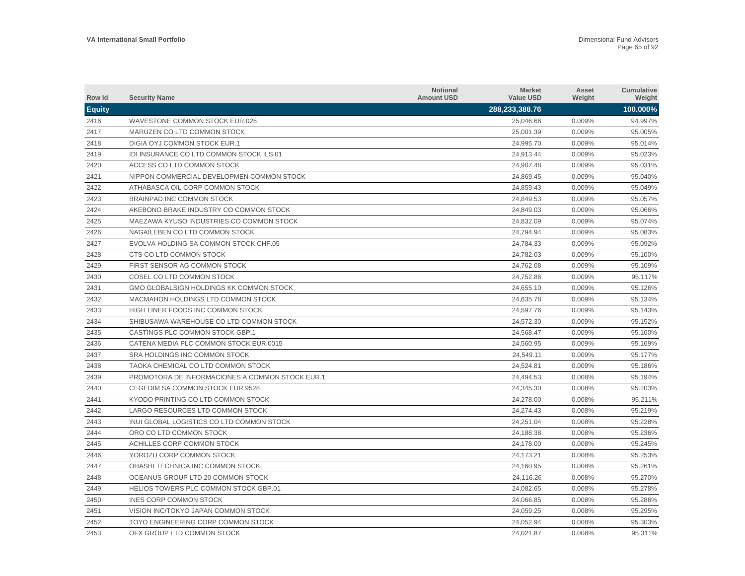| Row Id | Security Name | Notional Amount USD | Market Value USD | Asset Weight | Cumulative Weight |
|---|---|---|---|---|---|
| **Equity** | | | **288,233,388.76** | | **100.000%** |
| 2416 | WAVESTONE COMMON STOCK EUR.025 | | 25,046.66 | 0.009% | 94.997% |
| 2417 | MARUZEN CO LTD COMMON STOCK | | 25,001.39 | 0.009% | 95.005% |
| 2418 | DIGIA OYJ COMMON STOCK EUR.1 | | 24,995.70 | 0.009% | 95.014% |
| 2419 | IDI INSURANCE CO LTD COMMON STOCK ILS.01 | | 24,913.44 | 0.009% | 95.023% |
| 2420 | ACCESS CO LTD COMMON STOCK | | 24,907.48 | 0.009% | 95.031% |
| 2421 | NIPPON COMMERCIAL DEVELOPMEN COMMON STOCK | | 24,869.45 | 0.009% | 95.040% |
| 2422 | ATHABASCA OIL CORP COMMON STOCK | | 24,859.43 | 0.009% | 95.049% |
| 2423 | BRAINPAD INC COMMON STOCK | | 24,849.53 | 0.009% | 95.057% |
| 2424 | AKEBONO BRAKE INDUSTRY CO COMMON STOCK | | 24,849.03 | 0.009% | 95.066% |
| 2425 | MAEZAWA KYUSO INDUSTRIES CO COMMON STOCK | | 24,832.09 | 0.009% | 95.074% |
| 2426 | NAGAILEBEN CO LTD COMMON STOCK | | 24,794.94 | 0.009% | 95.083% |
| 2427 | EVOLVA HOLDING SA COMMON STOCK CHF.05 | | 24,784.33 | 0.009% | 95.092% |
| 2428 | CTS CO LTD COMMON STOCK | | 24,782.03 | 0.009% | 95.100% |
| 2429 | FIRST SENSOR AG COMMON STOCK | | 24,762.08 | 0.009% | 95.109% |
| 2430 | COSEL CO LTD COMMON STOCK | | 24,752.86 | 0.009% | 95.117% |
| 2431 | GMO GLOBALSIGN HOLDINGS KK COMMON STOCK | | 24,655.10 | 0.009% | 95.126% |
| 2432 | MACMAHON HOLDINGS LTD COMMON STOCK | | 24,635.78 | 0.009% | 95.134% |
| 2433 | HIGH LINER FOODS INC COMMON STOCK | | 24,597.76 | 0.009% | 95.143% |
| 2434 | SHIBUSAWA WAREHOUSE CO LTD COMMON STOCK | | 24,572.30 | 0.009% | 95.152% |
| 2435 | CASTINGS PLC COMMON STOCK GBP.1 | | 24,568.47 | 0.009% | 95.160% |
| 2436 | CATENA MEDIA PLC COMMON STOCK EUR.0015 | | 24,560.95 | 0.009% | 95.169% |
| 2437 | SRA HOLDINGS INC COMMON STOCK | | 24,549.11 | 0.009% | 95.177% |
| 2438 | TAOKA CHEMICAL CO LTD COMMON STOCK | | 24,524.81 | 0.009% | 95.186% |
| 2439 | PROMOTORA DE INFORMACIONES A COMMON STOCK EUR.1 | | 24,494.53 | 0.008% | 95.194% |
| 2440 | CEGEDIM SA COMMON STOCK EUR.9528 | | 24,345.30 | 0.008% | 95.203% |
| 2441 | KYODO PRINTING CO LTD COMMON STOCK | | 24,278.00 | 0.008% | 95.211% |
| 2442 | LARGO RESOURCES LTD COMMON STOCK | | 24,274.43 | 0.008% | 95.219% |
| 2443 | INUI GLOBAL LOGISTICS CO LTD COMMON STOCK | | 24,251.04 | 0.008% | 95.228% |
| 2444 | ORO CO LTD COMMON STOCK | | 24,188.38 | 0.008% | 95.236% |
| 2445 | ACHILLES CORP COMMON STOCK | | 24,178.00 | 0.008% | 95.245% |
| 2446 | YOROZU CORP COMMON STOCK | | 24,173.21 | 0.008% | 95.253% |
| 2447 | OHASHI TECHNICA INC COMMON STOCK | | 24,160.95 | 0.008% | 95.261% |
| 2448 | OCEANUS GROUP LTD 20 COMMON STOCK | | 24,116.26 | 0.008% | 95.270% |
| 2449 | HELIOS TOWERS PLC COMMON STOCK GBP.01 | | 24,082.65 | 0.008% | 95.278% |
| 2450 | INES CORP COMMON STOCK | | 24,066.85 | 0.008% | 95.286% |
| 2451 | VISION INC/TOKYO JAPAN COMMON STOCK | | 24,059.25 | 0.008% | 95.295% |
| 2452 | TOYO ENGINEERING CORP COMMON STOCK | | 24,052.94 | 0.008% | 95.303% |
| 2453 | OFX GROUP LTD COMMON STOCK | | 24,021.87 | 0.008% | 95.311% |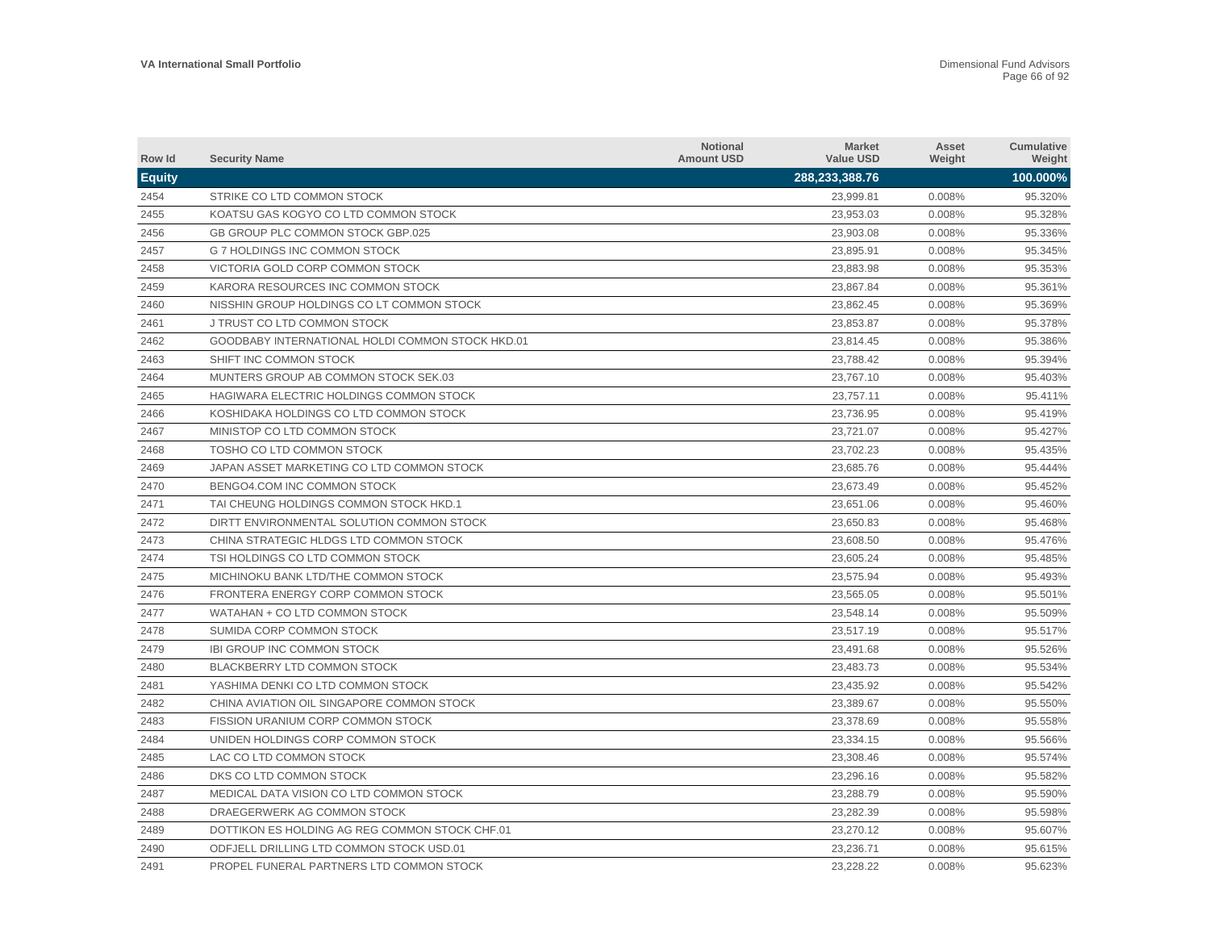| Row Id | Security Name | Notional Amount USD | Market Value USD | Asset Weight | Cumulative Weight |
|---|---|---|---|---|---|
| **Equity** | | | **288,233,388.76** | | **100.000%** |
| 2454 | STRIKE CO LTD COMMON STOCK | | 23,999.81 | 0.008% | 95.320% |
| 2455 | KOATSU GAS KOGYO CO LTD COMMON STOCK | | 23,953.03 | 0.008% | 95.328% |
| 2456 | GB GROUP PLC COMMON STOCK GBP.025 | | 23,903.08 | 0.008% | 95.336% |
| 2457 | G 7 HOLDINGS INC COMMON STOCK | | 23,895.91 | 0.008% | 95.345% |
| 2458 | VICTORIA GOLD CORP COMMON STOCK | | 23,883.98 | 0.008% | 95.353% |
| 2459 | KARORA RESOURCES INC COMMON STOCK | | 23,867.84 | 0.008% | 95.361% |
| 2460 | NISSHIN GROUP HOLDINGS CO LT COMMON STOCK | | 23,862.45 | 0.008% | 95.369% |
| 2461 | J TRUST CO LTD COMMON STOCK | | 23,853.87 | 0.008% | 95.378% |
| 2462 | GOODBABY INTERNATIONAL HOLDI COMMON STOCK HKD.01 | | 23,814.45 | 0.008% | 95.386% |
| 2463 | SHIFT INC COMMON STOCK | | 23,788.42 | 0.008% | 95.394% |
| 2464 | MUNTERS GROUP AB COMMON STOCK SEK.03 | | 23,767.10 | 0.008% | 95.403% |
| 2465 | HAGIWARA ELECTRIC HOLDINGS COMMON STOCK | | 23,757.11 | 0.008% | 95.411% |
| 2466 | KOSHIDAKA HOLDINGS CO LTD COMMON STOCK | | 23,736.95 | 0.008% | 95.419% |
| 2467 | MINISTOP CO LTD COMMON STOCK | | 23,721.07 | 0.008% | 95.427% |
| 2468 | TOSHO CO LTD COMMON STOCK | | 23,702.23 | 0.008% | 95.435% |
| 2469 | JAPAN ASSET MARKETING CO LTD COMMON STOCK | | 23,685.76 | 0.008% | 95.444% |
| 2470 | BENGO4.COM INC COMMON STOCK | | 23,673.49 | 0.008% | 95.452% |
| 2471 | TAI CHEUNG HOLDINGS COMMON STOCK HKD.1 | | 23,651.06 | 0.008% | 95.460% |
| 2472 | DIRTT ENVIRONMENTAL SOLUTION COMMON STOCK | | 23,650.83 | 0.008% | 95.468% |
| 2473 | CHINA STRATEGIC HLDGS LTD COMMON STOCK | | 23,608.50 | 0.008% | 95.476% |
| 2474 | TSI HOLDINGS CO LTD COMMON STOCK | | 23,605.24 | 0.008% | 95.485% |
| 2475 | MICHINOKU BANK LTD/THE COMMON STOCK | | 23,575.94 | 0.008% | 95.493% |
| 2476 | FRONTERA ENERGY CORP COMMON STOCK | | 23,565.05 | 0.008% | 95.501% |
| 2477 | WATAHAN + CO LTD COMMON STOCK | | 23,548.14 | 0.008% | 95.509% |
| 2478 | SUMIDA CORP COMMON STOCK | | 23,517.19 | 0.008% | 95.517% |
| 2479 | IBI GROUP INC COMMON STOCK | | 23,491.68 | 0.008% | 95.526% |
| 2480 | BLACKBERRY LTD COMMON STOCK | | 23,483.73 | 0.008% | 95.534% |
| 2481 | YASHIMA DENKI CO LTD COMMON STOCK | | 23,435.92 | 0.008% | 95.542% |
| 2482 | CHINA AVIATION OIL SINGAPORE COMMON STOCK | | 23,389.67 | 0.008% | 95.550% |
| 2483 | FISSION URANIUM CORP COMMON STOCK | | 23,378.69 | 0.008% | 95.558% |
| 2484 | UNIDEN HOLDINGS CORP COMMON STOCK | | 23,334.15 | 0.008% | 95.566% |
| 2485 | LAC CO LTD COMMON STOCK | | 23,308.46 | 0.008% | 95.574% |
| 2486 | DKS CO LTD COMMON STOCK | | 23,296.16 | 0.008% | 95.582% |
| 2487 | MEDICAL DATA VISION CO LTD COMMON STOCK | | 23,288.79 | 0.008% | 95.590% |
| 2488 | DRAEGERWERK AG COMMON STOCK | | 23,282.39 | 0.008% | 95.598% |
| 2489 | DOTTIKON ES HOLDING AG REG COMMON STOCK CHF.01 | | 23,270.12 | 0.008% | 95.607% |
| 2490 | ODFJELL DRILLING LTD COMMON STOCK USD.01 | | 23,236.71 | 0.008% | 95.615% |
| 2491 | PROPEL FUNERAL PARTNERS LTD COMMON STOCK | | 23,228.22 | 0.008% | 95.623% |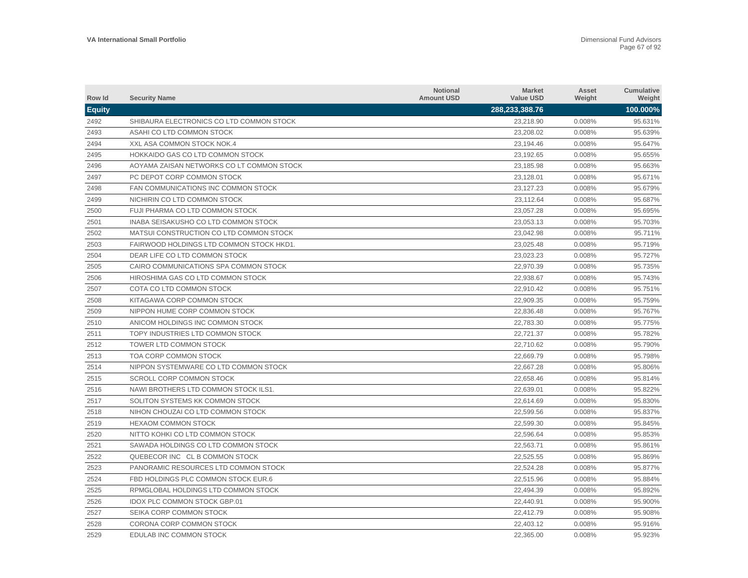| Row Id | Security Name | Notional Amount USD | Market Value USD | Asset Weight | Cumulative Weight |
|---|---|---|---|---|---|
| **Equity** | | | **288,233,388.76** | | **100.000%** |
| 2492 | SHIBAURA ELECTRONICS CO LTD COMMON STOCK | | 23,218.90 | 0.008% | 95.631% |
| 2493 | ASAHI CO LTD COMMON STOCK | | 23,208.02 | 0.008% | 95.639% |
| 2494 | XXL ASA COMMON STOCK NOK.4 | | 23,194.46 | 0.008% | 95.647% |
| 2495 | HOKKAIDO GAS CO LTD COMMON STOCK | | 23,192.65 | 0.008% | 95.655% |
| 2496 | AOYAMA ZAISAN NETWORKS CO LT COMMON STOCK | | 23,185.98 | 0.008% | 95.663% |
| 2497 | PC DEPOT CORP COMMON STOCK | | 23,128.01 | 0.008% | 95.671% |
| 2498 | FAN COMMUNICATIONS INC COMMON STOCK | | 23,127.23 | 0.008% | 95.679% |
| 2499 | NICHIRIN CO LTD COMMON STOCK | | 23,112.64 | 0.008% | 95.687% |
| 2500 | FUJI PHARMA CO LTD COMMON STOCK | | 23,057.28 | 0.008% | 95.695% |
| 2501 | INABA SEISAKUSHO CO LTD COMMON STOCK | | 23,053.13 | 0.008% | 95.703% |
| 2502 | MATSUI CONSTRUCTION CO LTD COMMON STOCK | | 23,042.98 | 0.008% | 95.711% |
| 2503 | FAIRWOOD HOLDINGS LTD COMMON STOCK HKD1. | | 23,025.48 | 0.008% | 95.719% |
| 2504 | DEAR LIFE CO LTD COMMON STOCK | | 23,023.23 | 0.008% | 95.727% |
| 2505 | CAIRO COMMUNICATIONS SPA COMMON STOCK | | 22,970.39 | 0.008% | 95.735% |
| 2506 | HIROSHIMA GAS CO LTD COMMON STOCK | | 22,938.67 | 0.008% | 95.743% |
| 2507 | COTA CO LTD COMMON STOCK | | 22,910.42 | 0.008% | 95.751% |
| 2508 | KITAGAWA CORP COMMON STOCK | | 22,909.35 | 0.008% | 95.759% |
| 2509 | NIPPON HUME CORP COMMON STOCK | | 22,836.48 | 0.008% | 95.767% |
| 2510 | ANICOM HOLDINGS INC COMMON STOCK | | 22,783.30 | 0.008% | 95.775% |
| 2511 | TOPY INDUSTRIES LTD COMMON STOCK | | 22,721.37 | 0.008% | 95.782% |
| 2512 | TOWER LTD COMMON STOCK | | 22,710.62 | 0.008% | 95.790% |
| 2513 | TOA CORP COMMON STOCK | | 22,669.79 | 0.008% | 95.798% |
| 2514 | NIPPON SYSTEMWARE CO LTD COMMON STOCK | | 22,667.28 | 0.008% | 95.806% |
| 2515 | SCROLL CORP COMMON STOCK | | 22,658.46 | 0.008% | 95.814% |
| 2516 | NAWI BROTHERS LTD COMMON STOCK ILS1. | | 22,639.01 | 0.008% | 95.822% |
| 2517 | SOLITON SYSTEMS KK COMMON STOCK | | 22,614.69 | 0.008% | 95.830% |
| 2518 | NIHON CHOUZAI CO LTD COMMON STOCK | | 22,599.56 | 0.008% | 95.837% |
| 2519 | HEXAOM COMMON STOCK | | 22,599.30 | 0.008% | 95.845% |
| 2520 | NITTO KOHKI CO LTD COMMON STOCK | | 22,596.64 | 0.008% | 95.853% |
| 2521 | SAWADA HOLDINGS CO LTD COMMON STOCK | | 22,563.71 | 0.008% | 95.861% |
| 2522 | QUEBECOR INC CL B COMMON STOCK | | 22,525.55 | 0.008% | 95.869% |
| 2523 | PANORAMIC RESOURCES LTD COMMON STOCK | | 22,524.28 | 0.008% | 95.877% |
| 2524 | FBD HOLDINGS PLC COMMON STOCK EUR.6 | | 22,515.96 | 0.008% | 95.884% |
| 2525 | RPMGLOBAL HOLDINGS LTD COMMON STOCK | | 22,494.39 | 0.008% | 95.892% |
| 2526 | IDOX PLC COMMON STOCK GBP.01 | | 22,440.91 | 0.008% | 95.900% |
| 2527 | SEIKA CORP COMMON STOCK | | 22,412.79 | 0.008% | 95.908% |
| 2528 | CORONA CORP COMMON STOCK | | 22,403.12 | 0.008% | 95.916% |
| 2529 | EDULAB INC COMMON STOCK | | 22,365.00 | 0.008% | 95.923% |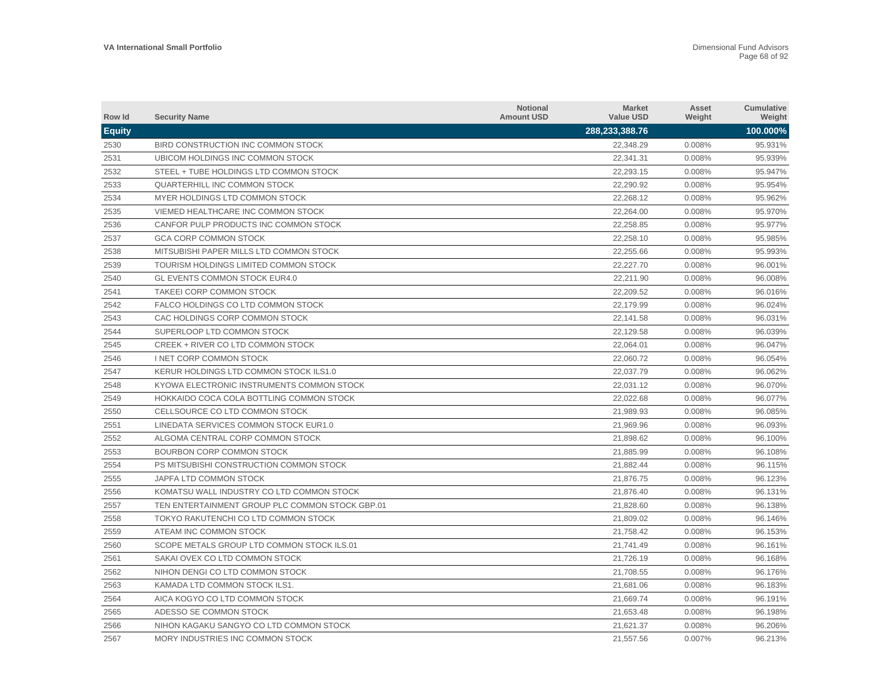| Row Id | Security Name | Notional Amount USD | Market Value USD | Asset Weight | Cumulative Weight |
|---|---|---|---|---|---|
| **Equity** | | | **288,233,388.76** | | **100.000%** |
| 2530 | BIRD CONSTRUCTION INC COMMON STOCK | | 22,348.29 | 0.008% | 95.931% |
| 2531 | UBICOM HOLDINGS INC COMMON STOCK | | 22,341.31 | 0.008% | 95.939% |
| 2532 | STEEL + TUBE HOLDINGS LTD COMMON STOCK | | 22,293.15 | 0.008% | 95.947% |
| 2533 | QUARTERHILL INC COMMON STOCK | | 22,290.92 | 0.008% | 95.954% |
| 2534 | MYER HOLDINGS LTD COMMON STOCK | | 22,268.12 | 0.008% | 95.962% |
| 2535 | VIEMED HEALTHCARE INC COMMON STOCK | | 22,264.00 | 0.008% | 95.970% |
| 2536 | CANFOR PULP PRODUCTS INC COMMON STOCK | | 22,258.85 | 0.008% | 95.977% |
| 2537 | GCA CORP COMMON STOCK | | 22,258.10 | 0.008% | 95.985% |
| 2538 | MITSUBISHI PAPER MILLS LTD COMMON STOCK | | 22,255.66 | 0.008% | 95.993% |
| 2539 | TOURISM HOLDINGS LIMITED COMMON STOCK | | 22,227.70 | 0.008% | 96.001% |
| 2540 | GL EVENTS COMMON STOCK EUR4.0 | | 22,211.90 | 0.008% | 96.008% |
| 2541 | TAKEEI CORP COMMON STOCK | | 22,209.52 | 0.008% | 96.016% |
| 2542 | FALCO HOLDINGS CO LTD COMMON STOCK | | 22,179.99 | 0.008% | 96.024% |
| 2543 | CAC HOLDINGS CORP COMMON STOCK | | 22,141.58 | 0.008% | 96.031% |
| 2544 | SUPERLOOP LTD COMMON STOCK | | 22,129.58 | 0.008% | 96.039% |
| 2545 | CREEK + RIVER CO LTD COMMON STOCK | | 22,064.01 | 0.008% | 96.047% |
| 2546 | I NET CORP COMMON STOCK | | 22,060.72 | 0.008% | 96.054% |
| 2547 | KERUR HOLDINGS LTD COMMON STOCK ILS1.0 | | 22,037.79 | 0.008% | 96.062% |
| 2548 | KYOWA ELECTRONIC INSTRUMENTS COMMON STOCK | | 22,031.12 | 0.008% | 96.070% |
| 2549 | HOKKAIDO COCA COLA BOTTLING COMMON STOCK | | 22,022.68 | 0.008% | 96.077% |
| 2550 | CELLSOURCE CO LTD COMMON STOCK | | 21,989.93 | 0.008% | 96.085% |
| 2551 | LINEDATA SERVICES COMMON STOCK EUR1.0 | | 21,969.96 | 0.008% | 96.093% |
| 2552 | ALGOMA CENTRAL CORP COMMON STOCK | | 21,898.62 | 0.008% | 96.100% |
| 2553 | BOURBON CORP COMMON STOCK | | 21,885.99 | 0.008% | 96.108% |
| 2554 | PS MITSUBISHI CONSTRUCTION COMMON STOCK | | 21,882.44 | 0.008% | 96.115% |
| 2555 | JAPFA LTD COMMON STOCK | | 21,876.75 | 0.008% | 96.123% |
| 2556 | KOMATSU WALL INDUSTRY CO LTD COMMON STOCK | | 21,876.40 | 0.008% | 96.131% |
| 2557 | TEN ENTERTAINMENT GROUP PLC COMMON STOCK GBP.01 | | 21,828.60 | 0.008% | 96.138% |
| 2558 | TOKYO RAKUTENCHI CO LTD COMMON STOCK | | 21,809.02 | 0.008% | 96.146% |
| 2559 | ATEAM INC COMMON STOCK | | 21,758.42 | 0.008% | 96.153% |
| 2560 | SCOPE METALS GROUP LTD COMMON STOCK ILS.01 | | 21,741.49 | 0.008% | 96.161% |
| 2561 | SAKAI OVEX CO LTD COMMON STOCK | | 21,726.19 | 0.008% | 96.168% |
| 2562 | NIHON DENGI CO LTD COMMON STOCK | | 21,708.55 | 0.008% | 96.176% |
| 2563 | KAMADA LTD COMMON STOCK ILS1. | | 21,681.06 | 0.008% | 96.183% |
| 2564 | AICA KOGYO CO LTD COMMON STOCK | | 21,669.74 | 0.008% | 96.191% |
| 2565 | ADESSO SE COMMON STOCK | | 21,653.48 | 0.008% | 96.198% |
| 2566 | NIHON KAGAKU SANGYO CO LTD COMMON STOCK | | 21,621.37 | 0.008% | 96.206% |
| 2567 | MORY INDUSTRIES INC COMMON STOCK | | 21,557.56 | 0.007% | 96.213% |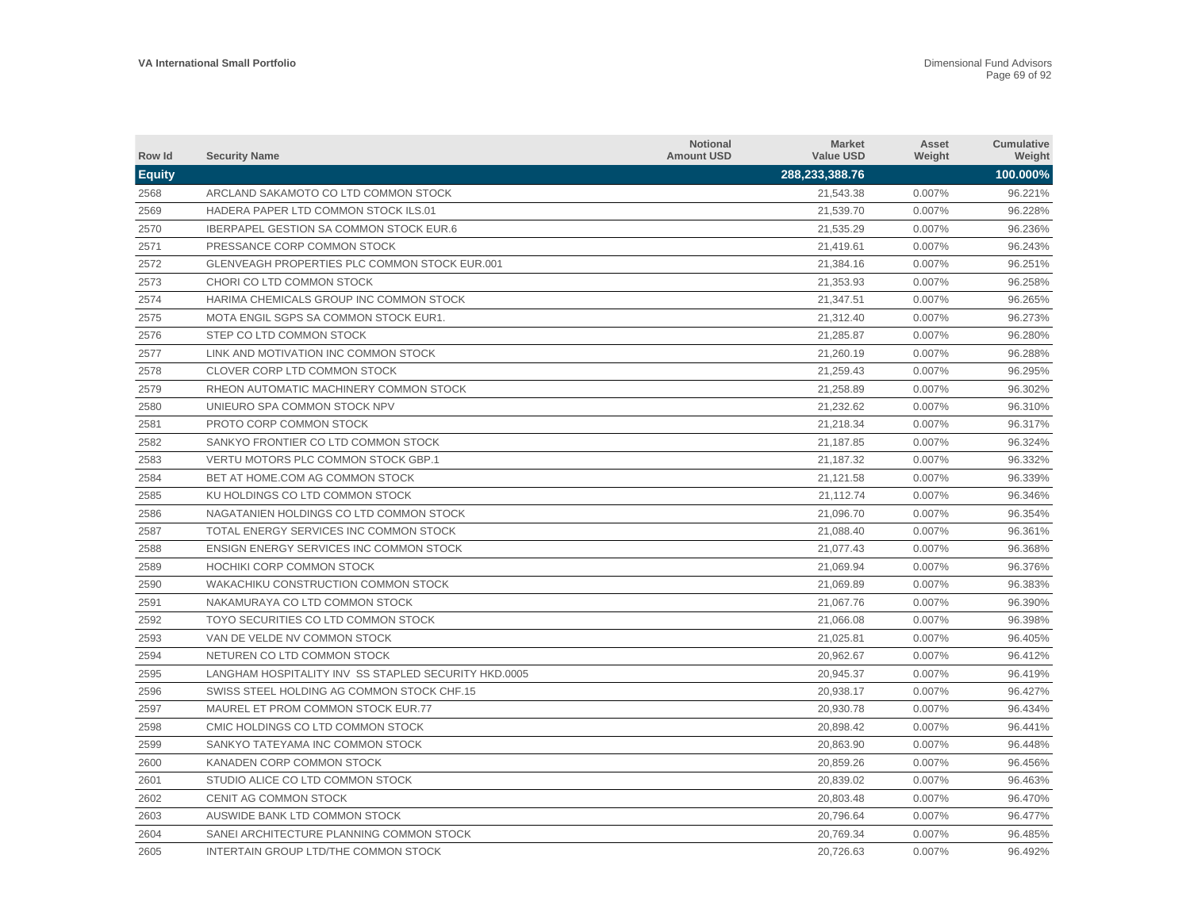| Row Id | Security Name | Notional Amount USD | Market Value USD | Asset Weight | Cumulative Weight |
|---|---|---|---|---|---|
| **Equity** | | | **288,233,388.76** | | **100.000%** |
| 2568 | ARCLAND SAKAMOTO CO LTD COMMON STOCK | | 21,543.38 | 0.007% | 96.221% |
| 2569 | HADERA PAPER LTD COMMON STOCK ILS.01 | | 21,539.70 | 0.007% | 96.228% |
| 2570 | IBERPAPEL GESTION SA COMMON STOCK EUR.6 | | 21,535.29 | 0.007% | 96.236% |
| 2571 | PRESSANCE CORP COMMON STOCK | | 21,419.61 | 0.007% | 96.243% |
| 2572 | GLENVEAGH PROPERTIES PLC COMMON STOCK EUR.001 | | 21,384.16 | 0.007% | 96.251% |
| 2573 | CHORI CO LTD COMMON STOCK | | 21,353.93 | 0.007% | 96.258% |
| 2574 | HARIMA CHEMICALS GROUP INC COMMON STOCK | | 21,347.51 | 0.007% | 96.265% |
| 2575 | MOTA ENGIL SGPS SA COMMON STOCK EUR1. | | 21,312.40 | 0.007% | 96.273% |
| 2576 | STEP CO LTD COMMON STOCK | | 21,285.87 | 0.007% | 96.280% |
| 2577 | LINK AND MOTIVATION INC COMMON STOCK | | 21,260.19 | 0.007% | 96.288% |
| 2578 | CLOVER CORP LTD COMMON STOCK | | 21,259.43 | 0.007% | 96.295% |
| 2579 | RHEON AUTOMATIC MACHINERY COMMON STOCK | | 21,258.89 | 0.007% | 96.302% |
| 2580 | UNIEURO SPA COMMON STOCK NPV | | 21,232.62 | 0.007% | 96.310% |
| 2581 | PROTO CORP COMMON STOCK | | 21,218.34 | 0.007% | 96.317% |
| 2582 | SANKYO FRONTIER CO LTD COMMON STOCK | | 21,187.85 | 0.007% | 96.324% |
| 2583 | VERTU MOTORS PLC COMMON STOCK GBP.1 | | 21,187.32 | 0.007% | 96.332% |
| 2584 | BET AT HOME.COM AG COMMON STOCK | | 21,121.58 | 0.007% | 96.339% |
| 2585 | KU HOLDINGS CO LTD COMMON STOCK | | 21,112.74 | 0.007% | 96.346% |
| 2586 | NAGATANIEN HOLDINGS CO LTD COMMON STOCK | | 21,096.70 | 0.007% | 96.354% |
| 2587 | TOTAL ENERGY SERVICES INC COMMON STOCK | | 21,088.40 | 0.007% | 96.361% |
| 2588 | ENSIGN ENERGY SERVICES INC COMMON STOCK | | 21,077.43 | 0.007% | 96.368% |
| 2589 | HOCHIKI CORP COMMON STOCK | | 21,069.94 | 0.007% | 96.376% |
| 2590 | WAKACHIKU CONSTRUCTION COMMON STOCK | | 21,069.89 | 0.007% | 96.383% |
| 2591 | NAKAMURAYA CO LTD COMMON STOCK | | 21,067.76 | 0.007% | 96.390% |
| 2592 | TOYO SECURITIES CO LTD COMMON STOCK | | 21,066.08 | 0.007% | 96.398% |
| 2593 | VAN DE VELDE NV COMMON STOCK | | 21,025.81 | 0.007% | 96.405% |
| 2594 | NETUREN CO LTD COMMON STOCK | | 20,962.67 | 0.007% | 96.412% |
| 2595 | LANGHAM HOSPITALITY INV SS STAPLED SECURITY HKD.0005 | | 20,945.37 | 0.007% | 96.419% |
| 2596 | SWISS STEEL HOLDING AG COMMON STOCK CHF.15 | | 20,938.17 | 0.007% | 96.427% |
| 2597 | MAUREL ET PROM COMMON STOCK EUR.77 | | 20,930.78 | 0.007% | 96.434% |
| 2598 | CMIC HOLDINGS CO LTD COMMON STOCK | | 20,898.42 | 0.007% | 96.441% |
| 2599 | SANKYO TATEYAMA INC COMMON STOCK | | 20,863.90 | 0.007% | 96.448% |
| 2600 | KANADEN CORP COMMON STOCK | | 20,859.26 | 0.007% | 96.456% |
| 2601 | STUDIO ALICE CO LTD COMMON STOCK | | 20,839.02 | 0.007% | 96.463% |
| 2602 | CENIT AG COMMON STOCK | | 20,803.48 | 0.007% | 96.470% |
| 2603 | AUSWIDE BANK LTD COMMON STOCK | | 20,796.64 | 0.007% | 96.477% |
| 2604 | SANEI ARCHITECTURE PLANNING COMMON STOCK | | 20,769.34 | 0.007% | 96.485% |
| 2605 | INTERTAIN GROUP LTD/THE COMMON STOCK | | 20,726.63 | 0.007% | 96.492% |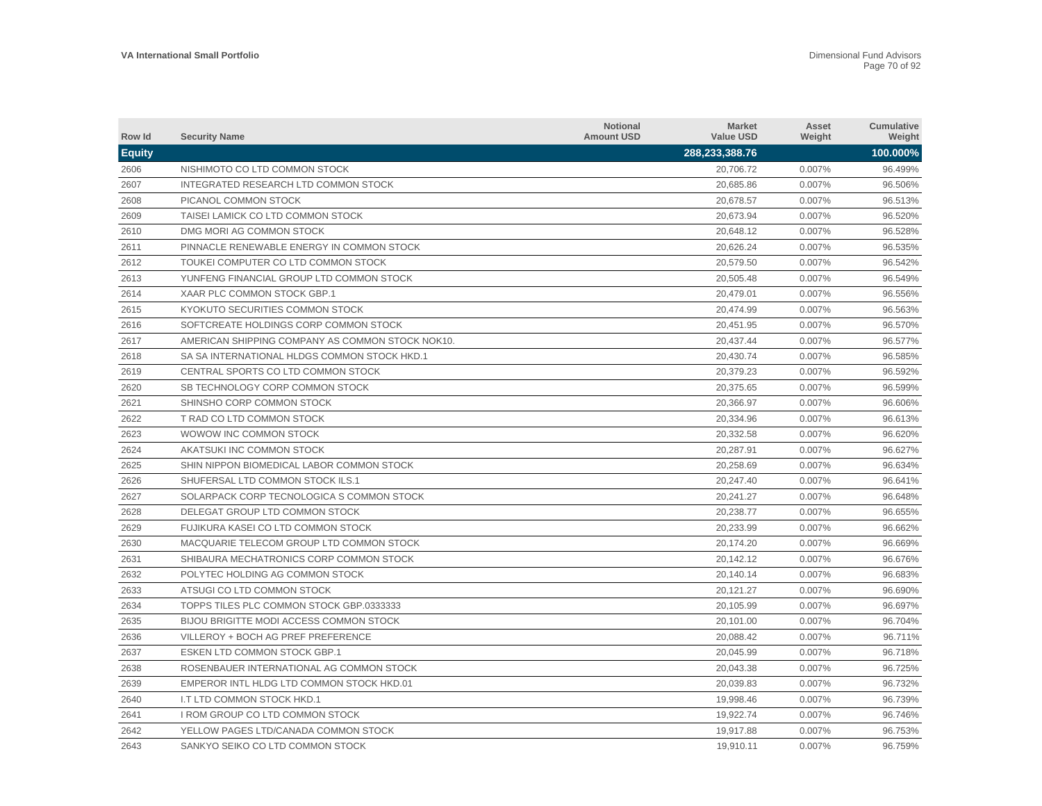| Row Id | Security Name | Notional Amount USD | Market Value USD | Asset Weight | Cumulative Weight |
|---|---|---|---|---|---|
| **Equity** | | | **288,233,388.76** | | **100.000%** |
| 2606 | NISHIMOTO CO LTD COMMON STOCK | | 20,706.72 | 0.007% | 96.499% |
| 2607 | INTEGRATED RESEARCH LTD COMMON STOCK | | 20,685.86 | 0.007% | 96.506% |
| 2608 | PICANOL COMMON STOCK | | 20,678.57 | 0.007% | 96.513% |
| 2609 | TAISEI LAMICK CO LTD COMMON STOCK | | 20,673.94 | 0.007% | 96.520% |
| 2610 | DMG MORI AG COMMON STOCK | | 20,648.12 | 0.007% | 96.528% |
| 2611 | PINNACLE RENEWABLE ENERGY IN COMMON STOCK | | 20,626.24 | 0.007% | 96.535% |
| 2612 | TOUKEI COMPUTER CO LTD COMMON STOCK | | 20,579.50 | 0.007% | 96.542% |
| 2613 | YUNFENG FINANCIAL GROUP LTD COMMON STOCK | | 20,505.48 | 0.007% | 96.549% |
| 2614 | XAAR PLC COMMON STOCK GBP.1 | | 20,479.01 | 0.007% | 96.556% |
| 2615 | KYOKUTO SECURITIES COMMON STOCK | | 20,474.99 | 0.007% | 96.563% |
| 2616 | SOFTCREATE HOLDINGS CORP COMMON STOCK | | 20,451.95 | 0.007% | 96.570% |
| 2617 | AMERICAN SHIPPING COMPANY AS COMMON STOCK NOK10. | | 20,437.44 | 0.007% | 96.577% |
| 2618 | SA SA INTERNATIONAL HLDGS COMMON STOCK HKD.1 | | 20,430.74 | 0.007% | 96.585% |
| 2619 | CENTRAL SPORTS CO LTD COMMON STOCK | | 20,379.23 | 0.007% | 96.592% |
| 2620 | SB TECHNOLOGY CORP COMMON STOCK | | 20,375.65 | 0.007% | 96.599% |
| 2621 | SHINSHO CORP COMMON STOCK | | 20,366.97 | 0.007% | 96.606% |
| 2622 | T RAD CO LTD COMMON STOCK | | 20,334.96 | 0.007% | 96.613% |
| 2623 | WOWOW INC COMMON STOCK | | 20,332.58 | 0.007% | 96.620% |
| 2624 | AKATSUKI INC COMMON STOCK | | 20,287.91 | 0.007% | 96.627% |
| 2625 | SHIN NIPPON BIOMEDICAL LABOR COMMON STOCK | | 20,258.69 | 0.007% | 96.634% |
| 2626 | SHUFERSAL LTD COMMON STOCK ILS.1 | | 20,247.40 | 0.007% | 96.641% |
| 2627 | SOLARPACK CORP TECNOLOGICA S COMMON STOCK | | 20,241.27 | 0.007% | 96.648% |
| 2628 | DELEGAT GROUP LTD COMMON STOCK | | 20,238.77 | 0.007% | 96.655% |
| 2629 | FUJIKURA KASEI CO LTD COMMON STOCK | | 20,233.99 | 0.007% | 96.662% |
| 2630 | MACQUARIE TELECOM GROUP LTD COMMON STOCK | | 20,174.20 | 0.007% | 96.669% |
| 2631 | SHIBAURA MECHATRONICS CORP COMMON STOCK | | 20,142.12 | 0.007% | 96.676% |
| 2632 | POLYTEC HOLDING AG COMMON STOCK | | 20,140.14 | 0.007% | 96.683% |
| 2633 | ATSUGI CO LTD COMMON STOCK | | 20,121.27 | 0.007% | 96.690% |
| 2634 | TOPPS TILES PLC COMMON STOCK GBP.0333333 | | 20,105.99 | 0.007% | 96.697% |
| 2635 | BIJOU BRIGITTE MODI ACCESS COMMON STOCK | | 20,101.00 | 0.007% | 96.704% |
| 2636 | VILLEROY + BOCH AG PREF PREFERENCE | | 20,088.42 | 0.007% | 96.711% |
| 2637 | ESKEN LTD COMMON STOCK GBP.1 | | 20,045.99 | 0.007% | 96.718% |
| 2638 | ROSENBAUER INTERNATIONAL AG COMMON STOCK | | 20,043.38 | 0.007% | 96.725% |
| 2639 | EMPEROR INTL HLDG LTD COMMON STOCK HKD.01 | | 20,039.83 | 0.007% | 96.732% |
| 2640 | I.T LTD COMMON STOCK HKD.1 | | 19,998.46 | 0.007% | 96.739% |
| 2641 | I ROM GROUP CO LTD COMMON STOCK | | 19,922.74 | 0.007% | 96.746% |
| 2642 | YELLOW PAGES LTD/CANADA COMMON STOCK | | 19,917.88 | 0.007% | 96.753% |
| 2643 | SANKYO SEIKO CO LTD COMMON STOCK | | 19,910.11 | 0.007% | 96.759% |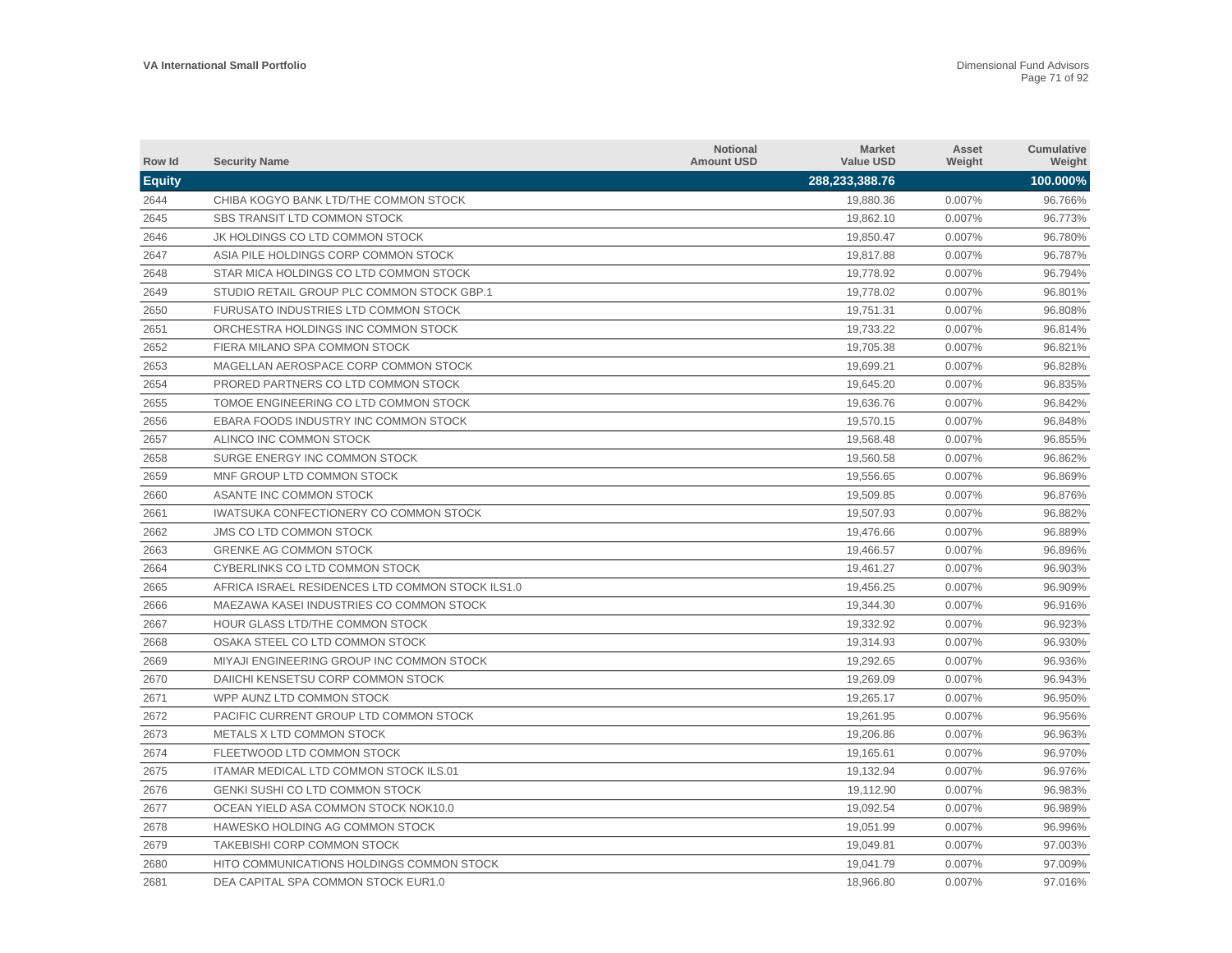| Row Id | Security Name | Notional Amount USD | Market Value USD | Asset Weight | Cumulative Weight |
|---|---|---|---|---|---|
| **Equity** | | | **288,233,388.76** | | **100.000%** |
| 2644 | CHIBA KOGYO BANK LTD/THE COMMON STOCK | | 19,880.36 | 0.007% | 96.766% |
| 2645 | SBS TRANSIT LTD COMMON STOCK | | 19,862.10 | 0.007% | 96.773% |
| 2646 | JK HOLDINGS CO LTD COMMON STOCK | | 19,850.47 | 0.007% | 96.780% |
| 2647 | ASIA PILE HOLDINGS CORP COMMON STOCK | | 19,817.88 | 0.007% | 96.787% |
| 2648 | STAR MICA HOLDINGS CO LTD COMMON STOCK | | 19,778.92 | 0.007% | 96.794% |
| 2649 | STUDIO RETAIL GROUP PLC COMMON STOCK GBP.1 | | 19,778.02 | 0.007% | 96.801% |
| 2650 | FURUSATO INDUSTRIES LTD COMMON STOCK | | 19,751.31 | 0.007% | 96.808% |
| 2651 | ORCHESTRA HOLDINGS INC COMMON STOCK | | 19,733.22 | 0.007% | 96.814% |
| 2652 | FIERA MILANO SPA COMMON STOCK | | 19,705.38 | 0.007% | 96.821% |
| 2653 | MAGELLAN AEROSPACE CORP COMMON STOCK | | 19,699.21 | 0.007% | 96.828% |
| 2654 | PRORED PARTNERS CO LTD COMMON STOCK | | 19,645.20 | 0.007% | 96.835% |
| 2655 | TOMOE ENGINEERING CO LTD COMMON STOCK | | 19,636.76 | 0.007% | 96.842% |
| 2656 | EBARA FOODS INDUSTRY INC COMMON STOCK | | 19,570.15 | 0.007% | 96.848% |
| 2657 | ALINCO INC COMMON STOCK | | 19,568.48 | 0.007% | 96.855% |
| 2658 | SURGE ENERGY INC COMMON STOCK | | 19,560.58 | 0.007% | 96.862% |
| 2659 | MNF GROUP LTD COMMON STOCK | | 19,556.65 | 0.007% | 96.869% |
| 2660 | ASANTE INC COMMON STOCK | | 19,509.85 | 0.007% | 96.876% |
| 2661 | IWATSUKA CONFECTIONERY CO COMMON STOCK | | 19,507.93 | 0.007% | 96.882% |
| 2662 | JMS CO LTD COMMON STOCK | | 19,476.66 | 0.007% | 96.889% |
| 2663 | GRENKE AG COMMON STOCK | | 19,466.57 | 0.007% | 96.896% |
| 2664 | CYBERLINKS CO LTD COMMON STOCK | | 19,461.27 | 0.007% | 96.903% |
| 2665 | AFRICA ISRAEL RESIDENCES LTD COMMON STOCK ILS1.0 | | 19,456.25 | 0.007% | 96.909% |
| 2666 | MAEZAWA KASEI INDUSTRIES CO COMMON STOCK | | 19,344.30 | 0.007% | 96.916% |
| 2667 | HOUR GLASS LTD/THE COMMON STOCK | | 19,332.92 | 0.007% | 96.923% |
| 2668 | OSAKA STEEL CO LTD COMMON STOCK | | 19,314.93 | 0.007% | 96.930% |
| 2669 | MIYAJI ENGINEERING GROUP INC COMMON STOCK | | 19,292.65 | 0.007% | 96.936% |
| 2670 | DAIICHI KENSETSU CORP COMMON STOCK | | 19,269.09 | 0.007% | 96.943% |
| 2671 | WPP AUNZ LTD COMMON STOCK | | 19,265.17 | 0.007% | 96.950% |
| 2672 | PACIFIC CURRENT GROUP LTD COMMON STOCK | | 19,261.95 | 0.007% | 96.956% |
| 2673 | METALS X LTD COMMON STOCK | | 19,206.86 | 0.007% | 96.963% |
| 2674 | FLEETWOOD LTD COMMON STOCK | | 19,165.61 | 0.007% | 96.970% |
| 2675 | ITAMAR MEDICAL LTD COMMON STOCK ILS.01 | | 19,132.94 | 0.007% | 96.976% |
| 2676 | GENKI SUSHI CO LTD COMMON STOCK | | 19,112.90 | 0.007% | 96.983% |
| 2677 | OCEAN YIELD ASA COMMON STOCK NOK10.0 | | 19,092.54 | 0.007% | 96.989% |
| 2678 | HAWESKO HOLDING AG COMMON STOCK | | 19,051.99 | 0.007% | 96.996% |
| 2679 | TAKEBISHI CORP COMMON STOCK | | 19,049.81 | 0.007% | 97.003% |
| 2680 | HITO COMMUNICATIONS HOLDINGS COMMON STOCK | | 19,041.79 | 0.007% | 97.009% |
| 2681 | DEA CAPITAL SPA COMMON STOCK EUR1.0 | | 18,966.80 | 0.007% | 97.016% |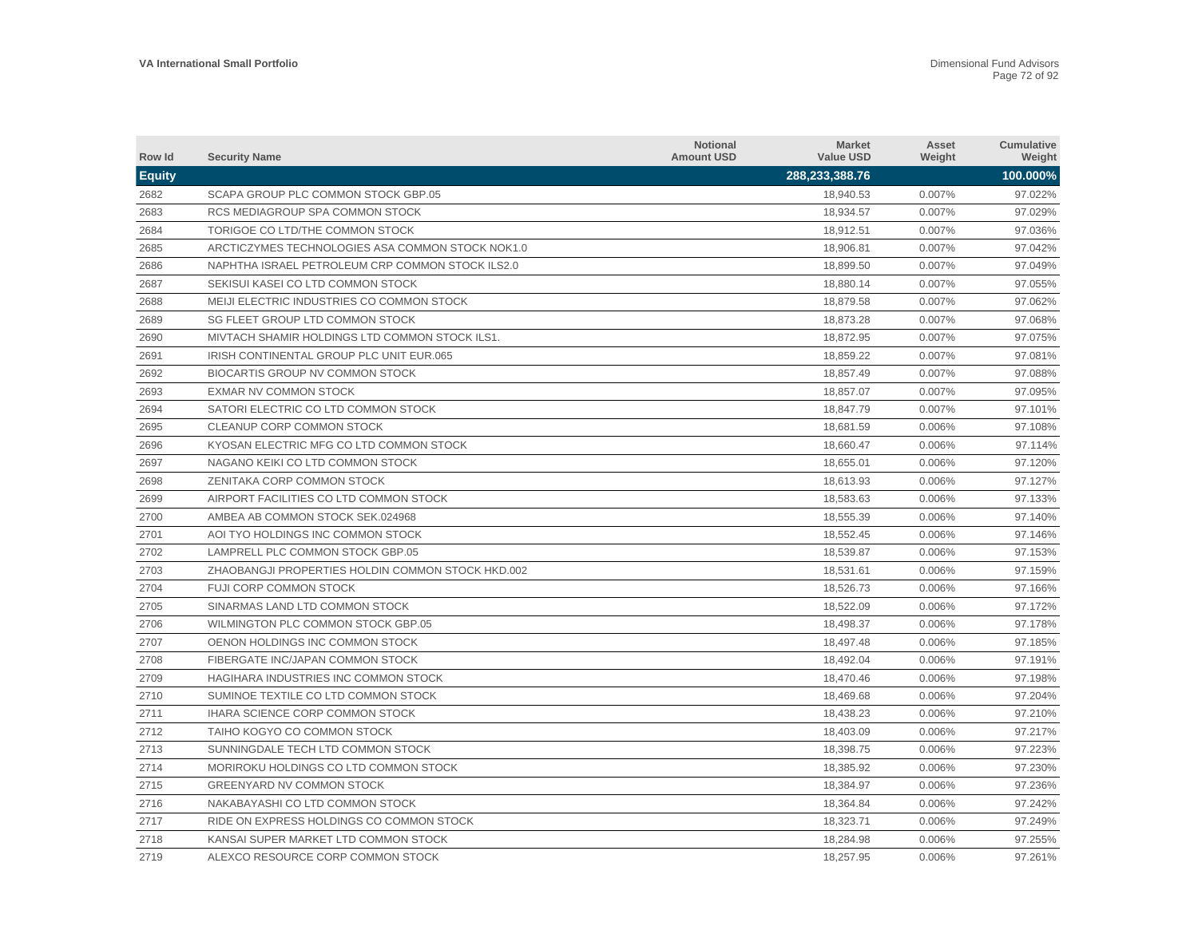| Row Id | Security Name | Notional Amount USD | Market Value USD | Asset Weight | Cumulative Weight |
|---|---|---|---|---|---|
| **Equity** | | | **288,233,388.76** | | **100.000%** |
| 2682 | SCAPA GROUP PLC COMMON STOCK GBP.05 | | 18,940.53 | 0.007% | 97.022% |
| 2683 | RCS MEDIAGROUP SPA COMMON STOCK | | 18,934.57 | 0.007% | 97.029% |
| 2684 | TORIGOE CO LTD/THE COMMON STOCK | | 18,912.51 | 0.007% | 97.036% |
| 2685 | ARCTICZYMES TECHNOLOGIES ASA COMMON STOCK NOK1.0 | | 18,906.81 | 0.007% | 97.042% |
| 2686 | NAPHTHA ISRAEL PETROLEUM CRP COMMON STOCK ILS2.0 | | 18,899.50 | 0.007% | 97.049% |
| 2687 | SEKISUI KASEI CO LTD COMMON STOCK | | 18,880.14 | 0.007% | 97.055% |
| 2688 | MEIJI ELECTRIC INDUSTRIES CO COMMON STOCK | | 18,879.58 | 0.007% | 97.062% |
| 2689 | SG FLEET GROUP LTD COMMON STOCK | | 18,873.28 | 0.007% | 97.068% |
| 2690 | MIVTACH SHAMIR HOLDINGS LTD COMMON STOCK ILS1. | | 18,872.95 | 0.007% | 97.075% |
| 2691 | IRISH CONTINENTAL GROUP PLC UNIT EUR.065 | | 18,859.22 | 0.007% | 97.081% |
| 2692 | BIOCARTIS GROUP NV COMMON STOCK | | 18,857.49 | 0.007% | 97.088% |
| 2693 | EXMAR NV COMMON STOCK | | 18,857.07 | 0.007% | 97.095% |
| 2694 | SATORI ELECTRIC CO LTD COMMON STOCK | | 18,847.79 | 0.007% | 97.101% |
| 2695 | CLEANUP CORP COMMON STOCK | | 18,681.59 | 0.006% | 97.108% |
| 2696 | KYOSAN ELECTRIC MFG CO LTD COMMON STOCK | | 18,660.47 | 0.006% | 97.114% |
| 2697 | NAGANO KEIKI CO LTD COMMON STOCK | | 18,655.01 | 0.006% | 97.120% |
| 2698 | ZENITAKA CORP COMMON STOCK | | 18,613.93 | 0.006% | 97.127% |
| 2699 | AIRPORT FACILITIES CO LTD COMMON STOCK | | 18,583.63 | 0.006% | 97.133% |
| 2700 | AMBEA AB COMMON STOCK SEK.024968 | | 18,555.39 | 0.006% | 97.140% |
| 2701 | AOI TYO HOLDINGS INC COMMON STOCK | | 18,552.45 | 0.006% | 97.146% |
| 2702 | LAMPRELL PLC COMMON STOCK GBP.05 | | 18,539.87 | 0.006% | 97.153% |
| 2703 | ZHAOBANGJI PROPERTIES HOLDIN COMMON STOCK HKD.002 | | 18,531.61 | 0.006% | 97.159% |
| 2704 | FUJI CORP COMMON STOCK | | 18,526.73 | 0.006% | 97.166% |
| 2705 | SINARMAS LAND LTD COMMON STOCK | | 18,522.09 | 0.006% | 97.172% |
| 2706 | WILMINGTON PLC COMMON STOCK GBP.05 | | 18,498.37 | 0.006% | 97.178% |
| 2707 | OENON HOLDINGS INC COMMON STOCK | | 18,497.48 | 0.006% | 97.185% |
| 2708 | FIBERGATE INC/JAPAN COMMON STOCK | | 18,492.04 | 0.006% | 97.191% |
| 2709 | HAGIHARA INDUSTRIES INC COMMON STOCK | | 18,470.46 | 0.006% | 97.198% |
| 2710 | SUMINOE TEXTILE CO LTD COMMON STOCK | | 18,469.68 | 0.006% | 97.204% |
| 2711 | IHARA SCIENCE CORP COMMON STOCK | | 18,438.23 | 0.006% | 97.210% |
| 2712 | TAIHO KOGYO CO COMMON STOCK | | 18,403.09 | 0.006% | 97.217% |
| 2713 | SUNNINGDALE TECH LTD COMMON STOCK | | 18,398.75 | 0.006% | 97.223% |
| 2714 | MORIROKU HOLDINGS CO LTD COMMON STOCK | | 18,385.92 | 0.006% | 97.230% |
| 2715 | GREENYARD NV COMMON STOCK | | 18,384.97 | 0.006% | 97.236% |
| 2716 | NAKABAYASHI CO LTD COMMON STOCK | | 18,364.84 | 0.006% | 97.242% |
| 2717 | RIDE ON EXPRESS HOLDINGS CO COMMON STOCK | | 18,323.71 | 0.006% | 97.249% |
| 2718 | KANSAI SUPER MARKET LTD COMMON STOCK | | 18,284.98 | 0.006% | 97.255% |
| 2719 | ALEXCO RESOURCE CORP COMMON STOCK | | 18,257.95 | 0.006% | 97.261% |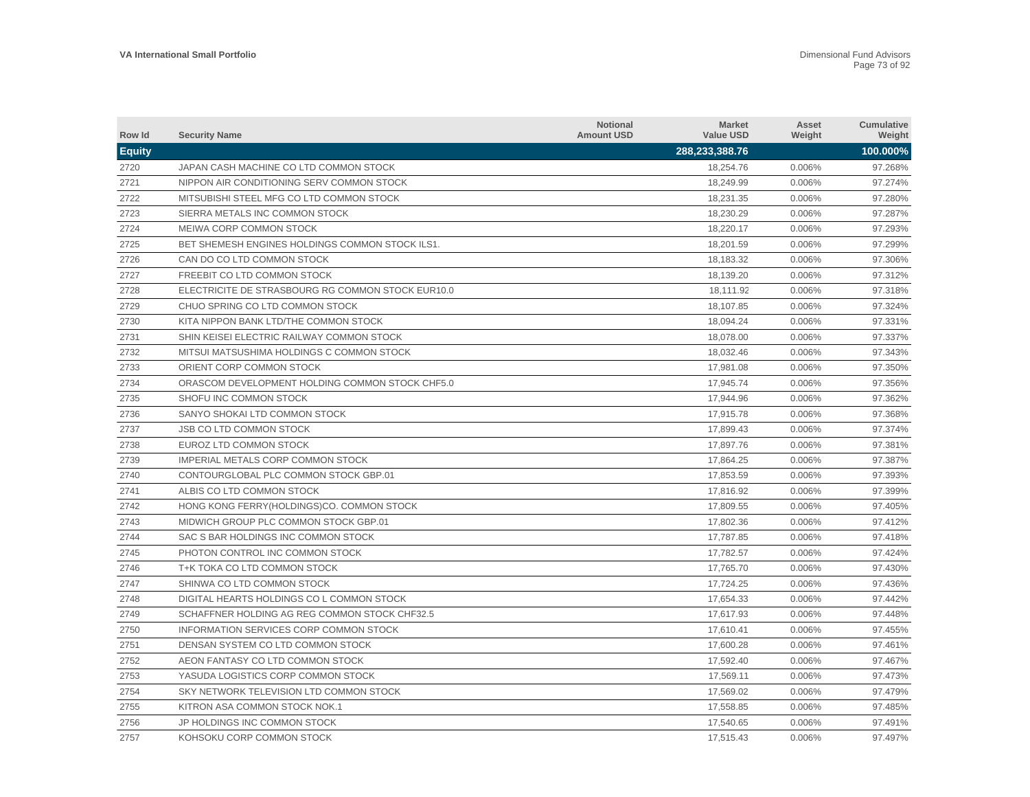| Row Id | Security Name | Notional Amount USD | Market Value USD | Asset Weight | Cumulative Weight |
|---|---|---|---|---|---|
| **Equity** | | | **288,233,388.76** | | **100.000%** |
| 2720 | JAPAN CASH MACHINE CO LTD COMMON STOCK | | 18,254.76 | 0.006% | 97.268% |
| 2721 | NIPPON AIR CONDITIONING SERV COMMON STOCK | | 18,249.99 | 0.006% | 97.274% |
| 2722 | MITSUBISHI STEEL MFG CO LTD COMMON STOCK | | 18,231.35 | 0.006% | 97.280% |
| 2723 | SIERRA METALS INC COMMON STOCK | | 18,230.29 | 0.006% | 97.287% |
| 2724 | MEIWA CORP COMMON STOCK | | 18,220.17 | 0.006% | 97.293% |
| 2725 | BET SHEMESH ENGINES HOLDINGS COMMON STOCK ILS1. | | 18,201.59 | 0.006% | 97.299% |
| 2726 | CAN DO CO LTD COMMON STOCK | | 18,183.32 | 0.006% | 97.306% |
| 2727 | FREEBIT CO LTD COMMON STOCK | | 18,139.20 | 0.006% | 97.312% |
| 2728 | ELECTRICITE DE STRASBOURG RG COMMON STOCK EUR10.0 | | 18,111.92 | 0.006% | 97.318% |
| 2729 | CHUO SPRING CO LTD COMMON STOCK | | 18,107.85 | 0.006% | 97.324% |
| 2730 | KITA NIPPON BANK LTD/THE COMMON STOCK | | 18,094.24 | 0.006% | 97.331% |
| 2731 | SHIN KEISEI ELECTRIC RAILWAY COMMON STOCK | | 18,078.00 | 0.006% | 97.337% |
| 2732 | MITSUI MATSUSHIMA HOLDINGS C COMMON STOCK | | 18,032.46 | 0.006% | 97.343% |
| 2733 | ORIENT CORP COMMON STOCK | | 17,981.08 | 0.006% | 97.350% |
| 2734 | ORASCOM DEVELOPMENT HOLDING COMMON STOCK CHF5.0 | | 17,945.74 | 0.006% | 97.356% |
| 2735 | SHOFU INC COMMON STOCK | | 17,944.96 | 0.006% | 97.362% |
| 2736 | SANYO SHOKAI LTD COMMON STOCK | | 17,915.78 | 0.006% | 97.368% |
| 2737 | JSB CO LTD COMMON STOCK | | 17,899.43 | 0.006% | 97.374% |
| 2738 | EUROZ LTD COMMON STOCK | | 17,897.76 | 0.006% | 97.381% |
| 2739 | IMPERIAL METALS CORP COMMON STOCK | | 17,864.25 | 0.006% | 97.387% |
| 2740 | CONTOURGLOBAL PLC COMMON STOCK GBP.01 | | 17,853.59 | 0.006% | 97.393% |
| 2741 | ALBIS CO LTD COMMON STOCK | | 17,816.92 | 0.006% | 97.399% |
| 2742 | HONG KONG FERRY(HOLDINGS)CO. COMMON STOCK | | 17,809.55 | 0.006% | 97.405% |
| 2743 | MIDWICH GROUP PLC COMMON STOCK GBP.01 | | 17,802.36 | 0.006% | 97.412% |
| 2744 | SAC S BAR HOLDINGS INC COMMON STOCK | | 17,787.85 | 0.006% | 97.418% |
| 2745 | PHOTON CONTROL INC COMMON STOCK | | 17,782.57 | 0.006% | 97.424% |
| 2746 | T+K TOKA CO LTD COMMON STOCK | | 17,765.70 | 0.006% | 97.430% |
| 2747 | SHINWA CO LTD COMMON STOCK | | 17,724.25 | 0.006% | 97.436% |
| 2748 | DIGITAL HEARTS HOLDINGS CO L COMMON STOCK | | 17,654.33 | 0.006% | 97.442% |
| 2749 | SCHAFFNER HOLDING AG REG COMMON STOCK CHF32.5 | | 17,617.93 | 0.006% | 97.448% |
| 2750 | INFORMATION SERVICES CORP COMMON STOCK | | 17,610.41 | 0.006% | 97.455% |
| 2751 | DENSAN SYSTEM CO LTD COMMON STOCK | | 17,600.28 | 0.006% | 97.461% |
| 2752 | AEON FANTASY CO LTD COMMON STOCK | | 17,592.40 | 0.006% | 97.467% |
| 2753 | YASUDA LOGISTICS CORP COMMON STOCK | | 17,569.11 | 0.006% | 97.473% |
| 2754 | SKY NETWORK TELEVISION LTD COMMON STOCK | | 17,569.02 | 0.006% | 97.479% |
| 2755 | KITRON ASA COMMON STOCK NOK.1 | | 17,558.85 | 0.006% | 97.485% |
| 2756 | JP HOLDINGS INC COMMON STOCK | | 17,540.65 | 0.006% | 97.491% |
| 2757 | KOHSOKU CORP COMMON STOCK | | 17,515.43 | 0.006% | 97.497% |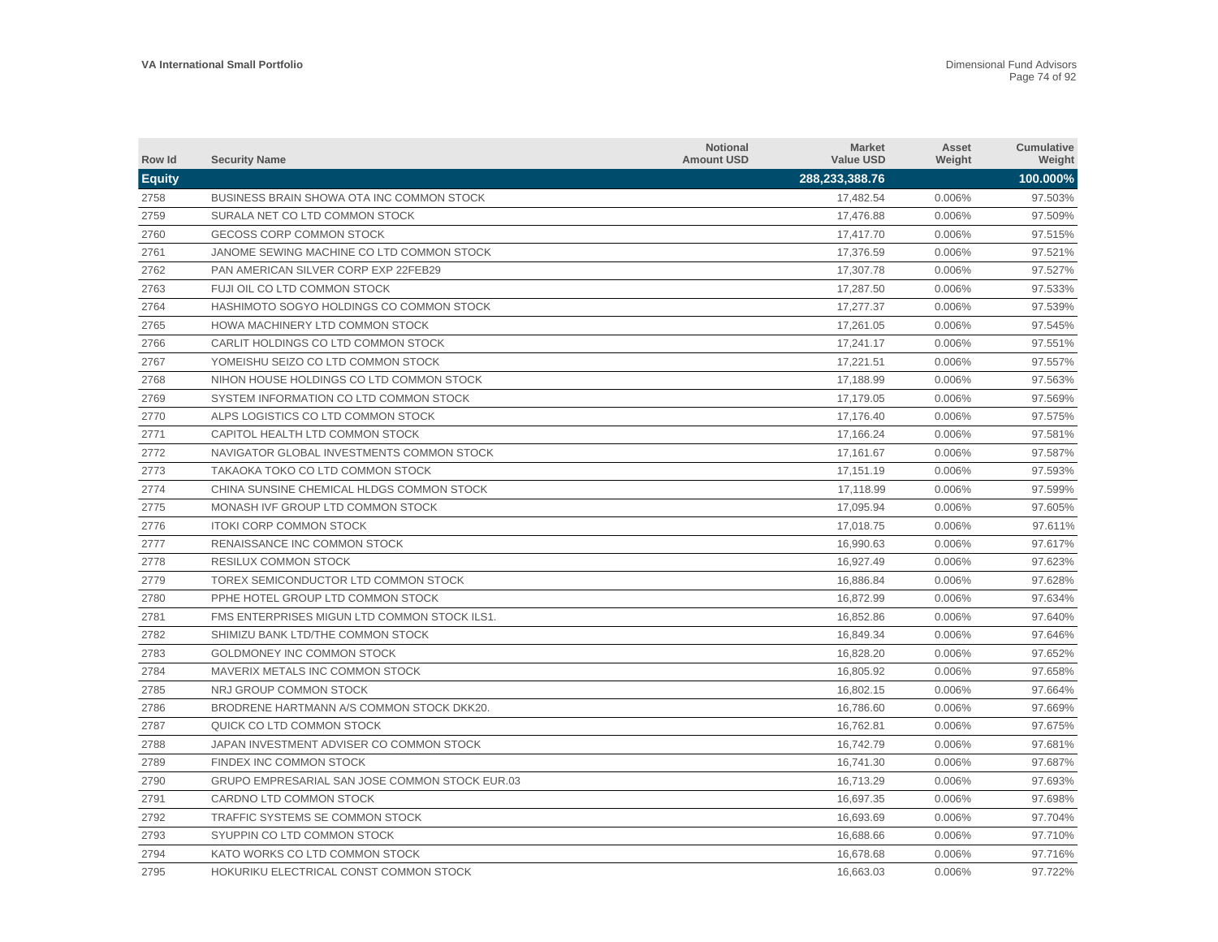| Row Id | Security Name | Notional Amount USD | Market Value USD | Asset Weight | Cumulative Weight |
|---|---|---|---|---|---|
| **Equity** | | | **288,233,388.76** | | **100.000%** |
| 2758 | BUSINESS BRAIN SHOWA OTA INC COMMON STOCK | | 17,482.54 | 0.006% | 97.503% |
| 2759 | SURALA NET CO LTD COMMON STOCK | | 17,476.88 | 0.006% | 97.509% |
| 2760 | GECOSS CORP COMMON STOCK | | 17,417.70 | 0.006% | 97.515% |
| 2761 | JANOME SEWING MACHINE CO LTD COMMON STOCK | | 17,376.59 | 0.006% | 97.521% |
| 2762 | PAN AMERICAN SILVER CORP EXP 22FEB29 | | 17,307.78 | 0.006% | 97.527% |
| 2763 | FUJI OIL CO LTD COMMON STOCK | | 17,287.50 | 0.006% | 97.533% |
| 2764 | HASHIMOTO SOGYO HOLDINGS CO COMMON STOCK | | 17,277.37 | 0.006% | 97.539% |
| 2765 | HOWA MACHINERY LTD COMMON STOCK | | 17,261.05 | 0.006% | 97.545% |
| 2766 | CARLIT HOLDINGS CO LTD COMMON STOCK | | 17,241.17 | 0.006% | 97.551% |
| 2767 | YOMEISHU SEIZO CO LTD COMMON STOCK | | 17,221.51 | 0.006% | 97.557% |
| 2768 | NIHON HOUSE HOLDINGS CO LTD COMMON STOCK | | 17,188.99 | 0.006% | 97.563% |
| 2769 | SYSTEM INFORMATION CO LTD COMMON STOCK | | 17,179.05 | 0.006% | 97.569% |
| 2770 | ALPS LOGISTICS CO LTD COMMON STOCK | | 17,176.40 | 0.006% | 97.575% |
| 2771 | CAPITOL HEALTH LTD COMMON STOCK | | 17,166.24 | 0.006% | 97.581% |
| 2772 | NAVIGATOR GLOBAL INVESTMENTS COMMON STOCK | | 17,161.67 | 0.006% | 97.587% |
| 2773 | TAKAOKA TOKO CO LTD COMMON STOCK | | 17,151.19 | 0.006% | 97.593% |
| 2774 | CHINA SUNSINE CHEMICAL HLDGS COMMON STOCK | | 17,118.99 | 0.006% | 97.599% |
| 2775 | MONASH IVF GROUP LTD COMMON STOCK | | 17,095.94 | 0.006% | 97.605% |
| 2776 | ITOKI CORP COMMON STOCK | | 17,018.75 | 0.006% | 97.611% |
| 2777 | RENAISSANCE INC COMMON STOCK | | 16,990.63 | 0.006% | 97.617% |
| 2778 | RESILUX COMMON STOCK | | 16,927.49 | 0.006% | 97.623% |
| 2779 | TOREX SEMICONDUCTOR LTD COMMON STOCK | | 16,886.84 | 0.006% | 97.628% |
| 2780 | PPHE HOTEL GROUP LTD COMMON STOCK | | 16,872.99 | 0.006% | 97.634% |
| 2781 | FMS ENTERPRISES MIGUN LTD COMMON STOCK ILS1. | | 16,852.86 | 0.006% | 97.640% |
| 2782 | SHIMIZU BANK LTD/THE COMMON STOCK | | 16,849.34 | 0.006% | 97.646% |
| 2783 | GOLDMONEY INC COMMON STOCK | | 16,828.20 | 0.006% | 97.652% |
| 2784 | MAVERIX METALS INC COMMON STOCK | | 16,805.92 | 0.006% | 97.658% |
| 2785 | NRJ GROUP COMMON STOCK | | 16,802.15 | 0.006% | 97.664% |
| 2786 | BRODRENE HARTMANN A/S COMMON STOCK DKK20. | | 16,786.60 | 0.006% | 97.669% |
| 2787 | QUICK CO LTD COMMON STOCK | | 16,762.81 | 0.006% | 97.675% |
| 2788 | JAPAN INVESTMENT ADVISER CO COMMON STOCK | | 16,742.79 | 0.006% | 97.681% |
| 2789 | FINDEX INC COMMON STOCK | | 16,741.30 | 0.006% | 97.687% |
| 2790 | GRUPO EMPRESARIAL SAN JOSE COMMON STOCK EUR.03 | | 16,713.29 | 0.006% | 97.693% |
| 2791 | CARDNO LTD COMMON STOCK | | 16,697.35 | 0.006% | 97.698% |
| 2792 | TRAFFIC SYSTEMS SE COMMON STOCK | | 16,693.69 | 0.006% | 97.704% |
| 2793 | SYUPPIN CO LTD COMMON STOCK | | 16,688.66 | 0.006% | 97.710% |
| 2794 | KATO WORKS CO LTD COMMON STOCK | | 16,678.68 | 0.006% | 97.716% |
| 2795 | HOKURIKU ELECTRICAL CONST COMMON STOCK | | 16,663.03 | 0.006% | 97.722% |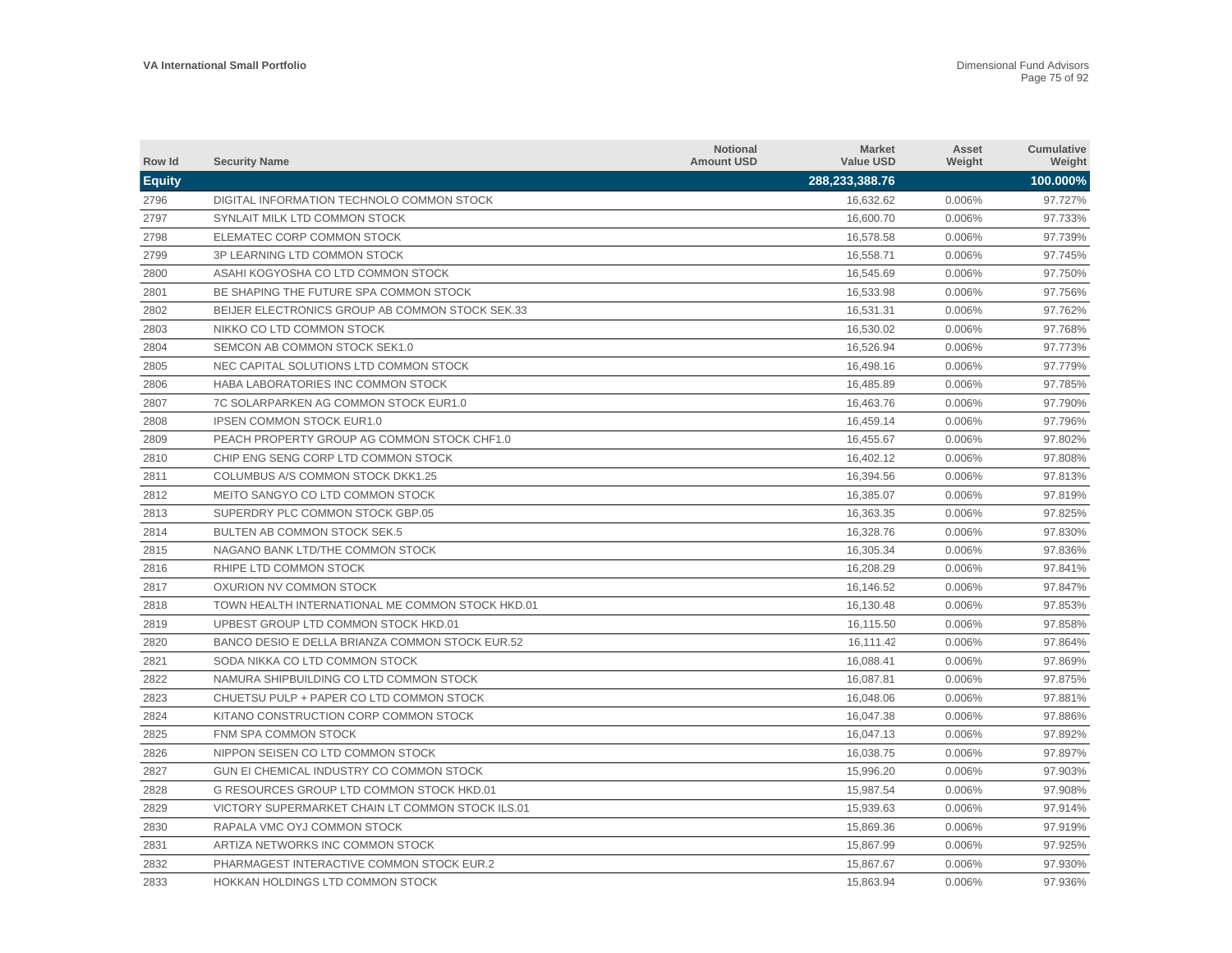| Row Id | Security Name | Notional Amount USD | Market Value USD | Asset Weight | Cumulative Weight |
|---|---|---|---|---|---|
| **Equity** | | | **288,233,388.76** | | **100.000%** |
| 2796 | DIGITAL INFORMATION TECHNOLO COMMON STOCK | | 16,632.62 | 0.006% | 97.727% |
| 2797 | SYNLAIT MILK LTD COMMON STOCK | | 16,600.70 | 0.006% | 97.733% |
| 2798 | ELEMATEC CORP COMMON STOCK | | 16,578.58 | 0.006% | 97.739% |
| 2799 | 3P LEARNING LTD COMMON STOCK | | 16,558.71 | 0.006% | 97.745% |
| 2800 | ASAHI KOGYOSHA CO LTD COMMON STOCK | | 16,545.69 | 0.006% | 97.750% |
| 2801 | BE SHAPING THE FUTURE SPA COMMON STOCK | | 16,533.98 | 0.006% | 97.756% |
| 2802 | BEIJER ELECTRONICS GROUP AB COMMON STOCK SEK.33 | | 16,531.31 | 0.006% | 97.762% |
| 2803 | NIKKO CO LTD COMMON STOCK | | 16,530.02 | 0.006% | 97.768% |
| 2804 | SEMCON AB COMMON STOCK SEK1.0 | | 16,526.94 | 0.006% | 97.773% |
| 2805 | NEC CAPITAL SOLUTIONS LTD COMMON STOCK | | 16,498.16 | 0.006% | 97.779% |
| 2806 | HABA LABORATORIES INC COMMON STOCK | | 16,485.89 | 0.006% | 97.785% |
| 2807 | 7C SOLARPARKEN AG COMMON STOCK EUR1.0 | | 16,463.76 | 0.006% | 97.790% |
| 2808 | IPSEN COMMON STOCK EUR1.0 | | 16,459.14 | 0.006% | 97.796% |
| 2809 | PEACH PROPERTY GROUP AG COMMON STOCK CHF1.0 | | 16,455.67 | 0.006% | 97.802% |
| 2810 | CHIP ENG SENG CORP LTD COMMON STOCK | | 16,402.12 | 0.006% | 97.808% |
| 2811 | COLUMBUS A/S COMMON STOCK DKK1.25 | | 16,394.56 | 0.006% | 97.813% |
| 2812 | MEITO SANGYO CO LTD COMMON STOCK | | 16,385.07 | 0.006% | 97.819% |
| 2813 | SUPERDRY PLC COMMON STOCK GBP.05 | | 16,363.35 | 0.006% | 97.825% |
| 2814 | BULTEN AB COMMON STOCK SEK.5 | | 16,328.76 | 0.006% | 97.830% |
| 2815 | NAGANO BANK LTD/THE COMMON STOCK | | 16,305.34 | 0.006% | 97.836% |
| 2816 | RHIPE LTD COMMON STOCK | | 16,208.29 | 0.006% | 97.841% |
| 2817 | OXURION NV COMMON STOCK | | 16,146.52 | 0.006% | 97.847% |
| 2818 | TOWN HEALTH INTERNATIONAL ME COMMON STOCK HKD.01 | | 16,130.48 | 0.006% | 97.853% |
| 2819 | UPBEST GROUP LTD COMMON STOCK HKD.01 | | 16,115.50 | 0.006% | 97.858% |
| 2820 | BANCO DESIO E DELLA BRIANZA COMMON STOCK EUR.52 | | 16,111.42 | 0.006% | 97.864% |
| 2821 | SODA NIKKA CO LTD COMMON STOCK | | 16,088.41 | 0.006% | 97.869% |
| 2822 | NAMURA SHIPBUILDING CO LTD COMMON STOCK | | 16,087.81 | 0.006% | 97.875% |
| 2823 | CHUETSU PULP + PAPER CO LTD COMMON STOCK | | 16,048.06 | 0.006% | 97.881% |
| 2824 | KITANO CONSTRUCTION CORP COMMON STOCK | | 16,047.38 | 0.006% | 97.886% |
| 2825 | FNM SPA COMMON STOCK | | 16,047.13 | 0.006% | 97.892% |
| 2826 | NIPPON SEISEN CO LTD COMMON STOCK | | 16,038.75 | 0.006% | 97.897% |
| 2827 | GUN EI CHEMICAL INDUSTRY CO COMMON STOCK | | 15,996.20 | 0.006% | 97.903% |
| 2828 | G RESOURCES GROUP LTD COMMON STOCK HKD.01 | | 15,987.54 | 0.006% | 97.908% |
| 2829 | VICTORY SUPERMARKET CHAIN LT COMMON STOCK ILS.01 | | 15,939.63 | 0.006% | 97.914% |
| 2830 | RAPALA VMC OYJ COMMON STOCK | | 15,869.36 | 0.006% | 97.919% |
| 2831 | ARTIZA NETWORKS INC COMMON STOCK | | 15,867.99 | 0.006% | 97.925% |
| 2832 | PHARMAGEST INTERACTIVE COMMON STOCK EUR.2 | | 15,867.67 | 0.006% | 97.930% |
| 2833 | HOKKAN HOLDINGS LTD COMMON STOCK | | 15,863.94 | 0.006% | 97.936% |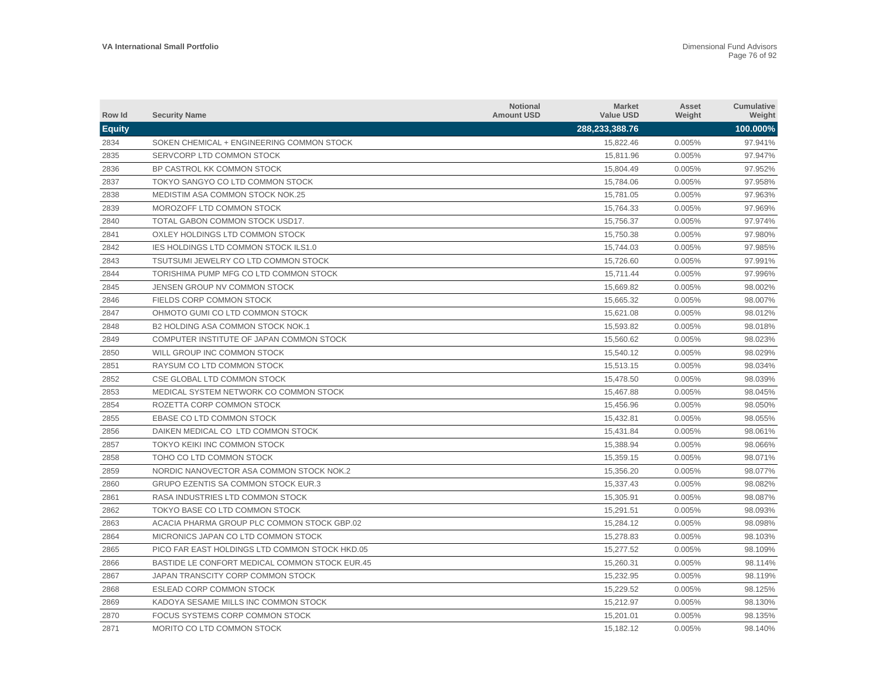| Row Id | Security Name | Notional Amount USD | Market Value USD | Asset Weight | Cumulative Weight |
|---|---|---|---|---|---|
| **Equity** | | | **288,233,388.76** | | **100.000%** |
| 2834 | SOKEN CHEMICAL + ENGINEERING COMMON STOCK | | 15,822.46 | 0.005% | 97.941% |
| 2835 | SERVCORP LTD COMMON STOCK | | 15,811.96 | 0.005% | 97.947% |
| 2836 | BP CASTROL KK COMMON STOCK | | 15,804.49 | 0.005% | 97.952% |
| 2837 | TOKYO SANGYO CO LTD COMMON STOCK | | 15,784.06 | 0.005% | 97.958% |
| 2838 | MEDISTIM ASA COMMON STOCK NOK.25 | | 15,781.05 | 0.005% | 97.963% |
| 2839 | MOROZOFF LTD COMMON STOCK | | 15,764.33 | 0.005% | 97.969% |
| 2840 | TOTAL GABON COMMON STOCK USD17. | | 15,756.37 | 0.005% | 97.974% |
| 2841 | OXLEY HOLDINGS LTD COMMON STOCK | | 15,750.38 | 0.005% | 97.980% |
| 2842 | IES HOLDINGS LTD COMMON STOCK ILS1.0 | | 15,744.03 | 0.005% | 97.985% |
| 2843 | TSUTSUMI JEWELRY CO LTD COMMON STOCK | | 15,726.60 | 0.005% | 97.991% |
| 2844 | TORISHIMA PUMP MFG CO LTD COMMON STOCK | | 15,711.44 | 0.005% | 97.996% |
| 2845 | JENSEN GROUP NV COMMON STOCK | | 15,669.82 | 0.005% | 98.002% |
| 2846 | FIELDS CORP COMMON STOCK | | 15,665.32 | 0.005% | 98.007% |
| 2847 | OHMOTO GUMI CO LTD COMMON STOCK | | 15,621.08 | 0.005% | 98.012% |
| 2848 | B2 HOLDING ASA COMMON STOCK NOK.1 | | 15,593.82 | 0.005% | 98.018% |
| 2849 | COMPUTER INSTITUTE OF JAPAN COMMON STOCK | | 15,560.62 | 0.005% | 98.023% |
| 2850 | WILL GROUP INC COMMON STOCK | | 15,540.12 | 0.005% | 98.029% |
| 2851 | RAYSUM CO LTD COMMON STOCK | | 15,513.15 | 0.005% | 98.034% |
| 2852 | CSE GLOBAL LTD COMMON STOCK | | 15,478.50 | 0.005% | 98.039% |
| 2853 | MEDICAL SYSTEM NETWORK CO COMMON STOCK | | 15,467.88 | 0.005% | 98.045% |
| 2854 | ROZETTA CORP COMMON STOCK | | 15,456.96 | 0.005% | 98.050% |
| 2855 | EBASE CO LTD COMMON STOCK | | 15,432.81 | 0.005% | 98.055% |
| 2856 | DAIKEN MEDICAL CO LTD COMMON STOCK | | 15,431.84 | 0.005% | 98.061% |
| 2857 | TOKYO KEIKI INC COMMON STOCK | | 15,388.94 | 0.005% | 98.066% |
| 2858 | TOHO CO LTD COMMON STOCK | | 15,359.15 | 0.005% | 98.071% |
| 2859 | NORDIC NANOVECTOR ASA COMMON STOCK NOK.2 | | 15,356.20 | 0.005% | 98.077% |
| 2860 | GRUPO EZENTIS SA COMMON STOCK EUR.3 | | 15,337.43 | 0.005% | 98.082% |
| 2861 | RASA INDUSTRIES LTD COMMON STOCK | | 15,305.91 | 0.005% | 98.087% |
| 2862 | TOKYO BASE CO LTD COMMON STOCK | | 15,291.51 | 0.005% | 98.093% |
| 2863 | ACACIA PHARMA GROUP PLC COMMON STOCK GBP.02 | | 15,284.12 | 0.005% | 98.098% |
| 2864 | MICRONICS JAPAN CO LTD COMMON STOCK | | 15,278.83 | 0.005% | 98.103% |
| 2865 | PICO FAR EAST HOLDINGS LTD COMMON STOCK HKD.05 | | 15,277.52 | 0.005% | 98.109% |
| 2866 | BASTIDE LE CONFORT MEDICAL COMMON STOCK EUR.45 | | 15,260.31 | 0.005% | 98.114% |
| 2867 | JAPAN TRANSCITY CORP COMMON STOCK | | 15,232.95 | 0.005% | 98.119% |
| 2868 | ESLEAD CORP COMMON STOCK | | 15,229.52 | 0.005% | 98.125% |
| 2869 | KADOYA SESAME MILLS INC COMMON STOCK | | 15,212.97 | 0.005% | 98.130% |
| 2870 | FOCUS SYSTEMS CORP COMMON STOCK | | 15,201.01 | 0.005% | 98.135% |
| 2871 | MORITO CO LTD COMMON STOCK | | 15,182.12 | 0.005% | 98.140% |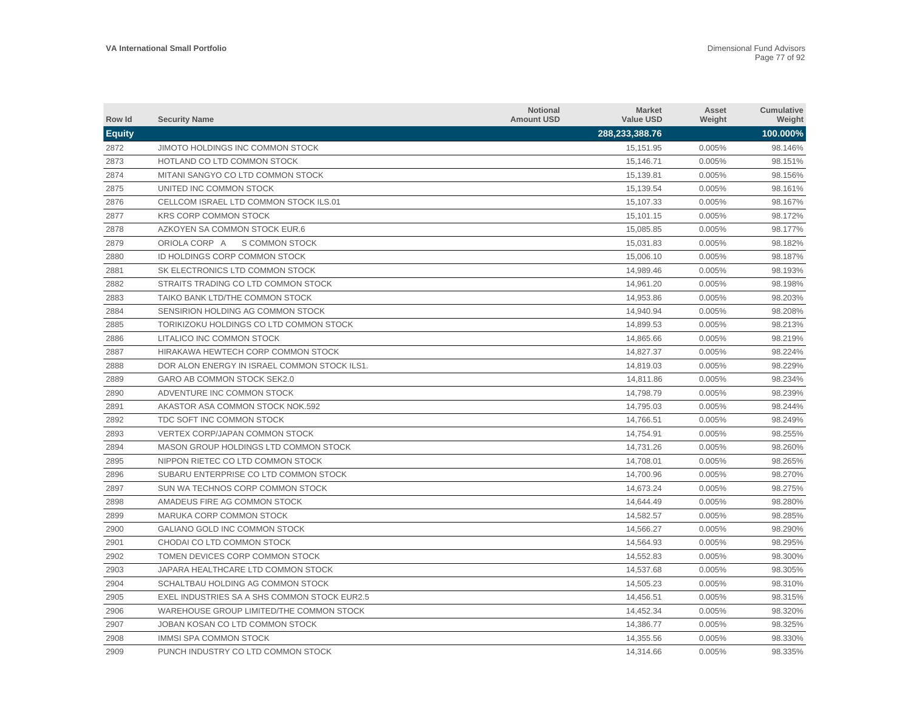| Row Id | Security Name | Notional Amount USD | Market Value USD | Asset Weight | Cumulative Weight |
|---|---|---|---|---|---|
| **Equity** | | | **288,233,388.76** | | **100.000%** |
| 2872 | JIMOTO HOLDINGS INC COMMON STOCK | | 15,151.95 | 0.005% | 98.146% |
| 2873 | HOTLAND CO LTD COMMON STOCK | | 15,146.71 | 0.005% | 98.151% |
| 2874 | MITANI SANGYO CO LTD COMMON STOCK | | 15,139.81 | 0.005% | 98.156% |
| 2875 | UNITED INC COMMON STOCK | | 15,139.54 | 0.005% | 98.161% |
| 2876 | CELLCOM ISRAEL LTD COMMON STOCK ILS.01 | | 15,107.33 | 0.005% | 98.167% |
| 2877 | KRS CORP COMMON STOCK | | 15,101.15 | 0.005% | 98.172% |
| 2878 | AZKOYEN SA COMMON STOCK EUR.6 | | 15,085.85 | 0.005% | 98.177% |
| 2879 | ORIOLA CORP A S COMMON STOCK | | 15,031.83 | 0.005% | 98.182% |
| 2880 | ID HOLDINGS CORP COMMON STOCK | | 15,006.10 | 0.005% | 98.187% |
| 2881 | SK ELECTRONICS LTD COMMON STOCK | | 14,989.46 | 0.005% | 98.193% |
| 2882 | STRAITS TRADING CO LTD COMMON STOCK | | 14,961.20 | 0.005% | 98.198% |
| 2883 | TAIKO BANK LTD/THE COMMON STOCK | | 14,953.86 | 0.005% | 98.203% |
| 2884 | SENSIRION HOLDING AG COMMON STOCK | | 14,940.94 | 0.005% | 98.208% |
| 2885 | TORIKIZOKU HOLDINGS CO LTD COMMON STOCK | | 14,899.53 | 0.005% | 98.213% |
| 2886 | LITALICO INC COMMON STOCK | | 14,865.66 | 0.005% | 98.219% |
| 2887 | HIRAKAWA HEWTECH CORP COMMON STOCK | | 14,827.37 | 0.005% | 98.224% |
| 2888 | DOR ALON ENERGY IN ISRAEL COMMON STOCK ILS1. | | 14,819.03 | 0.005% | 98.229% |
| 2889 | GARO AB COMMON STOCK SEK2.0 | | 14,811.86 | 0.005% | 98.234% |
| 2890 | ADVENTURE INC COMMON STOCK | | 14,798.79 | 0.005% | 98.239% |
| 2891 | AKASTOR ASA COMMON STOCK NOK.592 | | 14,795.03 | 0.005% | 98.244% |
| 2892 | TDC SOFT INC COMMON STOCK | | 14,766.51 | 0.005% | 98.249% |
| 2893 | VERTEX CORP/JAPAN COMMON STOCK | | 14,754.91 | 0.005% | 98.255% |
| 2894 | MASON GROUP HOLDINGS LTD COMMON STOCK | | 14,731.26 | 0.005% | 98.260% |
| 2895 | NIPPON RIETEC CO LTD COMMON STOCK | | 14,708.01 | 0.005% | 98.265% |
| 2896 | SUBARU ENTERPRISE CO LTD COMMON STOCK | | 14,700.96 | 0.005% | 98.270% |
| 2897 | SUN WA TECHNOS CORP COMMON STOCK | | 14,673.24 | 0.005% | 98.275% |
| 2898 | AMADEUS FIRE AG COMMON STOCK | | 14,644.49 | 0.005% | 98.280% |
| 2899 | MARUKA CORP COMMON STOCK | | 14,582.57 | 0.005% | 98.285% |
| 2900 | GALIANO GOLD INC COMMON STOCK | | 14,566.27 | 0.005% | 98.290% |
| 2901 | CHODAI CO LTD COMMON STOCK | | 14,564.93 | 0.005% | 98.295% |
| 2902 | TOMEN DEVICES CORP COMMON STOCK | | 14,552.83 | 0.005% | 98.300% |
| 2903 | JAPARA HEALTHCARE LTD COMMON STOCK | | 14,537.68 | 0.005% | 98.305% |
| 2904 | SCHALTBAU HOLDING AG COMMON STOCK | | 14,505.23 | 0.005% | 98.310% |
| 2905 | EXEL INDUSTRIES SA A SHS COMMON STOCK EUR2.5 | | 14,456.51 | 0.005% | 98.315% |
| 2906 | WAREHOUSE GROUP LIMITED/THE COMMON STOCK | | 14,452.34 | 0.005% | 98.320% |
| 2907 | JOBAN KOSAN CO LTD COMMON STOCK | | 14,386.77 | 0.005% | 98.325% |
| 2908 | IMMSI SPA COMMON STOCK | | 14,355.56 | 0.005% | 98.330% |
| 2909 | PUNCH INDUSTRY CO LTD COMMON STOCK | | 14,314.66 | 0.005% | 98.335% |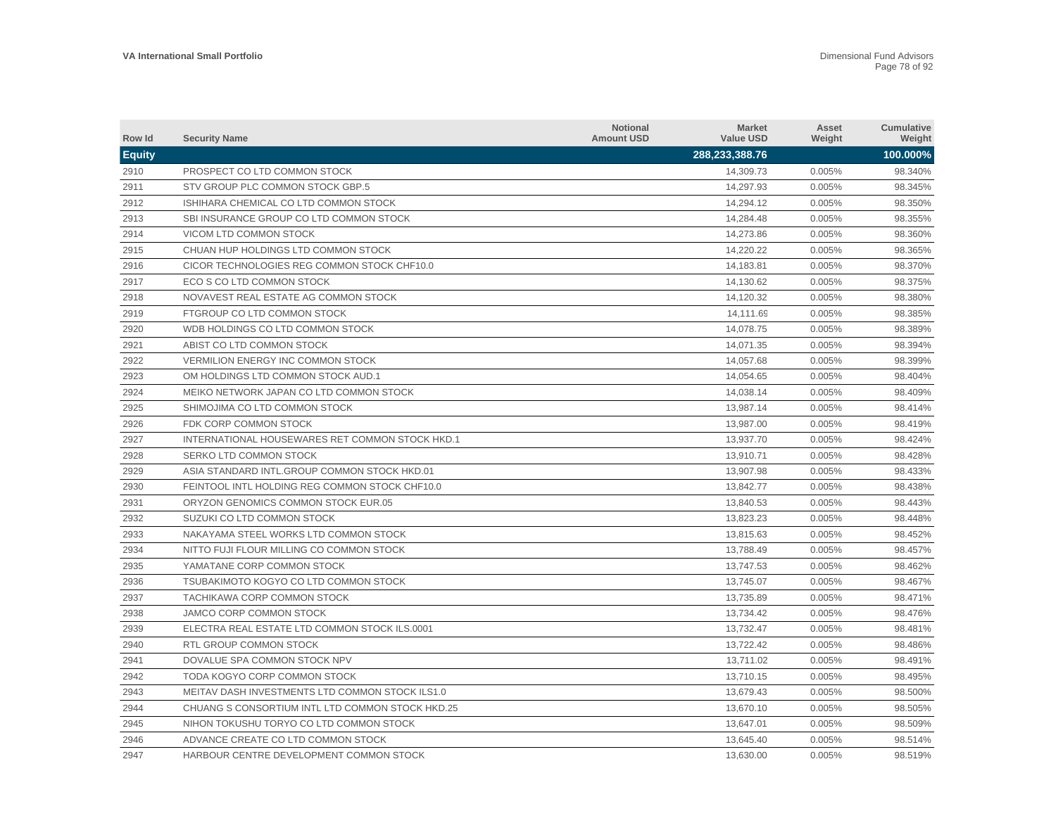| Row Id | Security Name | Notional Amount USD | Market Value USD | Asset Weight | Cumulative Weight |
|---|---|---|---|---|---|
| **Equity** | | | **288,233,388.76** | | **100.000%** |
| 2910 | PROSPECT CO LTD COMMON STOCK | | 14,309.73 | 0.005% | 98.340% |
| 2911 | STV GROUP PLC COMMON STOCK GBP.5 | | 14,297.93 | 0.005% | 98.345% |
| 2912 | ISHIHARA CHEMICAL CO LTD COMMON STOCK | | 14,294.12 | 0.005% | 98.350% |
| 2913 | SBI INSURANCE GROUP CO LTD COMMON STOCK | | 14,284.48 | 0.005% | 98.355% |
| 2914 | VICOM LTD COMMON STOCK | | 14,273.86 | 0.005% | 98.360% |
| 2915 | CHUAN HUP HOLDINGS LTD COMMON STOCK | | 14,220.22 | 0.005% | 98.365% |
| 2916 | CICOR TECHNOLOGIES REG COMMON STOCK CHF10.0 | | 14,183.81 | 0.005% | 98.370% |
| 2917 | ECO S CO LTD COMMON STOCK | | 14,130.62 | 0.005% | 98.375% |
| 2918 | NOVAVEST REAL ESTATE AG COMMON STOCK | | 14,120.32 | 0.005% | 98.380% |
| 2919 | FTGROUP CO LTD COMMON STOCK | | 14,111.69 | 0.005% | 98.385% |
| 2920 | WDB HOLDINGS CO LTD COMMON STOCK | | 14,078.75 | 0.005% | 98.389% |
| 2921 | ABIST CO LTD COMMON STOCK | | 14,071.35 | 0.005% | 98.394% |
| 2922 | VERMILION ENERGY INC COMMON STOCK | | 14,057.68 | 0.005% | 98.399% |
| 2923 | OM HOLDINGS LTD COMMON STOCK AUD.1 | | 14,054.65 | 0.005% | 98.404% |
| 2924 | MEIKO NETWORK JAPAN CO LTD COMMON STOCK | | 14,038.14 | 0.005% | 98.409% |
| 2925 | SHIMOJIMA CO LTD COMMON STOCK | | 13,987.14 | 0.005% | 98.414% |
| 2926 | FDK CORP COMMON STOCK | | 13,987.00 | 0.005% | 98.419% |
| 2927 | INTERNATIONAL HOUSEWARES RET COMMON STOCK HKD.1 | | 13,937.70 | 0.005% | 98.424% |
| 2928 | SERKO LTD COMMON STOCK | | 13,910.71 | 0.005% | 98.428% |
| 2929 | ASIA STANDARD INTL.GROUP COMMON STOCK HKD.01 | | 13,907.98 | 0.005% | 98.433% |
| 2930 | FEINTOOL INTL HOLDING REG COMMON STOCK CHF10.0 | | 13,842.77 | 0.005% | 98.438% |
| 2931 | ORYZON GENOMICS COMMON STOCK EUR.05 | | 13,840.53 | 0.005% | 98.443% |
| 2932 | SUZUKI CO LTD COMMON STOCK | | 13,823.23 | 0.005% | 98.448% |
| 2933 | NAKAYAMA STEEL WORKS LTD COMMON STOCK | | 13,815.63 | 0.005% | 98.452% |
| 2934 | NITTO FUJI FLOUR MILLING CO COMMON STOCK | | 13,788.49 | 0.005% | 98.457% |
| 2935 | YAMATANE CORP COMMON STOCK | | 13,747.53 | 0.005% | 98.462% |
| 2936 | TSUBAKIMOTO KOGYO CO LTD COMMON STOCK | | 13,745.07 | 0.005% | 98.467% |
| 2937 | TACHIKAWA CORP COMMON STOCK | | 13,735.89 | 0.005% | 98.471% |
| 2938 | JAMCO CORP COMMON STOCK | | 13,734.42 | 0.005% | 98.476% |
| 2939 | ELECTRA REAL ESTATE LTD COMMON STOCK ILS.0001 | | 13,732.47 | 0.005% | 98.481% |
| 2940 | RTL GROUP COMMON STOCK | | 13,722.42 | 0.005% | 98.486% |
| 2941 | DOVALUE SPA COMMON STOCK NPV | | 13,711.02 | 0.005% | 98.491% |
| 2942 | TODA KOGYO CORP COMMON STOCK | | 13,710.15 | 0.005% | 98.495% |
| 2943 | MEITAV DASH INVESTMENTS LTD COMMON STOCK ILS1.0 | | 13,679.43 | 0.005% | 98.500% |
| 2944 | CHUANG S CONSORTIUM INTL LTD COMMON STOCK HKD.25 | | 13,670.10 | 0.005% | 98.505% |
| 2945 | NIHON TOKUSHU TORYO CO LTD COMMON STOCK | | 13,647.01 | 0.005% | 98.509% |
| 2946 | ADVANCE CREATE CO LTD COMMON STOCK | | 13,645.40 | 0.005% | 98.514% |
| 2947 | HARBOUR CENTRE DEVELOPMENT COMMON STOCK | | 13,630.00 | 0.005% | 98.519% |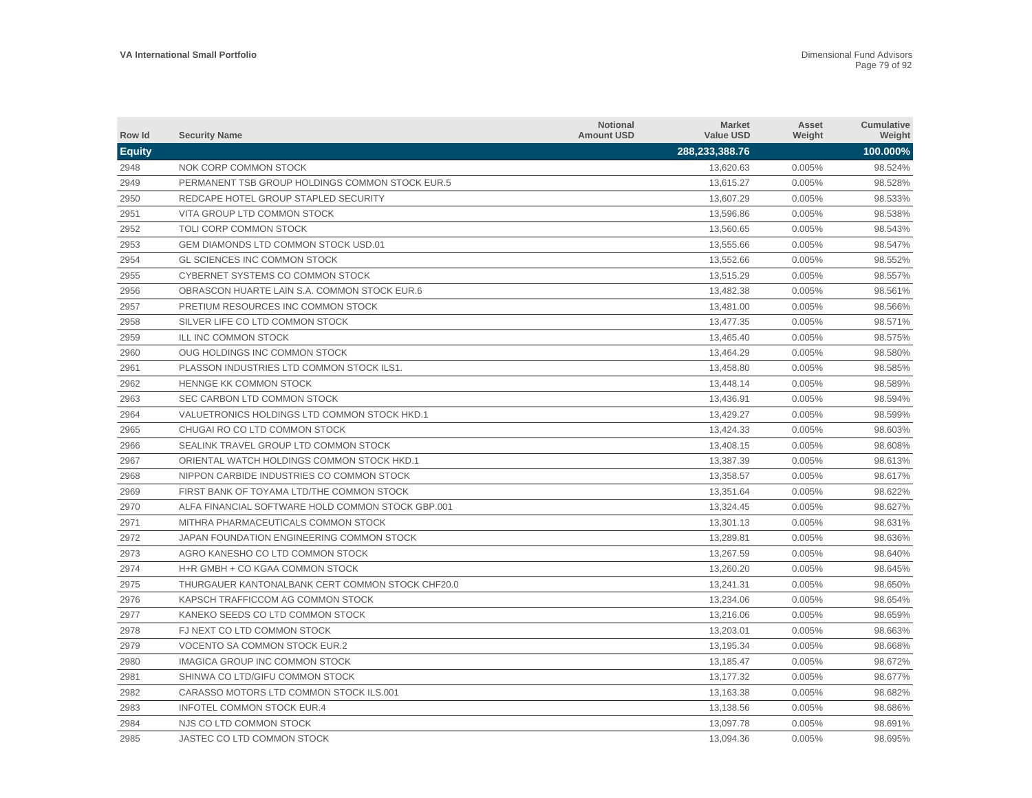| Row Id | Security Name | Notional Amount USD | Market Value USD | Asset Weight | Cumulative Weight |
|---|---|---|---|---|---|
| **Equity** | | | **288,233,388.76** | | **100.000%** |
| 2948 | NOK CORP COMMON STOCK | | 13,620.63 | 0.005% | 98.524% |
| 2949 | PERMANENT TSB GROUP HOLDINGS COMMON STOCK EUR.5 | | 13,615.27 | 0.005% | 98.528% |
| 2950 | REDCAPE HOTEL GROUP STAPLED SECURITY | | 13,607.29 | 0.005% | 98.533% |
| 2951 | VITA GROUP LTD COMMON STOCK | | 13,596.86 | 0.005% | 98.538% |
| 2952 | TOLI CORP COMMON STOCK | | 13,560.65 | 0.005% | 98.543% |
| 2953 | GEM DIAMONDS LTD COMMON STOCK USD.01 | | 13,555.66 | 0.005% | 98.547% |
| 2954 | GL SCIENCES INC COMMON STOCK | | 13,552.66 | 0.005% | 98.552% |
| 2955 | CYBERNET SYSTEMS CO COMMON STOCK | | 13,515.29 | 0.005% | 98.557% |
| 2956 | OBRASCON HUARTE LAIN S.A. COMMON STOCK EUR.6 | | 13,482.38 | 0.005% | 98.561% |
| 2957 | PRETIUM RESOURCES INC COMMON STOCK | | 13,481.00 | 0.005% | 98.566% |
| 2958 | SILVER LIFE CO LTD COMMON STOCK | | 13,477.35 | 0.005% | 98.571% |
| 2959 | ILL INC COMMON STOCK | | 13,465.40 | 0.005% | 98.575% |
| 2960 | OUG HOLDINGS INC COMMON STOCK | | 13,464.29 | 0.005% | 98.580% |
| 2961 | PLASSON INDUSTRIES LTD COMMON STOCK ILS1. | | 13,458.80 | 0.005% | 98.585% |
| 2962 | HENNGE KK COMMON STOCK | | 13,448.14 | 0.005% | 98.589% |
| 2963 | SEC CARBON LTD COMMON STOCK | | 13,436.91 | 0.005% | 98.594% |
| 2964 | VALUETRONICS HOLDINGS LTD COMMON STOCK HKD.1 | | 13,429.27 | 0.005% | 98.599% |
| 2965 | CHUGAI RO CO LTD COMMON STOCK | | 13,424.33 | 0.005% | 98.603% |
| 2966 | SEALINK TRAVEL GROUP LTD COMMON STOCK | | 13,408.15 | 0.005% | 98.608% |
| 2967 | ORIENTAL WATCH HOLDINGS COMMON STOCK HKD.1 | | 13,387.39 | 0.005% | 98.613% |
| 2968 | NIPPON CARBIDE INDUSTRIES CO COMMON STOCK | | 13,358.57 | 0.005% | 98.617% |
| 2969 | FIRST BANK OF TOYAMA LTD/THE COMMON STOCK | | 13,351.64 | 0.005% | 98.622% |
| 2970 | ALFA FINANCIAL SOFTWARE HOLD COMMON STOCK GBP.001 | | 13,324.45 | 0.005% | 98.627% |
| 2971 | MITHRA PHARMACEUTICALS COMMON STOCK | | 13,301.13 | 0.005% | 98.631% |
| 2972 | JAPAN FOUNDATION ENGINEERING COMMON STOCK | | 13,289.81 | 0.005% | 98.636% |
| 2973 | AGRO KANESHO CO LTD COMMON STOCK | | 13,267.59 | 0.005% | 98.640% |
| 2974 | H+R GMBH + CO KGAA COMMON STOCK | | 13,260.20 | 0.005% | 98.645% |
| 2975 | THURGAUER KANTONALBANK CERT COMMON STOCK CHF20.0 | | 13,241.31 | 0.005% | 98.650% |
| 2976 | KAPSCH TRAFFICCOM AG COMMON STOCK | | 13,234.06 | 0.005% | 98.654% |
| 2977 | KANEKO SEEDS CO LTD COMMON STOCK | | 13,216.06 | 0.005% | 98.659% |
| 2978 | FJ NEXT CO LTD COMMON STOCK | | 13,203.01 | 0.005% | 98.663% |
| 2979 | VOCENTO SA COMMON STOCK EUR.2 | | 13,195.34 | 0.005% | 98.668% |
| 2980 | IMAGICA GROUP INC COMMON STOCK | | 13,185.47 | 0.005% | 98.672% |
| 2981 | SHINWA CO LTD/GIFU COMMON STOCK | | 13,177.32 | 0.005% | 98.677% |
| 2982 | CARASSO MOTORS LTD COMMON STOCK ILS.001 | | 13,163.38 | 0.005% | 98.682% |
| 2983 | INFOTEL COMMON STOCK EUR.4 | | 13,138.56 | 0.005% | 98.686% |
| 2984 | NJS CO LTD COMMON STOCK | | 13,097.78 | 0.005% | 98.691% |
| 2985 | JASTEC CO LTD COMMON STOCK | | 13,094.36 | 0.005% | 98.695% |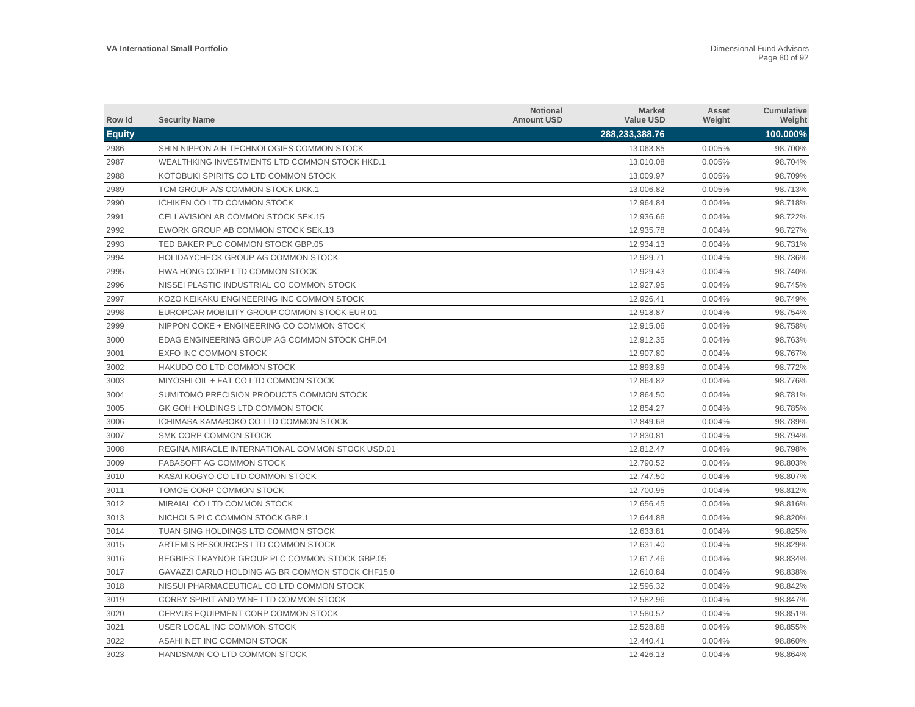| Row Id | Security Name | Notional Amount USD | Market Value USD | Asset Weight | Cumulative Weight |
|---|---|---|---|---|---|
| **Equity** | | | **288,233,388.76** | | **100.000%** |
| 2986 | SHIN NIPPON AIR TECHNOLOGIES COMMON STOCK | | 13,063.85 | 0.005% | 98.700% |
| 2987 | WEALTHKING INVESTMENTS LTD COMMON STOCK HKD.1 | | 13,010.08 | 0.005% | 98.704% |
| 2988 | KOTOBUKI SPIRITS CO LTD COMMON STOCK | | 13,009.97 | 0.005% | 98.709% |
| 2989 | TCM GROUP A/S COMMON STOCK DKK.1 | | 13,006.82 | 0.005% | 98.713% |
| 2990 | ICHIKEN CO LTD COMMON STOCK | | 12,964.84 | 0.004% | 98.718% |
| 2991 | CELLAVISION AB COMMON STOCK SEK.15 | | 12,936.66 | 0.004% | 98.722% |
| 2992 | EWORK GROUP AB COMMON STOCK SEK.13 | | 12,935.78 | 0.004% | 98.727% |
| 2993 | TED BAKER PLC COMMON STOCK GBP.05 | | 12,934.13 | 0.004% | 98.731% |
| 2994 | HOLIDAYCHECK GROUP AG COMMON STOCK | | 12,929.71 | 0.004% | 98.736% |
| 2995 | HWA HONG CORP LTD COMMON STOCK | | 12,929.43 | 0.004% | 98.740% |
| 2996 | NISSEI PLASTIC INDUSTRIAL CO COMMON STOCK | | 12,927.95 | 0.004% | 98.745% |
| 2997 | KOZO KEIKAKU ENGINEERING INC COMMON STOCK | | 12,926.41 | 0.004% | 98.749% |
| 2998 | EUROPCAR MOBILITY GROUP COMMON STOCK EUR.01 | | 12,918.87 | 0.004% | 98.754% |
| 2999 | NIPPON COKE + ENGINEERING CO COMMON STOCK | | 12,915.06 | 0.004% | 98.758% |
| 3000 | EDAG ENGINEERING GROUP AG COMMON STOCK CHF.04 | | 12,912.35 | 0.004% | 98.763% |
| 3001 | EXFO INC COMMON STOCK | | 12,907.80 | 0.004% | 98.767% |
| 3002 | HAKUDO CO LTD COMMON STOCK | | 12,893.89 | 0.004% | 98.772% |
| 3003 | MIYOSHI OIL + FAT CO LTD COMMON STOCK | | 12,864.82 | 0.004% | 98.776% |
| 3004 | SUMITOMO PRECISION PRODUCTS COMMON STOCK | | 12,864.50 | 0.004% | 98.781% |
| 3005 | GK GOH HOLDINGS LTD COMMON STOCK | | 12,854.27 | 0.004% | 98.785% |
| 3006 | ICHIMASA KAMABOKO CO LTD COMMON STOCK | | 12,849.68 | 0.004% | 98.789% |
| 3007 | SMK CORP COMMON STOCK | | 12,830.81 | 0.004% | 98.794% |
| 3008 | REGINA MIRACLE INTERNATIONAL COMMON STOCK USD.01 | | 12,812.47 | 0.004% | 98.798% |
| 3009 | FABASOFT AG COMMON STOCK | | 12,790.52 | 0.004% | 98.803% |
| 3010 | KASAI KOGYO CO LTD COMMON STOCK | | 12,747.50 | 0.004% | 98.807% |
| 3011 | TOMOE CORP COMMON STOCK | | 12,700.95 | 0.004% | 98.812% |
| 3012 | MIRAIAL CO LTD COMMON STOCK | | 12,656.45 | 0.004% | 98.816% |
| 3013 | NICHOLS PLC COMMON STOCK GBP.1 | | 12,644.88 | 0.004% | 98.820% |
| 3014 | TUAN SING HOLDINGS LTD COMMON STOCK | | 12,633.81 | 0.004% | 98.825% |
| 3015 | ARTEMIS RESOURCES LTD COMMON STOCK | | 12,631.40 | 0.004% | 98.829% |
| 3016 | BEGBIES TRAYNOR GROUP PLC COMMON STOCK GBP.05 | | 12,617.46 | 0.004% | 98.834% |
| 3017 | GAVAZZI CARLO HOLDING AG BR COMMON STOCK CHF15.0 | | 12,610.84 | 0.004% | 98.838% |
| 3018 | NISSUI PHARMACEUTICAL CO LTD COMMON STOCK | | 12,596.32 | 0.004% | 98.842% |
| 3019 | CORBY SPIRIT AND WINE LTD COMMON STOCK | | 12,582.96 | 0.004% | 98.847% |
| 3020 | CERVUS EQUIPMENT CORP COMMON STOCK | | 12,580.57 | 0.004% | 98.851% |
| 3021 | USER LOCAL INC COMMON STOCK | | 12,528.88 | 0.004% | 98.855% |
| 3022 | ASAHI NET INC COMMON STOCK | | 12,440.41 | 0.004% | 98.860% |
| 3023 | HANDSMAN CO LTD COMMON STOCK | | 12,426.13 | 0.004% | 98.864% |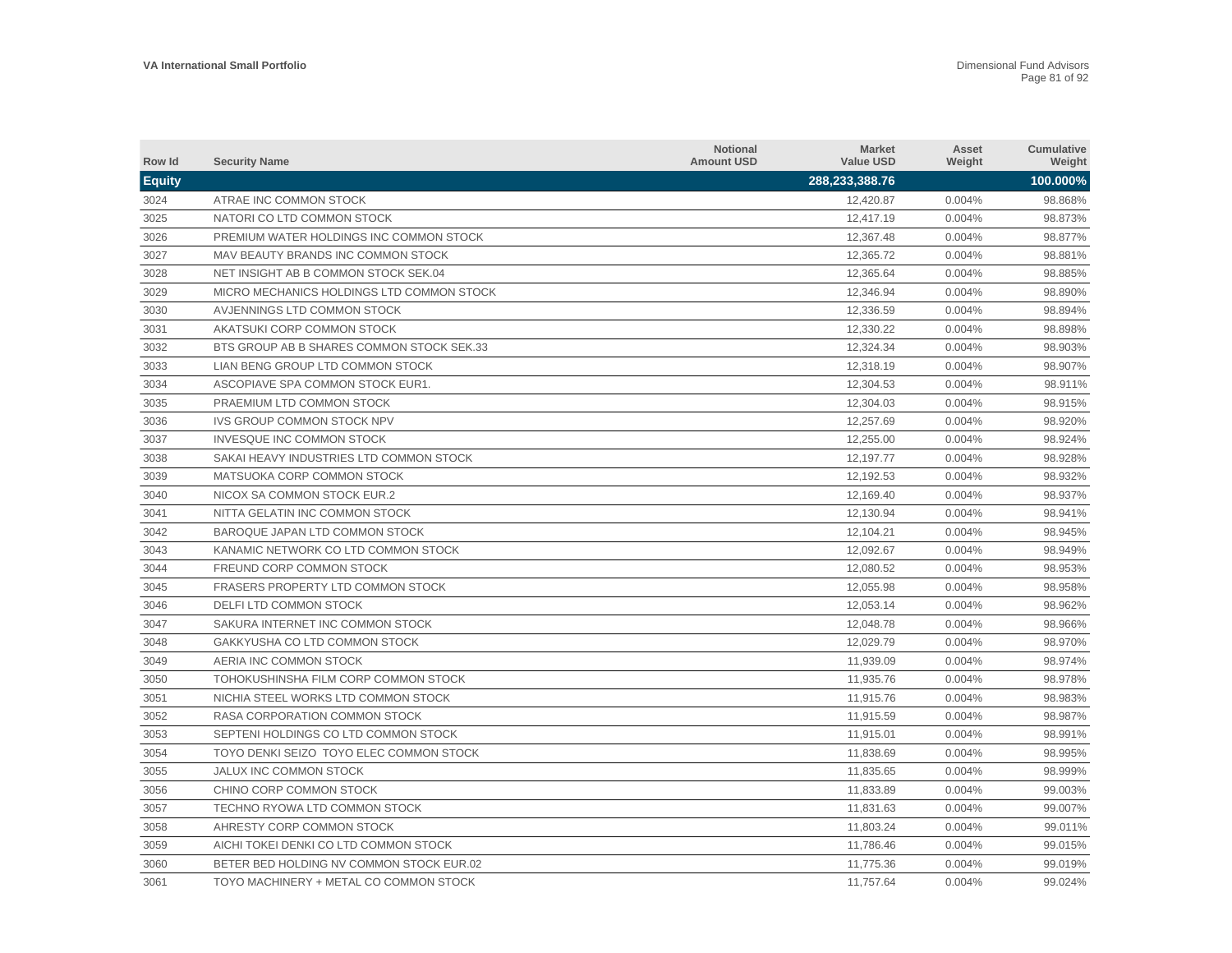| Row Id | Security Name | Notional Amount USD | Market Value USD | Asset Weight | Cumulative Weight |
|---|---|---|---|---|---|
| **Equity** | | | **288,233,388.76** | | **100.000%** |
| 3024 | ATRAE INC COMMON STOCK | | 12,420.87 | 0.004% | 98.868% |
| 3025 | NATORI CO LTD COMMON STOCK | | 12,417.19 | 0.004% | 98.873% |
| 3026 | PREMIUM WATER HOLDINGS INC COMMON STOCK | | 12,367.48 | 0.004% | 98.877% |
| 3027 | MAV BEAUTY BRANDS INC COMMON STOCK | | 12,365.72 | 0.004% | 98.881% |
| 3028 | NET INSIGHT AB B COMMON STOCK SEK.04 | | 12,365.64 | 0.004% | 98.885% |
| 3029 | MICRO MECHANICS HOLDINGS LTD COMMON STOCK | | 12,346.94 | 0.004% | 98.890% |
| 3030 | AVJENNINGS LTD COMMON STOCK | | 12,336.59 | 0.004% | 98.894% |
| 3031 | AKATSUKI CORP COMMON STOCK | | 12,330.22 | 0.004% | 98.898% |
| 3032 | BTS GROUP AB B SHARES COMMON STOCK SEK.33 | | 12,324.34 | 0.004% | 98.903% |
| 3033 | LIAN BENG GROUP LTD COMMON STOCK | | 12,318.19 | 0.004% | 98.907% |
| 3034 | ASCOPIAVE SPA COMMON STOCK EUR1. | | 12,304.53 | 0.004% | 98.911% |
| 3035 | PRAEMIUM LTD COMMON STOCK | | 12,304.03 | 0.004% | 98.915% |
| 3036 | IVS GROUP COMMON STOCK NPV | | 12,257.69 | 0.004% | 98.920% |
| 3037 | INVESQUE INC COMMON STOCK | | 12,255.00 | 0.004% | 98.924% |
| 3038 | SAKAI HEAVY INDUSTRIES LTD COMMON STOCK | | 12,197.77 | 0.004% | 98.928% |
| 3039 | MATSUOKA CORP COMMON STOCK | | 12,192.53 | 0.004% | 98.932% |
| 3040 | NICOX SA COMMON STOCK EUR.2 | | 12,169.40 | 0.004% | 98.937% |
| 3041 | NITTA GELATIN INC COMMON STOCK | | 12,130.94 | 0.004% | 98.941% |
| 3042 | BAROQUE JAPAN LTD COMMON STOCK | | 12,104.21 | 0.004% | 98.945% |
| 3043 | KANAMIC NETWORK CO LTD COMMON STOCK | | 12,092.67 | 0.004% | 98.949% |
| 3044 | FREUND CORP COMMON STOCK | | 12,080.52 | 0.004% | 98.953% |
| 3045 | FRASERS PROPERTY LTD COMMON STOCK | | 12,055.98 | 0.004% | 98.958% |
| 3046 | DELFI LTD COMMON STOCK | | 12,053.14 | 0.004% | 98.962% |
| 3047 | SAKURA INTERNET INC COMMON STOCK | | 12,048.78 | 0.004% | 98.966% |
| 3048 | GAKKYUSHA CO LTD COMMON STOCK | | 12,029.79 | 0.004% | 98.970% |
| 3049 | AERIA INC COMMON STOCK | | 11,939.09 | 0.004% | 98.974% |
| 3050 | TOHOKUSHINSHA FILM CORP COMMON STOCK | | 11,935.76 | 0.004% | 98.978% |
| 3051 | NICHIA STEEL WORKS LTD COMMON STOCK | | 11,915.76 | 0.004% | 98.983% |
| 3052 | RASA CORPORATION COMMON STOCK | | 11,915.59 | 0.004% | 98.987% |
| 3053 | SEPTENI HOLDINGS CO LTD COMMON STOCK | | 11,915.01 | 0.004% | 98.991% |
| 3054 | TOYO DENKI SEIZO TOYO ELEC COMMON STOCK | | 11,838.69 | 0.004% | 98.995% |
| 3055 | JALUX INC COMMON STOCK | | 11,835.65 | 0.004% | 98.999% |
| 3056 | CHINO CORP COMMON STOCK | | 11,833.89 | 0.004% | 99.003% |
| 3057 | TECHNO RYOWA LTD COMMON STOCK | | 11,831.63 | 0.004% | 99.007% |
| 3058 | AHRESTY CORP COMMON STOCK | | 11,803.24 | 0.004% | 99.011% |
| 3059 | AICHI TOKEI DENKI CO LTD COMMON STOCK | | 11,786.46 | 0.004% | 99.015% |
| 3060 | BETER BED HOLDING NV COMMON STOCK EUR.02 | | 11,775.36 | 0.004% | 99.019% |
| 3061 | TOYO MACHINERY + METAL CO COMMON STOCK | | 11,757.64 | 0.004% | 99.024% |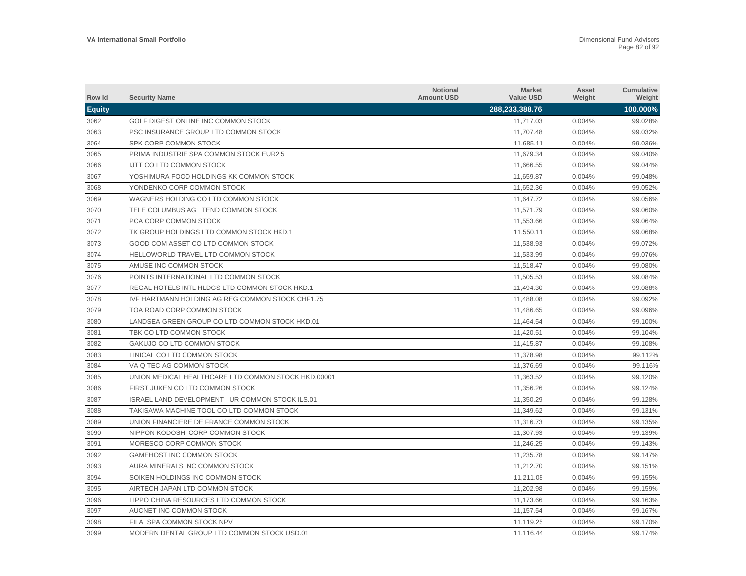| Row Id | Security Name | Notional Amount USD | Market Value USD | Asset Weight | Cumulative Weight |
|---|---|---|---|---|---|
| **Equity** | | | **288,233,388.76** | | **100.000%** |
| 3062 | GOLF DIGEST ONLINE INC COMMON STOCK | | 11,717.03 | 0.004% | 99.028% |
| 3063 | PSC INSURANCE GROUP LTD COMMON STOCK | | 11,707.48 | 0.004% | 99.032% |
| 3064 | SPK CORP COMMON STOCK | | 11,685.11 | 0.004% | 99.036% |
| 3065 | PRIMA INDUSTRIE SPA COMMON STOCK EUR2.5 | | 11,679.34 | 0.004% | 99.040% |
| 3066 | IJTT CO LTD COMMON STOCK | | 11,666.55 | 0.004% | 99.044% |
| 3067 | YOSHIMURA FOOD HOLDINGS KK COMMON STOCK | | 11,659.87 | 0.004% | 99.048% |
| 3068 | YONDENKO CORP COMMON STOCK | | 11,652.36 | 0.004% | 99.052% |
| 3069 | WAGNERS HOLDING CO LTD COMMON STOCK | | 11,647.72 | 0.004% | 99.056% |
| 3070 | TELE COLUMBUS AG TEND COMMON STOCK | | 11,571.79 | 0.004% | 99.060% |
| 3071 | PCA CORP COMMON STOCK | | 11,553.66 | 0.004% | 99.064% |
| 3072 | TK GROUP HOLDINGS LTD COMMON STOCK HKD.1 | | 11,550.11 | 0.004% | 99.068% |
| 3073 | GOOD COM ASSET CO LTD COMMON STOCK | | 11,538.93 | 0.004% | 99.072% |
| 3074 | HELLOWORLD TRAVEL LTD COMMON STOCK | | 11,533.99 | 0.004% | 99.076% |
| 3075 | AMUSE INC COMMON STOCK | | 11,518.47 | 0.004% | 99.080% |
| 3076 | POINTS INTERNATIONAL LTD COMMON STOCK | | 11,505.53 | 0.004% | 99.084% |
| 3077 | REGAL HOTELS INTL HLDGS LTD COMMON STOCK HKD.1 | | 11,494.30 | 0.004% | 99.088% |
| 3078 | IVF HARTMANN HOLDING AG REG COMMON STOCK CHF1.75 | | 11,488.08 | 0.004% | 99.092% |
| 3079 | TOA ROAD CORP COMMON STOCK | | 11,486.65 | 0.004% | 99.096% |
| 3080 | LANDSEA GREEN GROUP CO LTD COMMON STOCK HKD.01 | | 11,464.54 | 0.004% | 99.100% |
| 3081 | TBK CO LTD COMMON STOCK | | 11,420.51 | 0.004% | 99.104% |
| 3082 | GAKUJO CO LTD COMMON STOCK | | 11,415.87 | 0.004% | 99.108% |
| 3083 | LINICAL CO LTD COMMON STOCK | | 11,378.98 | 0.004% | 99.112% |
| 3084 | VA Q TEC AG COMMON STOCK | | 11,376.69 | 0.004% | 99.116% |
| 3085 | UNION MEDICAL HEALTHCARE LTD COMMON STOCK HKD.00001 | | 11,363.52 | 0.004% | 99.120% |
| 3086 | FIRST JUKEN CO LTD COMMON STOCK | | 11,356.26 | 0.004% | 99.124% |
| 3087 | ISRAEL LAND DEVELOPMENT UR COMMON STOCK ILS.01 | | 11,350.29 | 0.004% | 99.128% |
| 3088 | TAKISAWA MACHINE TOOL CO LTD COMMON STOCK | | 11,349.62 | 0.004% | 99.131% |
| 3089 | UNION FINANCIERE DE FRANCE COMMON STOCK | | 11,316.73 | 0.004% | 99.135% |
| 3090 | NIPPON KODOSHI CORP COMMON STOCK | | 11,307.93 | 0.004% | 99.139% |
| 3091 | MORESCO CORP COMMON STOCK | | 11,246.25 | 0.004% | 99.143% |
| 3092 | GAMEHOST INC COMMON STOCK | | 11,235.78 | 0.004% | 99.147% |
| 3093 | AURA MINERALS INC COMMON STOCK | | 11,212.70 | 0.004% | 99.151% |
| 3094 | SOIKEN HOLDINGS INC COMMON STOCK | | 11,211.08 | 0.004% | 99.155% |
| 3095 | AIRTECH JAPAN LTD COMMON STOCK | | 11,202.98 | 0.004% | 99.159% |
| 3096 | LIPPO CHINA RESOURCES LTD COMMON STOCK | | 11,173.66 | 0.004% | 99.163% |
| 3097 | AUCNET INC COMMON STOCK | | 11,157.54 | 0.004% | 99.167% |
| 3098 | FILA SPA COMMON STOCK NPV | | 11,119.25 | 0.004% | 99.170% |
| 3099 | MODERN DENTAL GROUP LTD COMMON STOCK USD.01 | | 11,116.44 | 0.004% | 99.174% |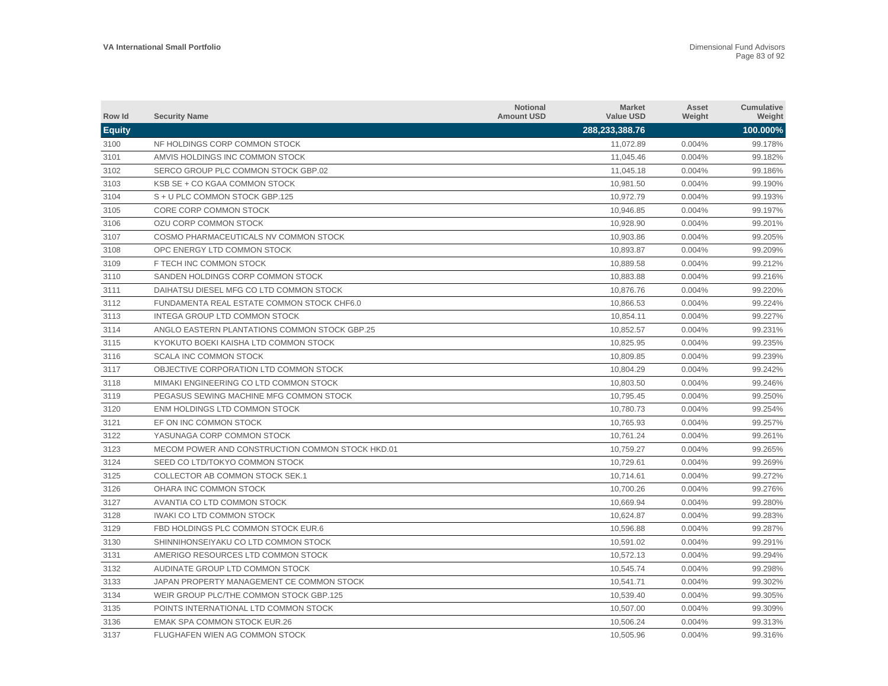| Row Id | Security Name | Notional Amount USD | Market Value USD | Asset Weight | Cumulative Weight |
|---|---|---|---|---|---|
| **Equity** | | | **288,233,388.76** | | **100.000%** |
| 3100 | NF HOLDINGS CORP COMMON STOCK | | 11,072.89 | 0.004% | 99.178% |
| 3101 | AMVIS HOLDINGS INC COMMON STOCK | | 11,045.46 | 0.004% | 99.182% |
| 3102 | SERCO GROUP PLC COMMON STOCK GBP.02 | | 11,045.18 | 0.004% | 99.186% |
| 3103 | KSB SE + CO KGAA COMMON STOCK | | 10,981.50 | 0.004% | 99.190% |
| 3104 | S + U PLC COMMON STOCK GBP.125 | | 10,972.79 | 0.004% | 99.193% |
| 3105 | CORE CORP COMMON STOCK | | 10,946.85 | 0.004% | 99.197% |
| 3106 | OZU CORP COMMON STOCK | | 10,928.90 | 0.004% | 99.201% |
| 3107 | COSMO PHARMACEUTICALS NV COMMON STOCK | | 10,903.86 | 0.004% | 99.205% |
| 3108 | OPC ENERGY LTD COMMON STOCK | | 10,893.87 | 0.004% | 99.209% |
| 3109 | F TECH INC COMMON STOCK | | 10,889.58 | 0.004% | 99.212% |
| 3110 | SANDEN HOLDINGS CORP COMMON STOCK | | 10,883.88 | 0.004% | 99.216% |
| 3111 | DAIHATSU DIESEL MFG CO LTD COMMON STOCK | | 10,876.76 | 0.004% | 99.220% |
| 3112 | FUNDAMENTA REAL ESTATE COMMON STOCK CHF6.0 | | 10,866.53 | 0.004% | 99.224% |
| 3113 | INTEGA GROUP LTD COMMON STOCK | | 10,854.11 | 0.004% | 99.227% |
| 3114 | ANGLO EASTERN PLANTATIONS COMMON STOCK GBP.25 | | 10,852.57 | 0.004% | 99.231% |
| 3115 | KYOKUTO BOEKI KAISHA LTD COMMON STOCK | | 10,825.95 | 0.004% | 99.235% |
| 3116 | SCALA INC COMMON STOCK | | 10,809.85 | 0.004% | 99.239% |
| 3117 | OBJECTIVE CORPORATION LTD COMMON STOCK | | 10,804.29 | 0.004% | 99.242% |
| 3118 | MIMAKI ENGINEERING CO LTD COMMON STOCK | | 10,803.50 | 0.004% | 99.246% |
| 3119 | PEGASUS SEWING MACHINE MFG COMMON STOCK | | 10,795.45 | 0.004% | 99.250% |
| 3120 | ENM HOLDINGS LTD COMMON STOCK | | 10,780.73 | 0.004% | 99.254% |
| 3121 | EF ON INC COMMON STOCK | | 10,765.93 | 0.004% | 99.257% |
| 3122 | YASUNAGA CORP COMMON STOCK | | 10,761.24 | 0.004% | 99.261% |
| 3123 | MECOM POWER AND CONSTRUCTION COMMON STOCK HKD.01 | | 10,759.27 | 0.004% | 99.265% |
| 3124 | SEED CO LTD/TOKYO COMMON STOCK | | 10,729.61 | 0.004% | 99.269% |
| 3125 | COLLECTOR AB COMMON STOCK SEK.1 | | 10,714.61 | 0.004% | 99.272% |
| 3126 | OHARA INC COMMON STOCK | | 10,700.26 | 0.004% | 99.276% |
| 3127 | AVANTIA CO LTD COMMON STOCK | | 10,669.94 | 0.004% | 99.280% |
| 3128 | IWAKI CO LTD COMMON STOCK | | 10,624.87 | 0.004% | 99.283% |
| 3129 | FBD HOLDINGS PLC COMMON STOCK EUR.6 | | 10,596.88 | 0.004% | 99.287% |
| 3130 | SHINNIHONSEIYAKU CO LTD COMMON STOCK | | 10,591.02 | 0.004% | 99.291% |
| 3131 | AMERIGO RESOURCES LTD COMMON STOCK | | 10,572.13 | 0.004% | 99.294% |
| 3132 | AUDINATE GROUP LTD COMMON STOCK | | 10,545.74 | 0.004% | 99.298% |
| 3133 | JAPAN PROPERTY MANAGEMENT CE COMMON STOCK | | 10,541.71 | 0.004% | 99.302% |
| 3134 | WEIR GROUP PLC/THE COMMON STOCK GBP.125 | | 10,539.40 | 0.004% | 99.305% |
| 3135 | POINTS INTERNATIONAL LTD COMMON STOCK | | 10,507.00 | 0.004% | 99.309% |
| 3136 | EMAK SPA COMMON STOCK EUR.26 | | 10,506.24 | 0.004% | 99.313% |
| 3137 | FLUGHAFEN WIEN AG COMMON STOCK | | 10,505.96 | 0.004% | 99.316% |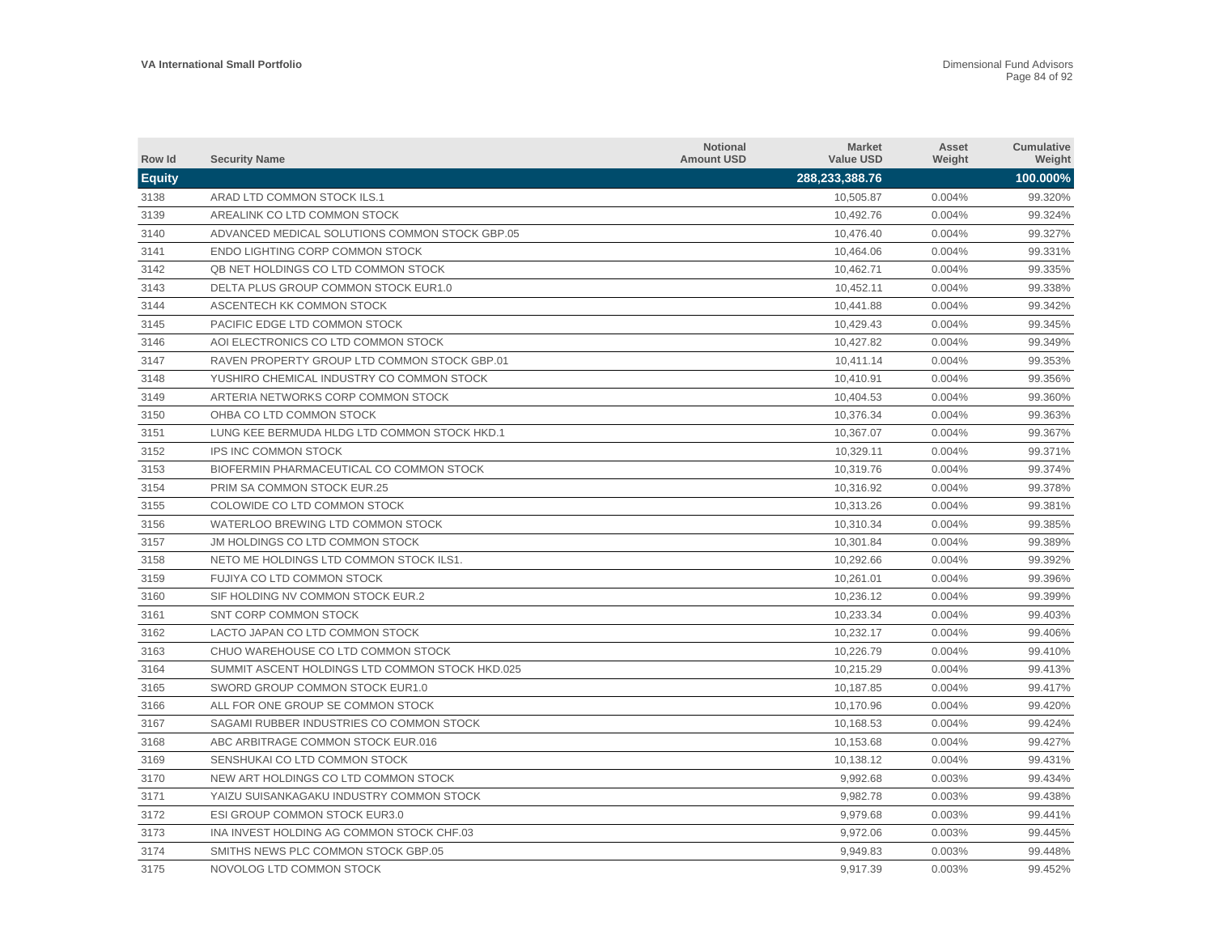| Row Id | Security Name | Notional Amount USD | Market Value USD | Asset Weight | Cumulative Weight |
|---|---|---|---|---|---|
| **Equity** | | | **288,233,388.76** | | **100.000%** |
| 3138 | ARAD LTD COMMON STOCK ILS.1 | | 10,505.87 | 0.004% | 99.320% |
| 3139 | AREALINK CO LTD COMMON STOCK | | 10,492.76 | 0.004% | 99.324% |
| 3140 | ADVANCED MEDICAL SOLUTIONS COMMON STOCK GBP.05 | | 10,476.40 | 0.004% | 99.327% |
| 3141 | ENDO LIGHTING CORP COMMON STOCK | | 10,464.06 | 0.004% | 99.331% |
| 3142 | QB NET HOLDINGS CO LTD COMMON STOCK | | 10,462.71 | 0.004% | 99.335% |
| 3143 | DELTA PLUS GROUP COMMON STOCK EUR1.0 | | 10,452.11 | 0.004% | 99.338% |
| 3144 | ASCENTECH KK COMMON STOCK | | 10,441.88 | 0.004% | 99.342% |
| 3145 | PACIFIC EDGE LTD COMMON STOCK | | 10,429.43 | 0.004% | 99.345% |
| 3146 | AOI ELECTRONICS CO LTD COMMON STOCK | | 10,427.82 | 0.004% | 99.349% |
| 3147 | RAVEN PROPERTY GROUP LTD COMMON STOCK GBP.01 | | 10,411.14 | 0.004% | 99.353% |
| 3148 | YUSHIRO CHEMICAL INDUSTRY CO COMMON STOCK | | 10,410.91 | 0.004% | 99.356% |
| 3149 | ARTERIA NETWORKS CORP COMMON STOCK | | 10,404.53 | 0.004% | 99.360% |
| 3150 | OHBA CO LTD COMMON STOCK | | 10,376.34 | 0.004% | 99.363% |
| 3151 | LUNG KEE BERMUDA HLDG LTD COMMON STOCK HKD.1 | | 10,367.07 | 0.004% | 99.367% |
| 3152 | IPS INC COMMON STOCK | | 10,329.11 | 0.004% | 99.371% |
| 3153 | BIOFERMIN PHARMACEUTICAL CO COMMON STOCK | | 10,319.76 | 0.004% | 99.374% |
| 3154 | PRIM SA COMMON STOCK EUR.25 | | 10,316.92 | 0.004% | 99.378% |
| 3155 | COLOWIDE CO LTD COMMON STOCK | | 10,313.26 | 0.004% | 99.381% |
| 3156 | WATERLOO BREWING LTD COMMON STOCK | | 10,310.34 | 0.004% | 99.385% |
| 3157 | JM HOLDINGS CO LTD COMMON STOCK | | 10,301.84 | 0.004% | 99.389% |
| 3158 | NETO ME HOLDINGS LTD COMMON STOCK ILS1. | | 10,292.66 | 0.004% | 99.392% |
| 3159 | FUJIYA CO LTD COMMON STOCK | | 10,261.01 | 0.004% | 99.396% |
| 3160 | SIF HOLDING NV COMMON STOCK EUR.2 | | 10,236.12 | 0.004% | 99.399% |
| 3161 | SNT CORP COMMON STOCK | | 10,233.34 | 0.004% | 99.403% |
| 3162 | LACTO JAPAN CO LTD COMMON STOCK | | 10,232.17 | 0.004% | 99.406% |
| 3163 | CHUO WAREHOUSE CO LTD COMMON STOCK | | 10,226.79 | 0.004% | 99.410% |
| 3164 | SUMMIT ASCENT HOLDINGS LTD COMMON STOCK HKD.025 | | 10,215.29 | 0.004% | 99.413% |
| 3165 | SWORD GROUP COMMON STOCK EUR1.0 | | 10,187.85 | 0.004% | 99.417% |
| 3166 | ALL FOR ONE GROUP SE COMMON STOCK | | 10,170.96 | 0.004% | 99.420% |
| 3167 | SAGAMI RUBBER INDUSTRIES CO COMMON STOCK | | 10,168.53 | 0.004% | 99.424% |
| 3168 | ABC ARBITRAGE COMMON STOCK EUR.016 | | 10,153.68 | 0.004% | 99.427% |
| 3169 | SENSHUKAI CO LTD COMMON STOCK | | 10,138.12 | 0.004% | 99.431% |
| 3170 | NEW ART HOLDINGS CO LTD COMMON STOCK | | 9,992.68 | 0.003% | 99.434% |
| 3171 | YAIZU SUISANKAGAKU INDUSTRY COMMON STOCK | | 9,982.78 | 0.003% | 99.438% |
| 3172 | ESI GROUP COMMON STOCK EUR3.0 | | 9,979.68 | 0.003% | 99.441% |
| 3173 | INA INVEST HOLDING AG COMMON STOCK CHF.03 | | 9,972.06 | 0.003% | 99.445% |
| 3174 | SMITHS NEWS PLC COMMON STOCK GBP.05 | | 9,949.83 | 0.003% | 99.448% |
| 3175 | NOVOLOG LTD COMMON STOCK | | 9,917.39 | 0.003% | 99.452% |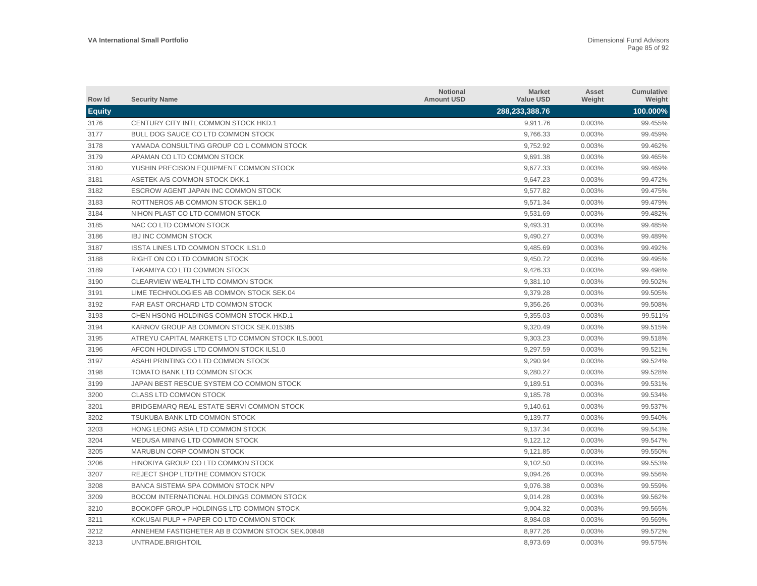| Row Id | Security Name | Notional Amount USD | Market Value USD | Asset Weight | Cumulative Weight |
|---|---|---|---|---|---|
| **Equity** | | | **288,233,388.76** | | **100.000%** |
| 3176 | CENTURY CITY INTL COMMON STOCK HKD.1 | | 9,911.76 | 0.003% | 99.455% |
| 3177 | BULL DOG SAUCE CO LTD COMMON STOCK | | 9,766.33 | 0.003% | 99.459% |
| 3178 | YAMADA CONSULTING GROUP CO L COMMON STOCK | | 9,752.92 | 0.003% | 99.462% |
| 3179 | APAMAN CO LTD COMMON STOCK | | 9,691.38 | 0.003% | 99.465% |
| 3180 | YUSHIN PRECISION EQUIPMENT COMMON STOCK | | 9,677.33 | 0.003% | 99.469% |
| 3181 | ASETEK A/S COMMON STOCK DKK.1 | | 9,647.23 | 0.003% | 99.472% |
| 3182 | ESCROW AGENT JAPAN INC COMMON STOCK | | 9,577.82 | 0.003% | 99.475% |
| 3183 | ROTTNEROS AB COMMON STOCK SEK1.0 | | 9,571.34 | 0.003% | 99.479% |
| 3184 | NIHON PLAST CO LTD COMMON STOCK | | 9,531.69 | 0.003% | 99.482% |
| 3185 | NAC CO LTD COMMON STOCK | | 9,493.31 | 0.003% | 99.485% |
| 3186 | IBJ INC COMMON STOCK | | 9,490.27 | 0.003% | 99.489% |
| 3187 | ISSTA LINES LTD COMMON STOCK ILS1.0 | | 9,485.69 | 0.003% | 99.492% |
| 3188 | RIGHT ON CO LTD COMMON STOCK | | 9,450.72 | 0.003% | 99.495% |
| 3189 | TAKAMIYA CO LTD COMMON STOCK | | 9,426.33 | 0.003% | 99.498% |
| 3190 | CLEARVIEW WEALTH LTD COMMON STOCK | | 9,381.10 | 0.003% | 99.502% |
| 3191 | LIME TECHNOLOGIES AB COMMON STOCK SEK.04 | | 9,379.28 | 0.003% | 99.505% |
| 3192 | FAR EAST ORCHARD LTD COMMON STOCK | | 9,356.26 | 0.003% | 99.508% |
| 3193 | CHEN HSONG HOLDINGS COMMON STOCK HKD.1 | | 9,355.03 | 0.003% | 99.511% |
| 3194 | KARNOV GROUP AB COMMON STOCK SEK.015385 | | 9,320.49 | 0.003% | 99.515% |
| 3195 | ATREYU CAPITAL MARKETS LTD COMMON STOCK ILS.0001 | | 9,303.23 | 0.003% | 99.518% |
| 3196 | AFCON HOLDINGS LTD COMMON STOCK ILS1.0 | | 9,297.59 | 0.003% | 99.521% |
| 3197 | ASAHI PRINTING CO LTD COMMON STOCK | | 9,290.94 | 0.003% | 99.524% |
| 3198 | TOMATO BANK LTD COMMON STOCK | | 9,280.27 | 0.003% | 99.528% |
| 3199 | JAPAN BEST RESCUE SYSTEM CO COMMON STOCK | | 9,189.51 | 0.003% | 99.531% |
| 3200 | CLASS LTD COMMON STOCK | | 9,185.78 | 0.003% | 99.534% |
| 3201 | BRIDGEMARQ REAL ESTATE SERVI COMMON STOCK | | 9,140.61 | 0.003% | 99.537% |
| 3202 | TSUKUBA BANK LTD COMMON STOCK | | 9,139.77 | 0.003% | 99.540% |
| 3203 | HONG LEONG ASIA LTD COMMON STOCK | | 9,137.34 | 0.003% | 99.543% |
| 3204 | MEDUSA MINING LTD COMMON STOCK | | 9,122.12 | 0.003% | 99.547% |
| 3205 | MARUBUN CORP COMMON STOCK | | 9,121.85 | 0.003% | 99.550% |
| 3206 | HINOKIYA GROUP CO LTD COMMON STOCK | | 9,102.50 | 0.003% | 99.553% |
| 3207 | REJECT SHOP LTD/THE COMMON STOCK | | 9,094.26 | 0.003% | 99.556% |
| 3208 | BANCA SISTEMA SPA COMMON STOCK NPV | | 9,076.38 | 0.003% | 99.559% |
| 3209 | BOCOM INTERNATIONAL HOLDINGS COMMON STOCK | | 9,014.28 | 0.003% | 99.562% |
| 3210 | BOOKOFF GROUP HOLDINGS LTD COMMON STOCK | | 9,004.32 | 0.003% | 99.565% |
| 3211 | KOKUSAI PULP + PAPER CO LTD COMMON STOCK | | 8,984.08 | 0.003% | 99.569% |
| 3212 | ANNEHEM FASTIGHETER AB B COMMON STOCK SEK.00848 | | 8,977.26 | 0.003% | 99.572% |
| 3213 | UNTRADE.BRIGHTOIL | | 8,973.69 | 0.003% | 99.575% |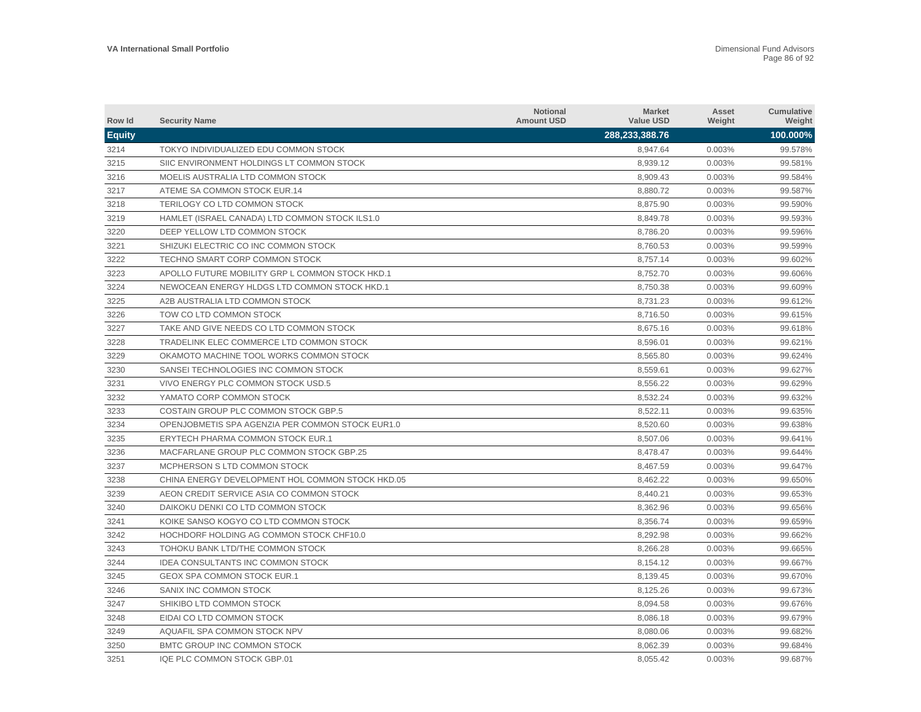| Row Id | Security Name | Notional Amount USD | Market Value USD | Asset Weight | Cumulative Weight |
|---|---|---|---|---|---|
| **Equity** | | | **288,233,388.76** | | **100.000%** |
| 3214 | TOKYO INDIVIDUALIZED EDU COMMON STOCK | | 8,947.64 | 0.003% | 99.578% |
| 3215 | SIIC ENVIRONMENT HOLDINGS LT COMMON STOCK | | 8,939.12 | 0.003% | 99.581% |
| 3216 | MOELIS AUSTRALIA LTD COMMON STOCK | | 8,909.43 | 0.003% | 99.584% |
| 3217 | ATEME SA COMMON STOCK EUR.14 | | 8,880.72 | 0.003% | 99.587% |
| 3218 | TERILOGY CO LTD COMMON STOCK | | 8,875.90 | 0.003% | 99.590% |
| 3219 | HAMLET (ISRAEL CANADA) LTD COMMON STOCK ILS1.0 | | 8,849.78 | 0.003% | 99.593% |
| 3220 | DEEP YELLOW LTD COMMON STOCK | | 8,786.20 | 0.003% | 99.596% |
| 3221 | SHIZUKI ELECTRIC CO INC COMMON STOCK | | 8,760.53 | 0.003% | 99.599% |
| 3222 | TECHNO SMART CORP COMMON STOCK | | 8,757.14 | 0.003% | 99.602% |
| 3223 | APOLLO FUTURE MOBILITY GRP L COMMON STOCK HKD.1 | | 8,752.70 | 0.003% | 99.606% |
| 3224 | NEWOCEAN ENERGY HLDGS LTD COMMON STOCK HKD.1 | | 8,750.38 | 0.003% | 99.609% |
| 3225 | A2B AUSTRALIA LTD COMMON STOCK | | 8,731.23 | 0.003% | 99.612% |
| 3226 | TOW CO LTD COMMON STOCK | | 8,716.50 | 0.003% | 99.615% |
| 3227 | TAKE AND GIVE NEEDS CO LTD COMMON STOCK | | 8,675.16 | 0.003% | 99.618% |
| 3228 | TRADELINK ELEC COMMERCE LTD COMMON STOCK | | 8,596.01 | 0.003% | 99.621% |
| 3229 | OKAMOTO MACHINE TOOL WORKS COMMON STOCK | | 8,565.80 | 0.003% | 99.624% |
| 3230 | SANSEI TECHNOLOGIES INC COMMON STOCK | | 8,559.61 | 0.003% | 99.627% |
| 3231 | VIVO ENERGY PLC COMMON STOCK USD.5 | | 8,556.22 | 0.003% | 99.629% |
| 3232 | YAMATO CORP COMMON STOCK | | 8,532.24 | 0.003% | 99.632% |
| 3233 | COSTAIN GROUP PLC COMMON STOCK GBP.5 | | 8,522.11 | 0.003% | 99.635% |
| 3234 | OPENJOBMETIS SPA AGENZIA PER COMMON STOCK EUR1.0 | | 8,520.60 | 0.003% | 99.638% |
| 3235 | ERYTECH PHARMA COMMON STOCK EUR.1 | | 8,507.06 | 0.003% | 99.641% |
| 3236 | MACFARLANE GROUP PLC COMMON STOCK GBP.25 | | 8,478.47 | 0.003% | 99.644% |
| 3237 | MCPHERSON S LTD COMMON STOCK | | 8,467.59 | 0.003% | 99.647% |
| 3238 | CHINA ENERGY DEVELOPMENT HOL COMMON STOCK HKD.05 | | 8,462.22 | 0.003% | 99.650% |
| 3239 | AEON CREDIT SERVICE ASIA CO COMMON STOCK | | 8,440.21 | 0.003% | 99.653% |
| 3240 | DAIKOKU DENKI CO LTD COMMON STOCK | | 8,362.96 | 0.003% | 99.656% |
| 3241 | KOIKE SANSO KOGYO CO LTD COMMON STOCK | | 8,356.74 | 0.003% | 99.659% |
| 3242 | HOCHDORF HOLDING AG COMMON STOCK CHF10.0 | | 8,292.98 | 0.003% | 99.662% |
| 3243 | TOHOKU BANK LTD/THE COMMON STOCK | | 8,266.28 | 0.003% | 99.665% |
| 3244 | IDEA CONSULTANTS INC COMMON STOCK | | 8,154.12 | 0.003% | 99.667% |
| 3245 | GEOX SPA COMMON STOCK EUR.1 | | 8,139.45 | 0.003% | 99.670% |
| 3246 | SANIX INC COMMON STOCK | | 8,125.26 | 0.003% | 99.673% |
| 3247 | SHIKIBO LTD COMMON STOCK | | 8,094.58 | 0.003% | 99.676% |
| 3248 | EIDAI CO LTD COMMON STOCK | | 8,086.18 | 0.003% | 99.679% |
| 3249 | AQUAFIL SPA COMMON STOCK NPV | | 8,080.06 | 0.003% | 99.682% |
| 3250 | BMTC GROUP INC COMMON STOCK | | 8,062.39 | 0.003% | 99.684% |
| 3251 | IQE PLC COMMON STOCK GBP.01 | | 8,055.42 | 0.003% | 99.687% |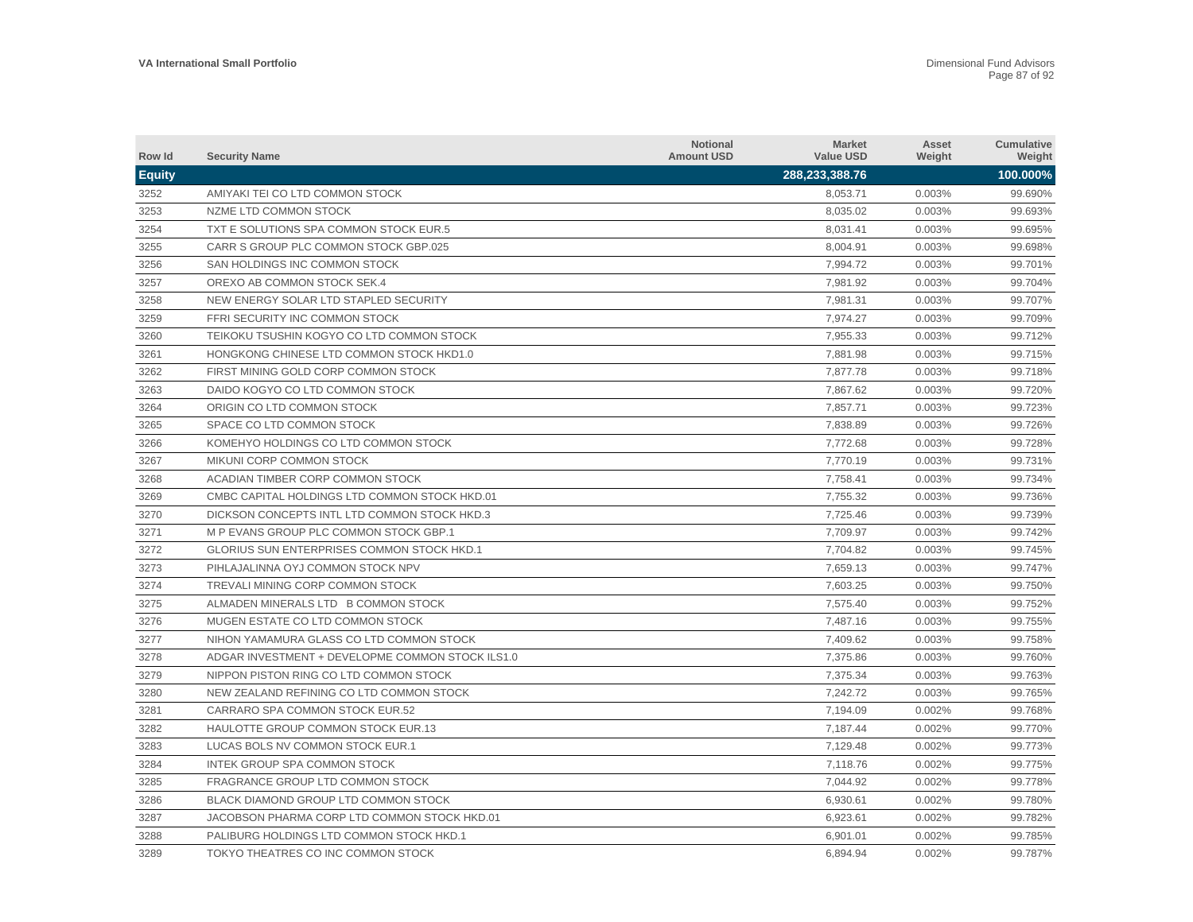| Row Id | Security Name | Notional Amount USD | Market Value USD | Asset Weight | Cumulative Weight |
|---|---|---|---|---|---|
| **Equity** | | | **288,233,388.76** | | **100.000%** |
| 3252 | AMIYAKI TEI CO LTD COMMON STOCK | | 8,053.71 | 0.003% | 99.690% |
| 3253 | NZME LTD COMMON STOCK | | 8,035.02 | 0.003% | 99.693% |
| 3254 | TXT E SOLUTIONS SPA COMMON STOCK EUR.5 | | 8,031.41 | 0.003% | 99.695% |
| 3255 | CARR S GROUP PLC COMMON STOCK GBP.025 | | 8,004.91 | 0.003% | 99.698% |
| 3256 | SAN HOLDINGS INC COMMON STOCK | | 7,994.72 | 0.003% | 99.701% |
| 3257 | OREXO AB COMMON STOCK SEK.4 | | 7,981.92 | 0.003% | 99.704% |
| 3258 | NEW ENERGY SOLAR LTD STAPLED SECURITY | | 7,981.31 | 0.003% | 99.707% |
| 3259 | FFRI SECURITY INC COMMON STOCK | | 7,974.27 | 0.003% | 99.709% |
| 3260 | TEIKOKU TSUSHIN KOGYO CO LTD COMMON STOCK | | 7,955.33 | 0.003% | 99.712% |
| 3261 | HONGKONG CHINESE LTD COMMON STOCK HKD1.0 | | 7,881.98 | 0.003% | 99.715% |
| 3262 | FIRST MINING GOLD CORP COMMON STOCK | | 7,877.78 | 0.003% | 99.718% |
| 3263 | DAIDO KOGYO CO LTD COMMON STOCK | | 7,867.62 | 0.003% | 99.720% |
| 3264 | ORIGIN CO LTD COMMON STOCK | | 7,857.71 | 0.003% | 99.723% |
| 3265 | SPACE CO LTD COMMON STOCK | | 7,838.89 | 0.003% | 99.726% |
| 3266 | KOMEHYO HOLDINGS CO LTD COMMON STOCK | | 7,772.68 | 0.003% | 99.728% |
| 3267 | MIKUNI CORP COMMON STOCK | | 7,770.19 | 0.003% | 99.731% |
| 3268 | ACADIAN TIMBER CORP COMMON STOCK | | 7,758.41 | 0.003% | 99.734% |
| 3269 | CMBC CAPITAL HOLDINGS LTD COMMON STOCK HKD.01 | | 7,755.32 | 0.003% | 99.736% |
| 3270 | DICKSON CONCEPTS INTL LTD COMMON STOCK HKD.3 | | 7,725.46 | 0.003% | 99.739% |
| 3271 | M P EVANS GROUP PLC COMMON STOCK GBP.1 | | 7,709.97 | 0.003% | 99.742% |
| 3272 | GLORIUS SUN ENTERPRISES COMMON STOCK HKD.1 | | 7,704.82 | 0.003% | 99.745% |
| 3273 | PIHLAJALINNA OYJ COMMON STOCK NPV | | 7,659.13 | 0.003% | 99.747% |
| 3274 | TREVALI MINING CORP COMMON STOCK | | 7,603.25 | 0.003% | 99.750% |
| 3275 | ALMADEN MINERALS LTD B COMMON STOCK | | 7,575.40 | 0.003% | 99.752% |
| 3276 | MUGEN ESTATE CO LTD COMMON STOCK | | 7,487.16 | 0.003% | 99.755% |
| 3277 | NIHON YAMAMURA GLASS CO LTD COMMON STOCK | | 7,409.62 | 0.003% | 99.758% |
| 3278 | ADGAR INVESTMENT + DEVELOPME COMMON STOCK ILS1.0 | | 7,375.86 | 0.003% | 99.760% |
| 3279 | NIPPON PISTON RING CO LTD COMMON STOCK | | 7,375.34 | 0.003% | 99.763% |
| 3280 | NEW ZEALAND REFINING CO LTD COMMON STOCK | | 7,242.72 | 0.003% | 99.765% |
| 3281 | CARRARO SPA COMMON STOCK EUR.52 | | 7,194.09 | 0.002% | 99.768% |
| 3282 | HAULOTTE GROUP COMMON STOCK EUR.13 | | 7,187.44 | 0.002% | 99.770% |
| 3283 | LUCAS BOLS NV COMMON STOCK EUR.1 | | 7,129.48 | 0.002% | 99.773% |
| 3284 | INTEK GROUP SPA COMMON STOCK | | 7,118.76 | 0.002% | 99.775% |
| 3285 | FRAGRANCE GROUP LTD COMMON STOCK | | 7,044.92 | 0.002% | 99.778% |
| 3286 | BLACK DIAMOND GROUP LTD COMMON STOCK | | 6,930.61 | 0.002% | 99.780% |
| 3287 | JACOBSON PHARMA CORP LTD COMMON STOCK HKD.01 | | 6,923.61 | 0.002% | 99.782% |
| 3288 | PALIBURG HOLDINGS LTD COMMON STOCK HKD.1 | | 6,901.01 | 0.002% | 99.785% |
| 3289 | TOKYO THEATRES CO INC COMMON STOCK | | 6,894.94 | 0.002% | 99.787% |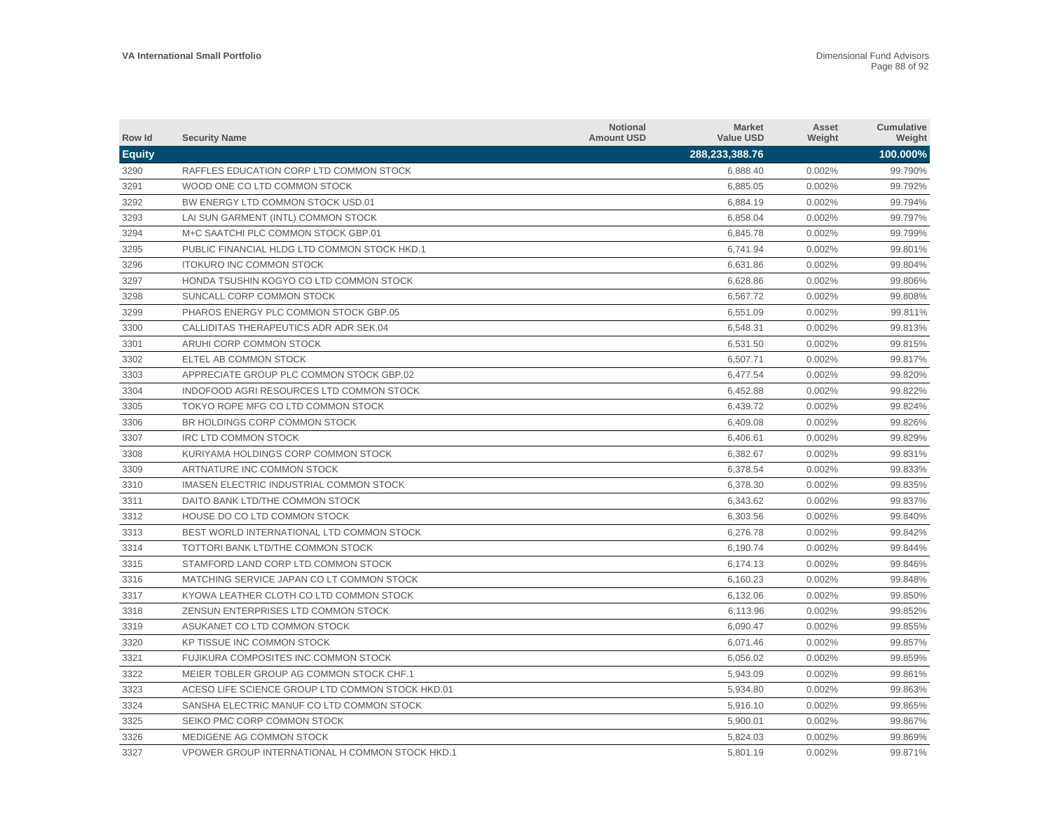| Row Id | Security Name | Notional Amount USD | Market Value USD | Asset Weight | Cumulative Weight |
|---|---|---|---|---|---|
| **Equity** | | | **288,233,388.76** | | **100.000%** |
| 3290 | RAFFLES EDUCATION CORP LTD COMMON STOCK | | 6,888.40 | 0.002% | 99.790% |
| 3291 | WOOD ONE CO LTD COMMON STOCK | | 6,885.05 | 0.002% | 99.792% |
| 3292 | BW ENERGY LTD COMMON STOCK USD.01 | | 6,884.19 | 0.002% | 99.794% |
| 3293 | LAI SUN GARMENT (INTL) COMMON STOCK | | 6,858.04 | 0.002% | 99.797% |
| 3294 | M+C SAATCHI PLC COMMON STOCK GBP.01 | | 6,845.78 | 0.002% | 99.799% |
| 3295 | PUBLIC FINANCIAL HLDG LTD COMMON STOCK HKD.1 | | 6,741.94 | 0.002% | 99.801% |
| 3296 | ITOKURO INC COMMON STOCK | | 6,631.86 | 0.002% | 99.804% |
| 3297 | HONDA TSUSHIN KOGYO CO LTD COMMON STOCK | | 6,628.86 | 0.002% | 99.806% |
| 3298 | SUNCALL CORP COMMON STOCK | | 6,567.72 | 0.002% | 99.808% |
| 3299 | PHAROS ENERGY PLC COMMON STOCK GBP.05 | | 6,551.09 | 0.002% | 99.811% |
| 3300 | CALLIDITAS THERAPEUTICS ADR ADR SEK.04 | | 6,548.31 | 0.002% | 99.813% |
| 3301 | ARUHI CORP COMMON STOCK | | 6,531.50 | 0.002% | 99.815% |
| 3302 | ELTEL AB COMMON STOCK | | 6,507.71 | 0.002% | 99.817% |
| 3303 | APPRECIATE GROUP PLC COMMON STOCK GBP.02 | | 6,477.54 | 0.002% | 99.820% |
| 3304 | INDOFOOD AGRI RESOURCES LTD COMMON STOCK | | 6,452.88 | 0.002% | 99.822% |
| 3305 | TOKYO ROPE MFG CO LTD COMMON STOCK | | 6,439.72 | 0.002% | 99.824% |
| 3306 | BR HOLDINGS CORP COMMON STOCK | | 6,409.08 | 0.002% | 99.826% |
| 3307 | IRC LTD COMMON STOCK | | 6,406.61 | 0.002% | 99.829% |
| 3308 | KURIYAMA HOLDINGS CORP COMMON STOCK | | 6,382.67 | 0.002% | 99.831% |
| 3309 | ARTNATURE INC COMMON STOCK | | 6,378.54 | 0.002% | 99.833% |
| 3310 | IMASEN ELECTRIC INDUSTRIAL COMMON STOCK | | 6,378.30 | 0.002% | 99.835% |
| 3311 | DAITO BANK LTD/THE COMMON STOCK | | 6,343.62 | 0.002% | 99.837% |
| 3312 | HOUSE DO CO LTD COMMON STOCK | | 6,303.56 | 0.002% | 99.840% |
| 3313 | BEST WORLD INTERNATIONAL LTD COMMON STOCK | | 6,276.78 | 0.002% | 99.842% |
| 3314 | TOTTORI BANK LTD/THE COMMON STOCK | | 6,190.74 | 0.002% | 99.844% |
| 3315 | STAMFORD LAND CORP LTD COMMON STOCK | | 6,174.13 | 0.002% | 99.846% |
| 3316 | MATCHING SERVICE JAPAN CO LT COMMON STOCK | | 6,160.23 | 0.002% | 99.848% |
| 3317 | KYOWA LEATHER CLOTH CO LTD COMMON STOCK | | 6,132.06 | 0.002% | 99.850% |
| 3318 | ZENSUN ENTERPRISES LTD COMMON STOCK | | 6,113.96 | 0.002% | 99.852% |
| 3319 | ASUKANET CO LTD COMMON STOCK | | 6,090.47 | 0.002% | 99.855% |
| 3320 | KP TISSUE INC COMMON STOCK | | 6,071.46 | 0.002% | 99.857% |
| 3321 | FUJIKURA COMPOSITES INC COMMON STOCK | | 6,056.02 | 0.002% | 99.859% |
| 3322 | MEIER TOBLER GROUP AG COMMON STOCK CHF.1 | | 5,943.09 | 0.002% | 99.861% |
| 3323 | ACESO LIFE SCIENCE GROUP LTD COMMON STOCK HKD.01 | | 5,934.80 | 0.002% | 99.863% |
| 3324 | SANSHA ELECTRIC MANUF CO LTD COMMON STOCK | | 5,916.10 | 0.002% | 99.865% |
| 3325 | SEIKO PMC CORP COMMON STOCK | | 5,900.01 | 0.002% | 99.867% |
| 3326 | MEDIGENE AG COMMON STOCK | | 5,824.03 | 0.002% | 99.869% |
| 3327 | VPOWER GROUP INTERNATIONAL H COMMON STOCK HKD.1 | | 5,801.19 | 0.002% | 99.871% |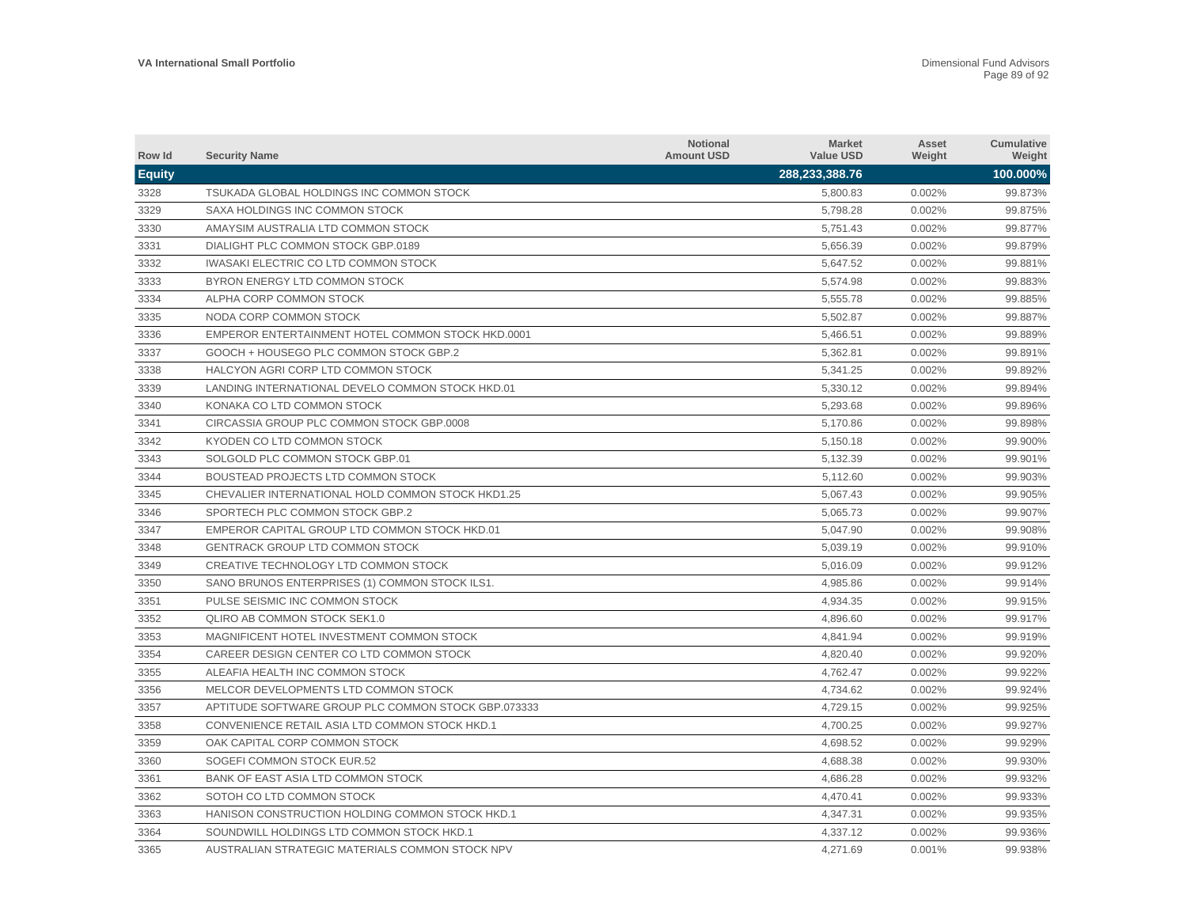| Row Id | Security Name | Notional Amount USD | Market Value USD | Asset Weight | Cumulative Weight |
|---|---|---|---|---|---|
| **Equity** | | | **288,233,388.76** | | **100.000%** |
| 3328 | TSUKADA GLOBAL HOLDINGS INC COMMON STOCK | | 5,800.83 | 0.002% | 99.873% |
| 3329 | SAXA HOLDINGS INC COMMON STOCK | | 5,798.28 | 0.002% | 99.875% |
| 3330 | AMAYSIM AUSTRALIA LTD COMMON STOCK | | 5,751.43 | 0.002% | 99.877% |
| 3331 | DIALIGHT PLC COMMON STOCK GBP.0189 | | 5,656.39 | 0.002% | 99.879% |
| 3332 | IWASAKI ELECTRIC CO LTD COMMON STOCK | | 5,647.52 | 0.002% | 99.881% |
| 3333 | BYRON ENERGY LTD COMMON STOCK | | 5,574.98 | 0.002% | 99.883% |
| 3334 | ALPHA CORP COMMON STOCK | | 5,555.78 | 0.002% | 99.885% |
| 3335 | NODA CORP COMMON STOCK | | 5,502.87 | 0.002% | 99.887% |
| 3336 | EMPEROR ENTERTAINMENT HOTEL COMMON STOCK HKD.0001 | | 5,466.51 | 0.002% | 99.889% |
| 3337 | GOOCH + HOUSEGO PLC COMMON STOCK GBP.2 | | 5,362.81 | 0.002% | 99.891% |
| 3338 | HALCYON AGRI CORP LTD COMMON STOCK | | 5,341.25 | 0.002% | 99.892% |
| 3339 | LANDING INTERNATIONAL DEVELO COMMON STOCK HKD.01 | | 5,330.12 | 0.002% | 99.894% |
| 3340 | KONAKA CO LTD COMMON STOCK | | 5,293.68 | 0.002% | 99.896% |
| 3341 | CIRCASSIA GROUP PLC COMMON STOCK GBP.0008 | | 5,170.86 | 0.002% | 99.898% |
| 3342 | KYODEN CO LTD COMMON STOCK | | 5,150.18 | 0.002% | 99.900% |
| 3343 | SOLGOLD PLC COMMON STOCK GBP.01 | | 5,132.39 | 0.002% | 99.901% |
| 3344 | BOUSTEAD PROJECTS LTD COMMON STOCK | | 5,112.60 | 0.002% | 99.903% |
| 3345 | CHEVALIER INTERNATIONAL HOLD COMMON STOCK HKD1.25 | | 5,067.43 | 0.002% | 99.905% |
| 3346 | SPORTECH PLC COMMON STOCK GBP.2 | | 5,065.73 | 0.002% | 99.907% |
| 3347 | EMPEROR CAPITAL GROUP LTD COMMON STOCK HKD.01 | | 5,047.90 | 0.002% | 99.908% |
| 3348 | GENTRACK GROUP LTD COMMON STOCK | | 5,039.19 | 0.002% | 99.910% |
| 3349 | CREATIVE TECHNOLOGY LTD COMMON STOCK | | 5,016.09 | 0.002% | 99.912% |
| 3350 | SANO BRUNOS ENTERPRISES (1) COMMON STOCK ILS1. | | 4,985.86 | 0.002% | 99.914% |
| 3351 | PULSE SEISMIC INC COMMON STOCK | | 4,934.35 | 0.002% | 99.915% |
| 3352 | QLIRO AB COMMON STOCK SEK1.0 | | 4,896.60 | 0.002% | 99.917% |
| 3353 | MAGNIFICENT HOTEL INVESTMENT COMMON STOCK | | 4,841.94 | 0.002% | 99.919% |
| 3354 | CAREER DESIGN CENTER CO LTD COMMON STOCK | | 4,820.40 | 0.002% | 99.920% |
| 3355 | ALEAFIA HEALTH INC COMMON STOCK | | 4,762.47 | 0.002% | 99.922% |
| 3356 | MELCOR DEVELOPMENTS LTD COMMON STOCK | | 4,734.62 | 0.002% | 99.924% |
| 3357 | APTITUDE SOFTWARE GROUP PLC COMMON STOCK GBP.073333 | | 4,729.15 | 0.002% | 99.925% |
| 3358 | CONVENIENCE RETAIL ASIA LTD COMMON STOCK HKD.1 | | 4,700.25 | 0.002% | 99.927% |
| 3359 | OAK CAPITAL CORP COMMON STOCK | | 4,698.52 | 0.002% | 99.929% |
| 3360 | SOGEFI COMMON STOCK EUR.52 | | 4,688.38 | 0.002% | 99.930% |
| 3361 | BANK OF EAST ASIA LTD COMMON STOCK | | 4,686.28 | 0.002% | 99.932% |
| 3362 | SOTOH CO LTD COMMON STOCK | | 4,470.41 | 0.002% | 99.933% |
| 3363 | HANISON CONSTRUCTION HOLDING COMMON STOCK HKD.1 | | 4,347.31 | 0.002% | 99.935% |
| 3364 | SOUNDWILL HOLDINGS LTD COMMON STOCK HKD.1 | | 4,337.12 | 0.002% | 99.936% |
| 3365 | AUSTRALIAN STRATEGIC MATERIALS COMMON STOCK NPV | | 4,271.69 | 0.001% | 99.938% |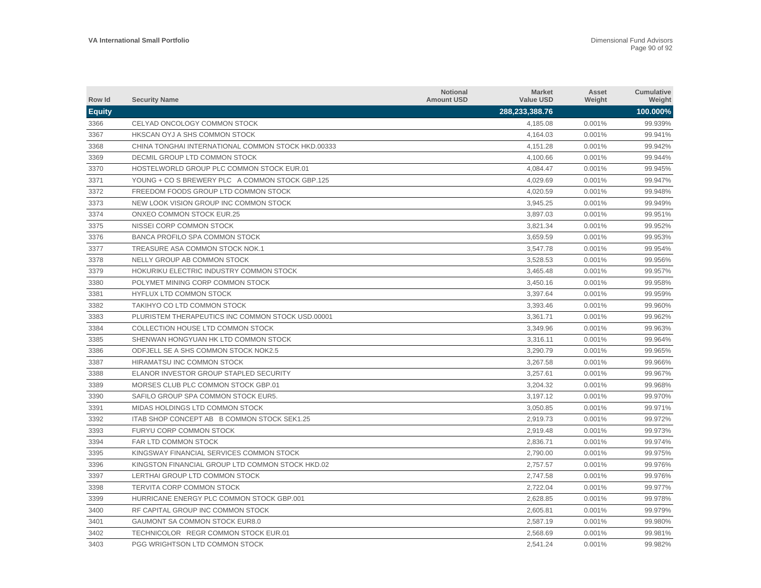| Row Id | Security Name | Notional Amount USD | Market Value USD | Asset Weight | Cumulative Weight |
|---|---|---|---|---|---|
| **Equity** | | | **288,233,388.76** | | **100.000%** |
| 3366 | CELYAD ONCOLOGY COMMON STOCK | | 4,185.08 | 0.001% | 99.939% |
| 3367 | HKSCAN OYJ A SHS COMMON STOCK | | 4,164.03 | 0.001% | 99.941% |
| 3368 | CHINA TONGHAI INTERNATIONAL COMMON STOCK HKD.00333 | | 4,151.28 | 0.001% | 99.942% |
| 3369 | DECMIL GROUP LTD COMMON STOCK | | 4,100.66 | 0.001% | 99.944% |
| 3370 | HOSTELWORLD GROUP PLC COMMON STOCK EUR.01 | | 4,084.47 | 0.001% | 99.945% |
| 3371 | YOUNG + CO S BREWERY PLC A COMMON STOCK GBP.125 | | 4,029.69 | 0.001% | 99.947% |
| 3372 | FREEDOM FOODS GROUP LTD COMMON STOCK | | 4,020.59 | 0.001% | 99.948% |
| 3373 | NEW LOOK VISION GROUP INC COMMON STOCK | | 3,945.25 | 0.001% | 99.949% |
| 3374 | ONXEO COMMON STOCK EUR.25 | | 3,897.03 | 0.001% | 99.951% |
| 3375 | NISSEI CORP COMMON STOCK | | 3,821.34 | 0.001% | 99.952% |
| 3376 | BANCA PROFILO SPA COMMON STOCK | | 3,659.59 | 0.001% | 99.953% |
| 3377 | TREASURE ASA COMMON STOCK NOK.1 | | 3,547.78 | 0.001% | 99.954% |
| 3378 | NELLY GROUP AB COMMON STOCK | | 3,528.53 | 0.001% | 99.956% |
| 3379 | HOKURIKU ELECTRIC INDUSTRY COMMON STOCK | | 3,465.48 | 0.001% | 99.957% |
| 3380 | POLYMET MINING CORP COMMON STOCK | | 3,450.16 | 0.001% | 99.958% |
| 3381 | HYFLUX LTD COMMON STOCK | | 3,397.64 | 0.001% | 99.959% |
| 3382 | TAKIHYO CO LTD COMMON STOCK | | 3,393.46 | 0.001% | 99.960% |
| 3383 | PLURISTEM THERAPEUTICS INC COMMON STOCK USD.00001 | | 3,361.71 | 0.001% | 99.962% |
| 3384 | COLLECTION HOUSE LTD COMMON STOCK | | 3,349.96 | 0.001% | 99.963% |
| 3385 | SHENWAN HONGYUAN HK LTD COMMON STOCK | | 3,316.11 | 0.001% | 99.964% |
| 3386 | ODFJELL SE A SHS COMMON STOCK NOK2.5 | | 3,290.79 | 0.001% | 99.965% |
| 3387 | HIRAMATSU INC COMMON STOCK | | 3,267.58 | 0.001% | 99.966% |
| 3388 | ELANOR INVESTOR GROUP STAPLED SECURITY | | 3,257.61 | 0.001% | 99.967% |
| 3389 | MORSES CLUB PLC COMMON STOCK GBP.01 | | 3,204.32 | 0.001% | 99.968% |
| 3390 | SAFILO GROUP SPA COMMON STOCK EUR5. | | 3,197.12 | 0.001% | 99.970% |
| 3391 | MIDAS HOLDINGS LTD COMMON STOCK | | 3,050.85 | 0.001% | 99.971% |
| 3392 | ITAB SHOP CONCEPT AB B COMMON STOCK SEK1.25 | | 2,919.73 | 0.001% | 99.972% |
| 3393 | FURYU CORP COMMON STOCK | | 2,919.48 | 0.001% | 99.973% |
| 3394 | FAR LTD COMMON STOCK | | 2,836.71 | 0.001% | 99.974% |
| 3395 | KINGSWAY FINANCIAL SERVICES COMMON STOCK | | 2,790.00 | 0.001% | 99.975% |
| 3396 | KINGSTON FINANCIAL GROUP LTD COMMON STOCK HKD.02 | | 2,757.57 | 0.001% | 99.976% |
| 3397 | LERTHAI GROUP LTD COMMON STOCK | | 2,747.58 | 0.001% | 99.976% |
| 3398 | TERVITA CORP COMMON STOCK | | 2,722.04 | 0.001% | 99.977% |
| 3399 | HURRICANE ENERGY PLC COMMON STOCK GBP.001 | | 2,628.85 | 0.001% | 99.978% |
| 3400 | RF CAPITAL GROUP INC COMMON STOCK | | 2,605.81 | 0.001% | 99.979% |
| 3401 | GAUMONT SA COMMON STOCK EUR8.0 | | 2,587.19 | 0.001% | 99.980% |
| 3402 | TECHNICOLOR REGR COMMON STOCK EUR.01 | | 2,568.69 | 0.001% | 99.981% |
| 3403 | PGG WRIGHTSON LTD COMMON STOCK | | 2,541.24 | 0.001% | 99.982% |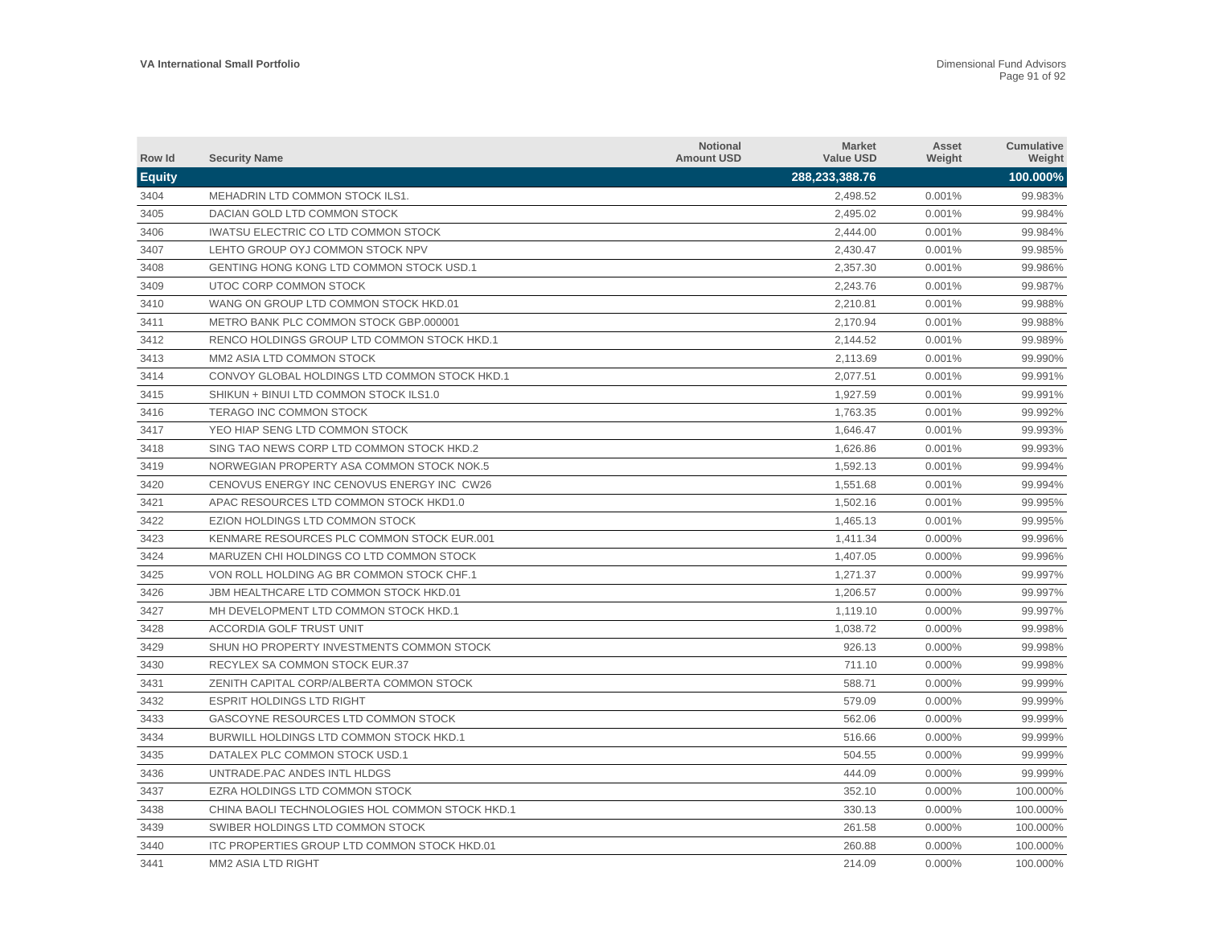| Row Id | Security Name | Notional Amount USD | Market Value USD | Asset Weight | Cumulative Weight |
|---|---|---|---|---|---|
| **Equity** | | | **288,233,388.76** | | **100.000%** |
| 3404 | MEHADRIN LTD COMMON STOCK ILS1. | | 2,498.52 | 0.001% | 99.983% |
| 3405 | DACIAN GOLD LTD COMMON STOCK | | 2,495.02 | 0.001% | 99.984% |
| 3406 | IWATSU ELECTRIC CO LTD COMMON STOCK | | 2,444.00 | 0.001% | 99.984% |
| 3407 | LEHTO GROUP OYJ COMMON STOCK NPV | | 2,430.47 | 0.001% | 99.985% |
| 3408 | GENTING HONG KONG LTD COMMON STOCK USD.1 | | 2,357.30 | 0.001% | 99.986% |
| 3409 | UTOC CORP COMMON STOCK | | 2,243.76 | 0.001% | 99.987% |
| 3410 | WANG ON GROUP LTD COMMON STOCK HKD.01 | | 2,210.81 | 0.001% | 99.988% |
| 3411 | METRO BANK PLC COMMON STOCK GBP.000001 | | 2,170.94 | 0.001% | 99.988% |
| 3412 | RENCO HOLDINGS GROUP LTD COMMON STOCK HKD.1 | | 2,144.52 | 0.001% | 99.989% |
| 3413 | MM2 ASIA LTD COMMON STOCK | | 2,113.69 | 0.001% | 99.990% |
| 3414 | CONVOY GLOBAL HOLDINGS LTD COMMON STOCK HKD.1 | | 2,077.51 | 0.001% | 99.991% |
| 3415 | SHIKUN + BINUI LTD COMMON STOCK ILS1.0 | | 1,927.59 | 0.001% | 99.991% |
| 3416 | TERAGO INC COMMON STOCK | | 1,763.35 | 0.001% | 99.992% |
| 3417 | YEO HIAP SENG LTD COMMON STOCK | | 1,646.47 | 0.001% | 99.993% |
| 3418 | SING TAO NEWS CORP LTD COMMON STOCK HKD.2 | | 1,626.86 | 0.001% | 99.993% |
| 3419 | NORWEGIAN PROPERTY ASA COMMON STOCK NOK.5 | | 1,592.13 | 0.001% | 99.994% |
| 3420 | CENOVUS ENERGY INC CENOVUS ENERGY INC CW26 | | 1,551.68 | 0.001% | 99.994% |
| 3421 | APAC RESOURCES LTD COMMON STOCK HKD1.0 | | 1,502.16 | 0.001% | 99.995% |
| 3422 | EZION HOLDINGS LTD COMMON STOCK | | 1,465.13 | 0.001% | 99.995% |
| 3423 | KENMARE RESOURCES PLC COMMON STOCK EUR.001 | | 1,411.34 | 0.000% | 99.996% |
| 3424 | MARUZEN CHI HOLDINGS CO LTD COMMON STOCK | | 1,407.05 | 0.000% | 99.996% |
| 3425 | VON ROLL HOLDING AG BR COMMON STOCK CHF.1 | | 1,271.37 | 0.000% | 99.997% |
| 3426 | JBM HEALTHCARE LTD COMMON STOCK HKD.01 | | 1,206.57 | 0.000% | 99.997% |
| 3427 | MH DEVELOPMENT LTD COMMON STOCK HKD.1 | | 1,119.10 | 0.000% | 99.997% |
| 3428 | ACCORDIA GOLF TRUST UNIT | | 1,038.72 | 0.000% | 99.998% |
| 3429 | SHUN HO PROPERTY INVESTMENTS COMMON STOCK | | 926.13 | 0.000% | 99.998% |
| 3430 | RECYLEX SA COMMON STOCK EUR.37 | | 711.10 | 0.000% | 99.998% |
| 3431 | ZENITH CAPITAL CORP/ALBERTA COMMON STOCK | | 588.71 | 0.000% | 99.999% |
| 3432 | ESPRIT HOLDINGS LTD RIGHT | | 579.09 | 0.000% | 99.999% |
| 3433 | GASCOYNE RESOURCES LTD COMMON STOCK | | 562.06 | 0.000% | 99.999% |
| 3434 | BURWILL HOLDINGS LTD COMMON STOCK HKD.1 | | 516.66 | 0.000% | 99.999% |
| 3435 | DATALEX PLC COMMON STOCK USD.1 | | 504.55 | 0.000% | 99.999% |
| 3436 | UNTRADE.PAC ANDES INTL HLDGS | | 444.09 | 0.000% | 99.999% |
| 3437 | EZRA HOLDINGS LTD COMMON STOCK | | 352.10 | 0.000% | 100.000% |
| 3438 | CHINA BAOLI TECHNOLOGIES HOL COMMON STOCK HKD.1 | | 330.13 | 0.000% | 100.000% |
| 3439 | SWIBER HOLDINGS LTD COMMON STOCK | | 261.58 | 0.000% | 100.000% |
| 3440 | ITC PROPERTIES GROUP LTD COMMON STOCK HKD.01 | | 260.88 | 0.000% | 100.000% |
| 3441 | MM2 ASIA LTD RIGHT | | 214.09 | 0.000% | 100.000% |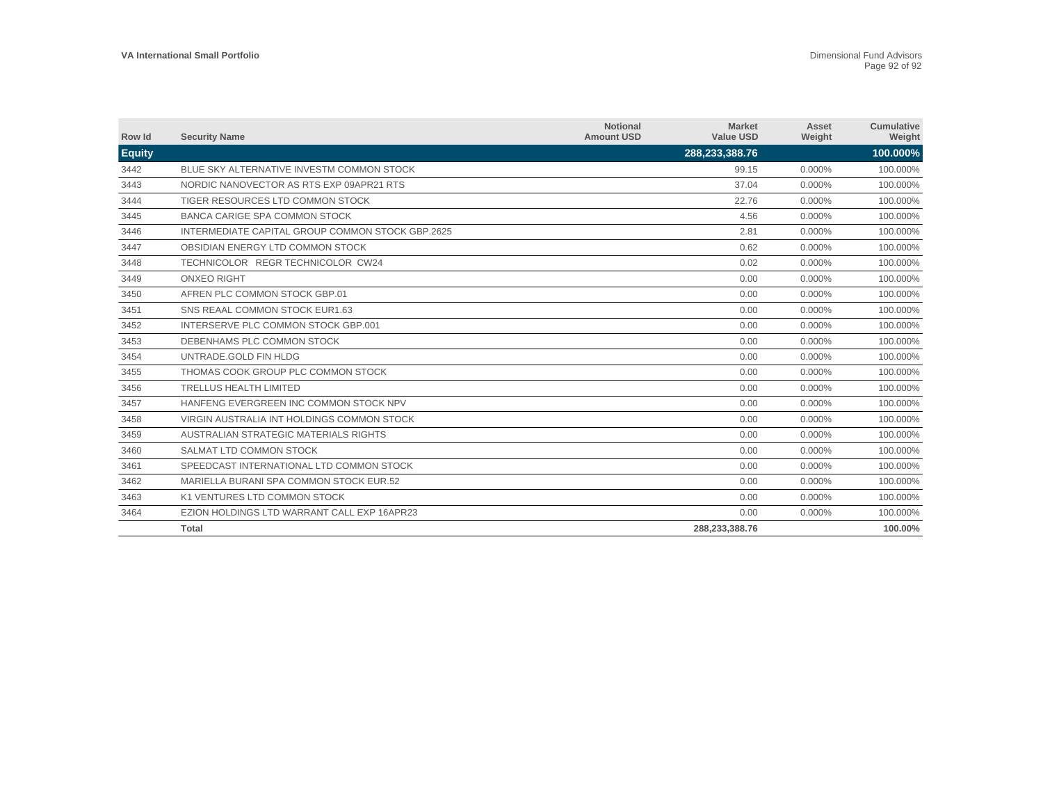| Row Id | Security Name | Notional Amount USD | Market Value USD | Asset Weight | Cumulative Weight |
|---|---|---|---|---|---|
| **Equity** | | | **288,233,388.76** | | **100.000%** |
| 3442 | BLUE SKY ALTERNATIVE INVESTM COMMON STOCK | | 99.15 | 0.000% | 100.000% |
| 3443 | NORDIC NANOVECTOR AS RTS EXP 09APR21 RTS | | 37.04 | 0.000% | 100.000% |
| 3444 | TIGER RESOURCES LTD COMMON STOCK | | 22.76 | 0.000% | 100.000% |
| 3445 | BANCA CARIGE SPA COMMON STOCK | | 4.56 | 0.000% | 100.000% |
| 3446 | INTERMEDIATE CAPITAL GROUP COMMON STOCK GBP.2625 | | 2.81 | 0.000% | 100.000% |
| 3447 | OBSIDIAN ENERGY LTD COMMON STOCK | | 0.62 | 0.000% | 100.000% |
| 3448 | TECHNICOLOR REGR TECHNICOLOR CW24 | | 0.02 | 0.000% | 100.000% |
| 3449 | ONXEO RIGHT | | 0.00 | 0.000% | 100.000% |
| 3450 | AFREN PLC COMMON STOCK GBP.01 | | 0.00 | 0.000% | 100.000% |
| 3451 | SNS REAAL COMMON STOCK EUR1.63 | | 0.00 | 0.000% | 100.000% |
| 3452 | INTERSERVE PLC COMMON STOCK GBP.001 | | 0.00 | 0.000% | 100.000% |
| 3453 | DEBENHAMS PLC COMMON STOCK | | 0.00 | 0.000% | 100.000% |
| 3454 | UNTRADE.GOLD FIN HLDG | | 0.00 | 0.000% | 100.000% |
| 3455 | THOMAS COOK GROUP PLC COMMON STOCK | | 0.00 | 0.000% | 100.000% |
| 3456 | TRELLUS HEALTH LIMITED | | 0.00 | 0.000% | 100.000% |
| 3457 | HANFENG EVERGREEN INC COMMON STOCK NPV | | 0.00 | 0.000% | 100.000% |
| 3458 | VIRGIN AUSTRALIA INT HOLDINGS COMMON STOCK | | 0.00 | 0.000% | 100.000% |
| 3459 | AUSTRALIAN STRATEGIC MATERIALS RIGHTS | | 0.00 | 0.000% | 100.000% |
| 3460 | SALMAT LTD COMMON STOCK | | 0.00 | 0.000% | 100.000% |
| 3461 | SPEEDCAST INTERNATIONAL LTD COMMON STOCK | | 0.00 | 0.000% | 100.000% |
| 3462 | MARIELLA BURANI SPA COMMON STOCK EUR.52 | | 0.00 | 0.000% | 100.000% |
| 3463 | K1 VENTURES LTD COMMON STOCK | | 0.00 | 0.000% | 100.000% |
| 3464 | EZION HOLDINGS LTD WARRANT CALL EXP 16APR23 | | 0.00 | 0.000% | 100.000% |
| | **Total** | | **288,233,388.76** | | **100.00%** |